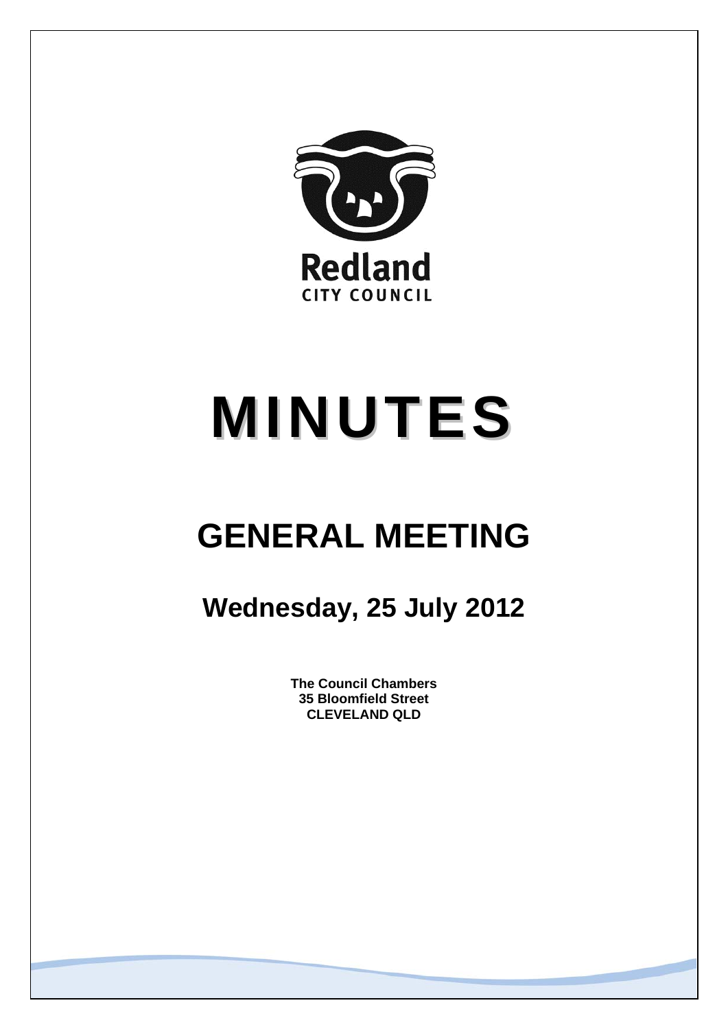Redland
CITY COUNCIL

# MINUTES

# GENERAL MEETING

## Wednesday, 25 July 2012

**The Council Chambers**
**35 Bloomfield Street**
**CLEVELAND QLD**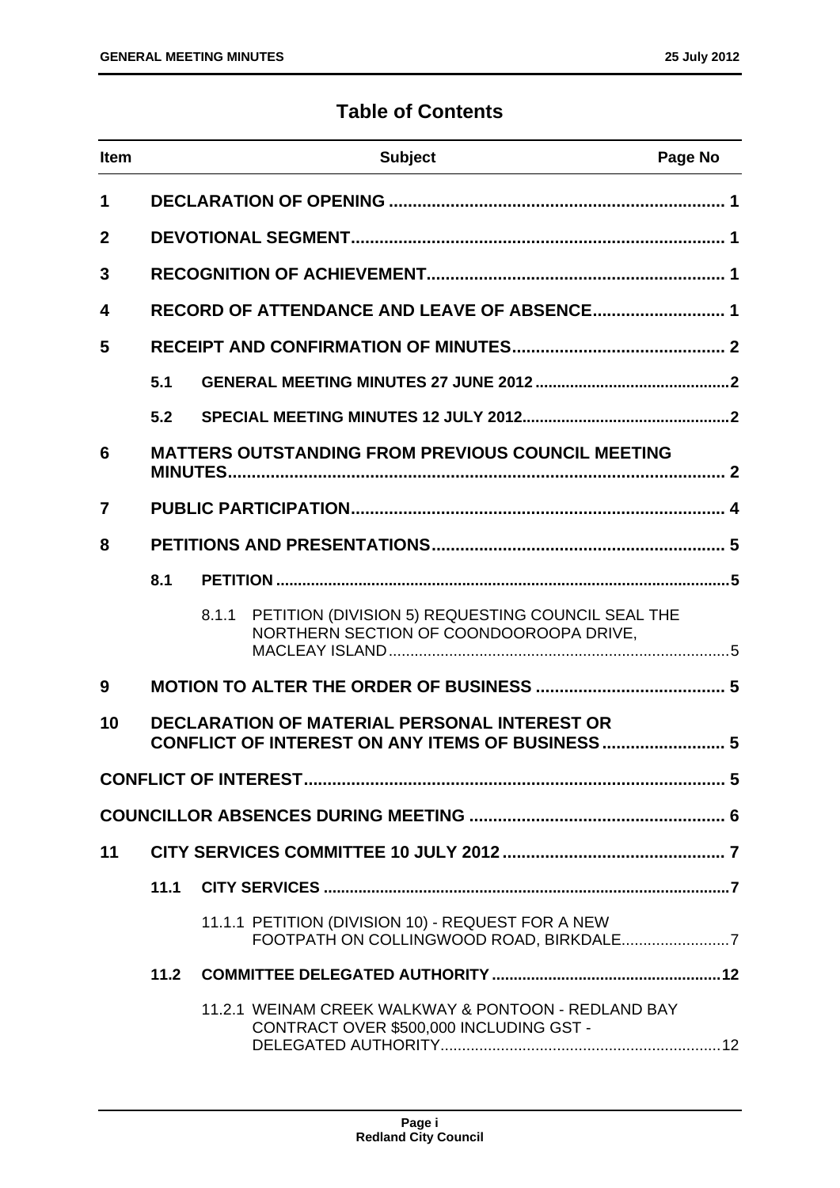# Table of Contents

| Item | | | Subject | Page No |
|---|---|---|---|---|
| **1** | | | **DECLARATION OF OPENING** | **1** |
| **2** | | | **DEVOTIONAL SEGMENT** | **1** |
| **3** | | | **RECOGNITION OF ACHIEVEMENT** | **1** |
| **4** | | | **RECORD OF ATTENDANCE AND LEAVE OF ABSENCE** | **1** |
| **5** | | | **RECEIPT AND CONFIRMATION OF MINUTES** | **2** |
| | **5.1** | | **GENERAL MEETING MINUTES 27 JUNE 2012** | **2** |
| | **5.2** | | **SPECIAL MEETING MINUTES 12 JULY 2012** | **2** |
| **6** | | | **MATTERS OUTSTANDING FROM PREVIOUS COUNCIL MEETING MINUTES** | **2** |
| **7** | | | **PUBLIC PARTICIPATION** | **4** |
| **8** | | | **PETITIONS AND PRESENTATIONS** | **5** |
| | **8.1** | | **PETITION** | **5** |
| | | 8.1.1 | PETITION (DIVISION 5) REQUESTING COUNCIL SEAL THE NORTHERN SECTION OF COONDOOROOPA DRIVE, MACLEAY ISLAND | 5 |
| **9** | | | **MOTION TO ALTER THE ORDER OF BUSINESS** | **5** |
| **10** | | | **DECLARATION OF MATERIAL PERSONAL INTEREST OR CONFLICT OF INTEREST ON ANY ITEMS OF BUSINESS** | **5** |
| | | | **CONFLICT OF INTEREST** | **5** |
| | | | **COUNCILLOR ABSENCES DURING MEETING** | **6** |
| **11** | | | **CITY SERVICES COMMITTEE 10 JULY 2012** | **7** |
| | **11.1** | | **CITY SERVICES** | **7** |
| | | 11.1.1 | PETITION (DIVISION 10) - REQUEST FOR A NEW FOOTPATH ON COLLINGWOOD ROAD, BIRKDALE | 7 |
| | **11.2** | | **COMMITTEE DELEGATED AUTHORITY** | **12** |
| | | 11.2.1 | WEINAM CREEK WALKWAY & PONTOON - REDLAND BAY CONTRACT OVER $500,000 INCLUDING GST - DELEGATED AUTHORITY | 12 |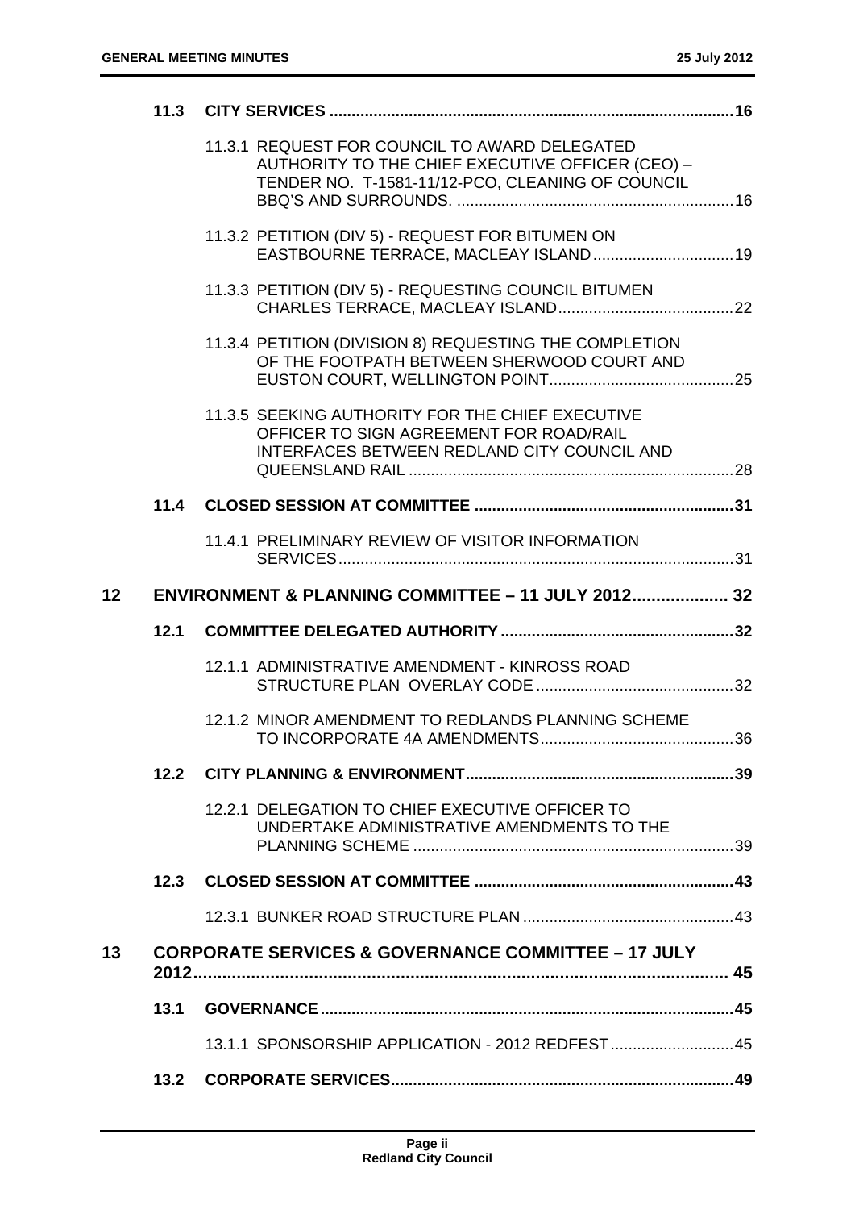| | | | |
|---|---|---|---|
| | 11.3 | CITY SERVICES | 16 |
| | | 11.3.1 REQUEST FOR COUNCIL TO AWARD DELEGATED AUTHORITY TO THE CHIEF EXECUTIVE OFFICER (CEO) – TENDER NO. T-1581-11/12-PCO, CLEANING OF COUNCIL BBQ'S AND SURROUNDS. | 16 |
| | | 11.3.2 PETITION (DIV 5) - REQUEST FOR BITUMEN ON EASTBOURNE TERRACE, MACLEAY ISLAND | 19 |
| | | 11.3.3 PETITION (DIV 5) - REQUESTING COUNCIL BITUMEN CHARLES TERRACE, MACLEAY ISLAND | 22 |
| | | 11.3.4 PETITION (DIVISION 8) REQUESTING THE COMPLETION OF THE FOOTPATH BETWEEN SHERWOOD COURT AND EUSTON COURT, WELLINGTON POINT | 25 |
| | | 11.3.5 SEEKING AUTHORITY FOR THE CHIEF EXECUTIVE OFFICER TO SIGN AGREEMENT FOR ROAD/RAIL INTERFACES BETWEEN REDLAND CITY COUNCIL AND QUEENSLAND RAIL | 28 |
| | 11.4 | CLOSED SESSION AT COMMITTEE | 31 |
| | | 11.4.1 PRELIMINARY REVIEW OF VISITOR INFORMATION SERVICES | 31 |
| 12 | | ENVIRONMENT & PLANNING COMMITTEE – 11 JULY 2012 | 32 |
| | 12.1 | COMMITTEE DELEGATED AUTHORITY | 32 |
| | | 12.1.1 ADMINISTRATIVE AMENDMENT - KINROSS ROAD STRUCTURE PLAN OVERLAY CODE | 32 |
| | | 12.1.2 MINOR AMENDMENT TO REDLANDS PLANNING SCHEME TO INCORPORATE 4A AMENDMENTS | 36 |
| | 12.2 | CITY PLANNING & ENVIRONMENT | 39 |
| | | 12.2.1 DELEGATION TO CHIEF EXECUTIVE OFFICER TO UNDERTAKE ADMINISTRATIVE AMENDMENTS TO THE PLANNING SCHEME | 39 |
| | 12.3 | CLOSED SESSION AT COMMITTEE | 43 |
| | | 12.3.1 BUNKER ROAD STRUCTURE PLAN | 43 |
| 13 | | CORPORATE SERVICES & GOVERNANCE COMMITTEE – 17 JULY 2012 | 45 |
| | 13.1 | GOVERNANCE | 45 |
| | | 13.1.1 SPONSORSHIP APPLICATION - 2012 REDFEST | 45 |
| | 13.2 | CORPORATE SERVICES | 49 |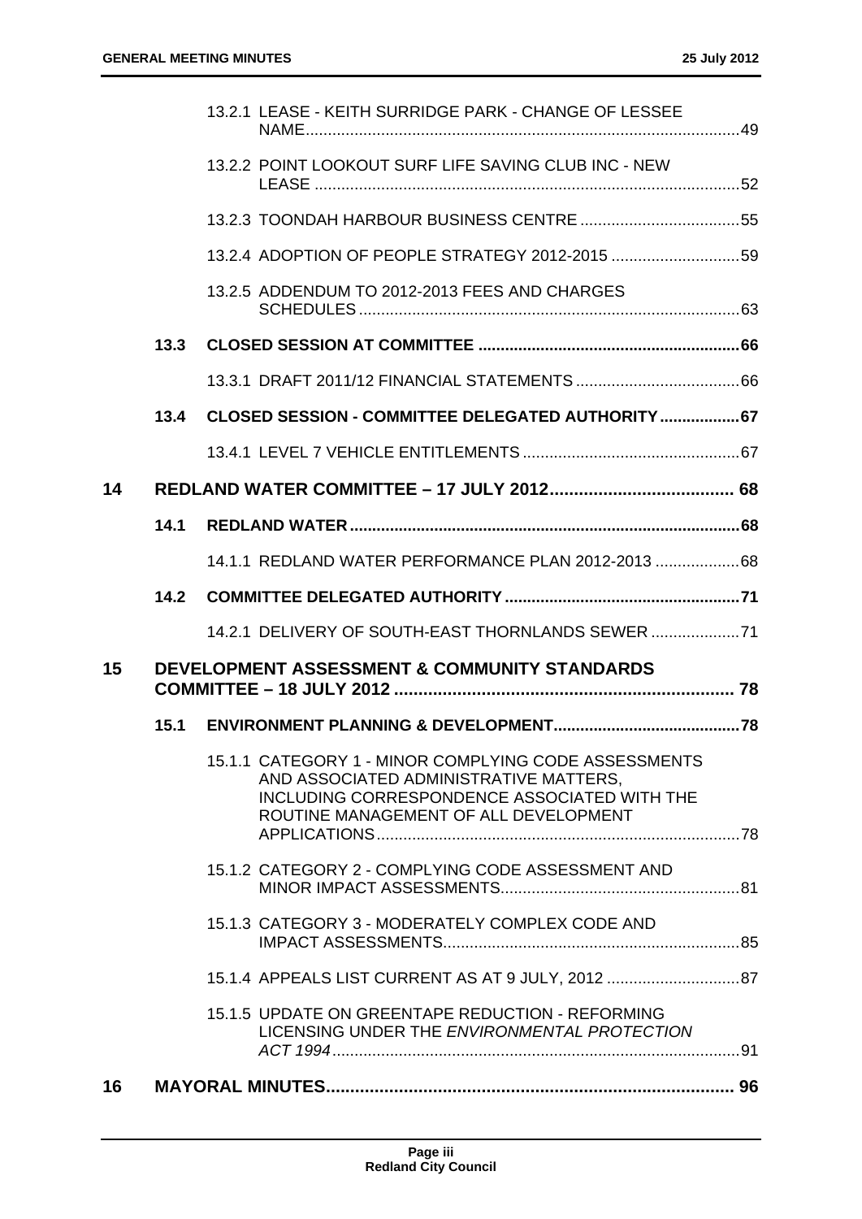13.2.1 LEASE - KEITH SURRIDGE PARK - CHANGE OF LESSEE NAME ..... 49

13.2.2 POINT LOOKOUT SURF LIFE SAVING CLUB INC - NEW LEASE ..... 52

13.2.3 TOONDAH HARBOUR BUSINESS CENTRE ..... 55

13.2.4 ADOPTION OF PEOPLE STRATEGY 2012-2015 ..... 59

13.2.5 ADDENDUM TO 2012-2013 FEES AND CHARGES SCHEDULES ..... 63

**13.3 CLOSED SESSION AT COMMITTEE ..... 66**

13.3.1 DRAFT 2011/12 FINANCIAL STATEMENTS ..... 66

**13.4 CLOSED SESSION - COMMITTEE DELEGATED AUTHORITY ..... 67**

13.4.1 LEVEL 7 VEHICLE ENTITLEMENTS ..... 67

**14 REDLAND WATER COMMITTEE – 17 JULY 2012 ..... 68**

**14.1 REDLAND WATER ..... 68**

14.1.1 REDLAND WATER PERFORMANCE PLAN 2012-2013 ..... 68

**14.2 COMMITTEE DELEGATED AUTHORITY ..... 71**

14.2.1 DELIVERY OF SOUTH-EAST THORNLANDS SEWER ..... 71

**15 DEVELOPMENT ASSESSMENT & COMMUNITY STANDARDS COMMITTEE – 18 JULY 2012 ..... 78**

**15.1 ENVIRONMENT PLANNING & DEVELOPMENT ..... 78**

15.1.1 CATEGORY 1 - MINOR COMPLYING CODE ASSESSMENTS AND ASSOCIATED ADMINISTRATIVE MATTERS, INCLUDING CORRESPONDENCE ASSOCIATED WITH THE ROUTINE MANAGEMENT OF ALL DEVELOPMENT APPLICATIONS ..... 78

15.1.2 CATEGORY 2 - COMPLYING CODE ASSESSMENT AND MINOR IMPACT ASSESSMENTS ..... 81

15.1.3 CATEGORY 3 - MODERATELY COMPLEX CODE AND IMPACT ASSESSMENTS ..... 85

15.1.4 APPEALS LIST CURRENT AS AT 9 JULY, 2012 ..... 87

15.1.5 UPDATE ON GREENTAPE REDUCTION - REFORMING LICENSING UNDER THE *ENVIRONMENTAL PROTECTION ACT 1994* ..... 91

**16 MAYORAL MINUTES ..... 96**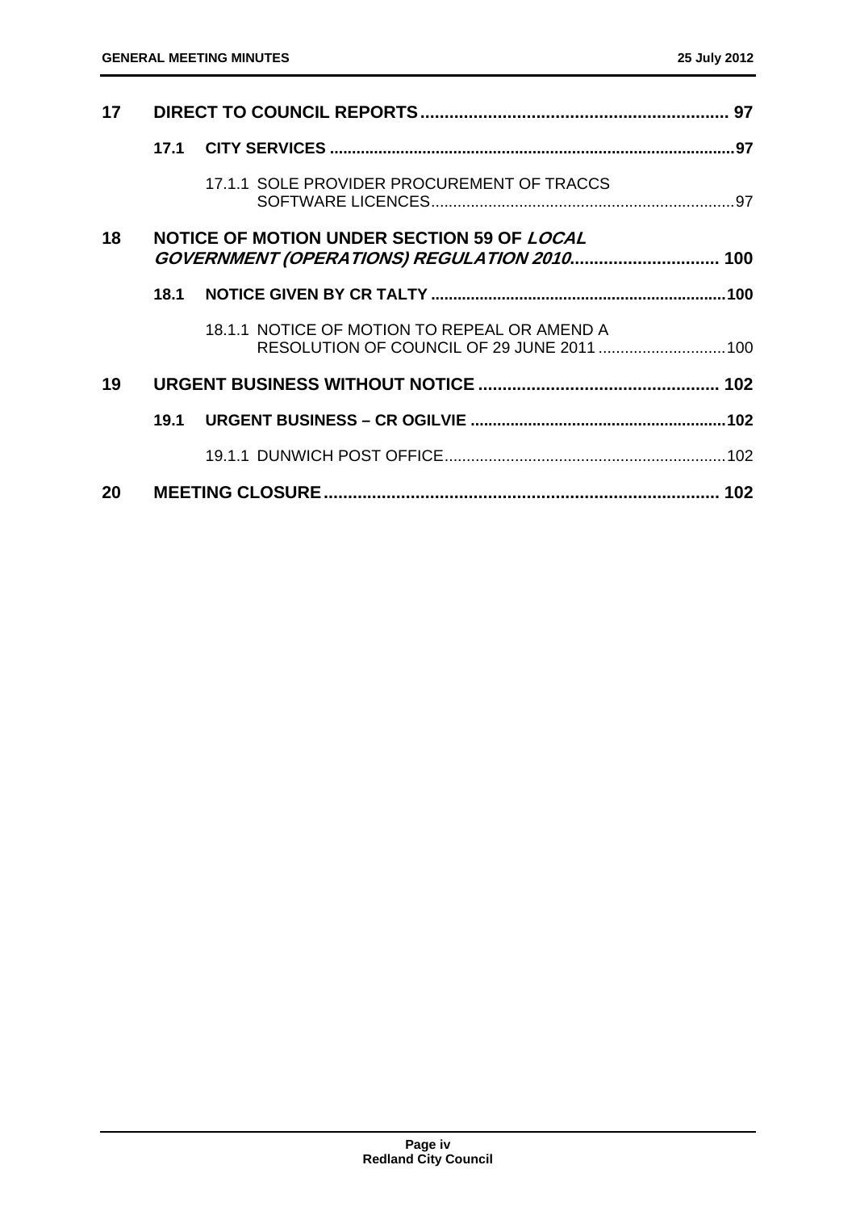| | | | |
|---|---|---|---|
| **17** | **DIRECT TO COUNCIL REPORTS** | | **97** |
| | **17.1** | **CITY SERVICES** | **97** |
| | | 17.1.1 SOLE PROVIDER PROCUREMENT OF TRACCS SOFTWARE LICENCES | 97 |
| **18** | **NOTICE OF MOTION UNDER SECTION 59 OF *LOCAL GOVERNMENT (OPERATIONS) REGULATION 2010*** | | **100** |
| | **18.1** | **NOTICE GIVEN BY CR TALTY** | **100** |
| | | 18.1.1 NOTICE OF MOTION TO REPEAL OR AMEND A RESOLUTION OF COUNCIL OF 29 JUNE 2011 | 100 |
| **19** | **URGENT BUSINESS WITHOUT NOTICE** | | **102** |
| | **19.1** | **URGENT BUSINESS – CR OGILVIE** | **102** |
| | | 19.1.1 DUNWICH POST OFFICE | 102 |
| **20** | **MEETING CLOSURE** | | **102** |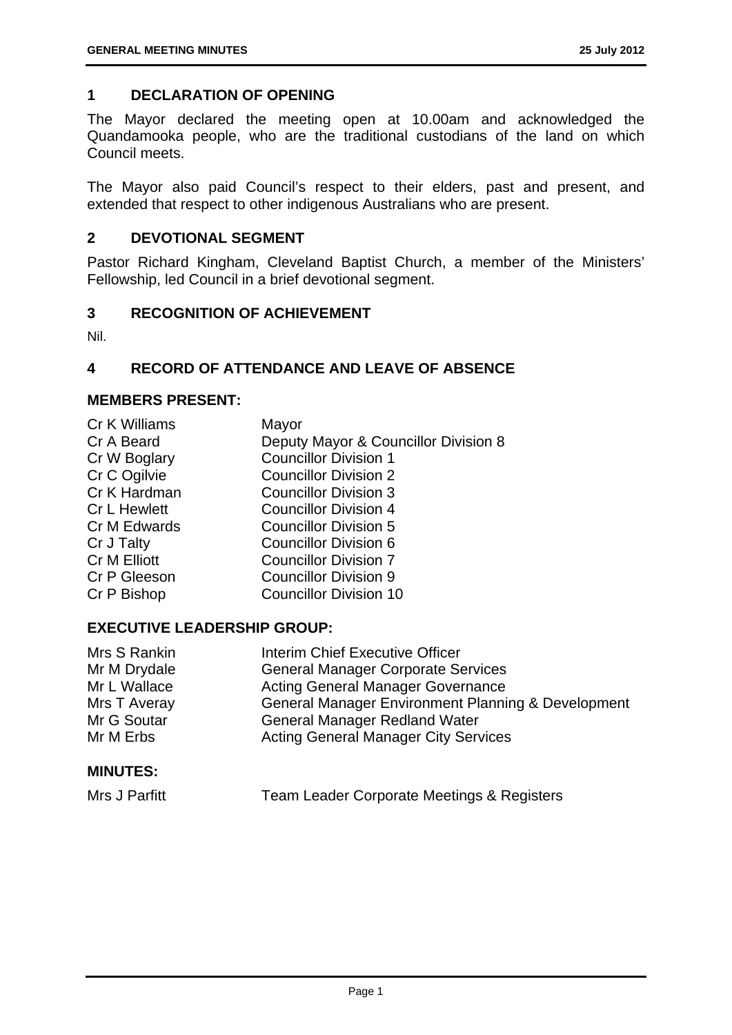## 1 DECLARATION OF OPENING

The Mayor declared the meeting open at 10.00am and acknowledged the Quandamooka people, who are the traditional custodians of the land on which Council meets.

The Mayor also paid Council's respect to their elders, past and present, and extended that respect to other indigenous Australians who are present.

## 2 DEVOTIONAL SEGMENT

Pastor Richard Kingham, Cleveland Baptist Church, a member of the Ministers' Fellowship, led Council in a brief devotional segment.

## 3 RECOGNITION OF ACHIEVEMENT

Nil.

## 4 RECORD OF ATTENDANCE AND LEAVE OF ABSENCE

### MEMBERS PRESENT:

| | |
|---|---|
| Cr K Williams | Mayor |
| Cr A Beard | Deputy Mayor & Councillor Division 8 |
| Cr W Boglary | Councillor Division 1 |
| Cr C Ogilvie | Councillor Division 2 |
| Cr K Hardman | Councillor Division 3 |
| Cr L Hewlett | Councillor Division 4 |
| Cr M Edwards | Councillor Division 5 |
| Cr J Talty | Councillor Division 6 |
| Cr M Elliott | Councillor Division 7 |
| Cr P Gleeson | Councillor Division 9 |
| Cr P Bishop | Councillor Division 10 |

### EXECUTIVE LEADERSHIP GROUP:

| | |
|---|---|
| Mrs S Rankin | Interim Chief Executive Officer |
| Mr M Drydale | General Manager Corporate Services |
| Mr L Wallace | Acting General Manager Governance |
| Mrs T Averay | General Manager Environment Planning & Development |
| Mr G Soutar | General Manager Redland Water |
| Mr M Erbs | Acting General Manager City Services |

### MINUTES:

| | |
|---|---|
| Mrs J Parfitt | Team Leader Corporate Meetings & Registers |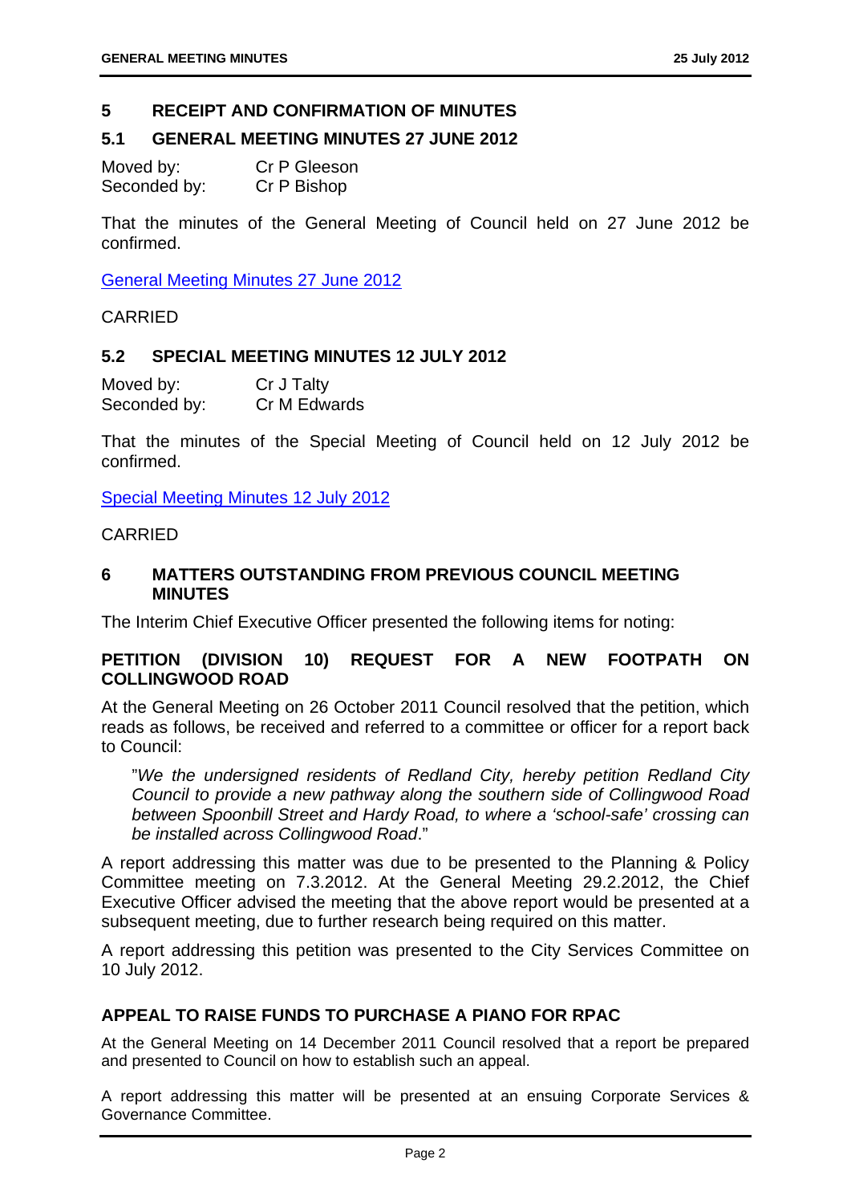## 5 RECEIPT AND CONFIRMATION OF MINUTES

### 5.1 GENERAL MEETING MINUTES 27 JUNE 2012

Moved by: Cr P Gleeson
Seconded by: Cr P Bishop

That the minutes of the General Meeting of Council held on 27 June 2012 be confirmed.

General Meeting Minutes 27 June 2012

CARRIED

### 5.2 SPECIAL MEETING MINUTES 12 JULY 2012

Moved by: Cr J Talty
Seconded by: Cr M Edwards

That the minutes of the Special Meeting of Council held on 12 July 2012 be confirmed.

Special Meeting Minutes 12 July 2012

CARRIED

## 6 MATTERS OUTSTANDING FROM PREVIOUS COUNCIL MEETING MINUTES

The Interim Chief Executive Officer presented the following items for noting:

### PETITION (DIVISION 10) REQUEST FOR A NEW FOOTPATH ON COLLINGWOOD ROAD

At the General Meeting on 26 October 2011 Council resolved that the petition, which reads as follows, be received and referred to a committee or officer for a report back to Council:

> "*We the undersigned residents of Redland City, hereby petition Redland City Council to provide a new pathway along the southern side of Collingwood Road between Spoonbill Street and Hardy Road, to where a 'school-safe' crossing can be installed across Collingwood Road*."

A report addressing this matter was due to be presented to the Planning & Policy Committee meeting on 7.3.2012. At the General Meeting 29.2.2012, the Chief Executive Officer advised the meeting that the above report would be presented at a subsequent meeting, due to further research being required on this matter.

A report addressing this petition was presented to the City Services Committee on 10 July 2012.

### APPEAL TO RAISE FUNDS TO PURCHASE A PIANO FOR RPAC

At the General Meeting on 14 December 2011 Council resolved that a report be prepared and presented to Council on how to establish such an appeal.

A report addressing this matter will be presented at an ensuing Corporate Services & Governance Committee.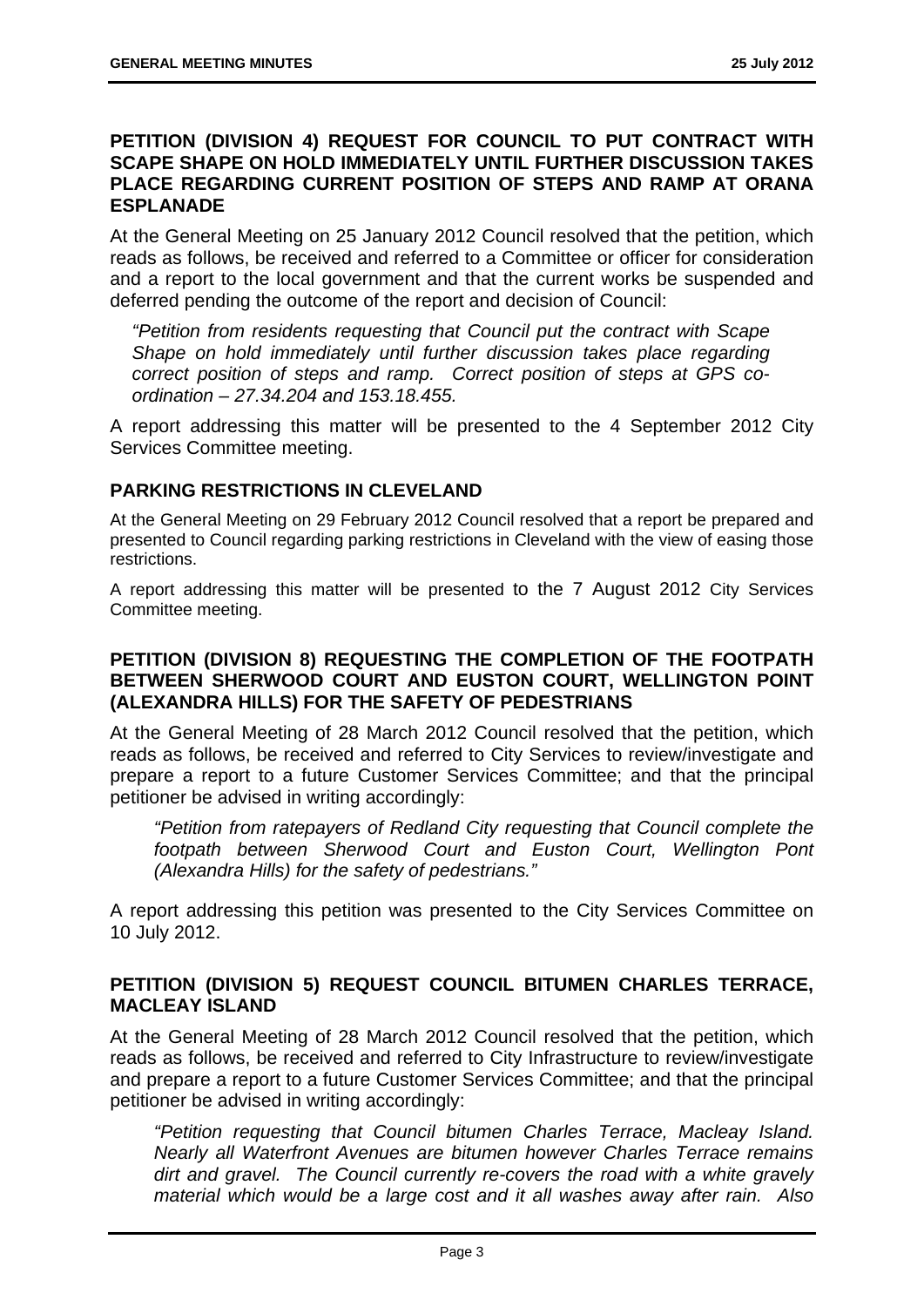### PETITION (DIVISION 4) REQUEST FOR COUNCIL TO PUT CONTRACT WITH SCAPE SHAPE ON HOLD IMMEDIATELY UNTIL FURTHER DISCUSSION TAKES PLACE REGARDING CURRENT POSITION OF STEPS AND RAMP AT ORANA ESPLANADE

At the General Meeting on 25 January 2012 Council resolved that the petition, which reads as follows, be received and referred to a Committee or officer for consideration and a report to the local government and that the current works be suspended and deferred pending the outcome of the report and decision of Council:

> *"Petition from residents requesting that Council put the contract with Scape Shape on hold immediately until further discussion takes place regarding correct position of steps and ramp. Correct position of steps at GPS co-ordination – 27.34.204 and 153.18.455.*

A report addressing this matter will be presented to the 4 September 2012 City Services Committee meeting.

### PARKING RESTRICTIONS IN CLEVELAND

At the General Meeting on 29 February 2012 Council resolved that a report be prepared and presented to Council regarding parking restrictions in Cleveland with the view of easing those restrictions.

A report addressing this matter will be presented to the 7 August 2012 City Services Committee meeting.

### PETITION (DIVISION 8) REQUESTING THE COMPLETION OF THE FOOTPATH BETWEEN SHERWOOD COURT AND EUSTON COURT, WELLINGTON POINT (ALEXANDRA HILLS) FOR THE SAFETY OF PEDESTRIANS

At the General Meeting of 28 March 2012 Council resolved that the petition, which reads as follows, be received and referred to City Services to review/investigate and prepare a report to a future Customer Services Committee; and that the principal petitioner be advised in writing accordingly:

> *"Petition from ratepayers of Redland City requesting that Council complete the footpath between Sherwood Court and Euston Court, Wellington Pont (Alexandra Hills) for the safety of pedestrians."*

A report addressing this petition was presented to the City Services Committee on 10 July 2012.

### PETITION (DIVISION 5) REQUEST COUNCIL BITUMEN CHARLES TERRACE, MACLEAY ISLAND

At the General Meeting of 28 March 2012 Council resolved that the petition, which reads as follows, be received and referred to City Infrastructure to review/investigate and prepare a report to a future Customer Services Committee; and that the principal petitioner be advised in writing accordingly:

> *"Petition requesting that Council bitumen Charles Terrace, Macleay Island. Nearly all Waterfront Avenues are bitumen however Charles Terrace remains dirt and gravel. The Council currently re-covers the road with a white gravely material which would be a large cost and it all washes away after rain. Also*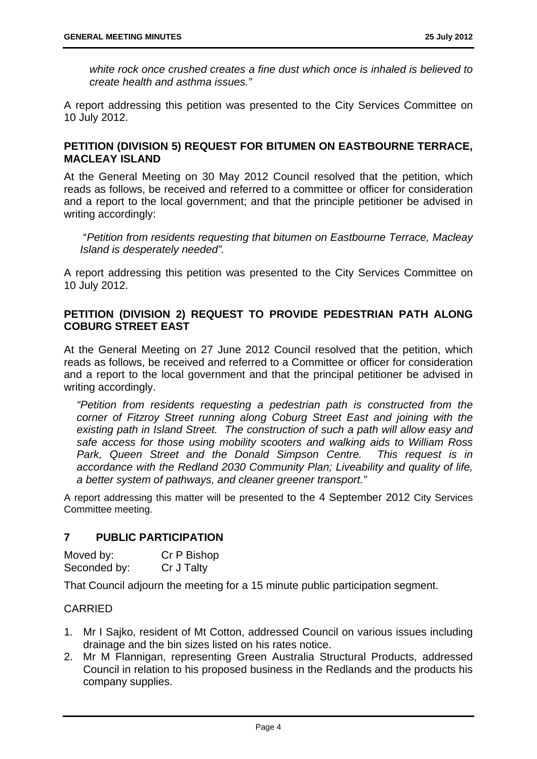*white rock once crushed creates a fine dust which once is inhaled is believed to create health and asthma issues."*

A report addressing this petition was presented to the City Services Committee on 10 July 2012.

**PETITION (DIVISION 5) REQUEST FOR BITUMEN ON EASTBOURNE TERRACE, MACLEAY ISLAND**

At the General Meeting on 30 May 2012 Council resolved that the petition, which reads as follows, be received and referred to a committee or officer for consideration and a report to the local government; and that the principle petitioner be advised in writing accordingly:

"*Petition from residents requesting that bitumen on Eastbourne Terrace, Macleay Island is desperately needed".*

A report addressing this petition was presented to the City Services Committee on 10 July 2012.

**PETITION (DIVISION 2) REQUEST TO PROVIDE PEDESTRIAN PATH ALONG COBURG STREET EAST**

At the General Meeting on 27 June 2012 Council resolved that the petition, which reads as follows, be received and referred to a Committee or officer for consideration and a report to the local government and that the principal petitioner be advised in writing accordingly.

*"Petition from residents requesting a pedestrian path is constructed from the corner of Fitzroy Street running along Coburg Street East and joining with the existing path in Island Street. The construction of such a path will allow easy and safe access for those using mobility scooters and walking aids to William Ross Park, Queen Street and the Donald Simpson Centre. This request is in accordance with the Redland 2030 Community Plan; Liveability and quality of life, a better system of pathways, and cleaner greener transport."*

A report addressing this matter will be presented to the 4 September 2012 City Services Committee meeting.

## 7 PUBLIC PARTICIPATION

Moved by: Cr P Bishop
Seconded by: Cr J Talty

That Council adjourn the meeting for a 15 minute public participation segment.

CARRIED

1. Mr I Sajko, resident of Mt Cotton, addressed Council on various issues including drainage and the bin sizes listed on his rates notice.
2. Mr M Flannigan, representing Green Australia Structural Products, addressed Council in relation to his proposed business in the Redlands and the products his company supplies.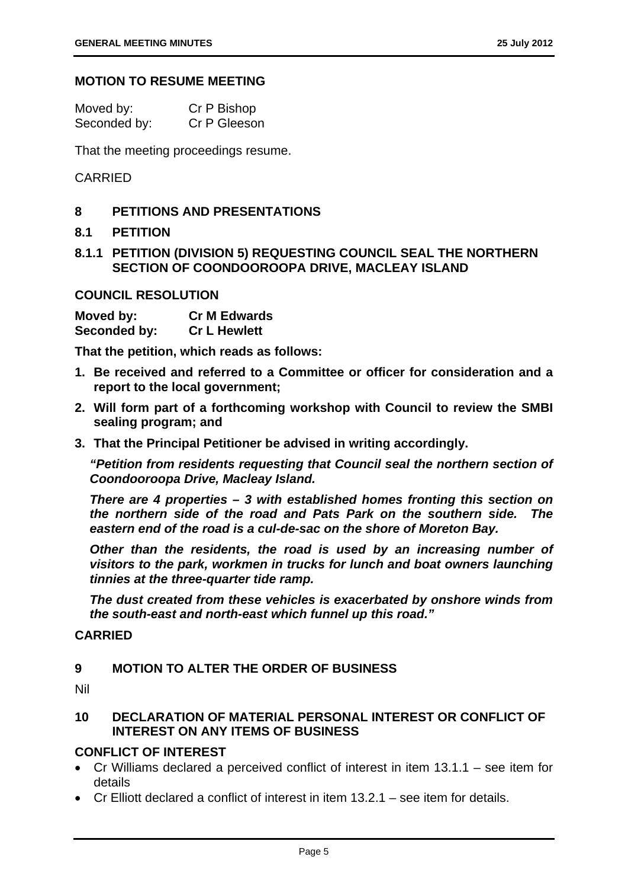## MOTION TO RESUME MEETING

| Moved by: | Cr P Bishop |
|---|---|
| Seconded by: | Cr P Gleeson |

That the meeting proceedings resume.

CARRIED

## 8 PETITIONS AND PRESENTATIONS

### 8.1 PETITION

### 8.1.1 PETITION (DIVISION 5) REQUESTING COUNCIL SEAL THE NORTHERN SECTION OF COONDOOROOPA DRIVE, MACLEAY ISLAND

**COUNCIL RESOLUTION**

| **Moved by:** | **Cr M Edwards** |
|---|---|
| **Seconded by:** | **Cr L Hewlett** |

**That the petition, which reads as follows:**

1. **Be received and referred to a Committee or officer for consideration and a report to the local government;**
2. **Will form part of a forthcoming workshop with Council to review the SMBI sealing program; and**
3. **That the Principal Petitioner be advised in writing accordingly.**

***"Petition from residents requesting that Council seal the northern section of Coondooroopa Drive, Macleay Island.***

***There are 4 properties – 3 with established homes fronting this section on the northern side of the road and Pats Park on the southern side. The eastern end of the road is a cul-de-sac on the shore of Moreton Bay.***

***Other than the residents, the road is used by an increasing number of visitors to the park, workmen in trucks for lunch and boat owners launching tinnies at the three-quarter tide ramp.***

***The dust created from these vehicles is exacerbated by onshore winds from the south-east and north-east which funnel up this road."***

**CARRIED**

## 9 MOTION TO ALTER THE ORDER OF BUSINESS

Nil

## 10 DECLARATION OF MATERIAL PERSONAL INTEREST OR CONFLICT OF INTEREST ON ANY ITEMS OF BUSINESS

**CONFLICT OF INTEREST**

- Cr Williams declared a perceived conflict of interest in item 13.1.1 – see item for details
- Cr Elliott declared a conflict of interest in item 13.2.1 – see item for details.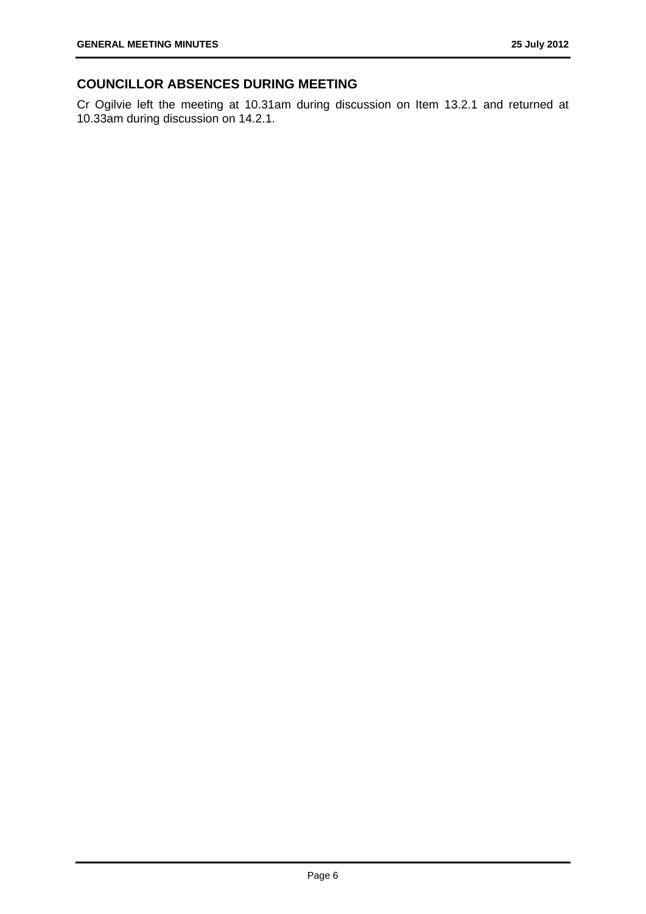## COUNCILLOR ABSENCES DURING MEETING

Cr Ogilvie left the meeting at 10.31am during discussion on Item 13.2.1 and returned at 10.33am during discussion on 14.2.1.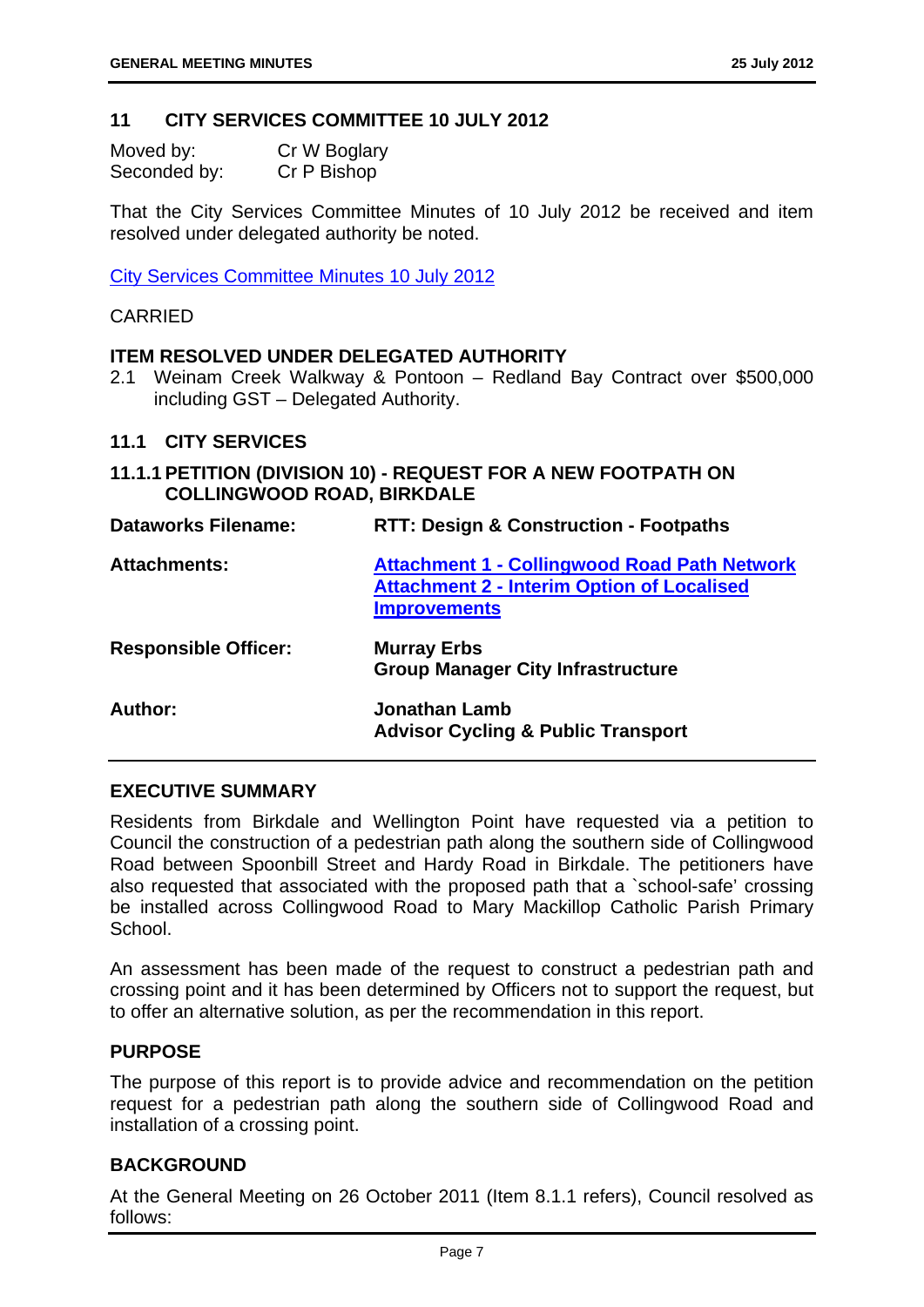## 11 CITY SERVICES COMMITTEE 10 JULY 2012

| | |
|---|---|
| Moved by: | Cr W Boglary |
| Seconded by: | Cr P Bishop |

That the City Services Committee Minutes of 10 July 2012 be received and item resolved under delegated authority be noted.

City Services Committee Minutes 10 July 2012

CARRIED

**ITEM RESOLVED UNDER DELEGATED AUTHORITY**

2.1 Weinam Creek Walkway & Pontoon – Redland Bay Contract over $500,000 including GST – Delegated Authority.

### 11.1 CITY SERVICES

#### 11.1.1 PETITION (DIVISION 10) - REQUEST FOR A NEW FOOTPATH ON COLLINGWOOD ROAD, BIRKDALE

| | |
|---|---|
| **Dataworks Filename:** | **RTT: Design & Construction - Footpaths** |
| **Attachments:** | **Attachment 1 - Collingwood Road Path Network**<br>**Attachment 2 - Interim Option of Localised Improvements** |
| **Responsible Officer:** | **Murray Erbs**<br>**Group Manager City Infrastructure** |
| **Author:** | **Jonathan Lamb**<br>**Advisor Cycling & Public Transport** |

**EXECUTIVE SUMMARY**

Residents from Birkdale and Wellington Point have requested via a petition to Council the construction of a pedestrian path along the southern side of Collingwood Road between Spoonbill Street and Hardy Road in Birkdale. The petitioners have also requested that associated with the proposed path that a `school-safe' crossing be installed across Collingwood Road to Mary Mackillop Catholic Parish Primary School.

An assessment has been made of the request to construct a pedestrian path and crossing point and it has been determined by Officers not to support the request, but to offer an alternative solution, as per the recommendation in this report.

**PURPOSE**

The purpose of this report is to provide advice and recommendation on the petition request for a pedestrian path along the southern side of Collingwood Road and installation of a crossing point.

**BACKGROUND**

At the General Meeting on 26 October 2011 (Item 8.1.1 refers), Council resolved as follows: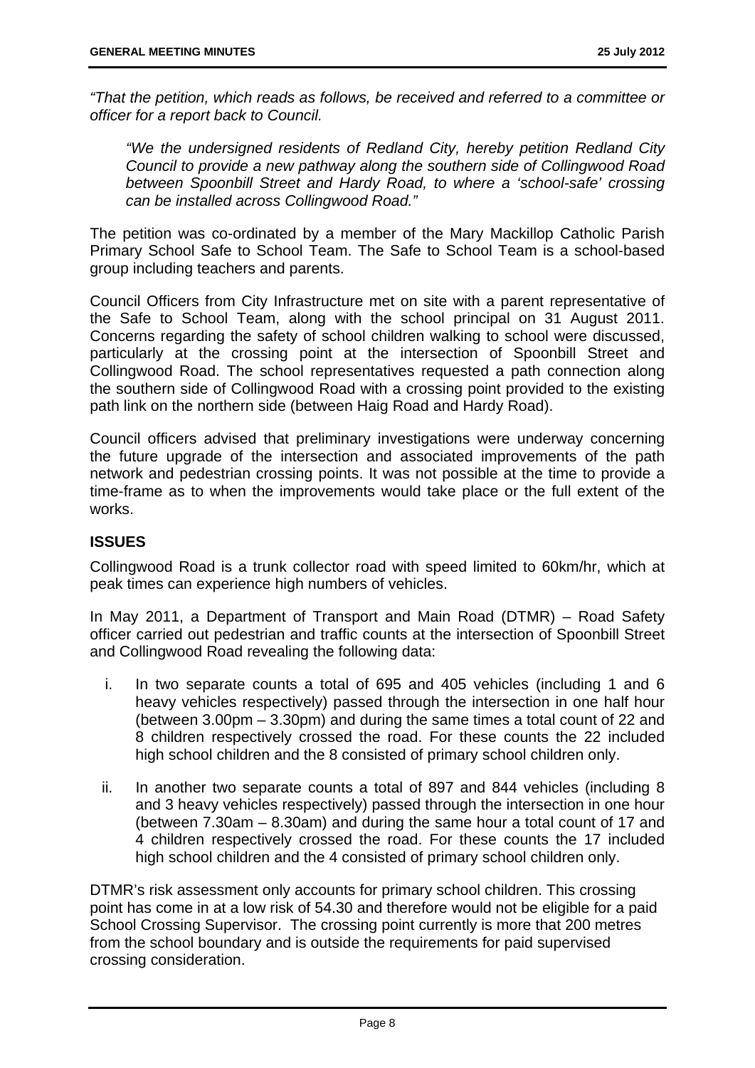*"That the petition, which reads as follows, be received and referred to a committee or officer for a report back to Council.*

> *"We the undersigned residents of Redland City, hereby petition Redland City Council to provide a new pathway along the southern side of Collingwood Road between Spoonbill Street and Hardy Road, to where a 'school-safe' crossing can be installed across Collingwood Road."*

The petition was co-ordinated by a member of the Mary Mackillop Catholic Parish Primary School Safe to School Team. The Safe to School Team is a school-based group including teachers and parents.

Council Officers from City Infrastructure met on site with a parent representative of the Safe to School Team, along with the school principal on 31 August 2011. Concerns regarding the safety of school children walking to school were discussed, particularly at the crossing point at the intersection of Spoonbill Street and Collingwood Road. The school representatives requested a path connection along the southern side of Collingwood Road with a crossing point provided to the existing path link on the northern side (between Haig Road and Hardy Road).

Council officers advised that preliminary investigations were underway concerning the future upgrade of the intersection and associated improvements of the path network and pedestrian crossing points. It was not possible at the time to provide a time-frame as to when the improvements would take place or the full extent of the works.

## ISSUES

Collingwood Road is a trunk collector road with speed limited to 60km/hr, which at peak times can experience high numbers of vehicles.

In May 2011, a Department of Transport and Main Road (DTMR) – Road Safety officer carried out pedestrian and traffic counts at the intersection of Spoonbill Street and Collingwood Road revealing the following data:

i. In two separate counts a total of 695 and 405 vehicles (including 1 and 6 heavy vehicles respectively) passed through the intersection in one half hour (between 3.00pm – 3.30pm) and during the same times a total count of 22 and 8 children respectively crossed the road. For these counts the 22 included high school children and the 8 consisted of primary school children only.

ii. In another two separate counts a total of 897 and 844 vehicles (including 8 and 3 heavy vehicles respectively) passed through the intersection in one hour (between 7.30am – 8.30am) and during the same hour a total count of 17 and 4 children respectively crossed the road. For these counts the 17 included high school children and the 4 consisted of primary school children only.

DTMR's risk assessment only accounts for primary school children. This crossing point has come in at a low risk of 54.30 and therefore would not be eligible for a paid School Crossing Supervisor. The crossing point currently is more that 200 metres from the school boundary and is outside the requirements for paid supervised crossing consideration.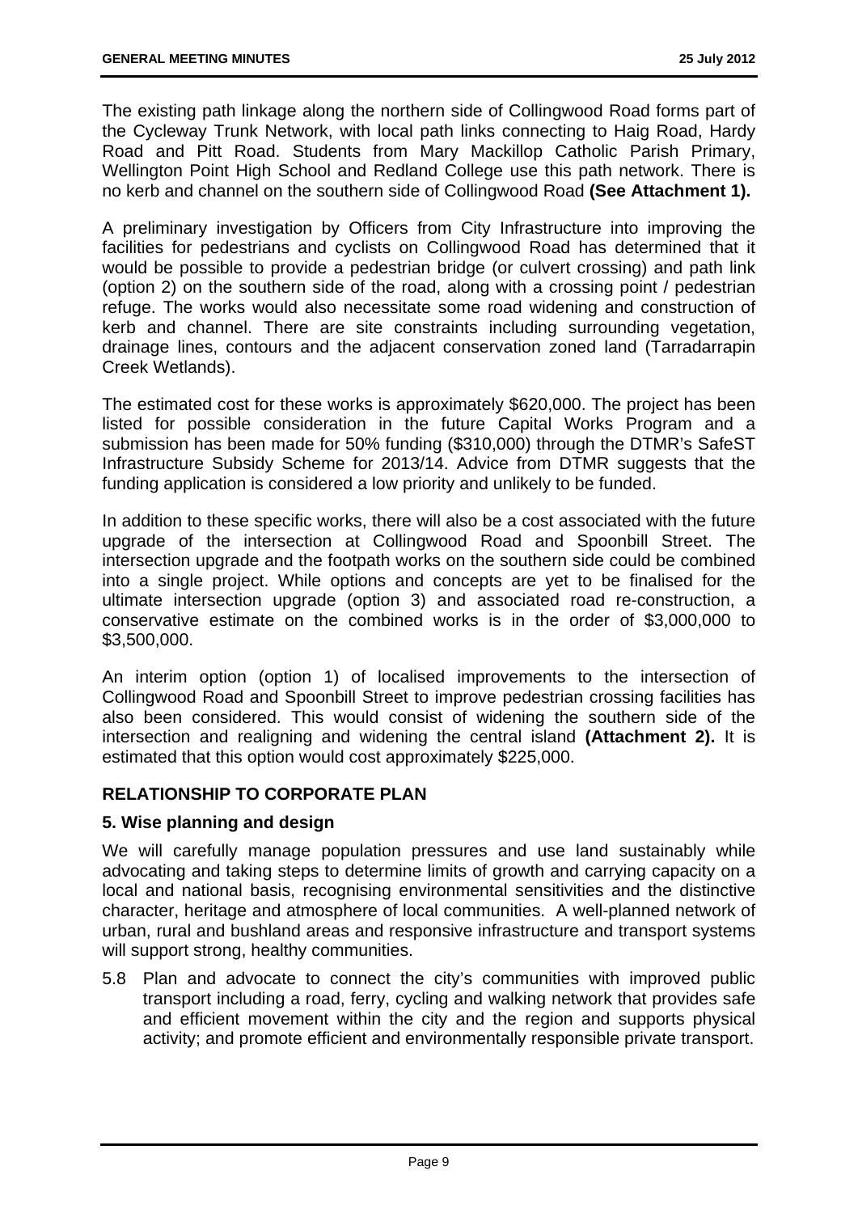The existing path linkage along the northern side of Collingwood Road forms part of the Cycleway Trunk Network, with local path links connecting to Haig Road, Hardy Road and Pitt Road. Students from Mary Mackillop Catholic Parish Primary, Wellington Point High School and Redland College use this path network. There is no kerb and channel on the southern side of Collingwood Road **(See Attachment 1).**

A preliminary investigation by Officers from City Infrastructure into improving the facilities for pedestrians and cyclists on Collingwood Road has determined that it would be possible to provide a pedestrian bridge (or culvert crossing) and path link (option 2) on the southern side of the road, along with a crossing point / pedestrian refuge. The works would also necessitate some road widening and construction of kerb and channel. There are site constraints including surrounding vegetation, drainage lines, contours and the adjacent conservation zoned land (Tarradarrapin Creek Wetlands).

The estimated cost for these works is approximately $620,000. The project has been listed for possible consideration in the future Capital Works Program and a submission has been made for 50% funding ($310,000) through the DTMR's SafeST Infrastructure Subsidy Scheme for 2013/14. Advice from DTMR suggests that the funding application is considered a low priority and unlikely to be funded.

In addition to these specific works, there will also be a cost associated with the future upgrade of the intersection at Collingwood Road and Spoonbill Street. The intersection upgrade and the footpath works on the southern side could be combined into a single project. While options and concepts are yet to be finalised for the ultimate intersection upgrade (option 3) and associated road re-construction, a conservative estimate on the combined works is in the order of $3,000,000 to $3,500,000.

An interim option (option 1) of localised improvements to the intersection of Collingwood Road and Spoonbill Street to improve pedestrian crossing facilities has also been considered. This would consist of widening the southern side of the intersection and realigning and widening the central island **(Attachment 2).** It is estimated that this option would cost approximately $225,000.

## RELATIONSHIP TO CORPORATE PLAN

### 5. Wise planning and design

We will carefully manage population pressures and use land sustainably while advocating and taking steps to determine limits of growth and carrying capacity on a local and national basis, recognising environmental sensitivities and the distinctive character, heritage and atmosphere of local communities. A well-planned network of urban, rural and bushland areas and responsive infrastructure and transport systems will support strong, healthy communities.

5.8 Plan and advocate to connect the city's communities with improved public transport including a road, ferry, cycling and walking network that provides safe and efficient movement within the city and the region and supports physical activity; and promote efficient and environmentally responsible private transport.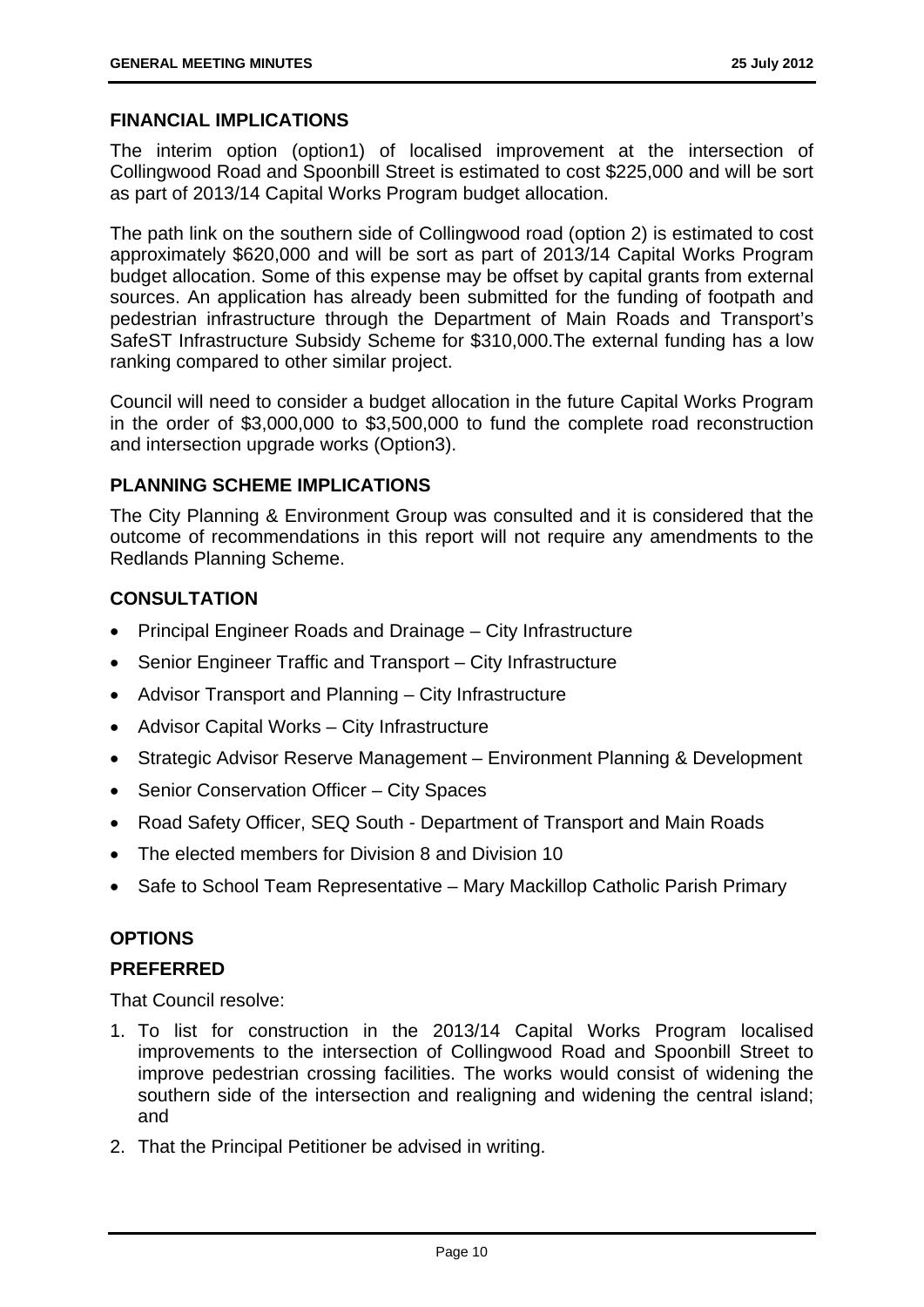## FINANCIAL IMPLICATIONS

The interim option (option1) of localised improvement at the intersection of Collingwood Road and Spoonbill Street is estimated to cost $225,000 and will be sort as part of 2013/14 Capital Works Program budget allocation.

The path link on the southern side of Collingwood road (option 2) is estimated to cost approximately $620,000 and will be sort as part of 2013/14 Capital Works Program budget allocation. Some of this expense may be offset by capital grants from external sources. An application has already been submitted for the funding of footpath and pedestrian infrastructure through the Department of Main Roads and Transport's SafeST Infrastructure Subsidy Scheme for $310,000.The external funding has a low ranking compared to other similar project.

Council will need to consider a budget allocation in the future Capital Works Program in the order of $3,000,000 to $3,500,000 to fund the complete road reconstruction and intersection upgrade works (Option3).

## PLANNING SCHEME IMPLICATIONS

The City Planning & Environment Group was consulted and it is considered that the outcome of recommendations in this report will not require any amendments to the Redlands Planning Scheme.

## CONSULTATION

- Principal Engineer Roads and Drainage – City Infrastructure
- Senior Engineer Traffic and Transport – City Infrastructure
- Advisor Transport and Planning – City Infrastructure
- Advisor Capital Works – City Infrastructure
- Strategic Advisor Reserve Management – Environment Planning & Development
- Senior Conservation Officer – City Spaces
- Road Safety Officer, SEQ South - Department of Transport and Main Roads
- The elected members for Division 8 and Division 10
- Safe to School Team Representative – Mary Mackillop Catholic Parish Primary

## OPTIONS

### PREFERRED

That Council resolve:

1. To list for construction in the 2013/14 Capital Works Program localised improvements to the intersection of Collingwood Road and Spoonbill Street to improve pedestrian crossing facilities. The works would consist of widening the southern side of the intersection and realigning and widening the central island; and
2. That the Principal Petitioner be advised in writing.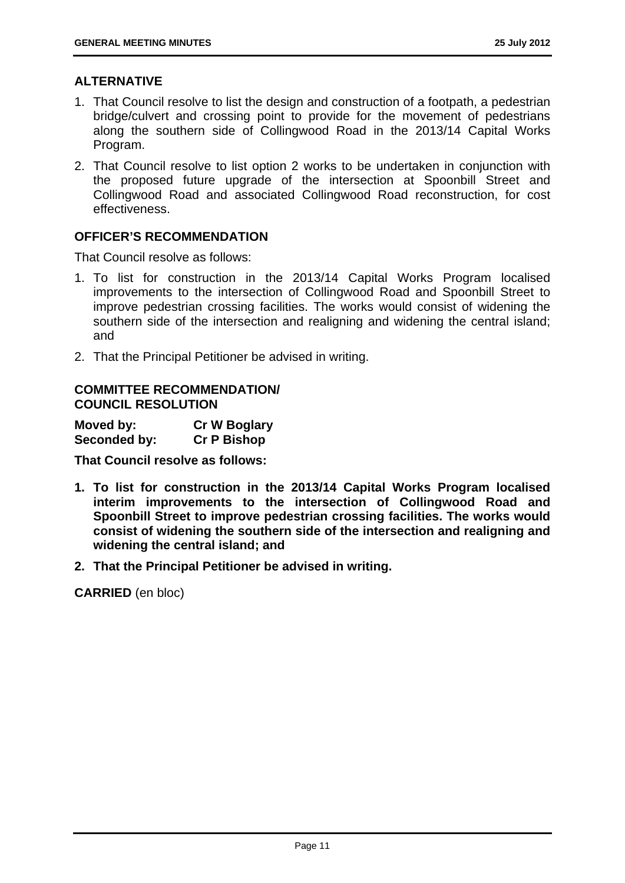**ALTERNATIVE**

1. That Council resolve to list the design and construction of a footpath, a pedestrian bridge/culvert and crossing point to provide for the movement of pedestrians along the southern side of Collingwood Road in the 2013/14 Capital Works Program.
2. That Council resolve to list option 2 works to be undertaken in conjunction with the proposed future upgrade of the intersection at Spoonbill Street and Collingwood Road and associated Collingwood Road reconstruction, for cost effectiveness.

**OFFICER'S RECOMMENDATION**

That Council resolve as follows:

1. To list for construction in the 2013/14 Capital Works Program localised improvements to the intersection of Collingwood Road and Spoonbill Street to improve pedestrian crossing facilities. The works would consist of widening the southern side of the intersection and realigning and widening the central island; and
2. That the Principal Petitioner be advised in writing.

**COMMITTEE RECOMMENDATION/
COUNCIL RESOLUTION**

**Moved by:** **Cr W Boglary**
**Seconded by:** **Cr P Bishop**

**That Council resolve as follows:**

1. **To list for construction in the 2013/14 Capital Works Program localised interim improvements to the intersection of Collingwood Road and Spoonbill Street to improve pedestrian crossing facilities. The works would consist of widening the southern side of the intersection and realigning and widening the central island; and**
2. **That the Principal Petitioner be advised in writing.**

**CARRIED** (en bloc)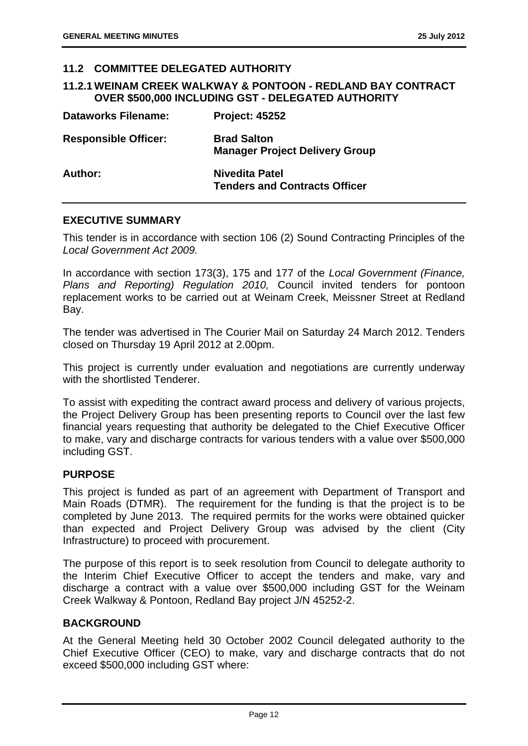## 11.2 COMMITTEE DELEGATED AUTHORITY

### 11.2.1 WEINAM CREEK WALKWAY & PONTOON - REDLAND BAY CONTRACT OVER $500,000 INCLUDING GST - DELEGATED AUTHORITY

| | |
|---|---|
| **Dataworks Filename:** | **Project: 45252** |
| **Responsible Officer:** | **Brad Salton**<br>**Manager Project Delivery Group** |
| **Author:** | **Nivedita Patel**<br>**Tenders and Contracts Officer** |

**EXECUTIVE SUMMARY**

This tender is in accordance with section 106 (2) Sound Contracting Principles of the *Local Government Act 2009.*

In accordance with section 173(3), 175 and 177 of the *Local Government (Finance, Plans and Reporting) Regulation 2010,* Council invited tenders for pontoon replacement works to be carried out at Weinam Creek, Meissner Street at Redland Bay.

The tender was advertised in The Courier Mail on Saturday 24 March 2012. Tenders closed on Thursday 19 April 2012 at 2.00pm.

This project is currently under evaluation and negotiations are currently underway with the shortlisted Tenderer.

To assist with expediting the contract award process and delivery of various projects, the Project Delivery Group has been presenting reports to Council over the last few financial years requesting that authority be delegated to the Chief Executive Officer to make, vary and discharge contracts for various tenders with a value over $500,000 including GST.

**PURPOSE**

This project is funded as part of an agreement with Department of Transport and Main Roads (DTMR). The requirement for the funding is that the project is to be completed by June 2013. The required permits for the works were obtained quicker than expected and Project Delivery Group was advised by the client (City Infrastructure) to proceed with procurement.

The purpose of this report is to seek resolution from Council to delegate authority to the Interim Chief Executive Officer to accept the tenders and make, vary and discharge a contract with a value over $500,000 including GST for the Weinam Creek Walkway & Pontoon, Redland Bay project J/N 45252-2.

**BACKGROUND**

At the General Meeting held 30 October 2002 Council delegated authority to the Chief Executive Officer (CEO) to make, vary and discharge contracts that do not exceed $500,000 including GST where: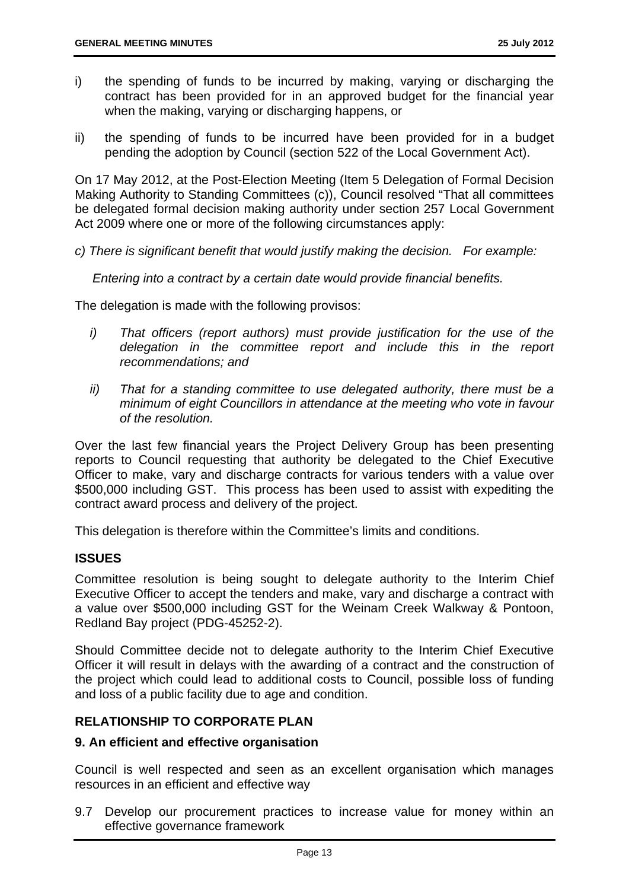i) the spending of funds to be incurred by making, varying or discharging the contract has been provided for in an approved budget for the financial year when the making, varying or discharging happens, or

ii) the spending of funds to be incurred have been provided for in a budget pending the adoption by Council (section 522 of the Local Government Act).

On 17 May 2012, at the Post-Election Meeting (Item 5 Delegation of Formal Decision Making Authority to Standing Committees (c)), Council resolved "That all committees be delegated formal decision making authority under section 257 Local Government Act 2009 where one or more of the following circumstances apply:

*c) There is significant benefit that would justify making the decision. For example:*

*Entering into a contract by a certain date would provide financial benefits.*

The delegation is made with the following provisos:

*i) That officers (report authors) must provide justification for the use of the delegation in the committee report and include this in the report recommendations; and*

*ii) That for a standing committee to use delegated authority, there must be a minimum of eight Councillors in attendance at the meeting who vote in favour of the resolution.*

Over the last few financial years the Project Delivery Group has been presenting reports to Council requesting that authority be delegated to the Chief Executive Officer to make, vary and discharge contracts for various tenders with a value over $500,000 including GST. This process has been used to assist with expediting the contract award process and delivery of the project.

This delegation is therefore within the Committee's limits and conditions.

## ISSUES

Committee resolution is being sought to delegate authority to the Interim Chief Executive Officer to accept the tenders and make, vary and discharge a contract with a value over $500,000 including GST for the Weinam Creek Walkway & Pontoon, Redland Bay project (PDG-45252-2).

Should Committee decide not to delegate authority to the Interim Chief Executive Officer it will result in delays with the awarding of a contract and the construction of the project which could lead to additional costs to Council, possible loss of funding and loss of a public facility due to age and condition.

## RELATIONSHIP TO CORPORATE PLAN

### 9. An efficient and effective organisation

Council is well respected and seen as an excellent organisation which manages resources in an efficient and effective way

9.7 Develop our procurement practices to increase value for money within an effective governance framework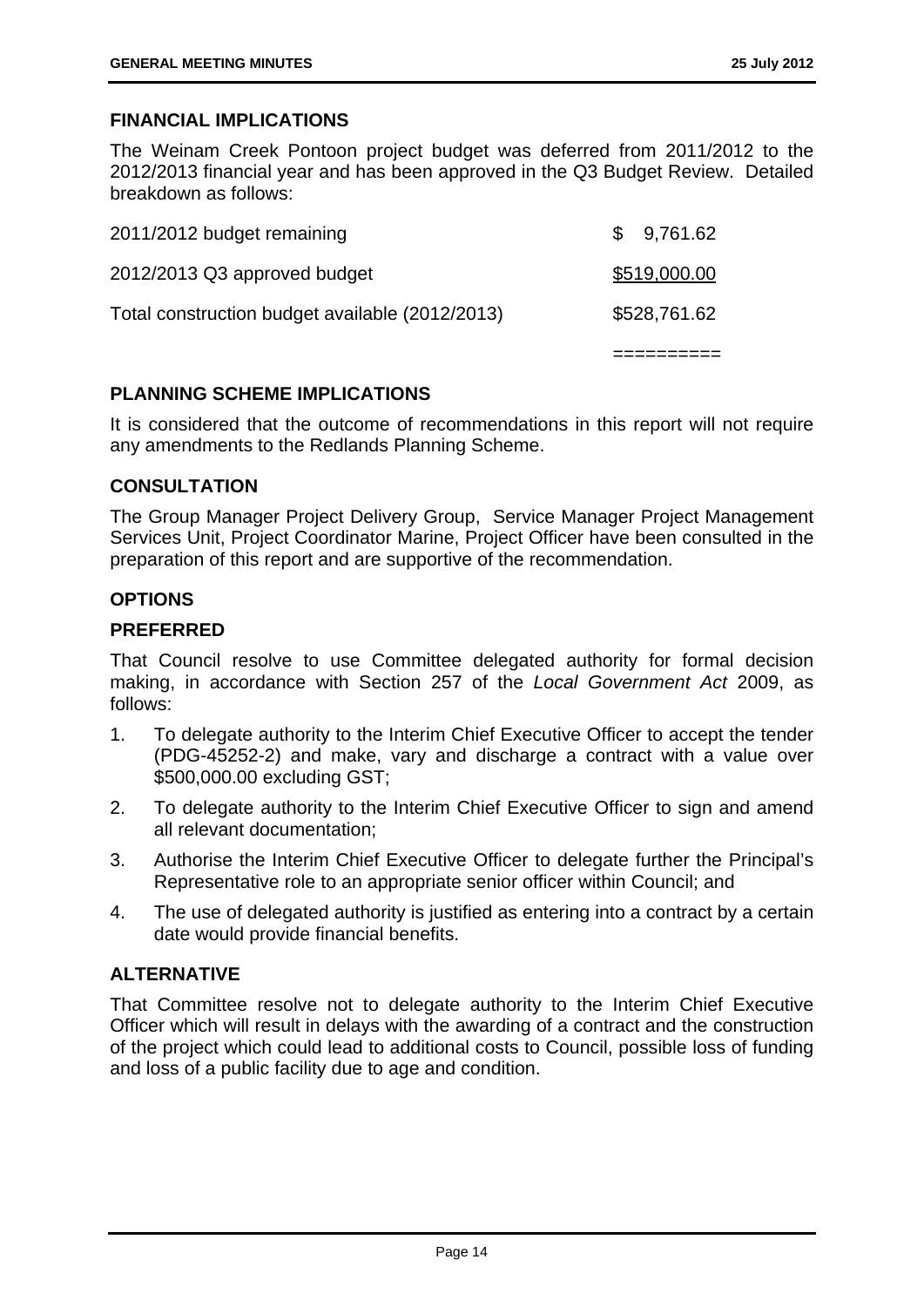## FINANCIAL IMPLICATIONS

The Weinam Creek Pontoon project budget was deferred from 2011/2012 to the 2012/2013 financial year and has been approved in the Q3 Budget Review. Detailed breakdown as follows:

| | |
|---|---|
| 2011/2012 budget remaining | $ 9,761.62 |
| 2012/2013 Q3 approved budget | $519,000.00 |
| Total construction budget available (2012/2013) | $528,761.62 |
| | ========== |

## PLANNING SCHEME IMPLICATIONS

It is considered that the outcome of recommendations in this report will not require any amendments to the Redlands Planning Scheme.

## CONSULTATION

The Group Manager Project Delivery Group, Service Manager Project Management Services Unit, Project Coordinator Marine, Project Officer have been consulted in the preparation of this report and are supportive of the recommendation.

## OPTIONS

### PREFERRED

That Council resolve to use Committee delegated authority for formal decision making, in accordance with Section 257 of the *Local Government Act* 2009, as follows:

1. To delegate authority to the Interim Chief Executive Officer to accept the tender (PDG-45252-2) and make, vary and discharge a contract with a value over $500,000.00 excluding GST;
2. To delegate authority to the Interim Chief Executive Officer to sign and amend all relevant documentation;
3. Authorise the Interim Chief Executive Officer to delegate further the Principal's Representative role to an appropriate senior officer within Council; and
4. The use of delegated authority is justified as entering into a contract by a certain date would provide financial benefits.

### ALTERNATIVE

That Committee resolve not to delegate authority to the Interim Chief Executive Officer which will result in delays with the awarding of a contract and the construction of the project which could lead to additional costs to Council, possible loss of funding and loss of a public facility due to age and condition.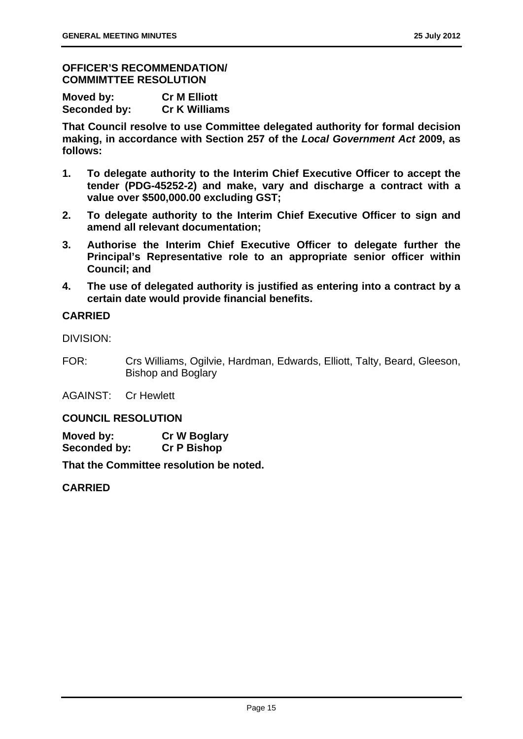**OFFICER'S RECOMMENDATION/ COMMIMTTEE RESOLUTION**

**Moved by: Cr M Elliott**
**Seconded by: Cr K Williams**

**That Council resolve to use Committee delegated authority for formal decision making, in accordance with Section 257 of the *Local Government Act* 2009, as follows:**

1. **To delegate authority to the Interim Chief Executive Officer to accept the tender (PDG-45252-2) and make, vary and discharge a contract with a value over $500,000.00 excluding GST;**
2. **To delegate authority to the Interim Chief Executive Officer to sign and amend all relevant documentation;**
3. **Authorise the Interim Chief Executive Officer to delegate further the Principal's Representative role to an appropriate senior officer within Council; and**
4. **The use of delegated authority is justified as entering into a contract by a certain date would provide financial benefits.**

**CARRIED**

DIVISION:

FOR: Crs Williams, Ogilvie, Hardman, Edwards, Elliott, Talty, Beard, Gleeson, Bishop and Boglary

AGAINST: Cr Hewlett

**COUNCIL RESOLUTION**

**Moved by: Cr W Boglary**
**Seconded by: Cr P Bishop**

**That the Committee resolution be noted.**

**CARRIED**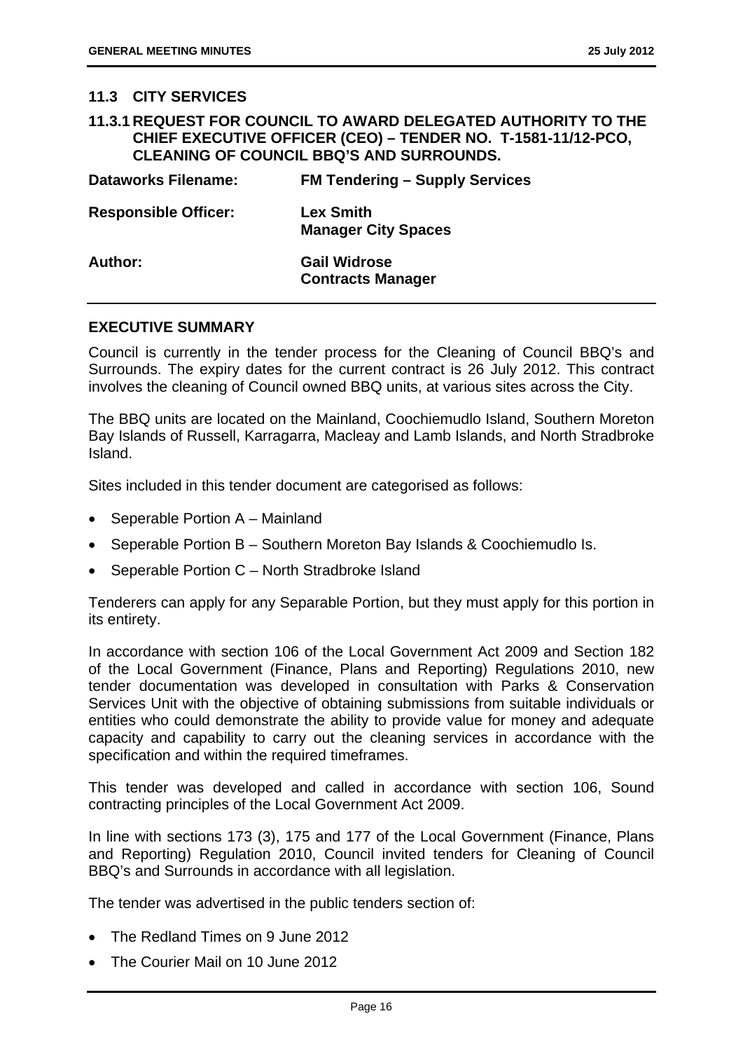## 11.3 CITY SERVICES

### 11.3.1 REQUEST FOR COUNCIL TO AWARD DELEGATED AUTHORITY TO THE CHIEF EXECUTIVE OFFICER (CEO) – TENDER NO. T-1581-11/12-PCO, CLEANING OF COUNCIL BBQ'S AND SURROUNDS.

| | |
|---|---|
| **Dataworks Filename:** | **FM Tendering – Supply Services** |
| **Responsible Officer:** | **Lex Smith**<br>**Manager City Spaces** |
| **Author:** | **Gail Widrose**<br>**Contracts Manager** |

**EXECUTIVE SUMMARY**

Council is currently in the tender process for the Cleaning of Council BBQ's and Surrounds. The expiry dates for the current contract is 26 July 2012. This contract involves the cleaning of Council owned BBQ units, at various sites across the City.

The BBQ units are located on the Mainland, Coochiemudlo Island, Southern Moreton Bay Islands of Russell, Karragarra, Macleay and Lamb Islands, and North Stradbroke Island.

Sites included in this tender document are categorised as follows:

- Seperable Portion A – Mainland
- Seperable Portion B – Southern Moreton Bay Islands & Coochiemudlo Is.
- Seperable Portion C – North Stradbroke Island

Tenderers can apply for any Separable Portion, but they must apply for this portion in its entirety.

In accordance with section 106 of the Local Government Act 2009 and Section 182 of the Local Government (Finance, Plans and Reporting) Regulations 2010, new tender documentation was developed in consultation with Parks & Conservation Services Unit with the objective of obtaining submissions from suitable individuals or entities who could demonstrate the ability to provide value for money and adequate capacity and capability to carry out the cleaning services in accordance with the specification and within the required timeframes.

This tender was developed and called in accordance with section 106, Sound contracting principles of the Local Government Act 2009.

In line with sections 173 (3), 175 and 177 of the Local Government (Finance, Plans and Reporting) Regulation 2010, Council invited tenders for Cleaning of Council BBQ's and Surrounds in accordance with all legislation.

The tender was advertised in the public tenders section of:

- The Redland Times on 9 June 2012
- The Courier Mail on 10 June 2012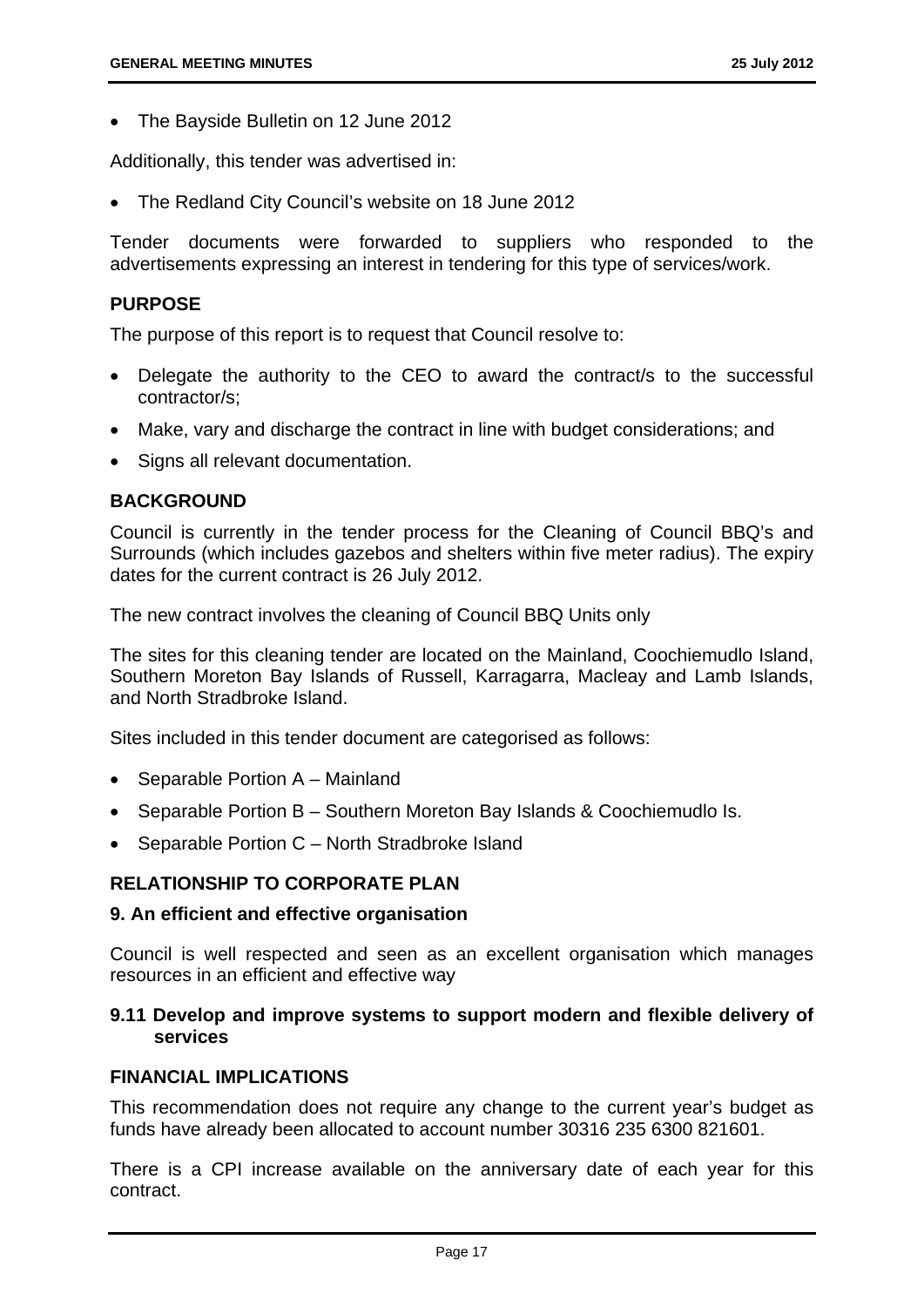- The Bayside Bulletin on 12 June 2012

Additionally, this tender was advertised in:

- The Redland City Council's website on 18 June 2012

Tender documents were forwarded to suppliers who responded to the advertisements expressing an interest in tendering for this type of services/work.

## PURPOSE

The purpose of this report is to request that Council resolve to:

- Delegate the authority to the CEO to award the contract/s to the successful contractor/s;
- Make, vary and discharge the contract in line with budget considerations; and
- Signs all relevant documentation.

## BACKGROUND

Council is currently in the tender process for the Cleaning of Council BBQ's and Surrounds (which includes gazebos and shelters within five meter radius). The expiry dates for the current contract is 26 July 2012.

The new contract involves the cleaning of Council BBQ Units only

The sites for this cleaning tender are located on the Mainland, Coochiemudlo Island, Southern Moreton Bay Islands of Russell, Karragarra, Macleay and Lamb Islands, and North Stradbroke Island.

Sites included in this tender document are categorised as follows:

- Separable Portion A – Mainland
- Separable Portion B – Southern Moreton Bay Islands & Coochiemudlo Is.
- Separable Portion C – North Stradbroke Island

## RELATIONSHIP TO CORPORATE PLAN

### 9. An efficient and effective organisation

Council is well respected and seen as an excellent organisation which manages resources in an efficient and effective way

### 9.11 Develop and improve systems to support modern and flexible delivery of services

## FINANCIAL IMPLICATIONS

This recommendation does not require any change to the current year's budget as funds have already been allocated to account number 30316 235 6300 821601.

There is a CPI increase available on the anniversary date of each year for this contract.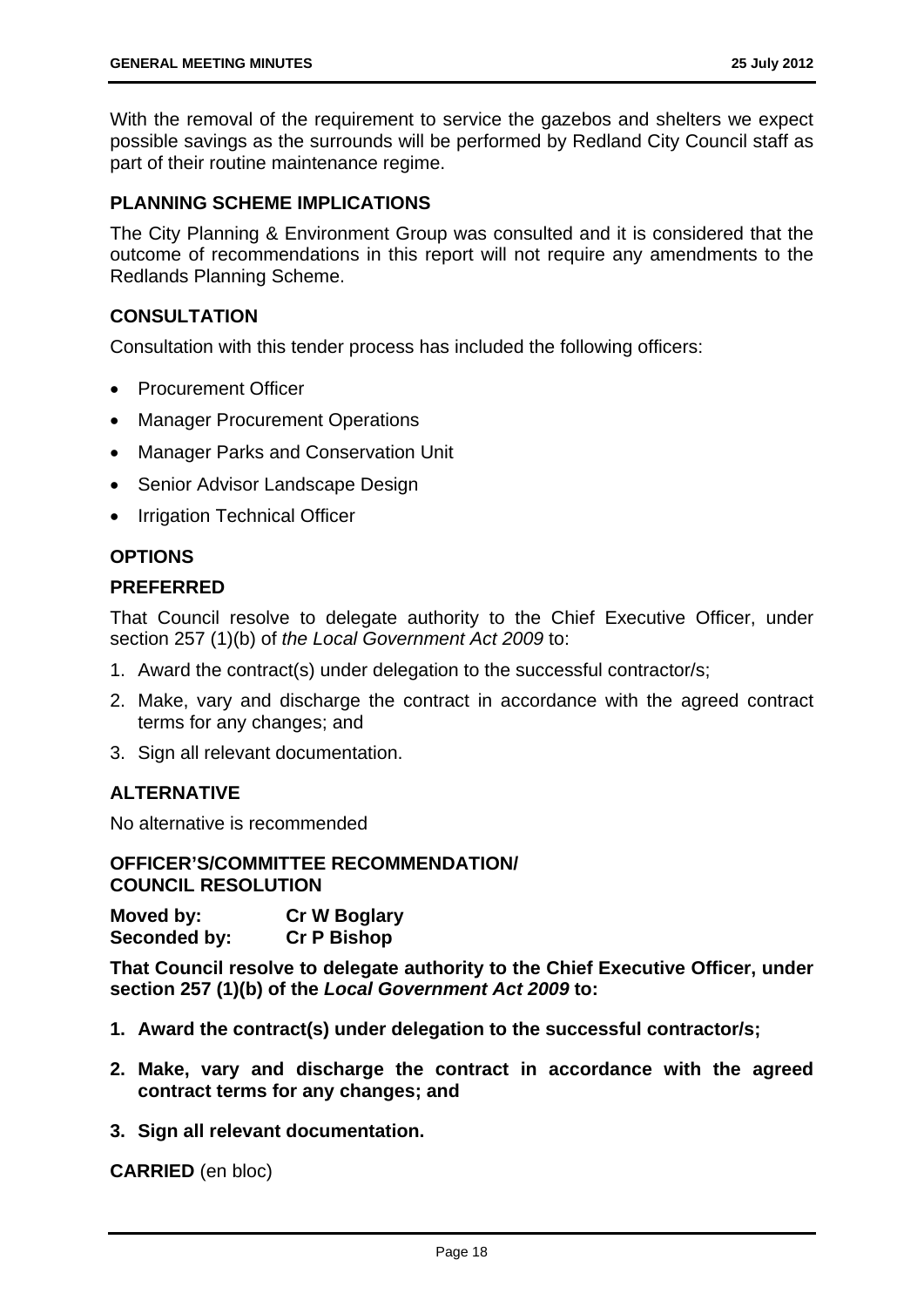With the removal of the requirement to service the gazebos and shelters we expect possible savings as the surrounds will be performed by Redland City Council staff as part of their routine maintenance regime.

## PLANNING SCHEME IMPLICATIONS

The City Planning & Environment Group was consulted and it is considered that the outcome of recommendations in this report will not require any amendments to the Redlands Planning Scheme.

## CONSULTATION

Consultation with this tender process has included the following officers:

- Procurement Officer
- Manager Procurement Operations
- Manager Parks and Conservation Unit
- Senior Advisor Landscape Design
- Irrigation Technical Officer

## OPTIONS

### PREFERRED

That Council resolve to delegate authority to the Chief Executive Officer, under section 257 (1)(b) of *the Local Government Act 2009* to:

1. Award the contract(s) under delegation to the successful contractor/s;
2. Make, vary and discharge the contract in accordance with the agreed contract terms for any changes; and
3. Sign all relevant documentation.

### ALTERNATIVE

No alternative is recommended

## OFFICER'S/COMMITTEE RECOMMENDATION/ COUNCIL RESOLUTION

**Moved by:** **Cr W Boglary**
**Seconded by:** **Cr P Bishop**

**That Council resolve to delegate authority to the Chief Executive Officer, under section 257 (1)(b) of the *Local Government Act 2009* to:**

1. **Award the contract(s) under delegation to the successful contractor/s;**
2. **Make, vary and discharge the contract in accordance with the agreed contract terms for any changes; and**
3. **Sign all relevant documentation.**

**CARRIED** (en bloc)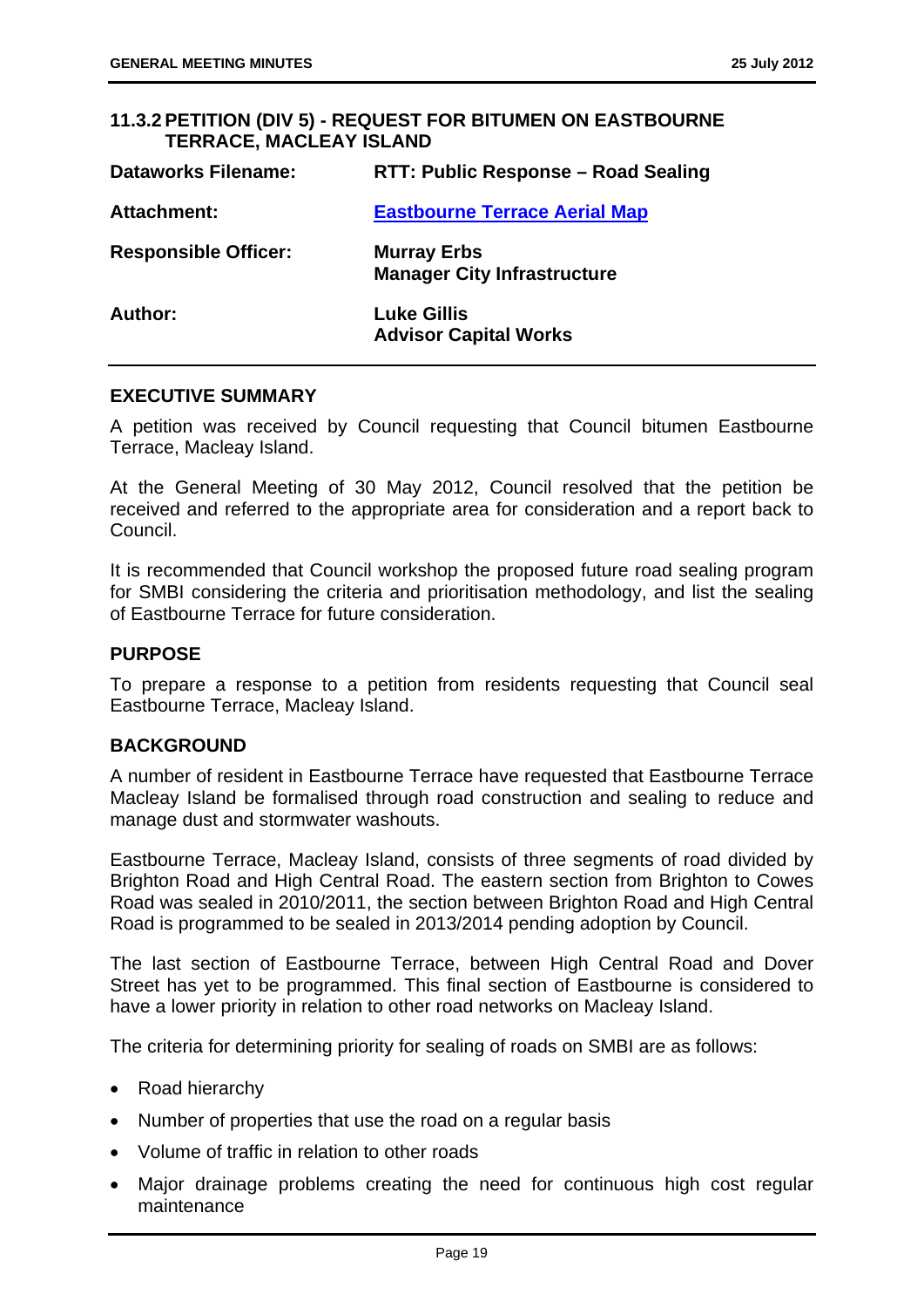## 11.3.2 PETITION (DIV 5) - REQUEST FOR BITUMEN ON EASTBOURNE TERRACE, MACLEAY ISLAND

| | |
|---|---|
| **Dataworks Filename:** | **RTT: Public Response – Road Sealing** |
| **Attachment:** | **Eastbourne Terrace Aerial Map** |
| **Responsible Officer:** | **Murray Erbs**<br>**Manager City Infrastructure** |
| **Author:** | **Luke Gillis**<br>**Advisor Capital Works** |

### EXECUTIVE SUMMARY

A petition was received by Council requesting that Council bitumen Eastbourne Terrace, Macleay Island.

At the General Meeting of 30 May 2012, Council resolved that the petition be received and referred to the appropriate area for consideration and a report back to Council.

It is recommended that Council workshop the proposed future road sealing program for SMBI considering the criteria and prioritisation methodology, and list the sealing of Eastbourne Terrace for future consideration.

### PURPOSE

To prepare a response to a petition from residents requesting that Council seal Eastbourne Terrace, Macleay Island.

### BACKGROUND

A number of resident in Eastbourne Terrace have requested that Eastbourne Terrace Macleay Island be formalised through road construction and sealing to reduce and manage dust and stormwater washouts.

Eastbourne Terrace, Macleay Island, consists of three segments of road divided by Brighton Road and High Central Road. The eastern section from Brighton to Cowes Road was sealed in 2010/2011, the section between Brighton Road and High Central Road is programmed to be sealed in 2013/2014 pending adoption by Council.

The last section of Eastbourne Terrace, between High Central Road and Dover Street has yet to be programmed. This final section of Eastbourne is considered to have a lower priority in relation to other road networks on Macleay Island.

The criteria for determining priority for sealing of roads on SMBI are as follows:

- Road hierarchy
- Number of properties that use the road on a regular basis
- Volume of traffic in relation to other roads
- Major drainage problems creating the need for continuous high cost regular maintenance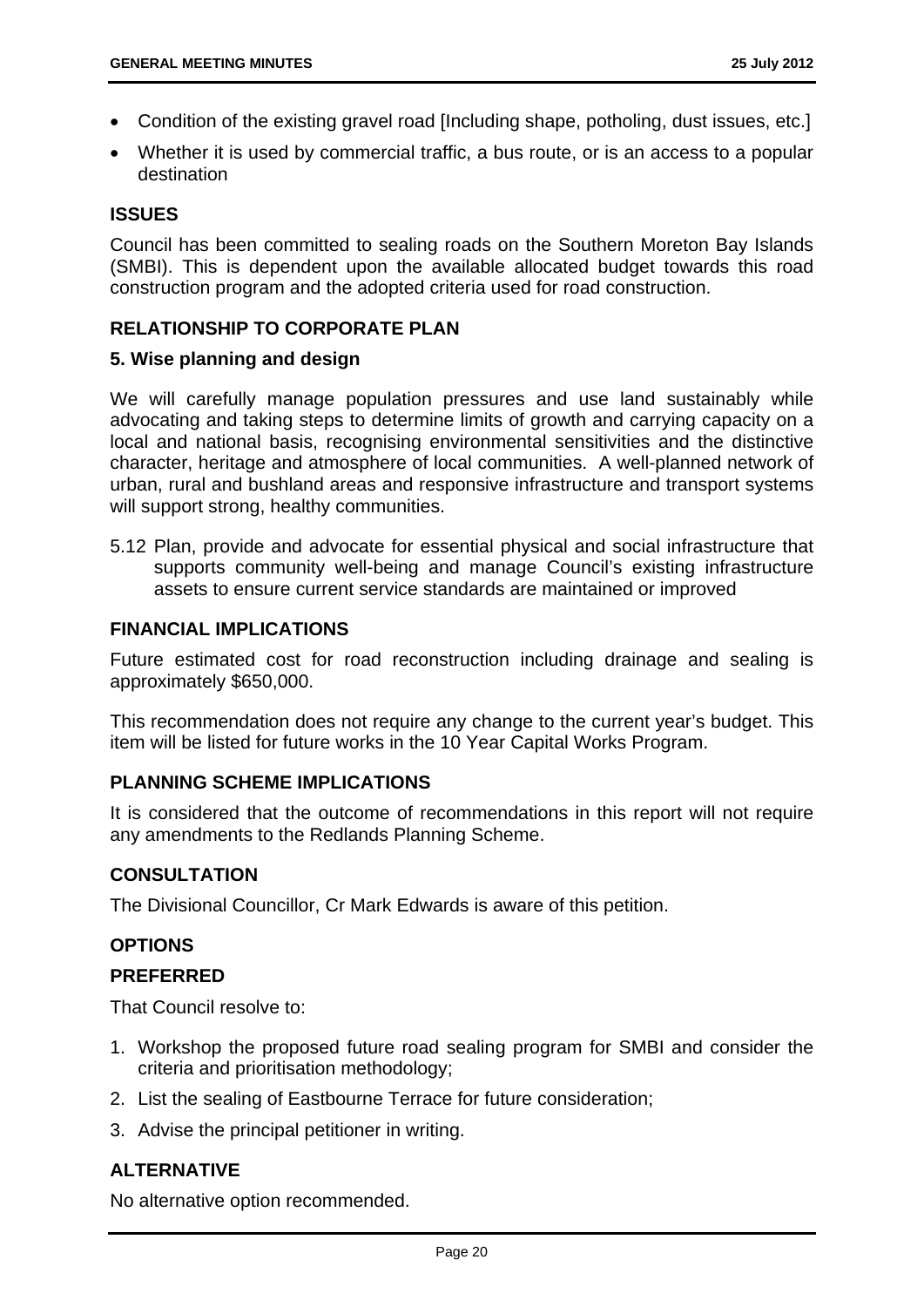- Condition of the existing gravel road [Including shape, potholing, dust issues, etc.]
- Whether it is used by commercial traffic, a bus route, or is an access to a popular destination

## ISSUES

Council has been committed to sealing roads on the Southern Moreton Bay Islands (SMBI). This is dependent upon the available allocated budget towards this road construction program and the adopted criteria used for road construction.

## RELATIONSHIP TO CORPORATE PLAN

### 5. Wise planning and design

We will carefully manage population pressures and use land sustainably while advocating and taking steps to determine limits of growth and carrying capacity on a local and national basis, recognising environmental sensitivities and the distinctive character, heritage and atmosphere of local communities. A well-planned network of urban, rural and bushland areas and responsive infrastructure and transport systems will support strong, healthy communities.

5.12 Plan, provide and advocate for essential physical and social infrastructure that supports community well-being and manage Council's existing infrastructure assets to ensure current service standards are maintained or improved

## FINANCIAL IMPLICATIONS

Future estimated cost for road reconstruction including drainage and sealing is approximately $650,000.

This recommendation does not require any change to the current year's budget. This item will be listed for future works in the 10 Year Capital Works Program.

## PLANNING SCHEME IMPLICATIONS

It is considered that the outcome of recommendations in this report will not require any amendments to the Redlands Planning Scheme.

## CONSULTATION

The Divisional Councillor, Cr Mark Edwards is aware of this petition.

## OPTIONS

### PREFERRED

That Council resolve to:

1. Workshop the proposed future road sealing program for SMBI and consider the criteria and prioritisation methodology;
2. List the sealing of Eastbourne Terrace for future consideration;
3. Advise the principal petitioner in writing.

### ALTERNATIVE

No alternative option recommended.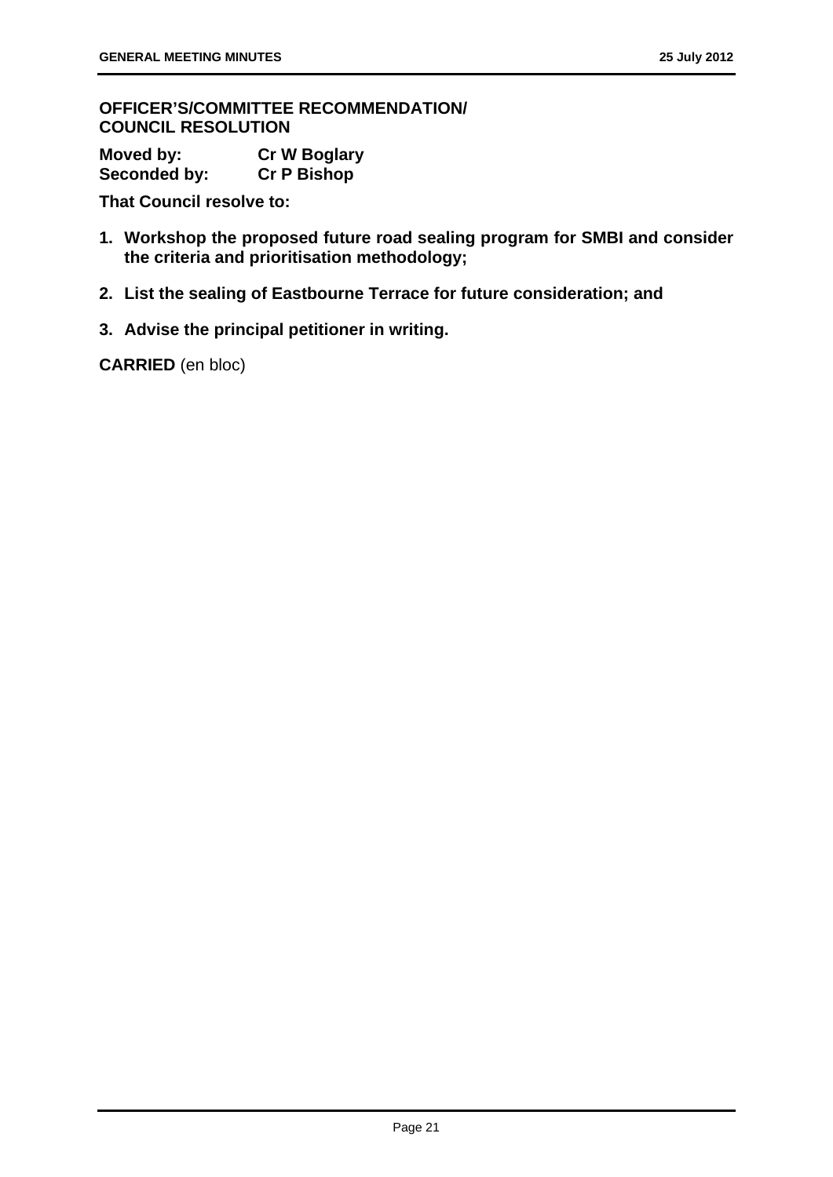**OFFICER'S/COMMITTEE RECOMMENDATION/ COUNCIL RESOLUTION**

**Moved by:** **Cr W Boglary**
**Seconded by:** **Cr P Bishop**

**That Council resolve to:**

1. **Workshop the proposed future road sealing program for SMBI and consider the criteria and prioritisation methodology;**
2. **List the sealing of Eastbourne Terrace for future consideration; and**
3. **Advise the principal petitioner in writing.**

**CARRIED** (en bloc)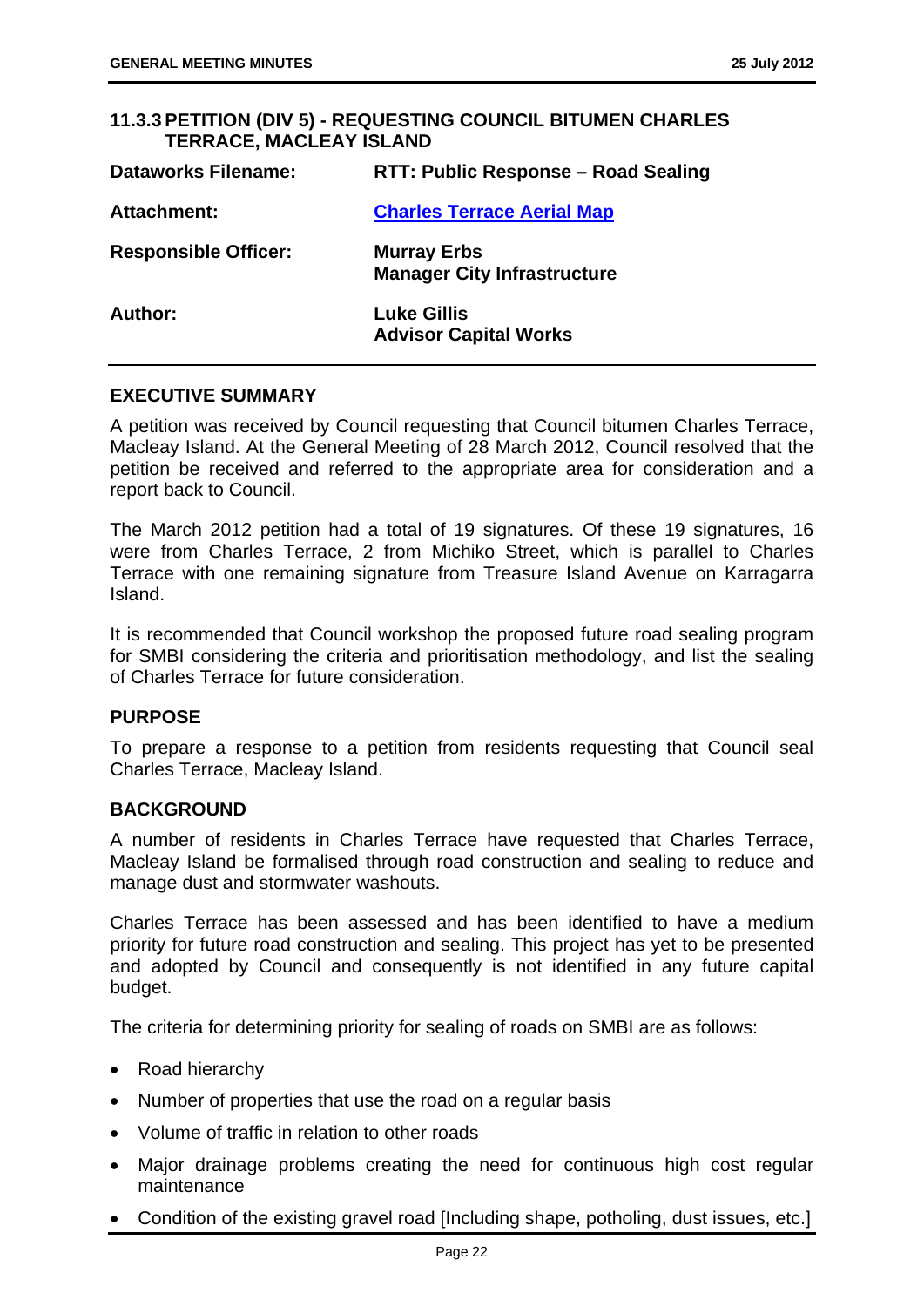### 11.3.3 PETITION (DIV 5) - REQUESTING COUNCIL BITUMEN CHARLES TERRACE, MACLEAY ISLAND

| | |
|---|---|
| **Dataworks Filename:** | **RTT: Public Response – Road Sealing** |
| **Attachment:** | **Charles Terrace Aerial Map** |
| **Responsible Officer:** | **Murray Erbs**<br>**Manager City Infrastructure** |
| **Author:** | **Luke Gillis**<br>**Advisor Capital Works** |

**EXECUTIVE SUMMARY**

A petition was received by Council requesting that Council bitumen Charles Terrace, Macleay Island. At the General Meeting of 28 March 2012, Council resolved that the petition be received and referred to the appropriate area for consideration and a report back to Council.

The March 2012 petition had a total of 19 signatures. Of these 19 signatures, 16 were from Charles Terrace, 2 from Michiko Street, which is parallel to Charles Terrace with one remaining signature from Treasure Island Avenue on Karragarra Island.

It is recommended that Council workshop the proposed future road sealing program for SMBI considering the criteria and prioritisation methodology, and list the sealing of Charles Terrace for future consideration.

**PURPOSE**

To prepare a response to a petition from residents requesting that Council seal Charles Terrace, Macleay Island.

**BACKGROUND**

A number of residents in Charles Terrace have requested that Charles Terrace, Macleay Island be formalised through road construction and sealing to reduce and manage dust and stormwater washouts.

Charles Terrace has been assessed and has been identified to have a medium priority for future road construction and sealing. This project has yet to be presented and adopted by Council and consequently is not identified in any future capital budget.

The criteria for determining priority for sealing of roads on SMBI are as follows:

- Road hierarchy
- Number of properties that use the road on a regular basis
- Volume of traffic in relation to other roads
- Major drainage problems creating the need for continuous high cost regular maintenance
- Condition of the existing gravel road [Including shape, potholing, dust issues, etc.]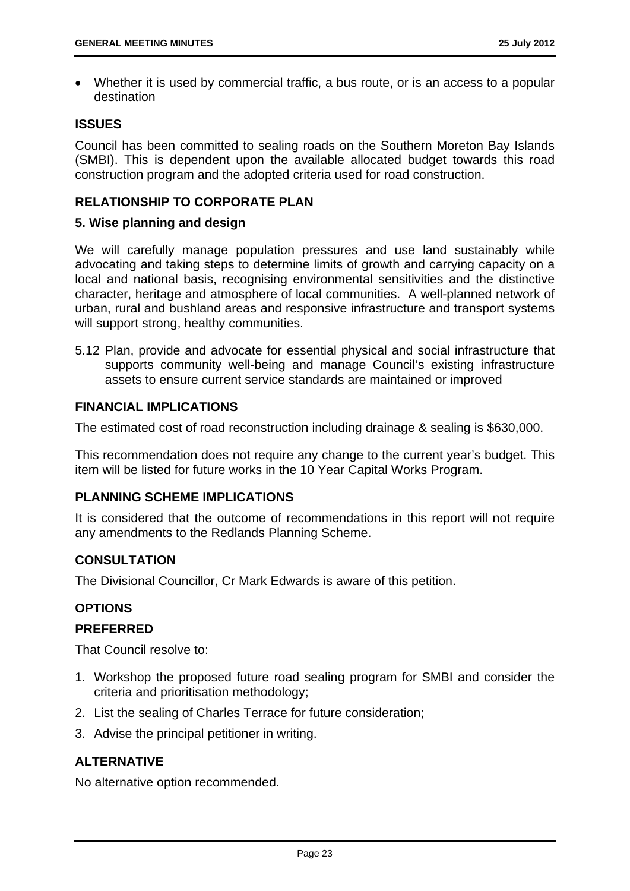- Whether it is used by commercial traffic, a bus route, or is an access to a popular destination

## ISSUES

Council has been committed to sealing roads on the Southern Moreton Bay Islands (SMBI). This is dependent upon the available allocated budget towards this road construction program and the adopted criteria used for road construction.

## RELATIONSHIP TO CORPORATE PLAN

### 5. Wise planning and design

We will carefully manage population pressures and use land sustainably while advocating and taking steps to determine limits of growth and carrying capacity on a local and national basis, recognising environmental sensitivities and the distinctive character, heritage and atmosphere of local communities. A well-planned network of urban, rural and bushland areas and responsive infrastructure and transport systems will support strong, healthy communities.

5.12 Plan, provide and advocate for essential physical and social infrastructure that supports community well-being and manage Council's existing infrastructure assets to ensure current service standards are maintained or improved

## FINANCIAL IMPLICATIONS

The estimated cost of road reconstruction including drainage & sealing is $630,000.

This recommendation does not require any change to the current year's budget. This item will be listed for future works in the 10 Year Capital Works Program.

## PLANNING SCHEME IMPLICATIONS

It is considered that the outcome of recommendations in this report will not require any amendments to the Redlands Planning Scheme.

## CONSULTATION

The Divisional Councillor, Cr Mark Edwards is aware of this petition.

## OPTIONS

### PREFERRED

That Council resolve to:

1. Workshop the proposed future road sealing program for SMBI and consider the criteria and prioritisation methodology;
2. List the sealing of Charles Terrace for future consideration;
3. Advise the principal petitioner in writing.

### ALTERNATIVE

No alternative option recommended.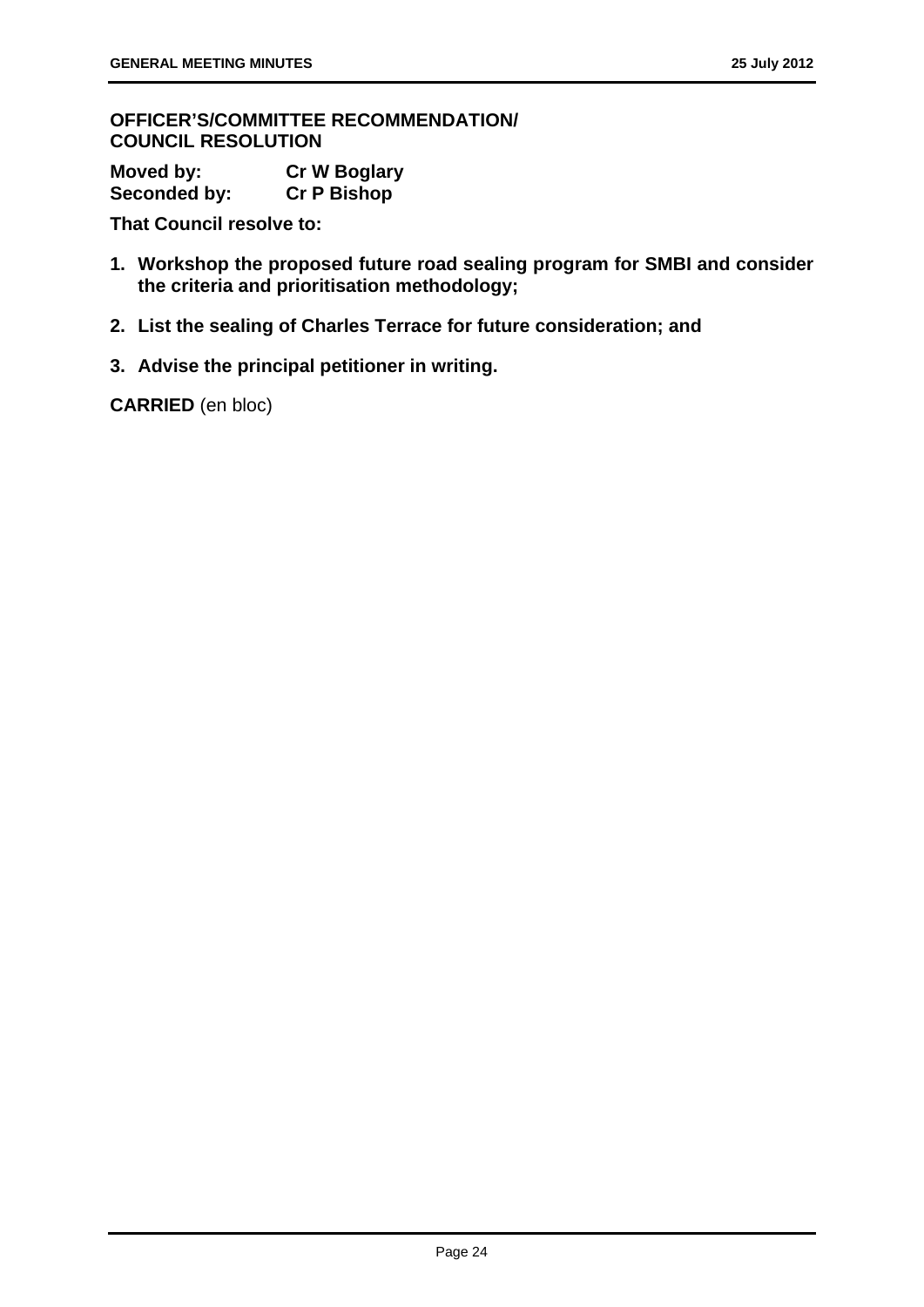**OFFICER'S/COMMITTEE RECOMMENDATION/ COUNCIL RESOLUTION**

**Moved by:** **Cr W Boglary**
**Seconded by:** **Cr P Bishop**

**That Council resolve to:**

1. **Workshop the proposed future road sealing program for SMBI and consider the criteria and prioritisation methodology;**
2. **List the sealing of Charles Terrace for future consideration; and**
3. **Advise the principal petitioner in writing.**

**CARRIED** (en bloc)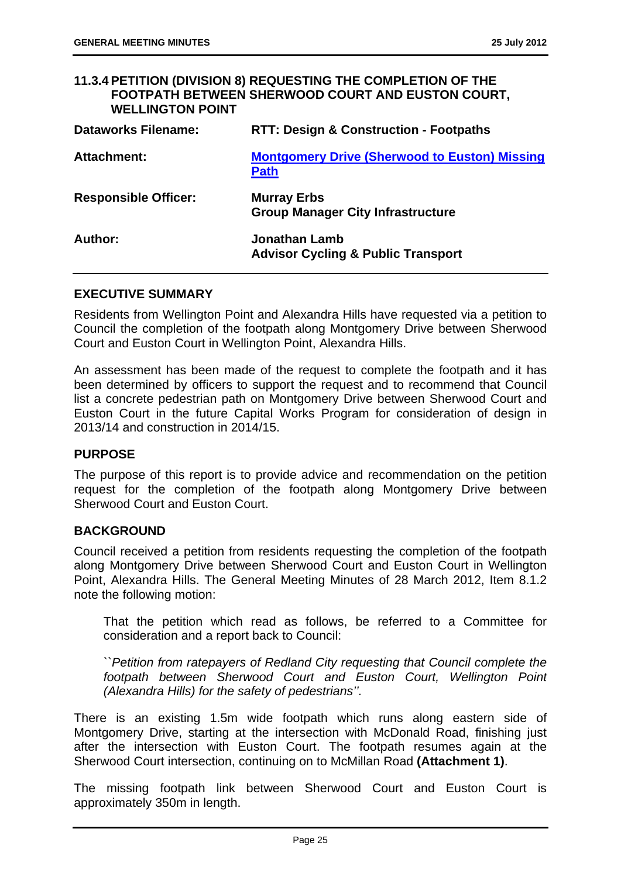### 11.3.4 PETITION (DIVISION 8) REQUESTING THE COMPLETION OF THE FOOTPATH BETWEEN SHERWOOD COURT AND EUSTON COURT, WELLINGTON POINT

| | |
|---|---|
| **Dataworks Filename:** | **RTT: Design & Construction - Footpaths** |
| **Attachment:** | **Montgomery Drive (Sherwood to Euston) Missing Path** |
| **Responsible Officer:** | **Murray Erbs**<br>**Group Manager City Infrastructure** |
| **Author:** | **Jonathan Lamb**<br>**Advisor Cycling & Public Transport** |

**EXECUTIVE SUMMARY**

Residents from Wellington Point and Alexandra Hills have requested via a petition to Council the completion of the footpath along Montgomery Drive between Sherwood Court and Euston Court in Wellington Point, Alexandra Hills.

An assessment has been made of the request to complete the footpath and it has been determined by officers to support the request and to recommend that Council list a concrete pedestrian path on Montgomery Drive between Sherwood Court and Euston Court in the future Capital Works Program for consideration of design in 2013/14 and construction in 2014/15.

**PURPOSE**

The purpose of this report is to provide advice and recommendation on the petition request for the completion of the footpath along Montgomery Drive between Sherwood Court and Euston Court.

**BACKGROUND**

Council received a petition from residents requesting the completion of the footpath along Montgomery Drive between Sherwood Court and Euston Court in Wellington Point, Alexandra Hills. The General Meeting Minutes of 28 March 2012, Item 8.1.2 note the following motion:

> That the petition which read as follows, be referred to a Committee for consideration and a report back to Council:
>
> *``Petition from ratepayers of Redland City requesting that Council complete the footpath between Sherwood Court and Euston Court, Wellington Point (Alexandra Hills) for the safety of pedestrians''.*

There is an existing 1.5m wide footpath which runs along eastern side of Montgomery Drive, starting at the intersection with McDonald Road, finishing just after the intersection with Euston Court. The footpath resumes again at the Sherwood Court intersection, continuing on to McMillan Road **(Attachment 1)**.

The missing footpath link between Sherwood Court and Euston Court is approximately 350m in length.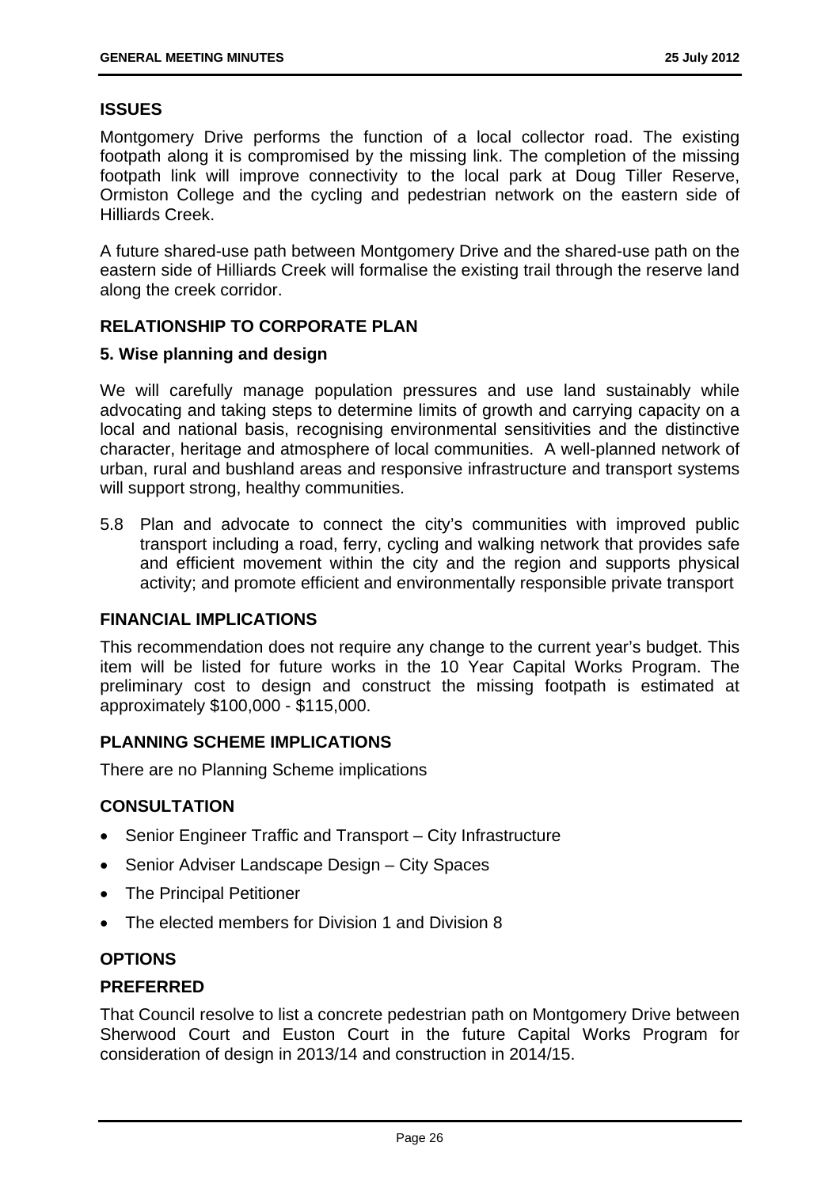## ISSUES

Montgomery Drive performs the function of a local collector road. The existing footpath along it is compromised by the missing link. The completion of the missing footpath link will improve connectivity to the local park at Doug Tiller Reserve, Ormiston College and the cycling and pedestrian network on the eastern side of Hilliards Creek.

A future shared-use path between Montgomery Drive and the shared-use path on the eastern side of Hilliards Creek will formalise the existing trail through the reserve land along the creek corridor.

## RELATIONSHIP TO CORPORATE PLAN

### 5. Wise planning and design

We will carefully manage population pressures and use land sustainably while advocating and taking steps to determine limits of growth and carrying capacity on a local and national basis, recognising environmental sensitivities and the distinctive character, heritage and atmosphere of local communities. A well-planned network of urban, rural and bushland areas and responsive infrastructure and transport systems will support strong, healthy communities.

5.8 Plan and advocate to connect the city's communities with improved public transport including a road, ferry, cycling and walking network that provides safe and efficient movement within the city and the region and supports physical activity; and promote efficient and environmentally responsible private transport

## FINANCIAL IMPLICATIONS

This recommendation does not require any change to the current year's budget. This item will be listed for future works in the 10 Year Capital Works Program. The preliminary cost to design and construct the missing footpath is estimated at approximately $100,000 - $115,000.

## PLANNING SCHEME IMPLICATIONS

There are no Planning Scheme implications

## CONSULTATION

- Senior Engineer Traffic and Transport – City Infrastructure
- Senior Adviser Landscape Design – City Spaces
- The Principal Petitioner
- The elected members for Division 1 and Division 8

## OPTIONS

### PREFERRED

That Council resolve to list a concrete pedestrian path on Montgomery Drive between Sherwood Court and Euston Court in the future Capital Works Program for consideration of design in 2013/14 and construction in 2014/15.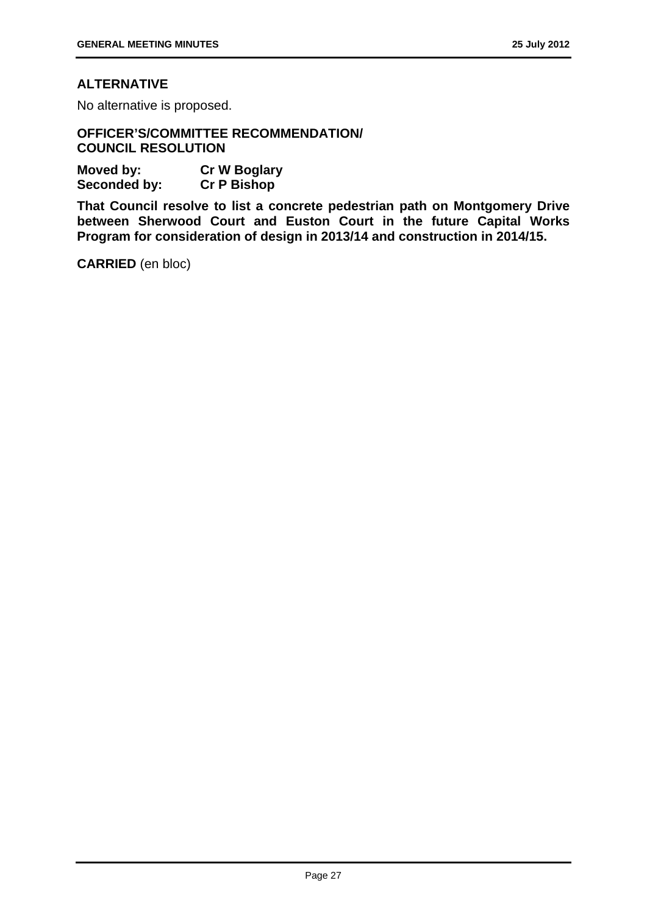## ALTERNATIVE

No alternative is proposed.

## OFFICER'S/COMMITTEE RECOMMENDATION/ COUNCIL RESOLUTION

**Moved by:** **Cr W Boglary**
**Seconded by:** **Cr P Bishop**

**That Council resolve to list a concrete pedestrian path on Montgomery Drive between Sherwood Court and Euston Court in the future Capital Works Program for consideration of design in 2013/14 and construction in 2014/15.**

**CARRIED** (en bloc)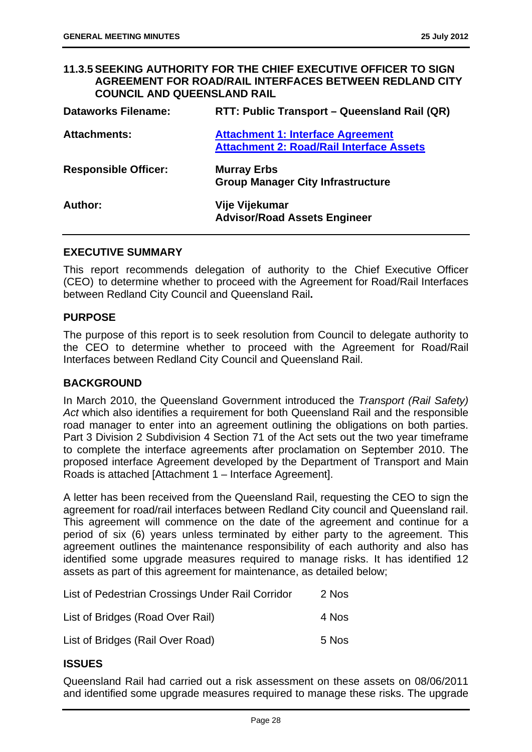## 11.3.5 SEEKING AUTHORITY FOR THE CHIEF EXECUTIVE OFFICER TO SIGN AGREEMENT FOR ROAD/RAIL INTERFACES BETWEEN REDLAND CITY COUNCIL AND QUEENSLAND RAIL

| | |
|---|---|
| **Dataworks Filename:** | **RTT: Public Transport – Queensland Rail (QR)** |
| **Attachments:** | **Attachment 1: Interface Agreement**<br>**Attachment 2: Road/Rail Interface Assets** |
| **Responsible Officer:** | **Murray Erbs**<br>**Group Manager City Infrastructure** |
| **Author:** | **Vije Vijekumar**<br>**Advisor/Road Assets Engineer** |

### EXECUTIVE SUMMARY

This report recommends delegation of authority to the Chief Executive Officer (CEO) to determine whether to proceed with the Agreement for Road/Rail Interfaces between Redland City Council and Queensland Rail**.**

### PURPOSE

The purpose of this report is to seek resolution from Council to delegate authority to the CEO to determine whether to proceed with the Agreement for Road/Rail Interfaces between Redland City Council and Queensland Rail.

### BACKGROUND

In March 2010, the Queensland Government introduced the *Transport (Rail Safety) Act* which also identifies a requirement for both Queensland Rail and the responsible road manager to enter into an agreement outlining the obligations on both parties. Part 3 Division 2 Subdivision 4 Section 71 of the Act sets out the two year timeframe to complete the interface agreements after proclamation on September 2010. The proposed interface Agreement developed by the Department of Transport and Main Roads is attached [Attachment 1 – Interface Agreement].

A letter has been received from the Queensland Rail, requesting the CEO to sign the agreement for road/rail interfaces between Redland City council and Queensland rail. This agreement will commence on the date of the agreement and continue for a period of six (6) years unless terminated by either party to the agreement. This agreement outlines the maintenance responsibility of each authority and also has identified some upgrade measures required to manage risks. It has identified 12 assets as part of this agreement for maintenance, as detailed below;

| | |
|---|---|
| List of Pedestrian Crossings Under Rail Corridor | 2 Nos |
| List of Bridges (Road Over Rail) | 4 Nos |
| List of Bridges (Rail Over Road) | 5 Nos |

### ISSUES

Queensland Rail had carried out a risk assessment on these assets on 08/06/2011 and identified some upgrade measures required to manage these risks. The upgrade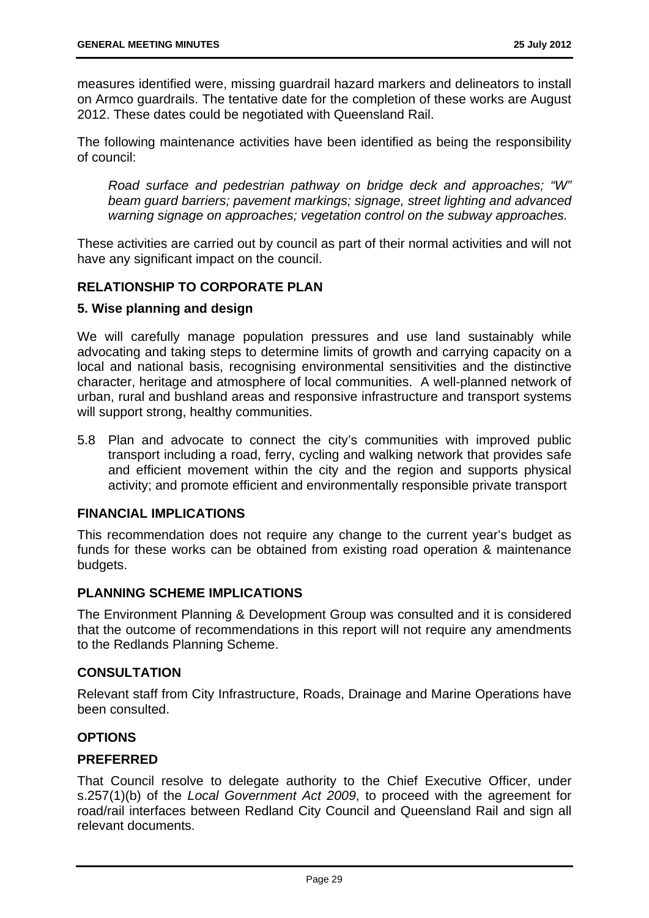measures identified were, missing guardrail hazard markers and delineators to install on Armco guardrails. The tentative date for the completion of these works are August 2012. These dates could be negotiated with Queensland Rail.

The following maintenance activities have been identified as being the responsibility of council:

> *Road surface and pedestrian pathway on bridge deck and approaches; "W" beam guard barriers; pavement markings; signage, street lighting and advanced warning signage on approaches; vegetation control on the subway approaches.*

These activities are carried out by council as part of their normal activities and will not have any significant impact on the council.

## RELATIONSHIP TO CORPORATE PLAN

### 5. Wise planning and design

We will carefully manage population pressures and use land sustainably while advocating and taking steps to determine limits of growth and carrying capacity on a local and national basis, recognising environmental sensitivities and the distinctive character, heritage and atmosphere of local communities. A well-planned network of urban, rural and bushland areas and responsive infrastructure and transport systems will support strong, healthy communities.

5.8 Plan and advocate to connect the city's communities with improved public transport including a road, ferry, cycling and walking network that provides safe and efficient movement within the city and the region and supports physical activity; and promote efficient and environmentally responsible private transport

## FINANCIAL IMPLICATIONS

This recommendation does not require any change to the current year's budget as funds for these works can be obtained from existing road operation & maintenance budgets.

## PLANNING SCHEME IMPLICATIONS

The Environment Planning & Development Group was consulted and it is considered that the outcome of recommendations in this report will not require any amendments to the Redlands Planning Scheme.

## CONSULTATION

Relevant staff from City Infrastructure, Roads, Drainage and Marine Operations have been consulted.

## OPTIONS

### PREFERRED

That Council resolve to delegate authority to the Chief Executive Officer, under s.257(1)(b) of the *Local Government Act 2009*, to proceed with the agreement for road/rail interfaces between Redland City Council and Queensland Rail and sign all relevant documents.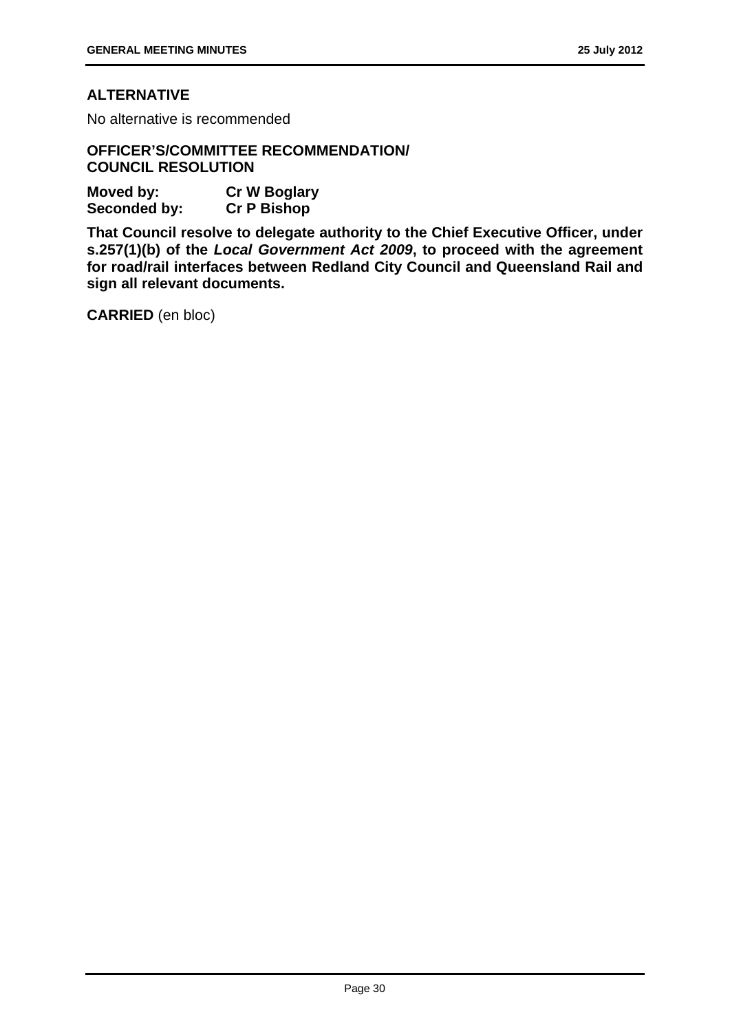## ALTERNATIVE

No alternative is recommended

## OFFICER'S/COMMITTEE RECOMMENDATION/ COUNCIL RESOLUTION

**Moved by:** **Cr W Boglary**
**Seconded by:** **Cr P Bishop**

**That Council resolve to delegate authority to the Chief Executive Officer, under s.257(1)(b) of the *Local Government Act 2009*, to proceed with the agreement for road/rail interfaces between Redland City Council and Queensland Rail and sign all relevant documents.**

**CARRIED** (en bloc)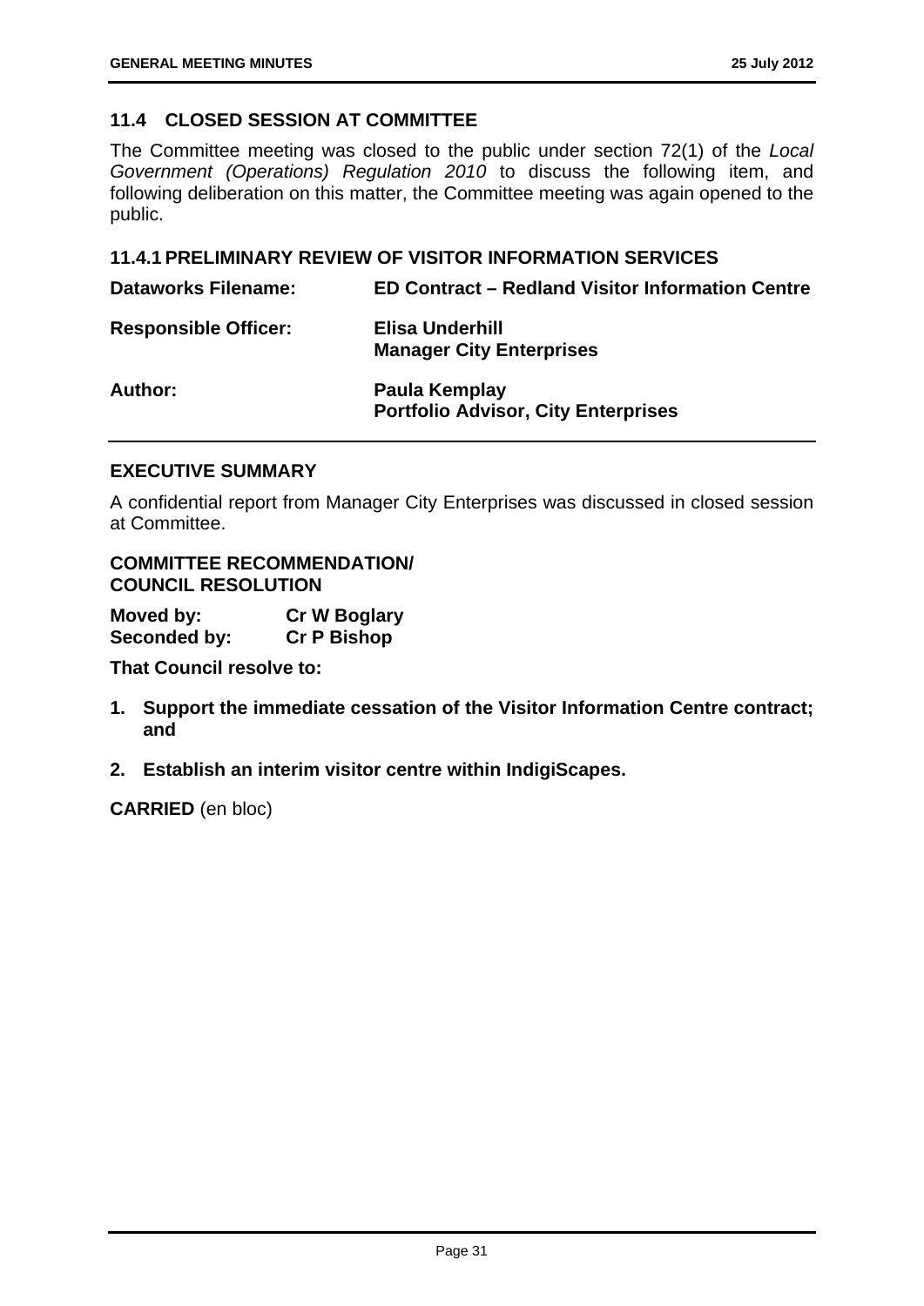## 11.4 CLOSED SESSION AT COMMITTEE

The Committee meeting was closed to the public under section 72(1) of the *Local Government (Operations) Regulation 2010* to discuss the following item, and following deliberation on this matter, the Committee meeting was again opened to the public.

### 11.4.1 PRELIMINARY REVIEW OF VISITOR INFORMATION SERVICES

| | |
|---|---|
| **Dataworks Filename:** | **ED Contract – Redland Visitor Information Centre** |
| **Responsible Officer:** | **Elisa Underhill**<br>**Manager City Enterprises** |
| **Author:** | **Paula Kemplay**<br>**Portfolio Advisor, City Enterprises** |

### EXECUTIVE SUMMARY

A confidential report from Manager City Enterprises was discussed in closed session at Committee.

### COMMITTEE RECOMMENDATION/ COUNCIL RESOLUTION

**Moved by:** **Cr W Boglary**
**Seconded by:** **Cr P Bishop**

**That Council resolve to:**

1. **Support the immediate cessation of the Visitor Information Centre contract; and**
2. **Establish an interim visitor centre within IndigiScapes.**

**CARRIED** (en bloc)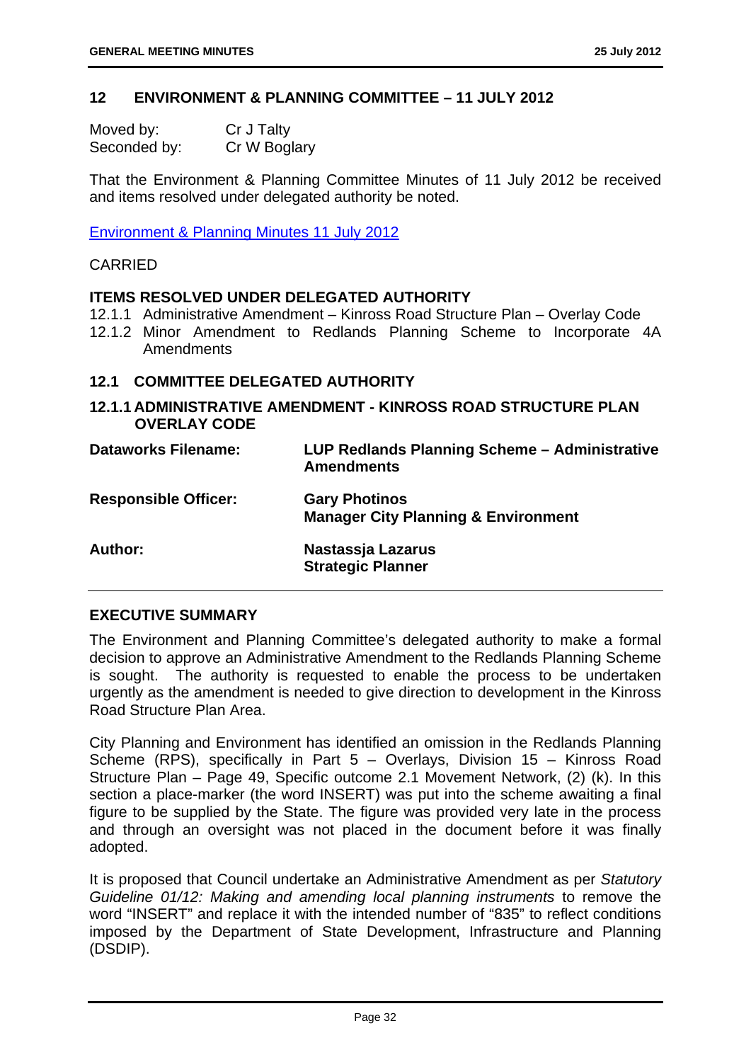## 12 ENVIRONMENT & PLANNING COMMITTEE – 11 JULY 2012

| | |
|---|---|
| Moved by: | Cr J Talty |
| Seconded by: | Cr W Boglary |

That the Environment & Planning Committee Minutes of 11 July 2012 be received and items resolved under delegated authority be noted.

Environment & Planning Minutes 11 July 2012

CARRIED

**ITEMS RESOLVED UNDER DELEGATED AUTHORITY**

12.1.1 Administrative Amendment – Kinross Road Structure Plan – Overlay Code

12.1.2 Minor Amendment to Redlands Planning Scheme to Incorporate 4A Amendments

### 12.1 COMMITTEE DELEGATED AUTHORITY

### 12.1.1 ADMINISTRATIVE AMENDMENT - KINROSS ROAD STRUCTURE PLAN OVERLAY CODE

| | |
|---|---|
| **Dataworks Filename:** | **LUP Redlands Planning Scheme – Administrative Amendments** |
| **Responsible Officer:** | **Gary Photinos**<br>**Manager City Planning & Environment** |
| **Author:** | **Nastassja Lazarus**<br>**Strategic Planner** |

**EXECUTIVE SUMMARY**

The Environment and Planning Committee's delegated authority to make a formal decision to approve an Administrative Amendment to the Redlands Planning Scheme is sought. The authority is requested to enable the process to be undertaken urgently as the amendment is needed to give direction to development in the Kinross Road Structure Plan Area.

City Planning and Environment has identified an omission in the Redlands Planning Scheme (RPS), specifically in Part 5 – Overlays, Division 15 – Kinross Road Structure Plan – Page 49, Specific outcome 2.1 Movement Network, (2) (k). In this section a place-marker (the word INSERT) was put into the scheme awaiting a final figure to be supplied by the State. The figure was provided very late in the process and through an oversight was not placed in the document before it was finally adopted.

It is proposed that Council undertake an Administrative Amendment as per *Statutory Guideline 01/12: Making and amending local planning instruments* to remove the word "INSERT" and replace it with the intended number of "835" to reflect conditions imposed by the Department of State Development, Infrastructure and Planning (DSDIP).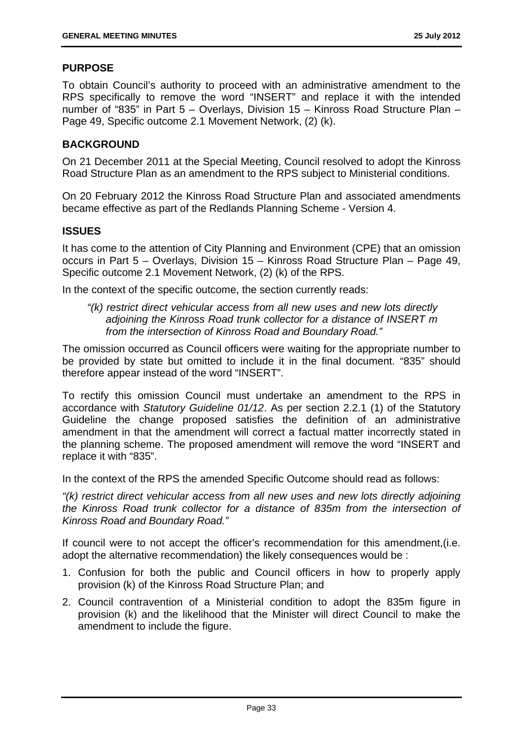## PURPOSE

To obtain Council's authority to proceed with an administrative amendment to the RPS specifically to remove the word "INSERT" and replace it with the intended number of "835" in Part 5 – Overlays, Division 15 – Kinross Road Structure Plan – Page 49, Specific outcome 2.1 Movement Network, (2) (k).

## BACKGROUND

On 21 December 2011 at the Special Meeting, Council resolved to adopt the Kinross Road Structure Plan as an amendment to the RPS subject to Ministerial conditions.

On 20 February 2012 the Kinross Road Structure Plan and associated amendments became effective as part of the Redlands Planning Scheme - Version 4.

## ISSUES

It has come to the attention of City Planning and Environment (CPE) that an omission occurs in Part 5 – Overlays, Division 15 – Kinross Road Structure Plan – Page 49, Specific outcome 2.1 Movement Network, (2) (k) of the RPS.

In the context of the specific outcome, the section currently reads:

> *"(k) restrict direct vehicular access from all new uses and new lots directly adjoining the Kinross Road trunk collector for a distance of INSERT m from the intersection of Kinross Road and Boundary Road."*

The omission occurred as Council officers were waiting for the appropriate number to be provided by state but omitted to include it in the final document. "835" should therefore appear instead of the word "INSERT".

To rectify this omission Council must undertake an amendment to the RPS in accordance with *Statutory Guideline 01/12*. As per section 2.2.1 (1) of the Statutory Guideline the change proposed satisfies the definition of an administrative amendment in that the amendment will correct a factual matter incorrectly stated in the planning scheme. The proposed amendment will remove the word "INSERT and replace it with "835".

In the context of the RPS the amended Specific Outcome should read as follows:

*"(k) restrict direct vehicular access from all new uses and new lots directly adjoining the Kinross Road trunk collector for a distance of 835m from the intersection of Kinross Road and Boundary Road."*

If council were to not accept the officer's recommendation for this amendment,(i.e. adopt the alternative recommendation) the likely consequences would be :

1. Confusion for both the public and Council officers in how to properly apply provision (k) of the Kinross Road Structure Plan; and
2. Council contravention of a Ministerial condition to adopt the 835m figure in provision (k) and the likelihood that the Minister will direct Council to make the amendment to include the figure.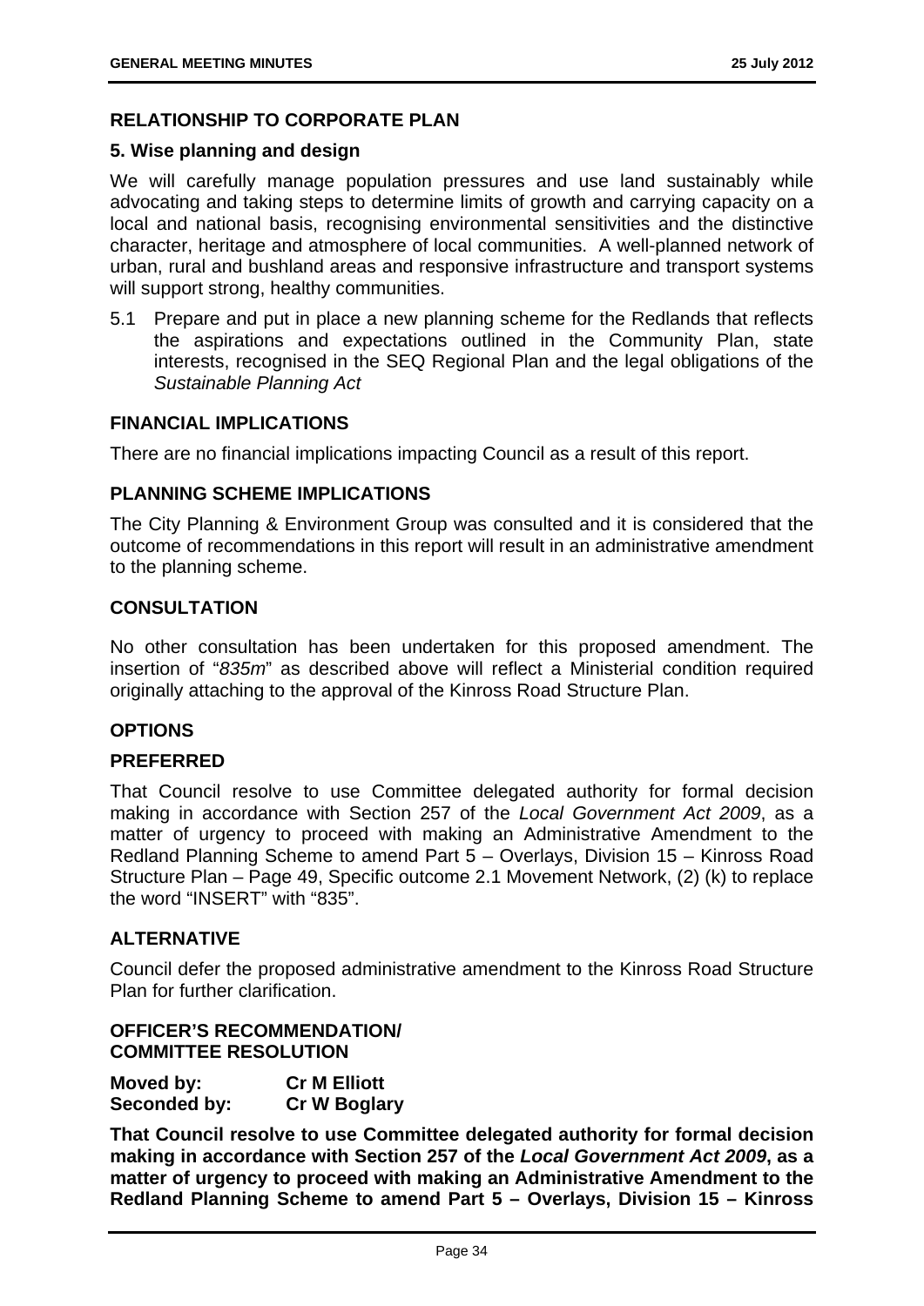## RELATIONSHIP TO CORPORATE PLAN

### 5. Wise planning and design

We will carefully manage population pressures and use land sustainably while advocating and taking steps to determine limits of growth and carrying capacity on a local and national basis, recognising environmental sensitivities and the distinctive character, heritage and atmosphere of local communities. A well-planned network of urban, rural and bushland areas and responsive infrastructure and transport systems will support strong, healthy communities.

5.1 Prepare and put in place a new planning scheme for the Redlands that reflects the aspirations and expectations outlined in the Community Plan, state interests, recognised in the SEQ Regional Plan and the legal obligations of the *Sustainable Planning Act*

## FINANCIAL IMPLICATIONS

There are no financial implications impacting Council as a result of this report.

## PLANNING SCHEME IMPLICATIONS

The City Planning & Environment Group was consulted and it is considered that the outcome of recommendations in this report will result in an administrative amendment to the planning scheme.

## CONSULTATION

No other consultation has been undertaken for this proposed amendment. The insertion of "*835m*" as described above will reflect a Ministerial condition required originally attaching to the approval of the Kinross Road Structure Plan.

## OPTIONS

### PREFERRED

That Council resolve to use Committee delegated authority for formal decision making in accordance with Section 257 of the *Local Government Act 2009*, as a matter of urgency to proceed with making an Administrative Amendment to the Redland Planning Scheme to amend Part 5 – Overlays, Division 15 – Kinross Road Structure Plan – Page 49, Specific outcome 2.1 Movement Network, (2) (k) to replace the word "INSERT" with "835".

### ALTERNATIVE

Council defer the proposed administrative amendment to the Kinross Road Structure Plan for further clarification.

### OFFICER'S RECOMMENDATION/ COMMITTEE RESOLUTION

**Moved by:** **Cr M Elliott**
**Seconded by:** **Cr W Boglary**

**That Council resolve to use Committee delegated authority for formal decision making in accordance with Section 257 of the *Local Government Act 2009*, as a matter of urgency to proceed with making an Administrative Amendment to the Redland Planning Scheme to amend Part 5 – Overlays, Division 15 – Kinross**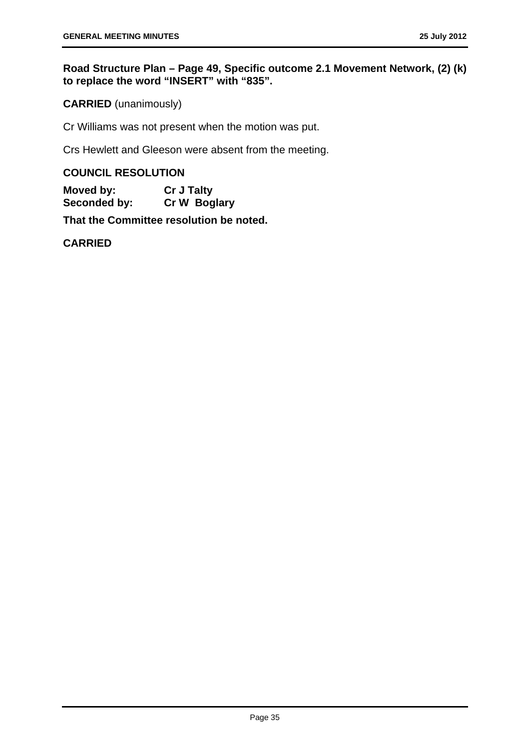**Road Structure Plan – Page 49, Specific outcome 2.1 Movement Network, (2) (k) to replace the word "INSERT" with "835".**

**CARRIED** (unanimously)

Cr Williams was not present when the motion was put.

Crs Hewlett and Gleeson were absent from the meeting.

**COUNCIL RESOLUTION**

**Moved by:** **Cr J Talty**
**Seconded by:** **Cr W Boglary**

**That the Committee resolution be noted.**

**CARRIED**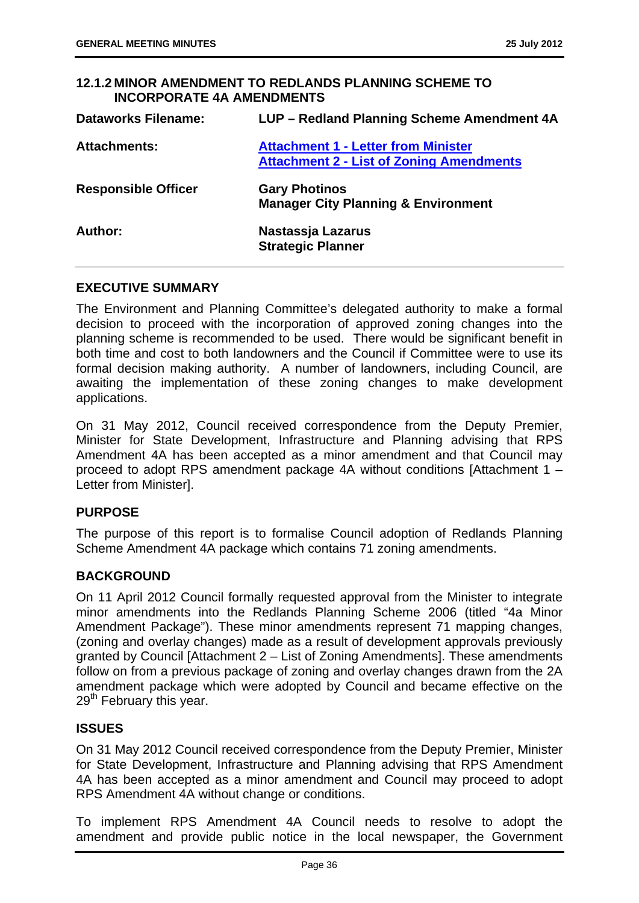### 12.1.2 MINOR AMENDMENT TO REDLANDS PLANNING SCHEME TO INCORPORATE 4A AMENDMENTS

| | |
|---|---|
| **Dataworks Filename:** | **LUP – Redland Planning Scheme Amendment 4A** |
| **Attachments:** | **Attachment 1 - Letter from Minister**<br>**Attachment 2 - List of Zoning Amendments** |
| **Responsible Officer** | **Gary Photinos**<br>**Manager City Planning & Environment** |
| **Author:** | **Nastassja Lazarus**<br>**Strategic Planner** |

## EXECUTIVE SUMMARY

The Environment and Planning Committee's delegated authority to make a formal decision to proceed with the incorporation of approved zoning changes into the planning scheme is recommended to be used. There would be significant benefit in both time and cost to both landowners and the Council if Committee were to use its formal decision making authority. A number of landowners, including Council, are awaiting the implementation of these zoning changes to make development applications.

On 31 May 2012, Council received correspondence from the Deputy Premier, Minister for State Development, Infrastructure and Planning advising that RPS Amendment 4A has been accepted as a minor amendment and that Council may proceed to adopt RPS amendment package 4A without conditions [Attachment 1 – Letter from Minister].

## PURPOSE

The purpose of this report is to formalise Council adoption of Redlands Planning Scheme Amendment 4A package which contains 71 zoning amendments.

## BACKGROUND

On 11 April 2012 Council formally requested approval from the Minister to integrate minor amendments into the Redlands Planning Scheme 2006 (titled "4a Minor Amendment Package"). These minor amendments represent 71 mapping changes, (zoning and overlay changes) made as a result of development approvals previously granted by Council [Attachment 2 – List of Zoning Amendments]. These amendments follow on from a previous package of zoning and overlay changes drawn from the 2A amendment package which were adopted by Council and became effective on the 29th February this year.

## ISSUES

On 31 May 2012 Council received correspondence from the Deputy Premier, Minister for State Development, Infrastructure and Planning advising that RPS Amendment 4A has been accepted as a minor amendment and Council may proceed to adopt RPS Amendment 4A without change or conditions.

To implement RPS Amendment 4A Council needs to resolve to adopt the amendment and provide public notice in the local newspaper, the Government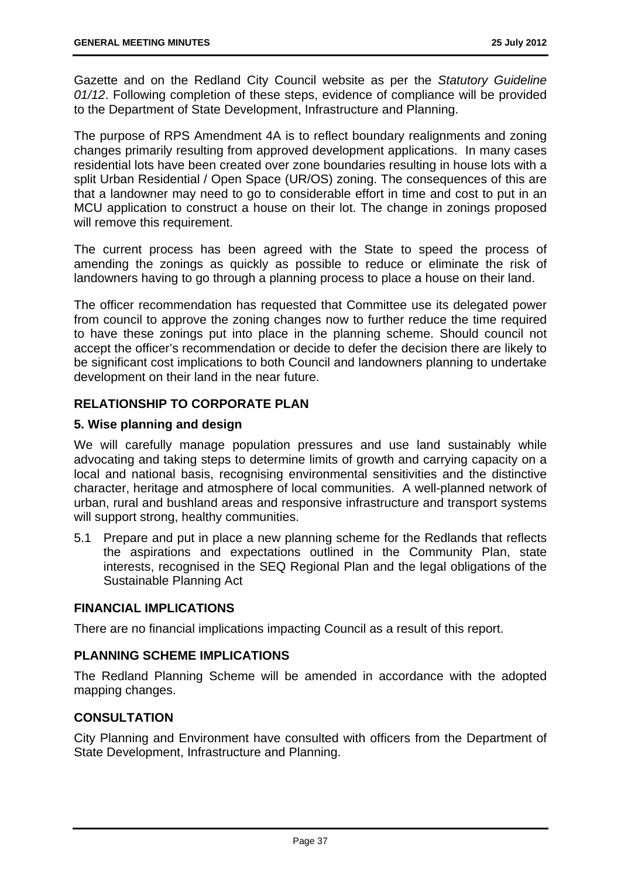Gazette and on the Redland City Council website as per the *Statutory Guideline 01/12*. Following completion of these steps, evidence of compliance will be provided to the Department of State Development, Infrastructure and Planning.

The purpose of RPS Amendment 4A is to reflect boundary realignments and zoning changes primarily resulting from approved development applications. In many cases residential lots have been created over zone boundaries resulting in house lots with a split Urban Residential / Open Space (UR/OS) zoning. The consequences of this are that a landowner may need to go to considerable effort in time and cost to put in an MCU application to construct a house on their lot. The change in zonings proposed will remove this requirement.

The current process has been agreed with the State to speed the process of amending the zonings as quickly as possible to reduce or eliminate the risk of landowners having to go through a planning process to place a house on their land.

The officer recommendation has requested that Committee use its delegated power from council to approve the zoning changes now to further reduce the time required to have these zonings put into place in the planning scheme. Should council not accept the officer's recommendation or decide to defer the decision there are likely to be significant cost implications to both Council and landowners planning to undertake development on their land in the near future.

## RELATIONSHIP TO CORPORATE PLAN

### 5. Wise planning and design

We will carefully manage population pressures and use land sustainably while advocating and taking steps to determine limits of growth and carrying capacity on a local and national basis, recognising environmental sensitivities and the distinctive character, heritage and atmosphere of local communities. A well-planned network of urban, rural and bushland areas and responsive infrastructure and transport systems will support strong, healthy communities.

5.1 Prepare and put in place a new planning scheme for the Redlands that reflects the aspirations and expectations outlined in the Community Plan, state interests, recognised in the SEQ Regional Plan and the legal obligations of the Sustainable Planning Act

## FINANCIAL IMPLICATIONS

There are no financial implications impacting Council as a result of this report.

## PLANNING SCHEME IMPLICATIONS

The Redland Planning Scheme will be amended in accordance with the adopted mapping changes.

## CONSULTATION

City Planning and Environment have consulted with officers from the Department of State Development, Infrastructure and Planning.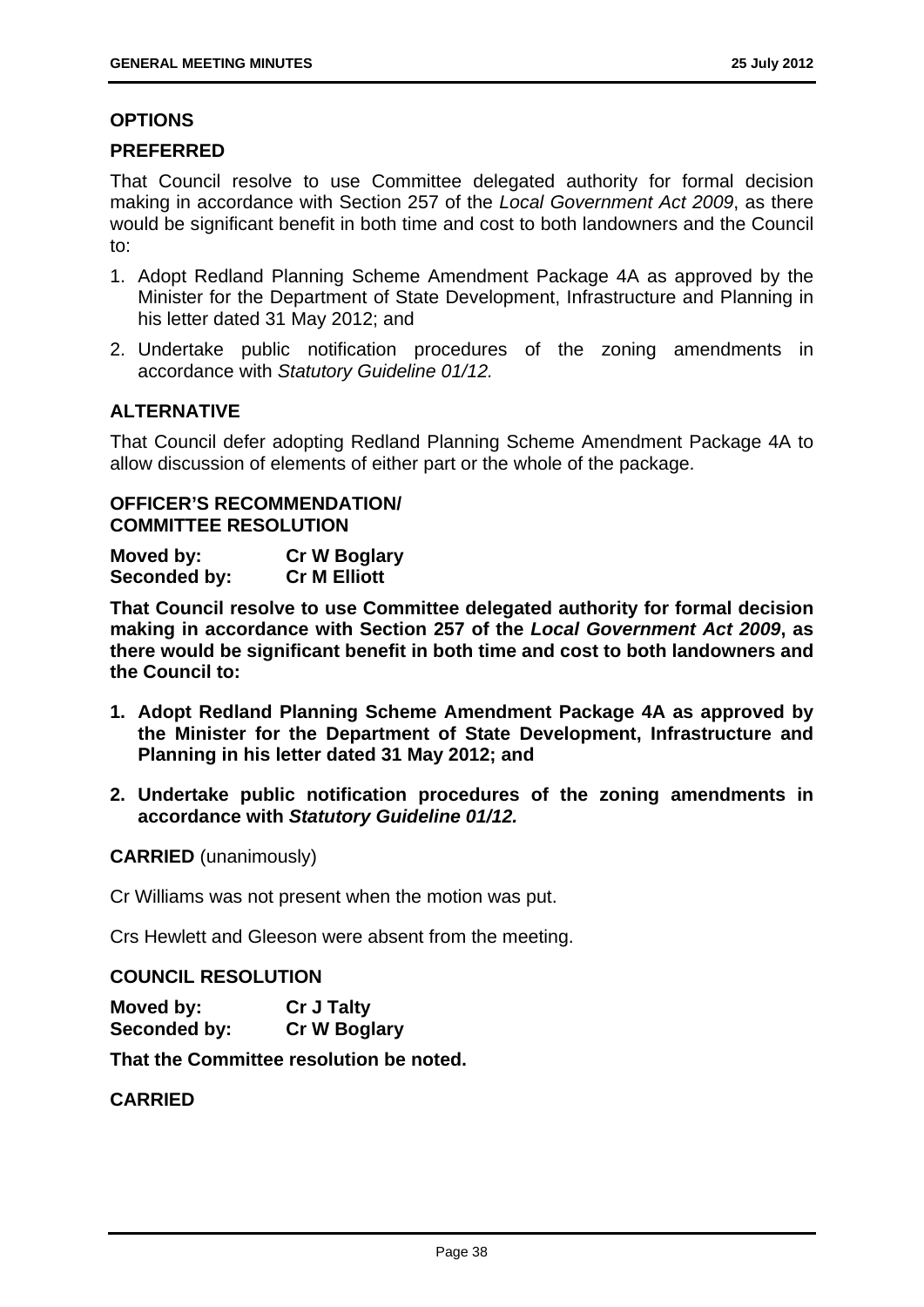## OPTIONS

### PREFERRED

That Council resolve to use Committee delegated authority for formal decision making in accordance with Section 257 of the *Local Government Act 2009*, as there would be significant benefit in both time and cost to both landowners and the Council to:

1. Adopt Redland Planning Scheme Amendment Package 4A as approved by the Minister for the Department of State Development, Infrastructure and Planning in his letter dated 31 May 2012; and
2. Undertake public notification procedures of the zoning amendments in accordance with *Statutory Guideline 01/12.*

### ALTERNATIVE

That Council defer adopting Redland Planning Scheme Amendment Package 4A to allow discussion of elements of either part or the whole of the package.

### OFFICER'S RECOMMENDATION/ COMMITTEE RESOLUTION

**Moved by:** **Cr W Boglary**
**Seconded by:** **Cr M Elliott**

**That Council resolve to use Committee delegated authority for formal decision making in accordance with Section 257 of the *Local Government Act 2009*, as there would be significant benefit in both time and cost to both landowners and the Council to:**

1. **Adopt Redland Planning Scheme Amendment Package 4A as approved by the Minister for the Department of State Development, Infrastructure and Planning in his letter dated 31 May 2012; and**
2. **Undertake public notification procedures of the zoning amendments in accordance with *Statutory Guideline 01/12.***

**CARRIED** (unanimously)

Cr Williams was not present when the motion was put.

Crs Hewlett and Gleeson were absent from the meeting.

### COUNCIL RESOLUTION

**Moved by:** **Cr J Talty**
**Seconded by:** **Cr W Boglary**

**That the Committee resolution be noted.**

**CARRIED**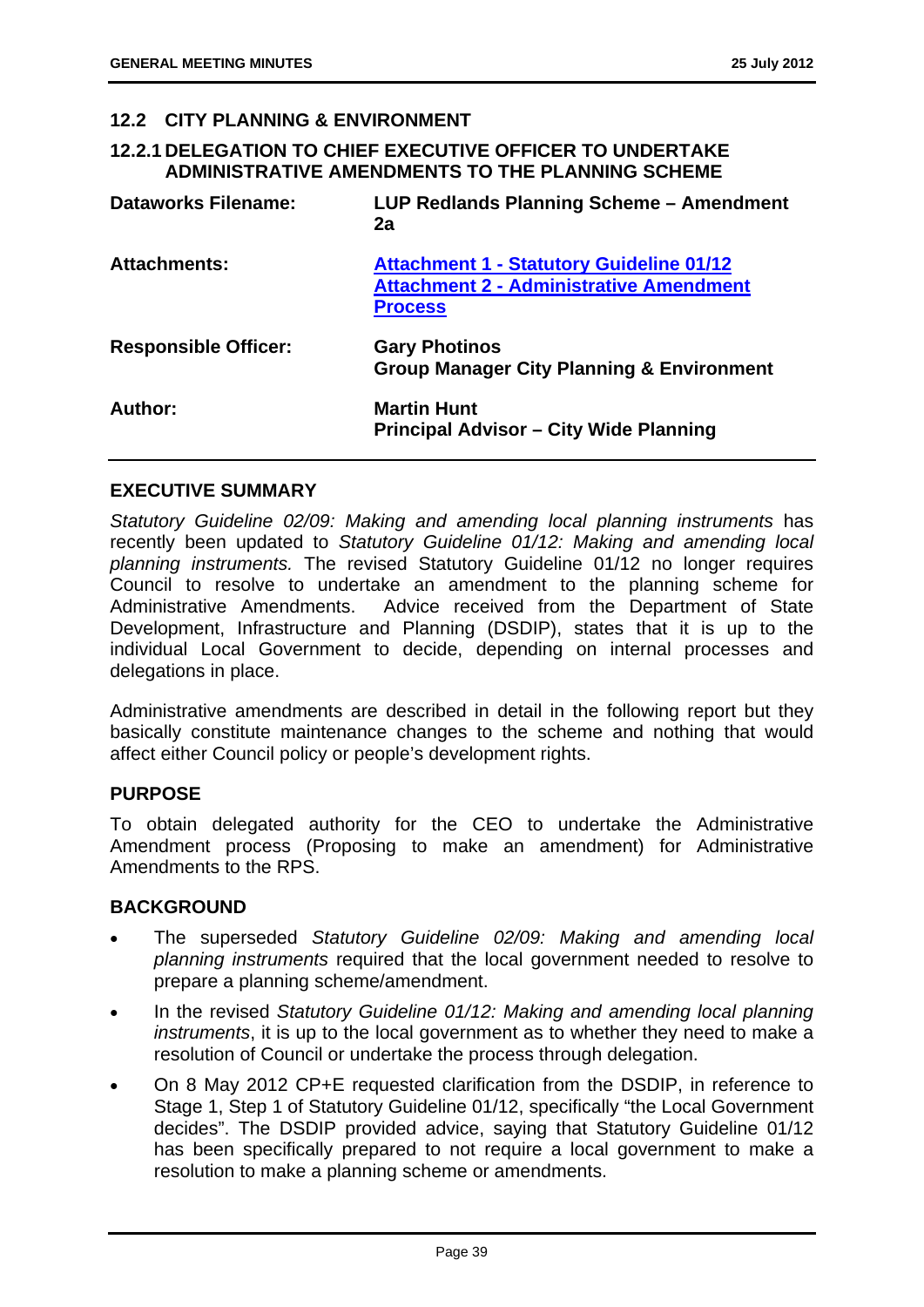## 12.2 CITY PLANNING & ENVIRONMENT

### 12.2.1 DELEGATION TO CHIEF EXECUTIVE OFFICER TO UNDERTAKE ADMINISTRATIVE AMENDMENTS TO THE PLANNING SCHEME

| | |
|---|---|
| **Dataworks Filename:** | **LUP Redlands Planning Scheme – Amendment 2a** |
| **Attachments:** | **Attachment 1 - Statutory Guideline 01/12**<br>**Attachment 2 - Administrative Amendment Process** |
| **Responsible Officer:** | **Gary Photinos**<br>**Group Manager City Planning & Environment** |
| **Author:** | **Martin Hunt**<br>**Principal Advisor – City Wide Planning** |

#### EXECUTIVE SUMMARY

*Statutory Guideline 02/09: Making and amending local planning instruments* has recently been updated to *Statutory Guideline 01/12: Making and amending local planning instruments.* The revised Statutory Guideline 01/12 no longer requires Council to resolve to undertake an amendment to the planning scheme for Administrative Amendments. Advice received from the Department of State Development, Infrastructure and Planning (DSDIP), states that it is up to the individual Local Government to decide, depending on internal processes and delegations in place.

Administrative amendments are described in detail in the following report but they basically constitute maintenance changes to the scheme and nothing that would affect either Council policy or people's development rights.

#### PURPOSE

To obtain delegated authority for the CEO to undertake the Administrative Amendment process (Proposing to make an amendment) for Administrative Amendments to the RPS.

#### BACKGROUND

- The superseded *Statutory Guideline 02/09: Making and amending local planning instruments* required that the local government needed to resolve to prepare a planning scheme/amendment.
- In the revised *Statutory Guideline 01/12: Making and amending local planning instruments*, it is up to the local government as to whether they need to make a resolution of Council or undertake the process through delegation.
- On 8 May 2012 CP+E requested clarification from the DSDIP, in reference to Stage 1, Step 1 of Statutory Guideline 01/12, specifically "the Local Government decides". The DSDIP provided advice, saying that Statutory Guideline 01/12 has been specifically prepared to not require a local government to make a resolution to make a planning scheme or amendments.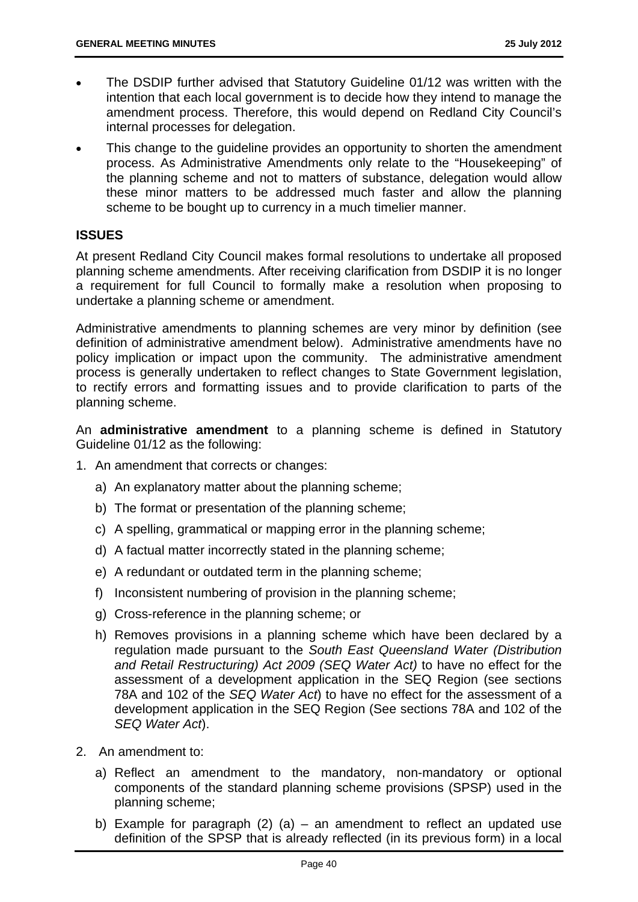- The DSDIP further advised that Statutory Guideline 01/12 was written with the intention that each local government is to decide how they intend to manage the amendment process. Therefore, this would depend on Redland City Council's internal processes for delegation.
- This change to the guideline provides an opportunity to shorten the amendment process. As Administrative Amendments only relate to the "Housekeeping" of the planning scheme and not to matters of substance, delegation would allow these minor matters to be addressed much faster and allow the planning scheme to be bought up to currency in a much timelier manner.

## ISSUES

At present Redland City Council makes formal resolutions to undertake all proposed planning scheme amendments. After receiving clarification from DSDIP it is no longer a requirement for full Council to formally make a resolution when proposing to undertake a planning scheme or amendment.

Administrative amendments to planning schemes are very minor by definition (see definition of administrative amendment below). Administrative amendments have no policy implication or impact upon the community. The administrative amendment process is generally undertaken to reflect changes to State Government legislation, to rectify errors and formatting issues and to provide clarification to parts of the planning scheme.

An **administrative amendment** to a planning scheme is defined in Statutory Guideline 01/12 as the following:

1. An amendment that corrects or changes:
   a) An explanatory matter about the planning scheme;
   b) The format or presentation of the planning scheme;
   c) A spelling, grammatical or mapping error in the planning scheme;
   d) A factual matter incorrectly stated in the planning scheme;
   e) A redundant or outdated term in the planning scheme;
   f) Inconsistent numbering of provision in the planning scheme;
   g) Cross-reference in the planning scheme; or
   h) Removes provisions in a planning scheme which have been declared by a regulation made pursuant to the *South East Queensland Water (Distribution and Retail Restructuring) Act 2009 (SEQ Water Act)* to have no effect for the assessment of a development application in the SEQ Region (see sections 78A and 102 of the *SEQ Water Act*) to have no effect for the assessment of a development application in the SEQ Region (See sections 78A and 102 of the *SEQ Water Act*).
2. An amendment to:
   a) Reflect an amendment to the mandatory, non-mandatory or optional components of the standard planning scheme provisions (SPSP) used in the planning scheme;
   b) Example for paragraph (2) (a) – an amendment to reflect an updated use definition of the SPSP that is already reflected (in its previous form) in a local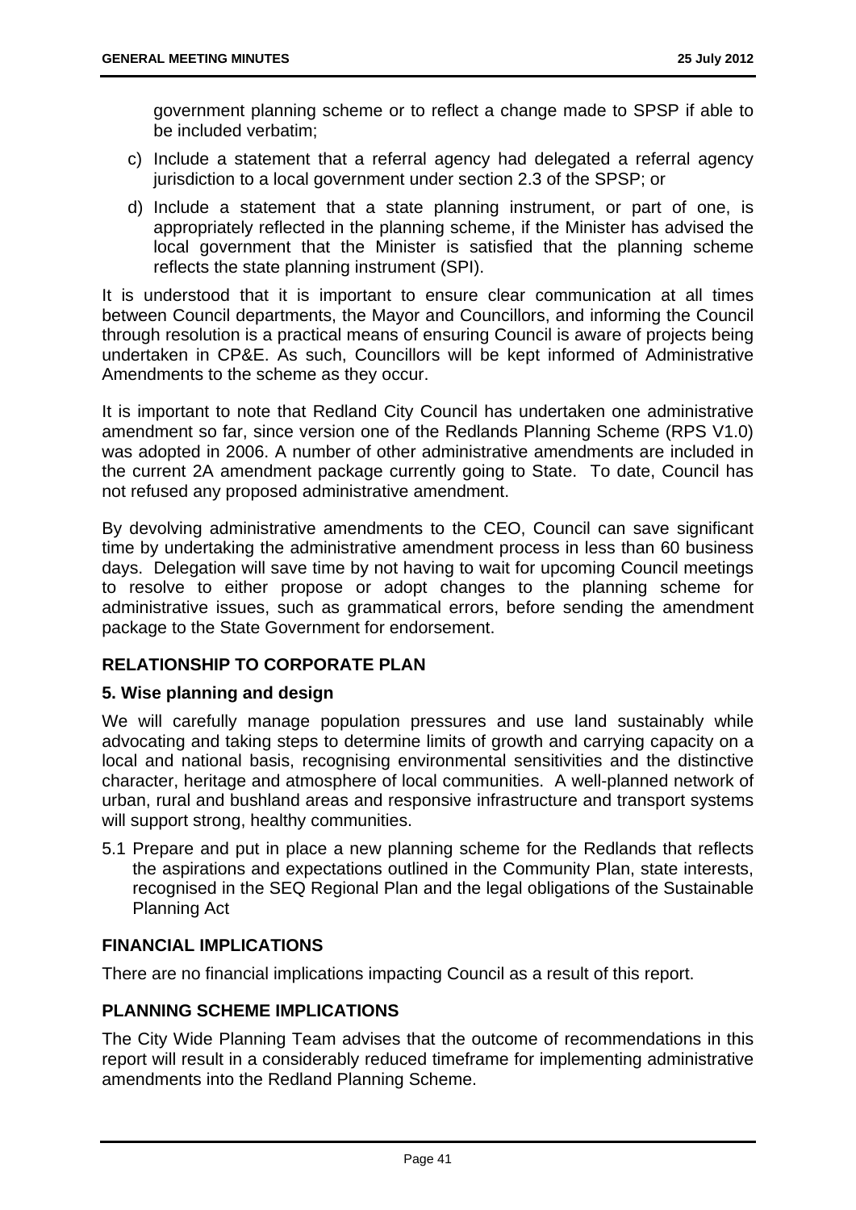government planning scheme or to reflect a change made to SPSP if able to be included verbatim;

c) Include a statement that a referral agency had delegated a referral agency jurisdiction to a local government under section 2.3 of the SPSP; or

d) Include a statement that a state planning instrument, or part of one, is appropriately reflected in the planning scheme, if the Minister has advised the local government that the Minister is satisfied that the planning scheme reflects the state planning instrument (SPI).

It is understood that it is important to ensure clear communication at all times between Council departments, the Mayor and Councillors, and informing the Council through resolution is a practical means of ensuring Council is aware of projects being undertaken in CP&E. As such, Councillors will be kept informed of Administrative Amendments to the scheme as they occur.

It is important to note that Redland City Council has undertaken one administrative amendment so far, since version one of the Redlands Planning Scheme (RPS V1.0) was adopted in 2006. A number of other administrative amendments are included in the current 2A amendment package currently going to State. To date, Council has not refused any proposed administrative amendment.

By devolving administrative amendments to the CEO, Council can save significant time by undertaking the administrative amendment process in less than 60 business days. Delegation will save time by not having to wait for upcoming Council meetings to resolve to either propose or adopt changes to the planning scheme for administrative issues, such as grammatical errors, before sending the amendment package to the State Government for endorsement.

## RELATIONSHIP TO CORPORATE PLAN

### 5. Wise planning and design

We will carefully manage population pressures and use land sustainably while advocating and taking steps to determine limits of growth and carrying capacity on a local and national basis, recognising environmental sensitivities and the distinctive character, heritage and atmosphere of local communities. A well-planned network of urban, rural and bushland areas and responsive infrastructure and transport systems will support strong, healthy communities.

5.1 Prepare and put in place a new planning scheme for the Redlands that reflects the aspirations and expectations outlined in the Community Plan, state interests, recognised in the SEQ Regional Plan and the legal obligations of the Sustainable Planning Act

## FINANCIAL IMPLICATIONS

There are no financial implications impacting Council as a result of this report.

## PLANNING SCHEME IMPLICATIONS

The City Wide Planning Team advises that the outcome of recommendations in this report will result in a considerably reduced timeframe for implementing administrative amendments into the Redland Planning Scheme.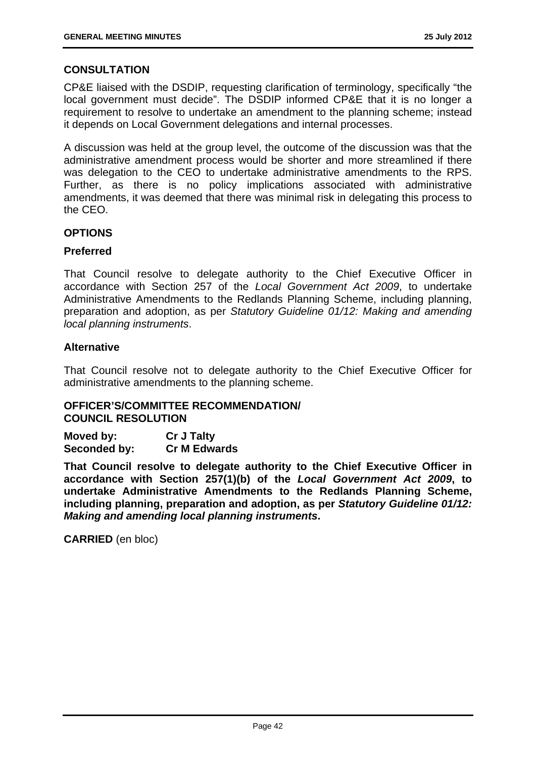## CONSULTATION

CP&E liaised with the DSDIP, requesting clarification of terminology, specifically "the local government must decide". The DSDIP informed CP&E that it is no longer a requirement to resolve to undertake an amendment to the planning scheme; instead it depends on Local Government delegations and internal processes.

A discussion was held at the group level, the outcome of the discussion was that the administrative amendment process would be shorter and more streamlined if there was delegation to the CEO to undertake administrative amendments to the RPS. Further, as there is no policy implications associated with administrative amendments, it was deemed that there was minimal risk in delegating this process to the CEO.

## OPTIONS

### Preferred

That Council resolve to delegate authority to the Chief Executive Officer in accordance with Section 257 of the *Local Government Act 2009*, to undertake Administrative Amendments to the Redlands Planning Scheme, including planning, preparation and adoption, as per *Statutory Guideline 01/12: Making and amending local planning instruments*.

### Alternative

That Council resolve not to delegate authority to the Chief Executive Officer for administrative amendments to the planning scheme.

## OFFICER'S/COMMITTEE RECOMMENDATION/ COUNCIL RESOLUTION

**Moved by:** **Cr J Talty**
**Seconded by:** **Cr M Edwards**

**That Council resolve to delegate authority to the Chief Executive Officer in accordance with Section 257(1)(b) of the *Local Government Act 2009*, to undertake Administrative Amendments to the Redlands Planning Scheme, including planning, preparation and adoption, as per *Statutory Guideline 01/12: Making and amending local planning instruments*.**

**CARRIED** (en bloc)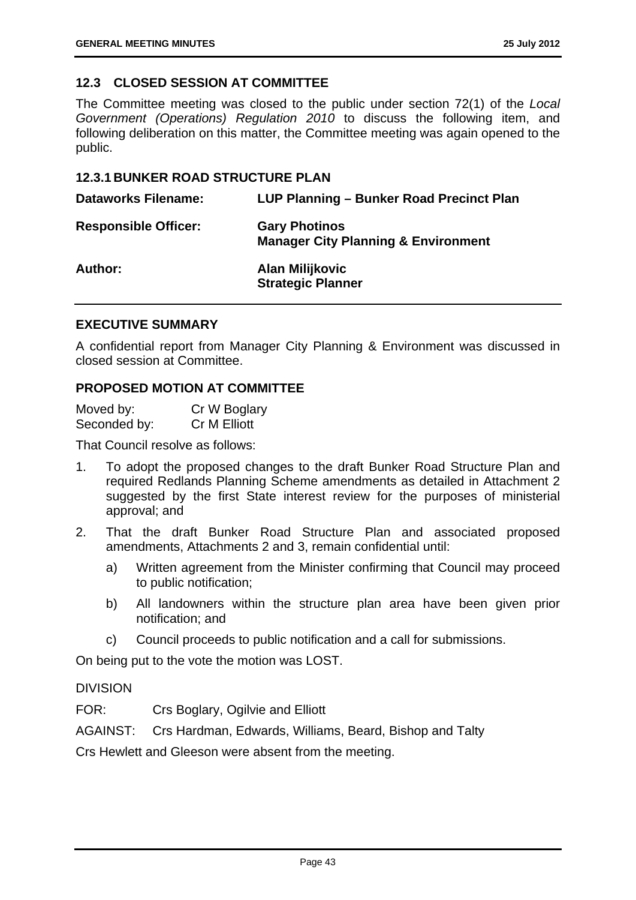## 12.3 CLOSED SESSION AT COMMITTEE

The Committee meeting was closed to the public under section 72(1) of the *Local Government (Operations) Regulation 2010* to discuss the following item, and following deliberation on this matter, the Committee meeting was again opened to the public.

### 12.3.1 BUNKER ROAD STRUCTURE PLAN

| | |
|---|---|
| **Dataworks Filename:** | **LUP Planning – Bunker Road Precinct Plan** |
| **Responsible Officer:** | **Gary Photinos**<br>**Manager City Planning & Environment** |
| **Author:** | **Alan Milijkovic**<br>**Strategic Planner** |

**EXECUTIVE SUMMARY**

A confidential report from Manager City Planning & Environment was discussed in closed session at Committee.

**PROPOSED MOTION AT COMMITTEE**

Moved by: Cr W Boglary
Seconded by: Cr M Elliott

That Council resolve as follows:

1. To adopt the proposed changes to the draft Bunker Road Structure Plan and required Redlands Planning Scheme amendments as detailed in Attachment 2 suggested by the first State interest review for the purposes of ministerial approval; and
2. That the draft Bunker Road Structure Plan and associated proposed amendments, Attachments 2 and 3, remain confidential until:
   a) Written agreement from the Minister confirming that Council may proceed to public notification;
   b) All landowners within the structure plan area have been given prior notification; and
   c) Council proceeds to public notification and a call for submissions.

On being put to the vote the motion was LOST.

DIVISION

FOR: Crs Boglary, Ogilvie and Elliott

AGAINST: Crs Hardman, Edwards, Williams, Beard, Bishop and Talty

Crs Hewlett and Gleeson were absent from the meeting.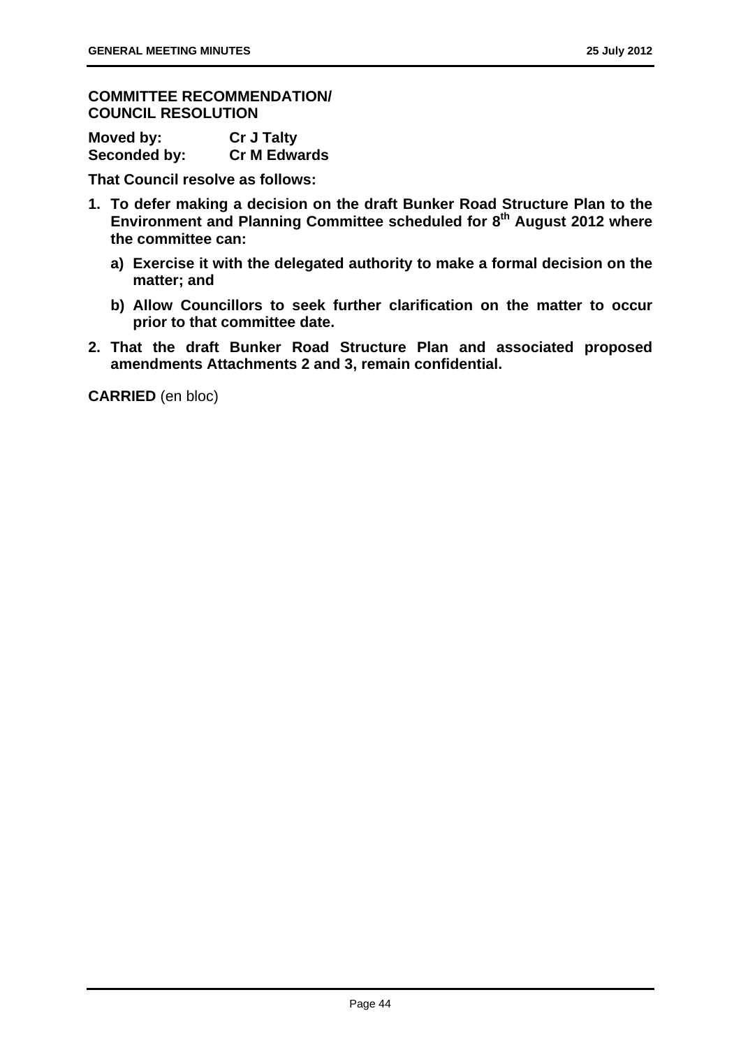**COMMITTEE RECOMMENDATION/ COUNCIL RESOLUTION**

**Moved by:** **Cr J Talty**
**Seconded by:** **Cr M Edwards**

**That Council resolve as follows:**

1. **To defer making a decision on the draft Bunker Road Structure Plan to the Environment and Planning Committee scheduled for 8th August 2012 where the committee can:**
   a) **Exercise it with the delegated authority to make a formal decision on the matter; and**
   b) **Allow Councillors to seek further clarification on the matter to occur prior to that committee date.**
2. **That the draft Bunker Road Structure Plan and associated proposed amendments Attachments 2 and 3, remain confidential.**

**CARRIED** (en bloc)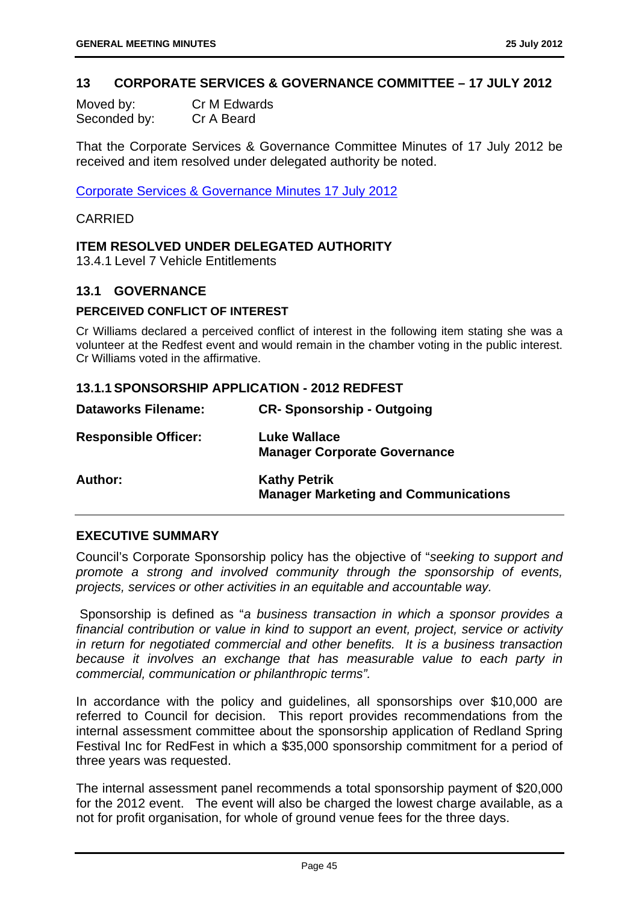## 13 CORPORATE SERVICES & GOVERNANCE COMMITTEE – 17 JULY 2012

Moved by: Cr M Edwards
Seconded by: Cr A Beard

That the Corporate Services & Governance Committee Minutes of 17 July 2012 be received and item resolved under delegated authority be noted.

Corporate Services & Governance Minutes 17 July 2012

CARRIED

**ITEM RESOLVED UNDER DELEGATED AUTHORITY**

13.4.1 Level 7 Vehicle Entitlements

### 13.1 GOVERNANCE

**PERCEIVED CONFLICT OF INTEREST**

Cr Williams declared a perceived conflict of interest in the following item stating she was a volunteer at the Redfest event and would remain in the chamber voting in the public interest. Cr Williams voted in the affirmative.

#### 13.1.1 SPONSORSHIP APPLICATION - 2012 REDFEST

| | |
|---|---|
| **Dataworks Filename:** | **CR- Sponsorship - Outgoing** |
| **Responsible Officer:** | **Luke Wallace**<br>**Manager Corporate Governance** |
| **Author:** | **Kathy Petrik**<br>**Manager Marketing and Communications** |

**EXECUTIVE SUMMARY**

Council's Corporate Sponsorship policy has the objective of "*seeking to support and promote a strong and involved community through the sponsorship of events, projects, services or other activities in an equitable and accountable way.*

Sponsorship is defined as "*a business transaction in which a sponsor provides a financial contribution or value in kind to support an event, project, service or activity in return for negotiated commercial and other benefits. It is a business transaction because it involves an exchange that has measurable value to each party in commercial, communication or philanthropic terms".*

In accordance with the policy and guidelines, all sponsorships over $10,000 are referred to Council for decision. This report provides recommendations from the internal assessment committee about the sponsorship application of Redland Spring Festival Inc for RedFest in which a $35,000 sponsorship commitment for a period of three years was requested.

The internal assessment panel recommends a total sponsorship payment of $20,000 for the 2012 event. The event will also be charged the lowest charge available, as a not for profit organisation, for whole of ground venue fees for the three days.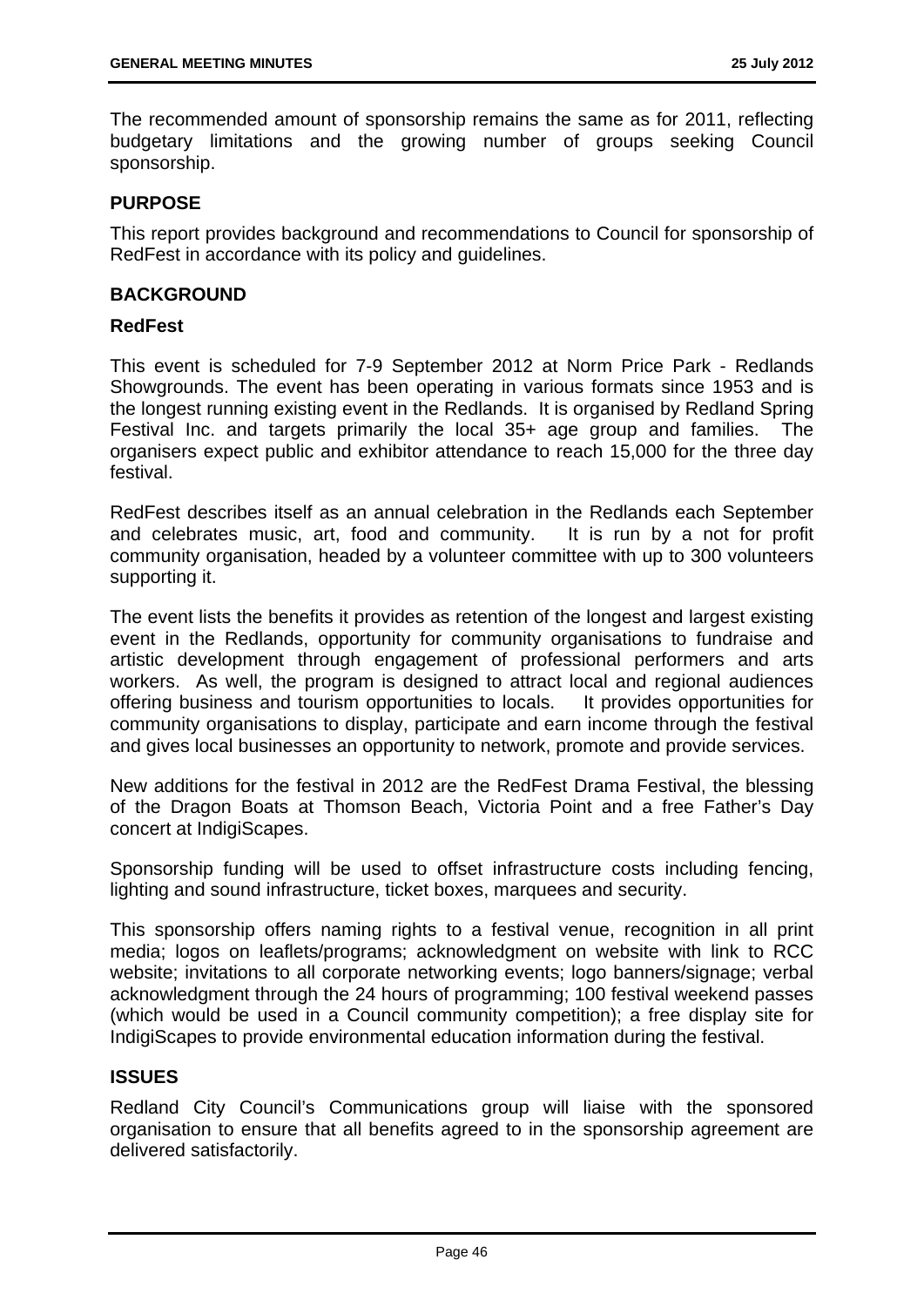The recommended amount of sponsorship remains the same as for 2011, reflecting budgetary limitations and the growing number of groups seeking Council sponsorship.

## PURPOSE

This report provides background and recommendations to Council for sponsorship of RedFest in accordance with its policy and guidelines.

## BACKGROUND

### RedFest

This event is scheduled for 7-9 September 2012 at Norm Price Park - Redlands Showgrounds. The event has been operating in various formats since 1953 and is the longest running existing event in the Redlands. It is organised by Redland Spring Festival Inc. and targets primarily the local 35+ age group and families. The organisers expect public and exhibitor attendance to reach 15,000 for the three day festival.

RedFest describes itself as an annual celebration in the Redlands each September and celebrates music, art, food and community. It is run by a not for profit community organisation, headed by a volunteer committee with up to 300 volunteers supporting it.

The event lists the benefits it provides as retention of the longest and largest existing event in the Redlands, opportunity for community organisations to fundraise and artistic development through engagement of professional performers and arts workers. As well, the program is designed to attract local and regional audiences offering business and tourism opportunities to locals. It provides opportunities for community organisations to display, participate and earn income through the festival and gives local businesses an opportunity to network, promote and provide services.

New additions for the festival in 2012 are the RedFest Drama Festival, the blessing of the Dragon Boats at Thomson Beach, Victoria Point and a free Father's Day concert at IndigiScapes.

Sponsorship funding will be used to offset infrastructure costs including fencing, lighting and sound infrastructure, ticket boxes, marquees and security.

This sponsorship offers naming rights to a festival venue, recognition in all print media; logos on leaflets/programs; acknowledgment on website with link to RCC website; invitations to all corporate networking events; logo banners/signage; verbal acknowledgment through the 24 hours of programming; 100 festival weekend passes (which would be used in a Council community competition); a free display site for IndigiScapes to provide environmental education information during the festival.

## ISSUES

Redland City Council's Communications group will liaise with the sponsored organisation to ensure that all benefits agreed to in the sponsorship agreement are delivered satisfactorily.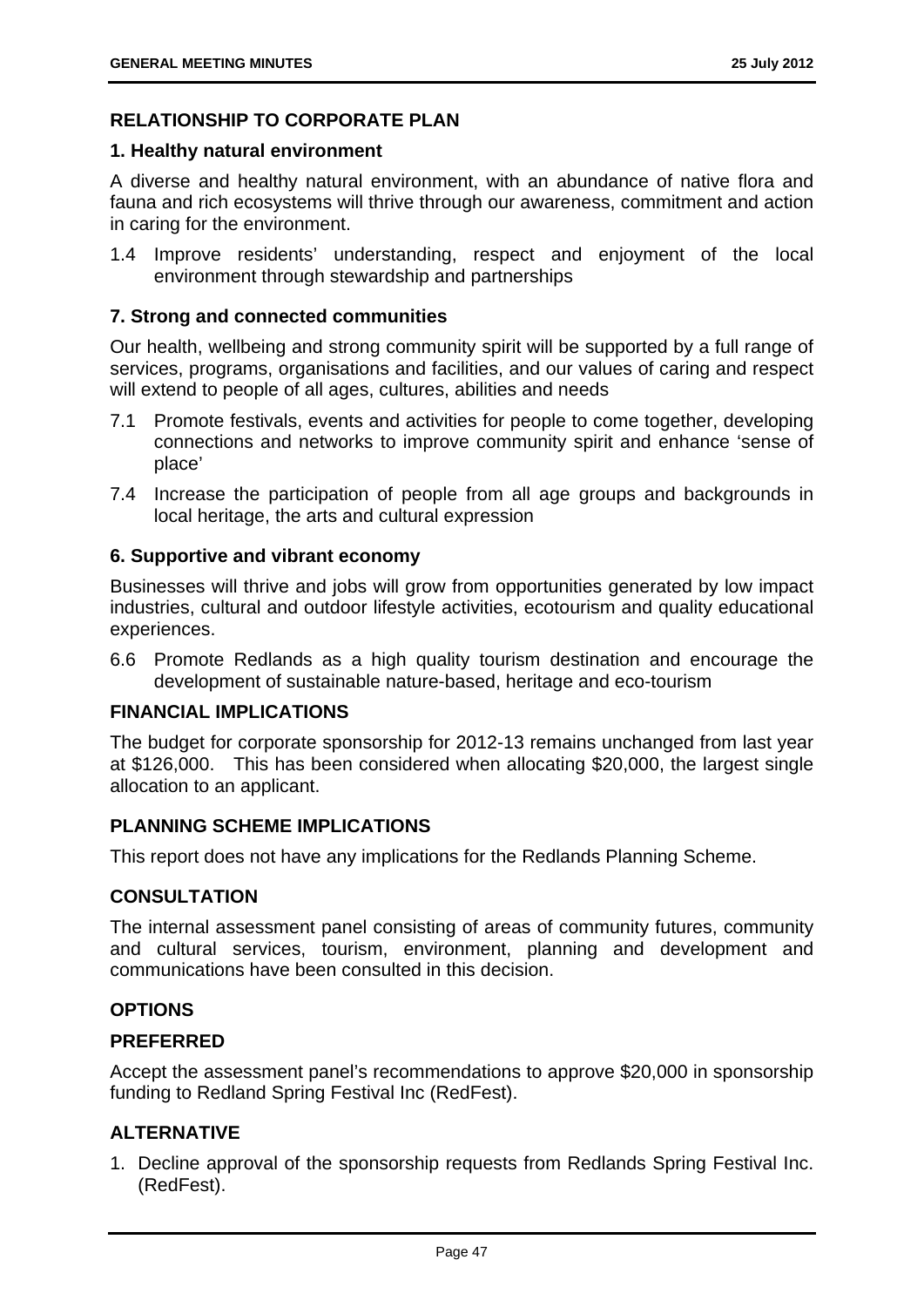## RELATIONSHIP TO CORPORATE PLAN

### 1. Healthy natural environment

A diverse and healthy natural environment, with an abundance of native flora and fauna and rich ecosystems will thrive through our awareness, commitment and action in caring for the environment.

1.4 Improve residents' understanding, respect and enjoyment of the local environment through stewardship and partnerships

### 7. Strong and connected communities

Our health, wellbeing and strong community spirit will be supported by a full range of services, programs, organisations and facilities, and our values of caring and respect will extend to people of all ages, cultures, abilities and needs

7.1 Promote festivals, events and activities for people to come together, developing connections and networks to improve community spirit and enhance 'sense of place'

7.4 Increase the participation of people from all age groups and backgrounds in local heritage, the arts and cultural expression

### 6. Supportive and vibrant economy

Businesses will thrive and jobs will grow from opportunities generated by low impact industries, cultural and outdoor lifestyle activities, ecotourism and quality educational experiences.

6.6 Promote Redlands as a high quality tourism destination and encourage the development of sustainable nature-based, heritage and eco-tourism

## FINANCIAL IMPLICATIONS

The budget for corporate sponsorship for 2012-13 remains unchanged from last year at $126,000. This has been considered when allocating $20,000, the largest single allocation to an applicant.

## PLANNING SCHEME IMPLICATIONS

This report does not have any implications for the Redlands Planning Scheme.

## CONSULTATION

The internal assessment panel consisting of areas of community futures, community and cultural services, tourism, environment, planning and development and communications have been consulted in this decision.

## OPTIONS

### PREFERRED

Accept the assessment panel's recommendations to approve $20,000 in sponsorship funding to Redland Spring Festival Inc (RedFest).

### ALTERNATIVE

1. Decline approval of the sponsorship requests from Redlands Spring Festival Inc. (RedFest).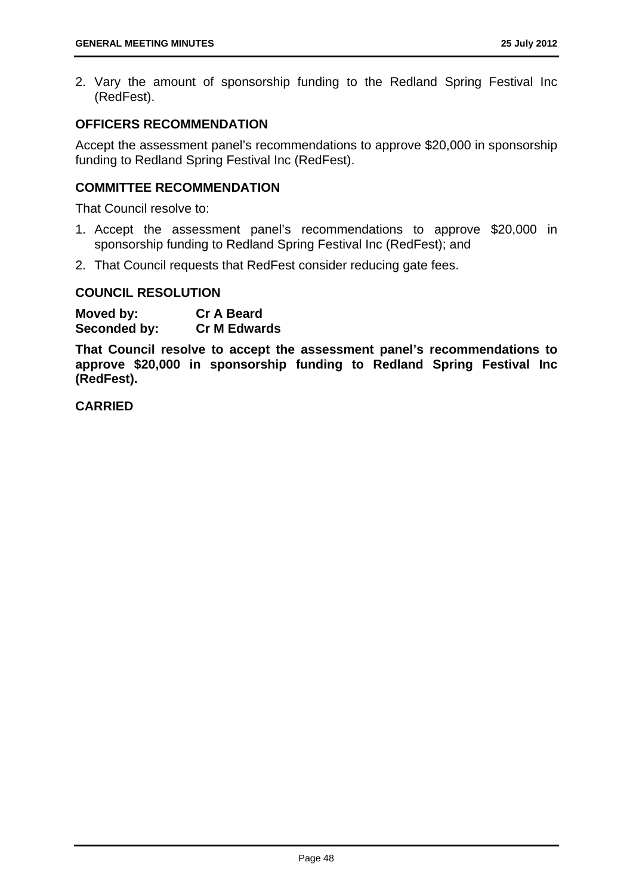2. Vary the amount of sponsorship funding to the Redland Spring Festival Inc (RedFest).

### OFFICERS RECOMMENDATION

Accept the assessment panel's recommendations to approve $20,000 in sponsorship funding to Redland Spring Festival Inc (RedFest).

### COMMITTEE RECOMMENDATION

That Council resolve to:

1. Accept the assessment panel's recommendations to approve $20,000 in sponsorship funding to Redland Spring Festival Inc (RedFest); and
2. That Council requests that RedFest consider reducing gate fees.

### COUNCIL RESOLUTION

**Moved by:** **Cr A Beard**
**Seconded by:** **Cr M Edwards**

**That Council resolve to accept the assessment panel's recommendations to approve $20,000 in sponsorship funding to Redland Spring Festival Inc (RedFest).**

**CARRIED**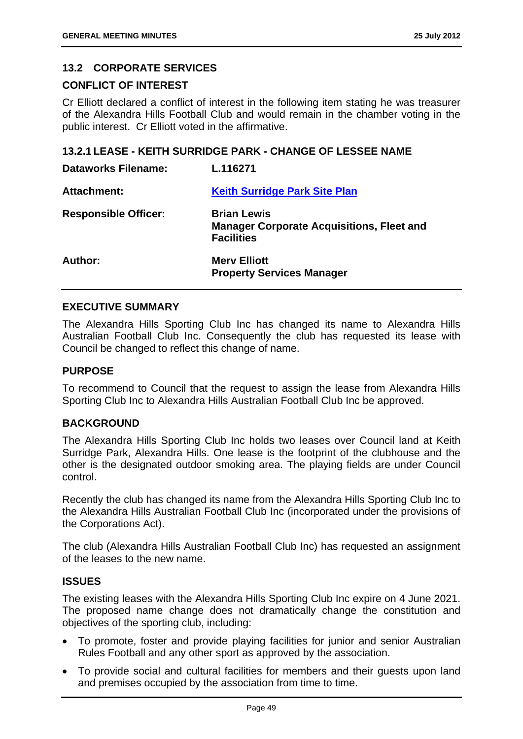## 13.2 CORPORATE SERVICES

### CONFLICT OF INTEREST

Cr Elliott declared a conflict of interest in the following item stating he was treasurer of the Alexandra Hills Football Club and would remain in the chamber voting in the public interest. Cr Elliott voted in the affirmative.

### 13.2.1 LEASE - KEITH SURRIDGE PARK - CHANGE OF LESSEE NAME

| | |
|---|---|
| **Dataworks Filename:** | **L.116271** |
| **Attachment:** | **Keith Surridge Park Site Plan** |
| **Responsible Officer:** | **Brian Lewis**<br>**Manager Corporate Acquisitions, Fleet and Facilities** |
| **Author:** | **Merv Elliott**<br>**Property Services Manager** |

### EXECUTIVE SUMMARY

The Alexandra Hills Sporting Club Inc has changed its name to Alexandra Hills Australian Football Club Inc. Consequently the club has requested its lease with Council be changed to reflect this change of name.

### PURPOSE

To recommend to Council that the request to assign the lease from Alexandra Hills Sporting Club Inc to Alexandra Hills Australian Football Club Inc be approved.

### BACKGROUND

The Alexandra Hills Sporting Club Inc holds two leases over Council land at Keith Surridge Park, Alexandra Hills. One lease is the footprint of the clubhouse and the other is the designated outdoor smoking area. The playing fields are under Council control.

Recently the club has changed its name from the Alexandra Hills Sporting Club Inc to the Alexandra Hills Australian Football Club Inc (incorporated under the provisions of the Corporations Act).

The club (Alexandra Hills Australian Football Club Inc) has requested an assignment of the leases to the new name.

### ISSUES

The existing leases with the Alexandra Hills Sporting Club Inc expire on 4 June 2021. The proposed name change does not dramatically change the constitution and objectives of the sporting club, including:

- To promote, foster and provide playing facilities for junior and senior Australian Rules Football and any other sport as approved by the association.
- To provide social and cultural facilities for members and their guests upon land and premises occupied by the association from time to time.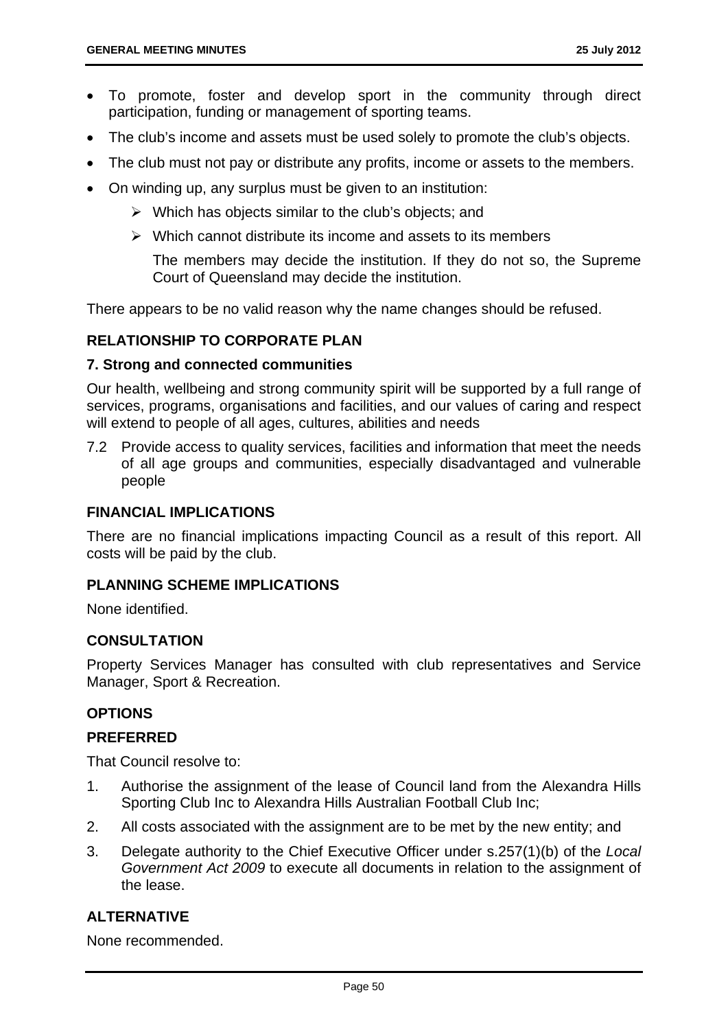- To promote, foster and develop sport in the community through direct participation, funding or management of sporting teams.
- The club's income and assets must be used solely to promote the club's objects.
- The club must not pay or distribute any profits, income or assets to the members.
- On winding up, any surplus must be given to an institution:
  - Which has objects similar to the club's objects; and
  - Which cannot distribute its income and assets to its members

    The members may decide the institution. If they do not so, the Supreme Court of Queensland may decide the institution.

There appears to be no valid reason why the name changes should be refused.

## RELATIONSHIP TO CORPORATE PLAN

### 7. Strong and connected communities

Our health, wellbeing and strong community spirit will be supported by a full range of services, programs, organisations and facilities, and our values of caring and respect will extend to people of all ages, cultures, abilities and needs

7.2 Provide access to quality services, facilities and information that meet the needs of all age groups and communities, especially disadvantaged and vulnerable people

## FINANCIAL IMPLICATIONS

There are no financial implications impacting Council as a result of this report. All costs will be paid by the club.

## PLANNING SCHEME IMPLICATIONS

None identified.

## CONSULTATION

Property Services Manager has consulted with club representatives and Service Manager, Sport & Recreation.

## OPTIONS

### PREFERRED

That Council resolve to:

1. Authorise the assignment of the lease of Council land from the Alexandra Hills Sporting Club Inc to Alexandra Hills Australian Football Club Inc;
2. All costs associated with the assignment are to be met by the new entity; and
3. Delegate authority to the Chief Executive Officer under s.257(1)(b) of the *Local Government Act 2009* to execute all documents in relation to the assignment of the lease.

### ALTERNATIVE

None recommended.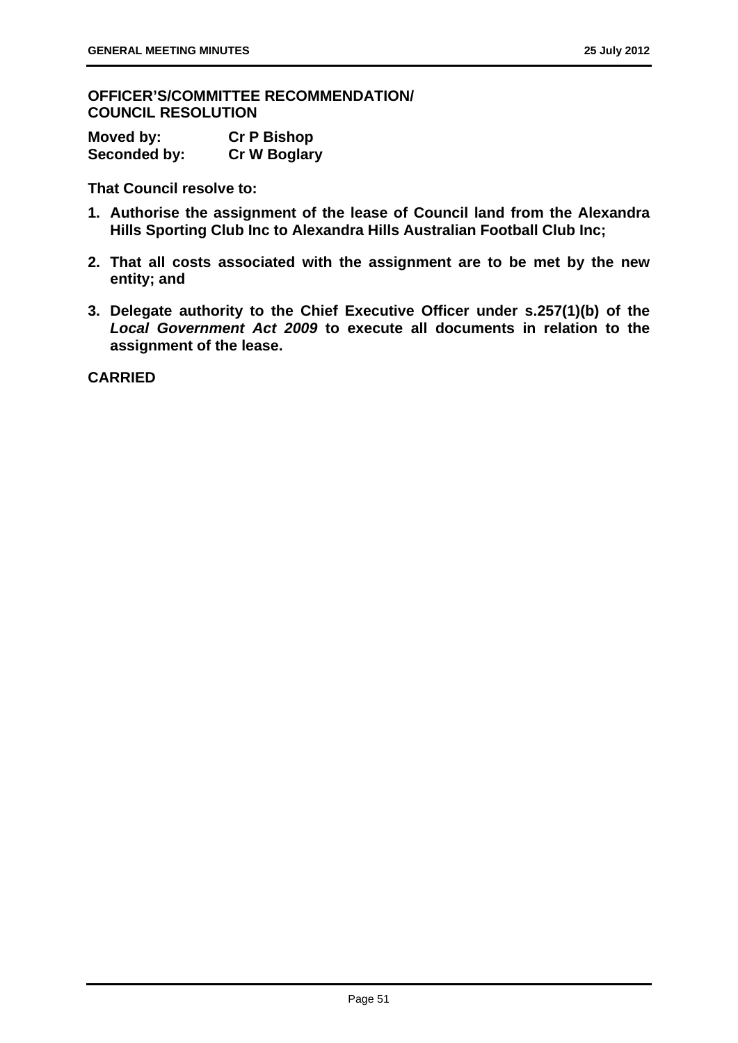**OFFICER'S/COMMITTEE RECOMMENDATION/ COUNCIL RESOLUTION**

**Moved by:** **Cr P Bishop**
**Seconded by:** **Cr W Boglary**

**That Council resolve to:**

1. **Authorise the assignment of the lease of Council land from the Alexandra Hills Sporting Club Inc to Alexandra Hills Australian Football Club Inc;**
2. **That all costs associated with the assignment are to be met by the new entity; and**
3. **Delegate authority to the Chief Executive Officer under s.257(1)(b) of the *Local Government Act 2009* to execute all documents in relation to the assignment of the lease.**

**CARRIED**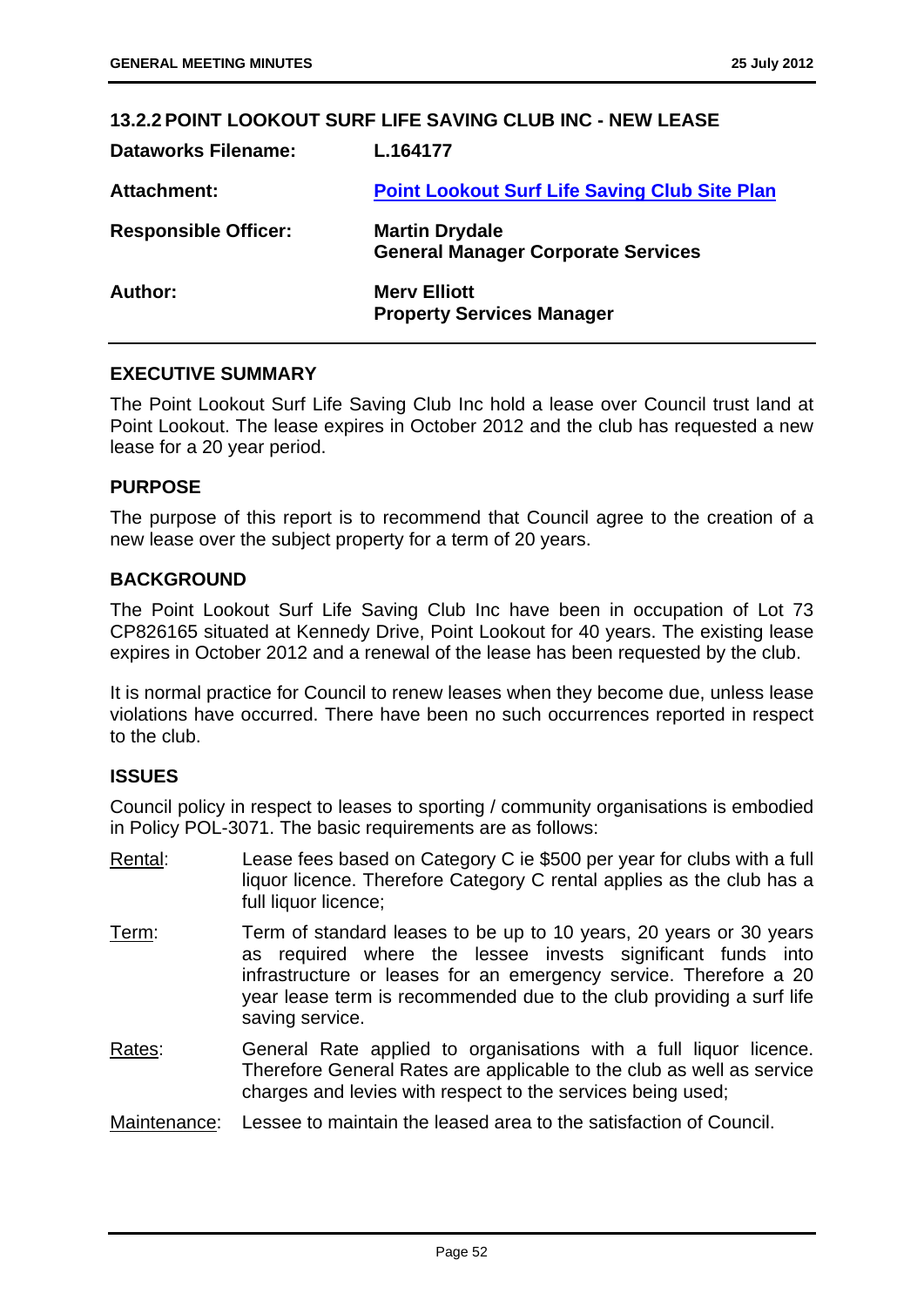## 13.2.2 POINT LOOKOUT SURF LIFE SAVING CLUB INC - NEW LEASE

| | |
|---|---|
| **Dataworks Filename:** | **L.164177** |
| **Attachment:** | **Point Lookout Surf Life Saving Club Site Plan** |
| **Responsible Officer:** | **Martin Drydale**<br>**General Manager Corporate Services** |
| **Author:** | **Merv Elliott**<br>**Property Services Manager** |

### EXECUTIVE SUMMARY

The Point Lookout Surf Life Saving Club Inc hold a lease over Council trust land at Point Lookout. The lease expires in October 2012 and the club has requested a new lease for a 20 year period.

### PURPOSE

The purpose of this report is to recommend that Council agree to the creation of a new lease over the subject property for a term of 20 years.

### BACKGROUND

The Point Lookout Surf Life Saving Club Inc have been in occupation of Lot 73 CP826165 situated at Kennedy Drive, Point Lookout for 40 years. The existing lease expires in October 2012 and a renewal of the lease has been requested by the club.

It is normal practice for Council to renew leases when they become due, unless lease violations have occurred. There have been no such occurrences reported in respect to the club.

### ISSUES

Council policy in respect to leases to sporting / community organisations is embodied in Policy POL-3071. The basic requirements are as follows:

Rental: Lease fees based on Category C ie $500 per year for clubs with a full liquor licence. Therefore Category C rental applies as the club has a full liquor licence;

Term: Term of standard leases to be up to 10 years, 20 years or 30 years as required where the lessee invests significant funds into infrastructure or leases for an emergency service. Therefore a 20 year lease term is recommended due to the club providing a surf life saving service.

Rates: General Rate applied to organisations with a full liquor licence. Therefore General Rates are applicable to the club as well as service charges and levies with respect to the services being used;

Maintenance: Lessee to maintain the leased area to the satisfaction of Council.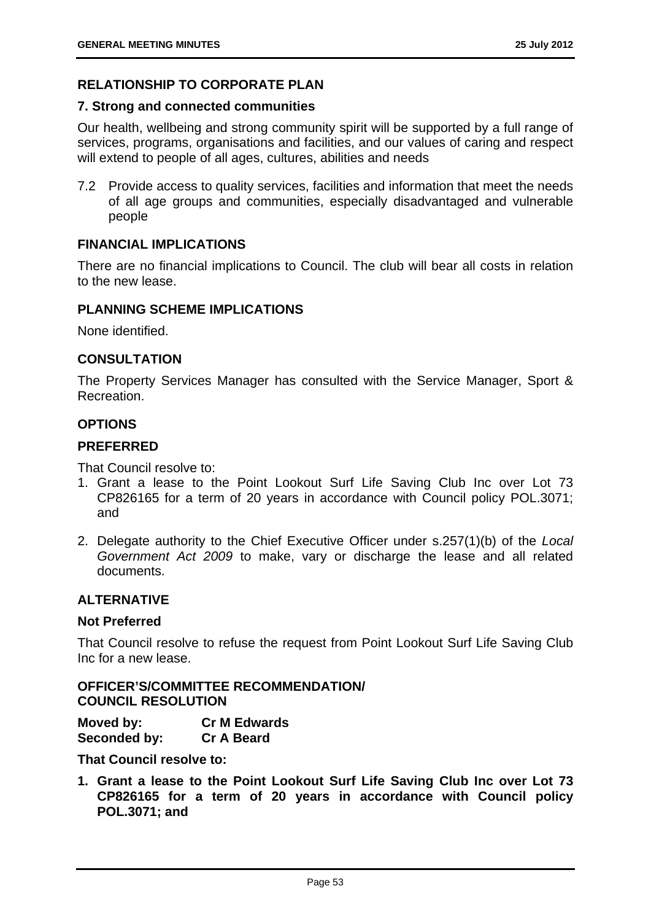## RELATIONSHIP TO CORPORATE PLAN

### 7. Strong and connected communities

Our health, wellbeing and strong community spirit will be supported by a full range of services, programs, organisations and facilities, and our values of caring and respect will extend to people of all ages, cultures, abilities and needs

7.2 Provide access to quality services, facilities and information that meet the needs of all age groups and communities, especially disadvantaged and vulnerable people

## FINANCIAL IMPLICATIONS

There are no financial implications to Council. The club will bear all costs in relation to the new lease.

## PLANNING SCHEME IMPLICATIONS

None identified.

## CONSULTATION

The Property Services Manager has consulted with the Service Manager, Sport & Recreation.

## OPTIONS

### PREFERRED

That Council resolve to:

1. Grant a lease to the Point Lookout Surf Life Saving Club Inc over Lot 73 CP826165 for a term of 20 years in accordance with Council policy POL.3071; and

2. Delegate authority to the Chief Executive Officer under s.257(1)(b) of the *Local Government Act 2009* to make, vary or discharge the lease and all related documents.

### ALTERNATIVE

**Not Preferred**

That Council resolve to refuse the request from Point Lookout Surf Life Saving Club Inc for a new lease.

## OFFICER'S/COMMITTEE RECOMMENDATION/ COUNCIL RESOLUTION

**Moved by:** **Cr M Edwards**
**Seconded by:** **Cr A Beard**

**That Council resolve to:**

1. **Grant a lease to the Point Lookout Surf Life Saving Club Inc over Lot 73 CP826165 for a term of 20 years in accordance with Council policy POL.3071; and**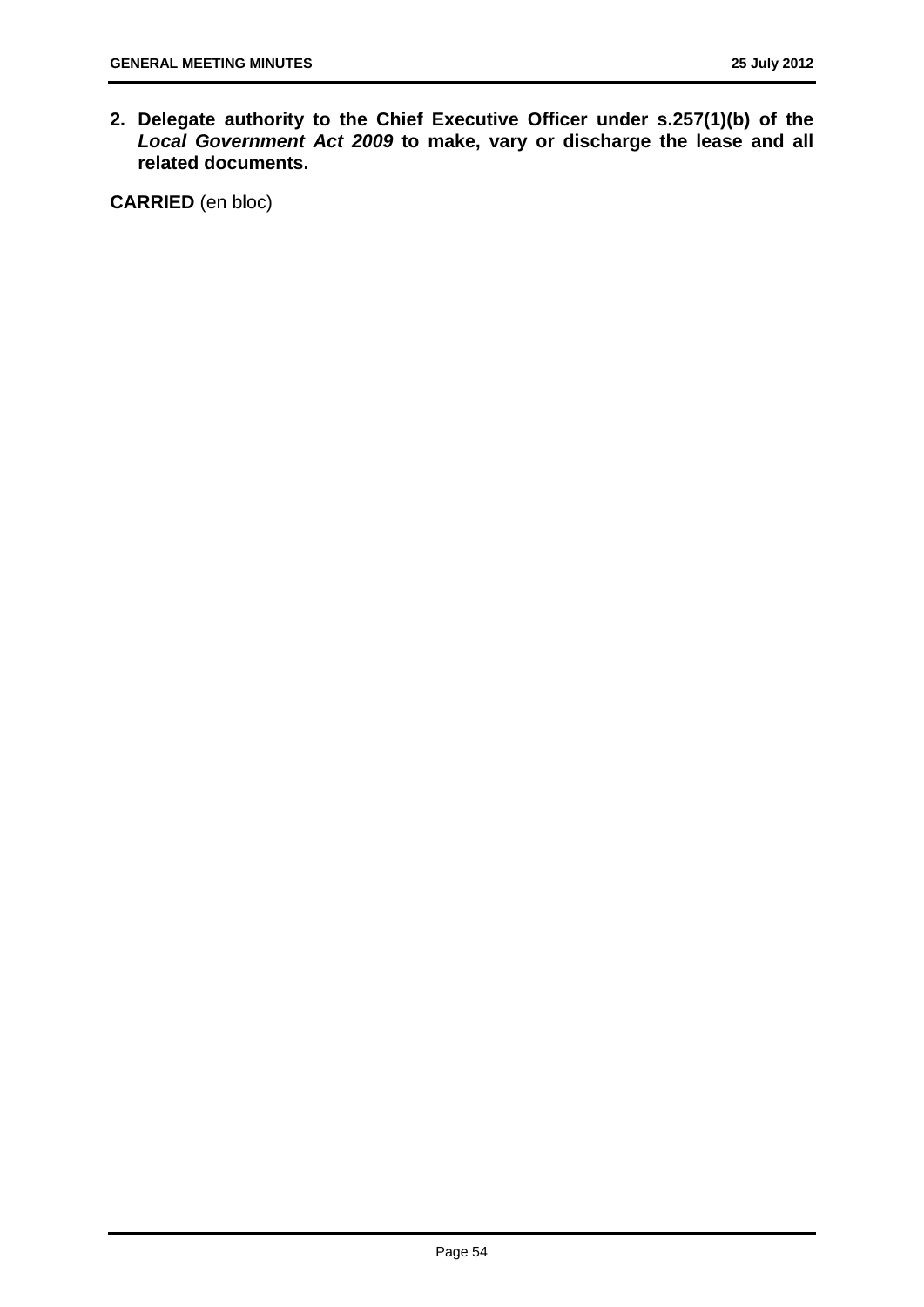**2. Delegate authority to the Chief Executive Officer under s.257(1)(b) of the *Local Government Act 2009* to make, vary or discharge the lease and all related documents.**

**CARRIED** (en bloc)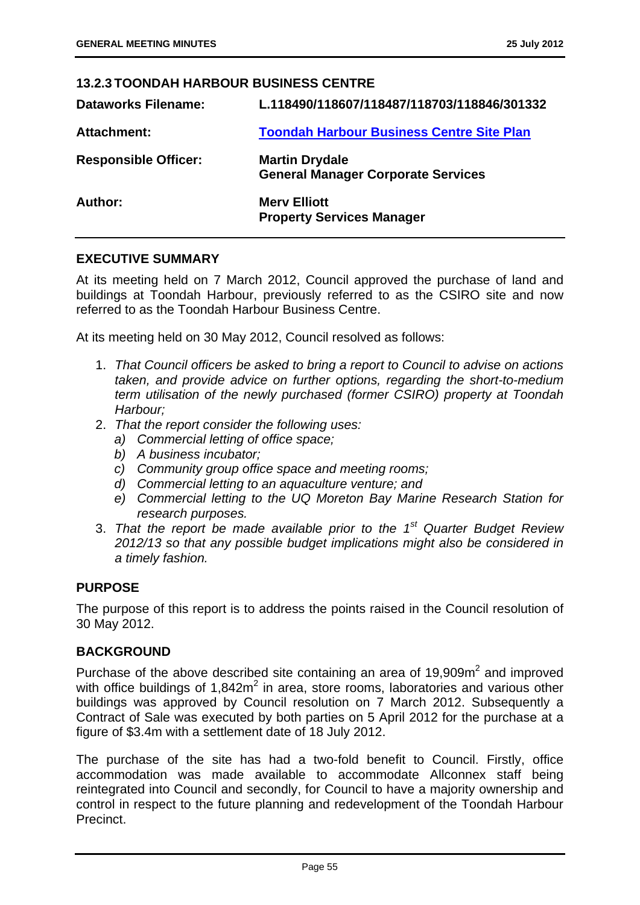### 13.2.3 TOONDAH HARBOUR BUSINESS CENTRE

| | |
|---|---|
| **Dataworks Filename:** | **L.118490/118607/118487/118703/118846/301332** |
| **Attachment:** | **Toondah Harbour Business Centre Site Plan** |
| **Responsible Officer:** | **Martin Drydale**<br>**General Manager Corporate Services** |
| **Author:** | **Merv Elliott**<br>**Property Services Manager** |

## EXECUTIVE SUMMARY

At its meeting held on 7 March 2012, Council approved the purchase of land and buildings at Toondah Harbour, previously referred to as the CSIRO site and now referred to as the Toondah Harbour Business Centre.

At its meeting held on 30 May 2012, Council resolved as follows:

1. *That Council officers be asked to bring a report to Council to advise on actions taken, and provide advice on further options, regarding the short-to-medium term utilisation of the newly purchased (former CSIRO) property at Toondah Harbour;*
2. *That the report consider the following uses:*
   a) *Commercial letting of office space;*
   b) *A business incubator;*
   c) *Community group office space and meeting rooms;*
   d) *Commercial letting to an aquaculture venture; and*
   e) *Commercial letting to the UQ Moreton Bay Marine Research Station for research purposes.*
3. *That the report be made available prior to the 1st Quarter Budget Review 2012/13 so that any possible budget implications might also be considered in a timely fashion.*

## PURPOSE

The purpose of this report is to address the points raised in the Council resolution of 30 May 2012.

## BACKGROUND

Purchase of the above described site containing an area of 19,909m$^2$ and improved with office buildings of 1,842m$^2$ in area, store rooms, laboratories and various other buildings was approved by Council resolution on 7 March 2012. Subsequently a Contract of Sale was executed by both parties on 5 April 2012 for the purchase at a figure of \$3.4m with a settlement date of 18 July 2012.

The purchase of the site has had a two-fold benefit to Council. Firstly, office accommodation was made available to accommodate Allconnex staff being reintegrated into Council and secondly, for Council to have a majority ownership and control in respect to the future planning and redevelopment of the Toondah Harbour Precinct.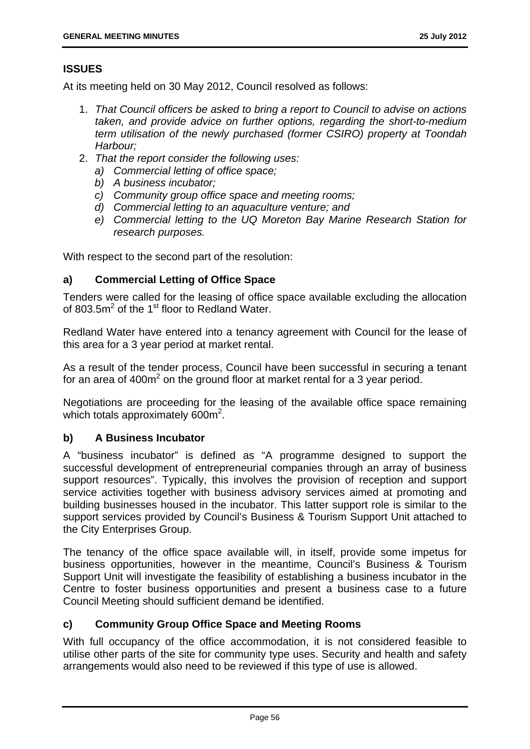## ISSUES

At its meeting held on 30 May 2012, Council resolved as follows:

1. *That Council officers be asked to bring a report to Council to advise on actions taken, and provide advice on further options, regarding the short-to-medium term utilisation of the newly purchased (former CSIRO) property at Toondah Harbour;*
2. *That the report consider the following uses:*
   *a) Commercial letting of office space;*
   *b) A business incubator;*
   *c) Community group office space and meeting rooms;*
   *d) Commercial letting to an aquaculture venture; and*
   *e) Commercial letting to the UQ Moreton Bay Marine Research Station for research purposes.*

With respect to the second part of the resolution:

### a) Commercial Letting of Office Space

Tenders were called for the leasing of office space available excluding the allocation of 803.5m$^2$ of the 1$^{st}$ floor to Redland Water.

Redland Water have entered into a tenancy agreement with Council for the lease of this area for a 3 year period at market rental.

As a result of the tender process, Council have been successful in securing a tenant for an area of 400m$^2$ on the ground floor at market rental for a 3 year period.

Negotiations are proceeding for the leasing of the available office space remaining which totals approximately 600m$^2$.

### b) A Business Incubator

A "business incubator" is defined as "A programme designed to support the successful development of entrepreneurial companies through an array of business support resources". Typically, this involves the provision of reception and support service activities together with business advisory services aimed at promoting and building businesses housed in the incubator. This latter support role is similar to the support services provided by Council's Business & Tourism Support Unit attached to the City Enterprises Group.

The tenancy of the office space available will, in itself, provide some impetus for business opportunities, however in the meantime, Council's Business & Tourism Support Unit will investigate the feasibility of establishing a business incubator in the Centre to foster business opportunities and present a business case to a future Council Meeting should sufficient demand be identified.

### c) Community Group Office Space and Meeting Rooms

With full occupancy of the office accommodation, it is not considered feasible to utilise other parts of the site for community type uses. Security and health and safety arrangements would also need to be reviewed if this type of use is allowed.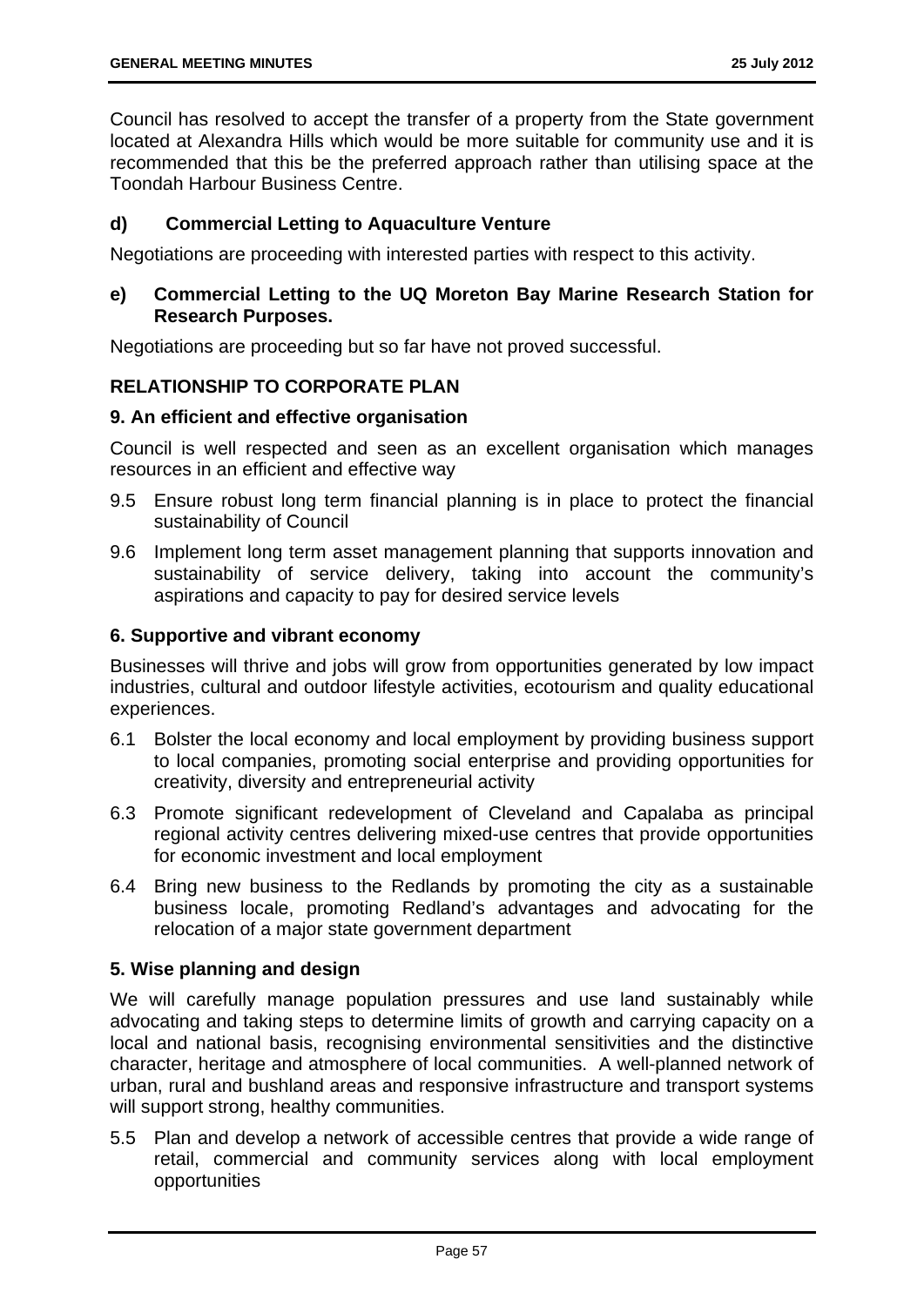Council has resolved to accept the transfer of a property from the State government located at Alexandra Hills which would be more suitable for community use and it is recommended that this be the preferred approach rather than utilising space at the Toondah Harbour Business Centre.

### d) Commercial Letting to Aquaculture Venture

Negotiations are proceeding with interested parties with respect to this activity.

### e) Commercial Letting to the UQ Moreton Bay Marine Research Station for Research Purposes.

Negotiations are proceeding but so far have not proved successful.

## RELATIONSHIP TO CORPORATE PLAN

### 9. An efficient and effective organisation

Council is well respected and seen as an excellent organisation which manages resources in an efficient and effective way

9.5 Ensure robust long term financial planning is in place to protect the financial sustainability of Council

9.6 Implement long term asset management planning that supports innovation and sustainability of service delivery, taking into account the community's aspirations and capacity to pay for desired service levels

### 6. Supportive and vibrant economy

Businesses will thrive and jobs will grow from opportunities generated by low impact industries, cultural and outdoor lifestyle activities, ecotourism and quality educational experiences.

6.1 Bolster the local economy and local employment by providing business support to local companies, promoting social enterprise and providing opportunities for creativity, diversity and entrepreneurial activity

6.3 Promote significant redevelopment of Cleveland and Capalaba as principal regional activity centres delivering mixed-use centres that provide opportunities for economic investment and local employment

6.4 Bring new business to the Redlands by promoting the city as a sustainable business locale, promoting Redland's advantages and advocating for the relocation of a major state government department

### 5. Wise planning and design

We will carefully manage population pressures and use land sustainably while advocating and taking steps to determine limits of growth and carrying capacity on a local and national basis, recognising environmental sensitivities and the distinctive character, heritage and atmosphere of local communities. A well-planned network of urban, rural and bushland areas and responsive infrastructure and transport systems will support strong, healthy communities.

5.5 Plan and develop a network of accessible centres that provide a wide range of retail, commercial and community services along with local employment opportunities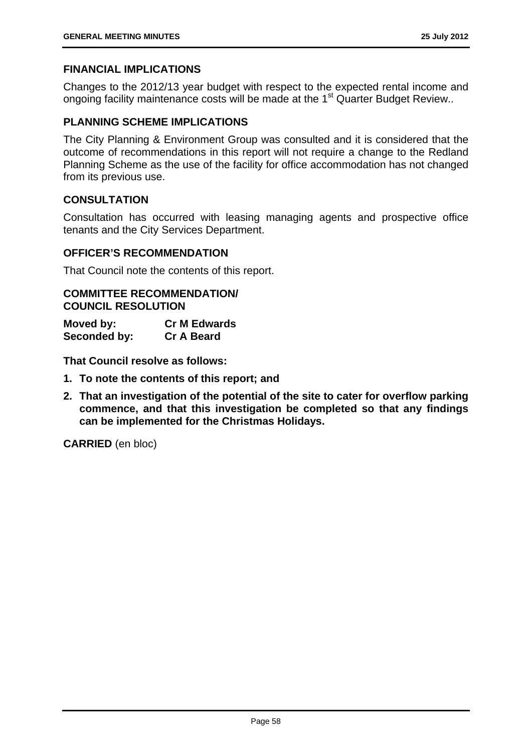## FINANCIAL IMPLICATIONS

Changes to the 2012/13 year budget with respect to the expected rental income and ongoing facility maintenance costs will be made at the 1st Quarter Budget Review..

## PLANNING SCHEME IMPLICATIONS

The City Planning & Environment Group was consulted and it is considered that the outcome of recommendations in this report will not require a change to the Redland Planning Scheme as the use of the facility for office accommodation has not changed from its previous use.

## CONSULTATION

Consultation has occurred with leasing managing agents and prospective office tenants and the City Services Department.

## OFFICER'S RECOMMENDATION

That Council note the contents of this report.

## COMMITTEE RECOMMENDATION/ COUNCIL RESOLUTION

**Moved by:** **Cr M Edwards**
**Seconded by:** **Cr A Beard**

**That Council resolve as follows:**

1. **To note the contents of this report; and**
2. **That an investigation of the potential of the site to cater for overflow parking commence, and that this investigation be completed so that any findings can be implemented for the Christmas Holidays.**

**CARRIED** (en bloc)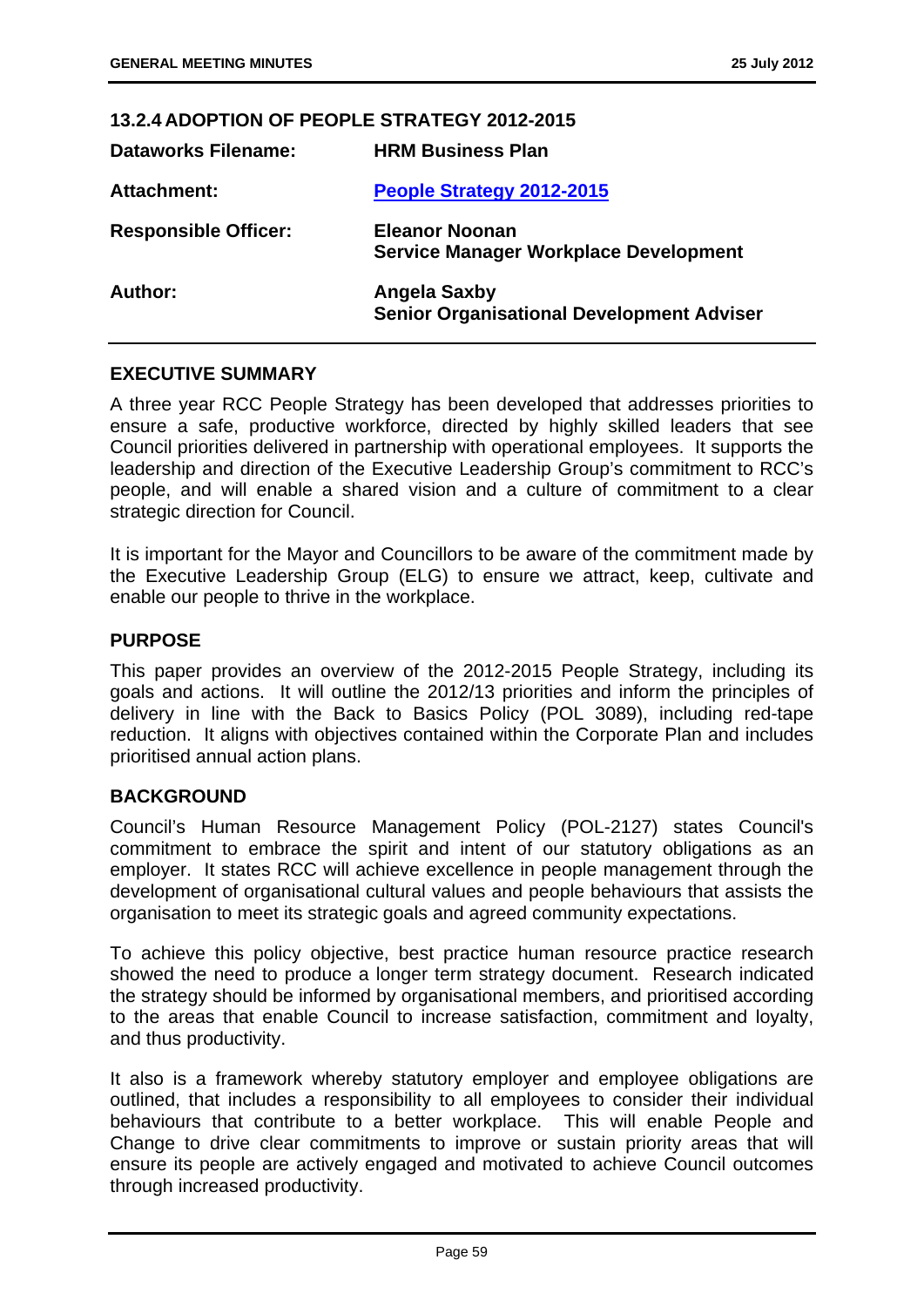### 13.2.4 ADOPTION OF PEOPLE STRATEGY 2012-2015

| | |
|---|---|
| **Dataworks Filename:** | **HRM Business Plan** |
| **Attachment:** | **People Strategy 2012-2015** |
| **Responsible Officer:** | **Eleanor Noonan**<br>**Service Manager Workplace Development** |
| **Author:** | **Angela Saxby**<br>**Senior Organisational Development Adviser** |

#### EXECUTIVE SUMMARY

A three year RCC People Strategy has been developed that addresses priorities to ensure a safe, productive workforce, directed by highly skilled leaders that see Council priorities delivered in partnership with operational employees. It supports the leadership and direction of the Executive Leadership Group's commitment to RCC's people, and will enable a shared vision and a culture of commitment to a clear strategic direction for Council.

It is important for the Mayor and Councillors to be aware of the commitment made by the Executive Leadership Group (ELG) to ensure we attract, keep, cultivate and enable our people to thrive in the workplace.

#### PURPOSE

This paper provides an overview of the 2012-2015 People Strategy, including its goals and actions. It will outline the 2012/13 priorities and inform the principles of delivery in line with the Back to Basics Policy (POL 3089), including red-tape reduction. It aligns with objectives contained within the Corporate Plan and includes prioritised annual action plans.

#### BACKGROUND

Council's Human Resource Management Policy (POL-2127) states Council's commitment to embrace the spirit and intent of our statutory obligations as an employer. It states RCC will achieve excellence in people management through the development of organisational cultural values and people behaviours that assists the organisation to meet its strategic goals and agreed community expectations.

To achieve this policy objective, best practice human resource practice research showed the need to produce a longer term strategy document. Research indicated the strategy should be informed by organisational members, and prioritised according to the areas that enable Council to increase satisfaction, commitment and loyalty, and thus productivity.

It also is a framework whereby statutory employer and employee obligations are outlined, that includes a responsibility to all employees to consider their individual behaviours that contribute to a better workplace. This will enable People and Change to drive clear commitments to improve or sustain priority areas that will ensure its people are actively engaged and motivated to achieve Council outcomes through increased productivity.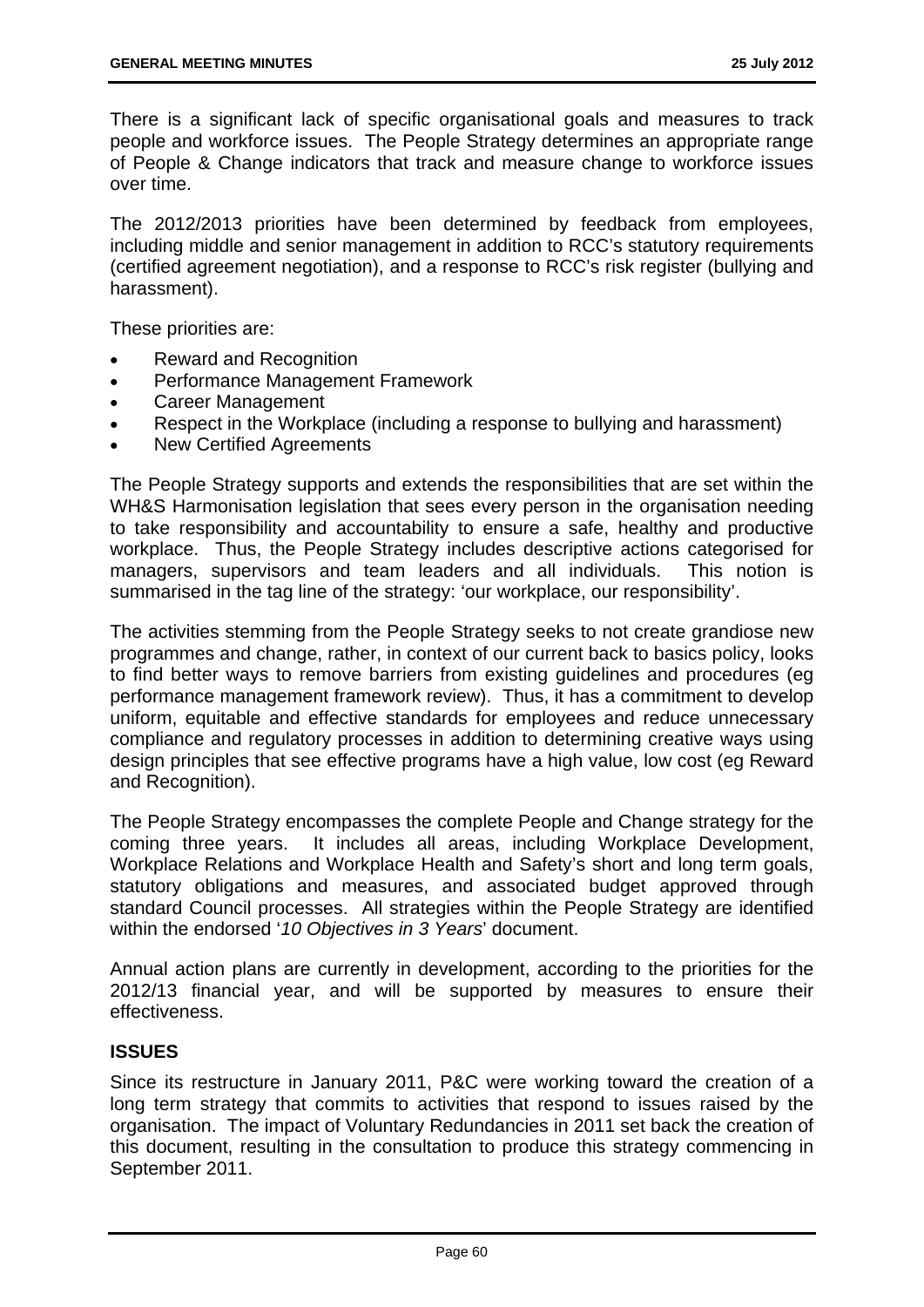There is a significant lack of specific organisational goals and measures to track people and workforce issues. The People Strategy determines an appropriate range of People & Change indicators that track and measure change to workforce issues over time.

The 2012/2013 priorities have been determined by feedback from employees, including middle and senior management in addition to RCC's statutory requirements (certified agreement negotiation), and a response to RCC's risk register (bullying and harassment).

These priorities are:

- Reward and Recognition
- Performance Management Framework
- Career Management
- Respect in the Workplace (including a response to bullying and harassment)
- New Certified Agreements

The People Strategy supports and extends the responsibilities that are set within the WH&S Harmonisation legislation that sees every person in the organisation needing to take responsibility and accountability to ensure a safe, healthy and productive workplace. Thus, the People Strategy includes descriptive actions categorised for managers, supervisors and team leaders and all individuals. This notion is summarised in the tag line of the strategy: 'our workplace, our responsibility'.

The activities stemming from the People Strategy seeks to not create grandiose new programmes and change, rather, in context of our current back to basics policy, looks to find better ways to remove barriers from existing guidelines and procedures (eg performance management framework review). Thus, it has a commitment to develop uniform, equitable and effective standards for employees and reduce unnecessary compliance and regulatory processes in addition to determining creative ways using design principles that see effective programs have a high value, low cost (eg Reward and Recognition).

The People Strategy encompasses the complete People and Change strategy for the coming three years. It includes all areas, including Workplace Development, Workplace Relations and Workplace Health and Safety's short and long term goals, statutory obligations and measures, and associated budget approved through standard Council processes. All strategies within the People Strategy are identified within the endorsed '*10 Objectives in 3 Years*' document.

Annual action plans are currently in development, according to the priorities for the 2012/13 financial year, and will be supported by measures to ensure their effectiveness.

## ISSUES

Since its restructure in January 2011, P&C were working toward the creation of a long term strategy that commits to activities that respond to issues raised by the organisation. The impact of Voluntary Redundancies in 2011 set back the creation of this document, resulting in the consultation to produce this strategy commencing in September 2011.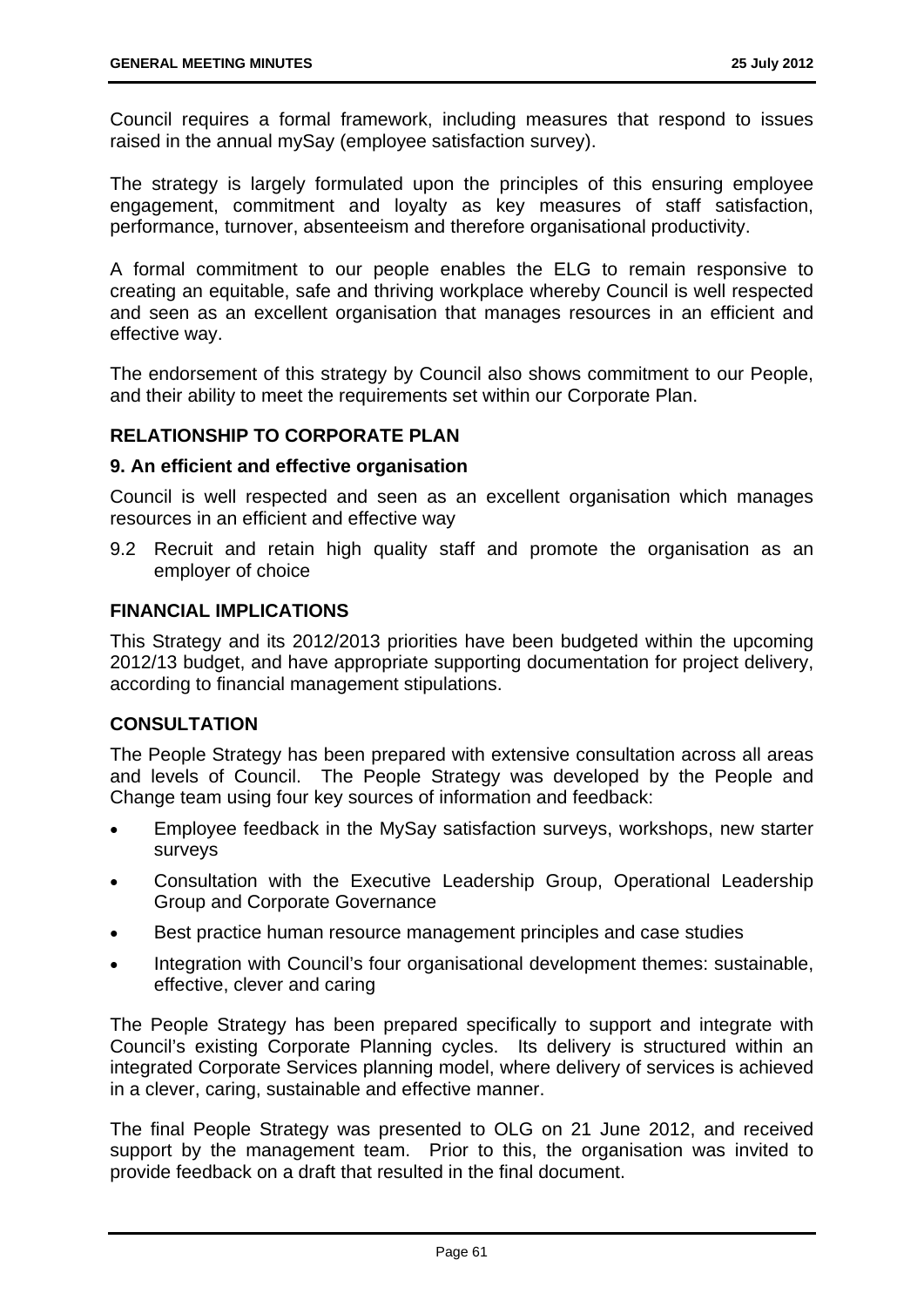Council requires a formal framework, including measures that respond to issues raised in the annual mySay (employee satisfaction survey).

The strategy is largely formulated upon the principles of this ensuring employee engagement, commitment and loyalty as key measures of staff satisfaction, performance, turnover, absenteeism and therefore organisational productivity.

A formal commitment to our people enables the ELG to remain responsive to creating an equitable, safe and thriving workplace whereby Council is well respected and seen as an excellent organisation that manages resources in an efficient and effective way.

The endorsement of this strategy by Council also shows commitment to our People, and their ability to meet the requirements set within our Corporate Plan.

## RELATIONSHIP TO CORPORATE PLAN

### 9. An efficient and effective organisation

Council is well respected and seen as an excellent organisation which manages resources in an efficient and effective way

9.2 Recruit and retain high quality staff and promote the organisation as an employer of choice

## FINANCIAL IMPLICATIONS

This Strategy and its 2012/2013 priorities have been budgeted within the upcoming 2012/13 budget, and have appropriate supporting documentation for project delivery, according to financial management stipulations.

## CONSULTATION

The People Strategy has been prepared with extensive consultation across all areas and levels of Council. The People Strategy was developed by the People and Change team using four key sources of information and feedback:

- Employee feedback in the MySay satisfaction surveys, workshops, new starter surveys
- Consultation with the Executive Leadership Group, Operational Leadership Group and Corporate Governance
- Best practice human resource management principles and case studies
- Integration with Council's four organisational development themes: sustainable, effective, clever and caring

The People Strategy has been prepared specifically to support and integrate with Council's existing Corporate Planning cycles. Its delivery is structured within an integrated Corporate Services planning model, where delivery of services is achieved in a clever, caring, sustainable and effective manner.

The final People Strategy was presented to OLG on 21 June 2012, and received support by the management team. Prior to this, the organisation was invited to provide feedback on a draft that resulted in the final document.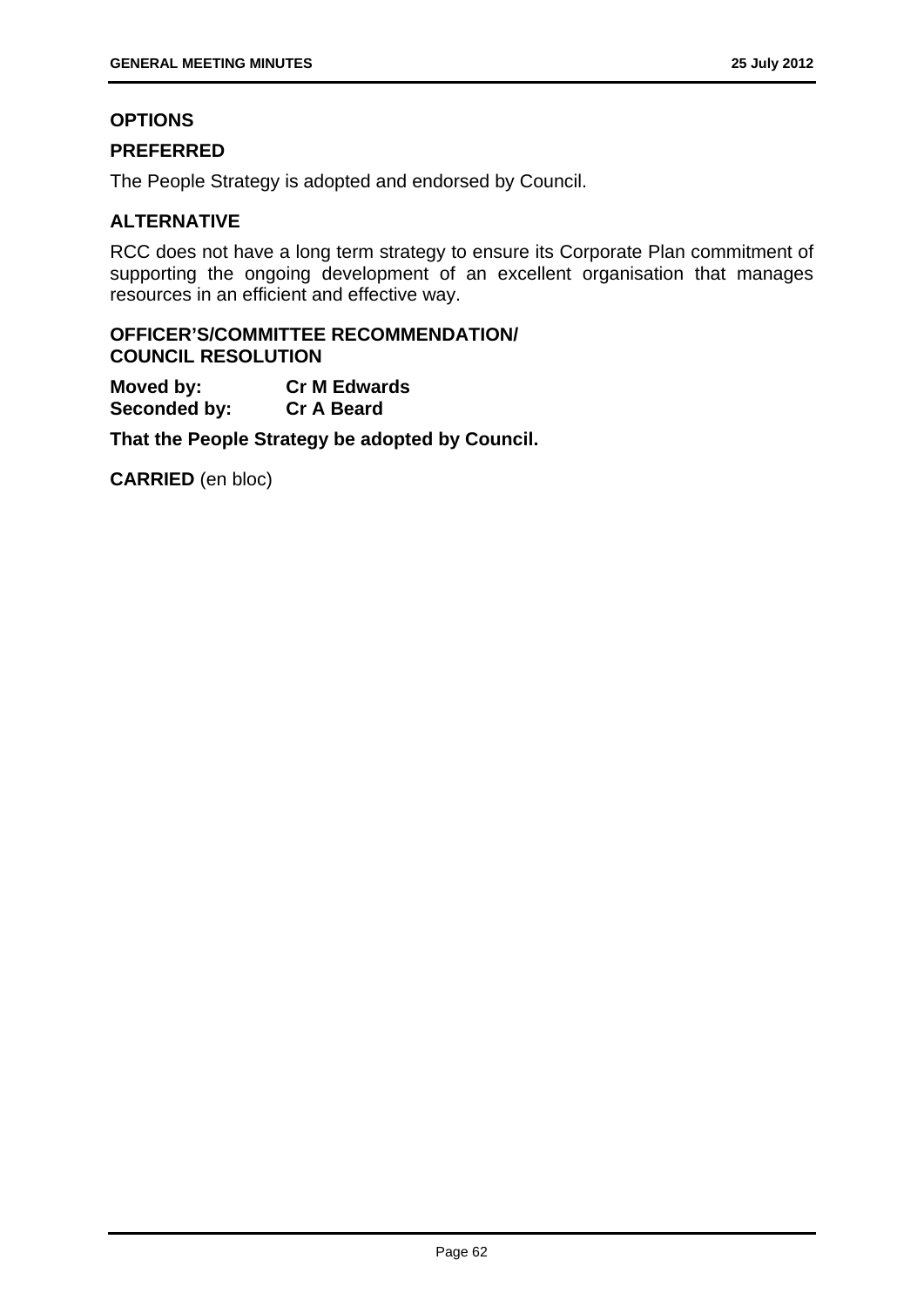## OPTIONS

### PREFERRED

The People Strategy is adopted and endorsed by Council.

### ALTERNATIVE

RCC does not have a long term strategy to ensure its Corporate Plan commitment of supporting the ongoing development of an excellent organisation that manages resources in an efficient and effective way.

## OFFICER'S/COMMITTEE RECOMMENDATION/ COUNCIL RESOLUTION

**Moved by:** **Cr M Edwards**
**Seconded by:** **Cr A Beard**

**That the People Strategy be adopted by Council.**

**CARRIED** (en bloc)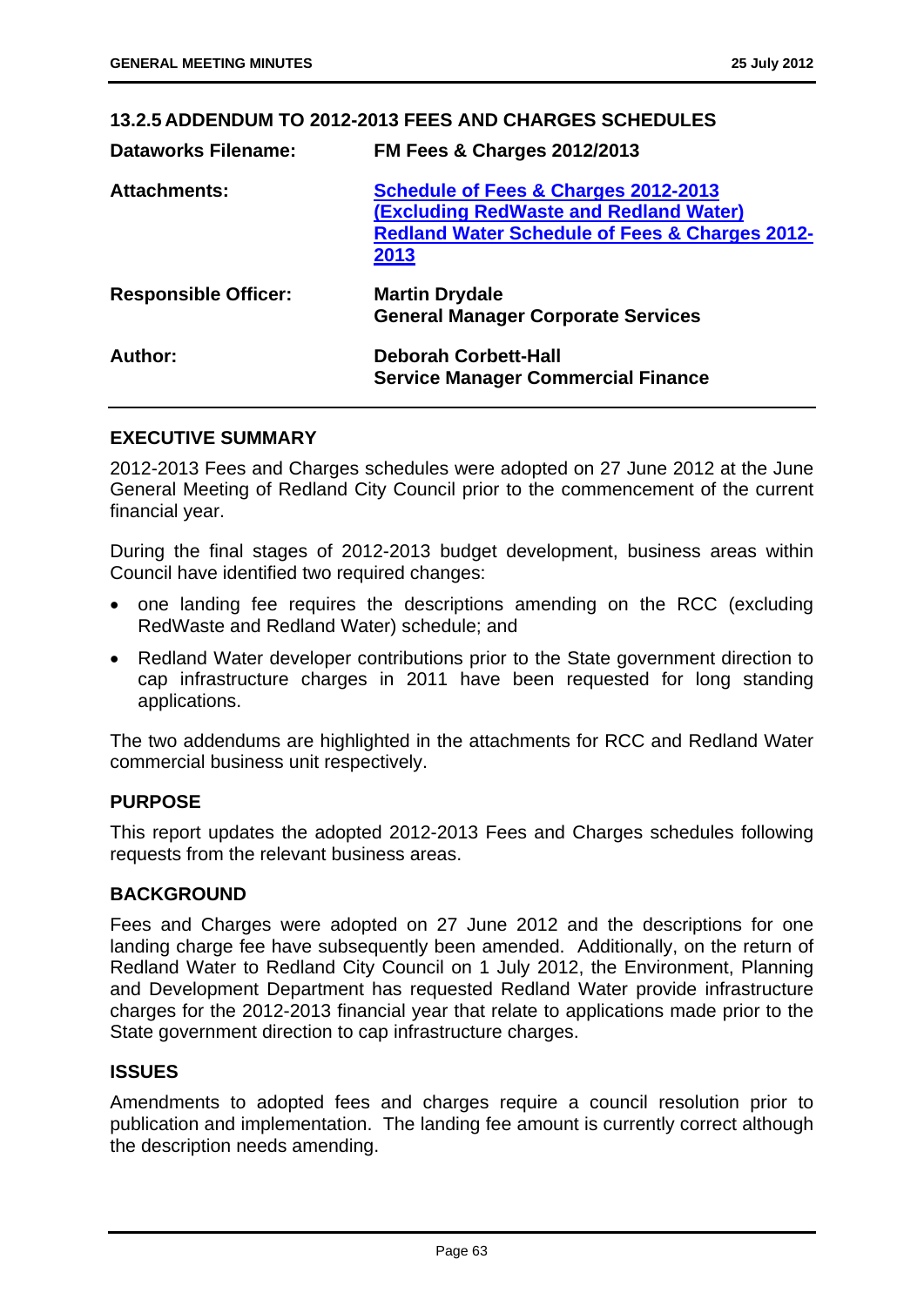## 13.2.5 ADDENDUM TO 2012-2013 FEES AND CHARGES SCHEDULES

| | |
|---|---|
| **Dataworks Filename:** | **FM Fees & Charges 2012/2013** |
| **Attachments:** | **Schedule of Fees & Charges 2012-2013 (Excluding RedWaste and Redland Water)**<br>**Redland Water Schedule of Fees & Charges 2012-2013** |
| **Responsible Officer:** | **Martin Drydale**<br>**General Manager Corporate Services** |
| **Author:** | **Deborah Corbett-Hall**<br>**Service Manager Commercial Finance** |

### EXECUTIVE SUMMARY

2012-2013 Fees and Charges schedules were adopted on 27 June 2012 at the June General Meeting of Redland City Council prior to the commencement of the current financial year.

During the final stages of 2012-2013 budget development, business areas within Council have identified two required changes:

- one landing fee requires the descriptions amending on the RCC (excluding RedWaste and Redland Water) schedule; and
- Redland Water developer contributions prior to the State government direction to cap infrastructure charges in 2011 have been requested for long standing applications.

The two addendums are highlighted in the attachments for RCC and Redland Water commercial business unit respectively.

### PURPOSE

This report updates the adopted 2012-2013 Fees and Charges schedules following requests from the relevant business areas.

### BACKGROUND

Fees and Charges were adopted on 27 June 2012 and the descriptions for one landing charge fee have subsequently been amended. Additionally, on the return of Redland Water to Redland City Council on 1 July 2012, the Environment, Planning and Development Department has requested Redland Water provide infrastructure charges for the 2012-2013 financial year that relate to applications made prior to the State government direction to cap infrastructure charges.

### ISSUES

Amendments to adopted fees and charges require a council resolution prior to publication and implementation. The landing fee amount is currently correct although the description needs amending.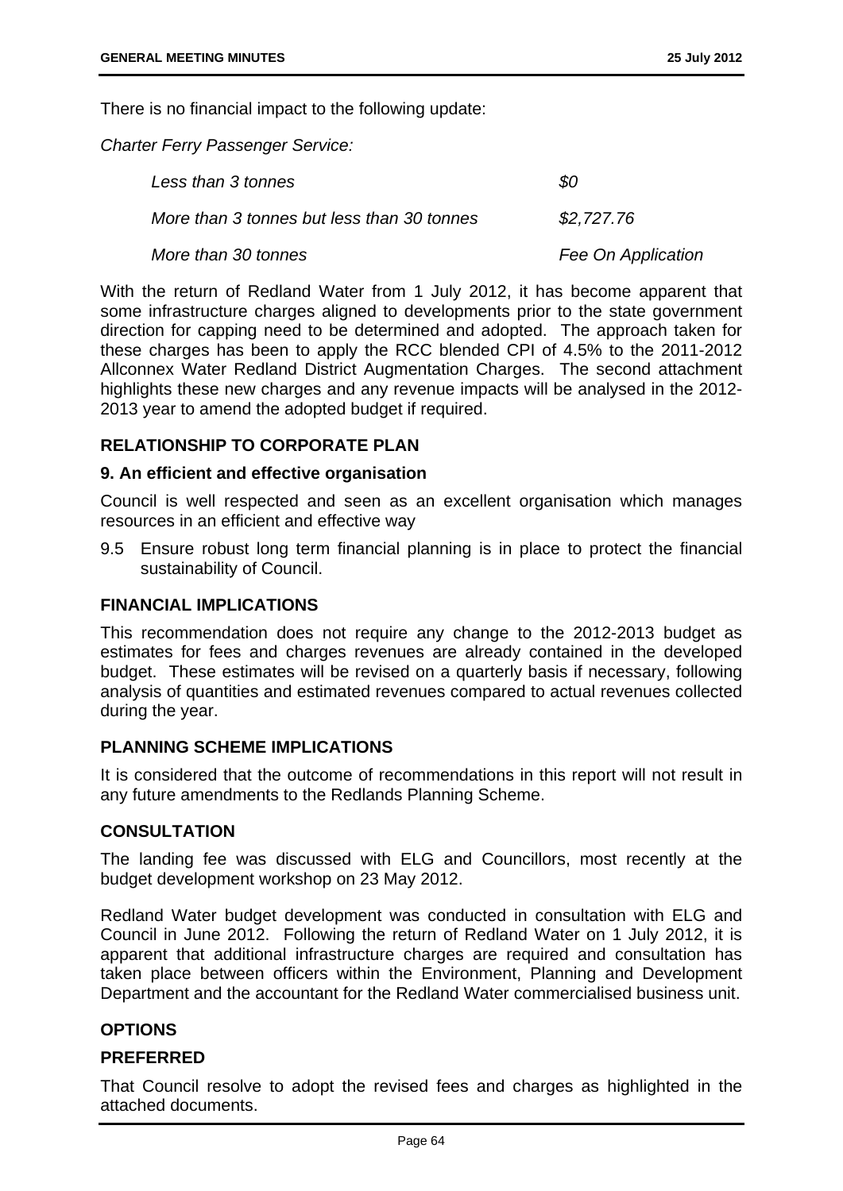There is no financial impact to the following update:

*Charter Ferry Passenger Service:*

| | |
|---|---|
| *Less than 3 tonnes* | *$0* |
| *More than 3 tonnes but less than 30 tonnes* | *$2,727.76* |
| *More than 30 tonnes* | *Fee On Application* |

With the return of Redland Water from 1 July 2012, it has become apparent that some infrastructure charges aligned to developments prior to the state government direction for capping need to be determined and adopted. The approach taken for these charges has been to apply the RCC blended CPI of 4.5% to the 2011-2012 Allconnex Water Redland District Augmentation Charges. The second attachment highlights these new charges and any revenue impacts will be analysed in the 2012-2013 year to amend the adopted budget if required.

## RELATIONSHIP TO CORPORATE PLAN

### 9. An efficient and effective organisation

Council is well respected and seen as an excellent organisation which manages resources in an efficient and effective way

9.5 Ensure robust long term financial planning is in place to protect the financial sustainability of Council.

## FINANCIAL IMPLICATIONS

This recommendation does not require any change to the 2012-2013 budget as estimates for fees and charges revenues are already contained in the developed budget. These estimates will be revised on a quarterly basis if necessary, following analysis of quantities and estimated revenues compared to actual revenues collected during the year.

## PLANNING SCHEME IMPLICATIONS

It is considered that the outcome of recommendations in this report will not result in any future amendments to the Redlands Planning Scheme.

## CONSULTATION

The landing fee was discussed with ELG and Councillors, most recently at the budget development workshop on 23 May 2012.

Redland Water budget development was conducted in consultation with ELG and Council in June 2012. Following the return of Redland Water on 1 July 2012, it is apparent that additional infrastructure charges are required and consultation has taken place between officers within the Environment, Planning and Development Department and the accountant for the Redland Water commercialised business unit.

## OPTIONS

### PREFERRED

That Council resolve to adopt the revised fees and charges as highlighted in the attached documents.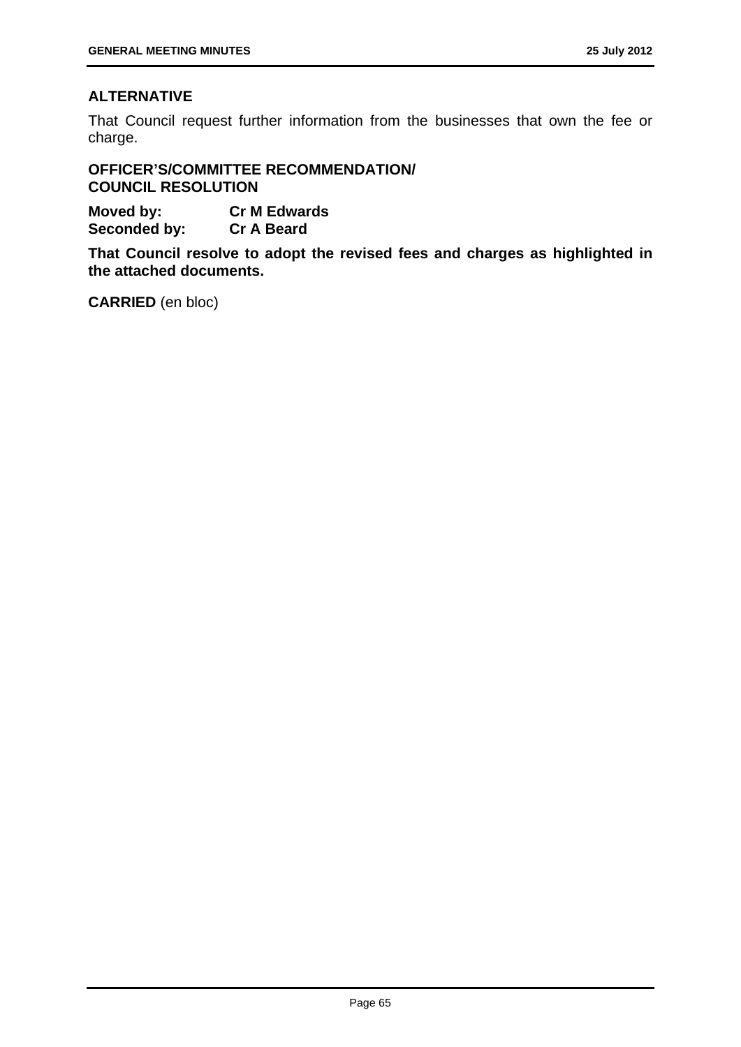## ALTERNATIVE

That Council request further information from the businesses that own the fee or charge.

## OFFICER'S/COMMITTEE RECOMMENDATION/ COUNCIL RESOLUTION

**Moved by:** **Cr M Edwards**
**Seconded by:** **Cr A Beard**

**That Council resolve to adopt the revised fees and charges as highlighted in the attached documents.**

**CARRIED** (en bloc)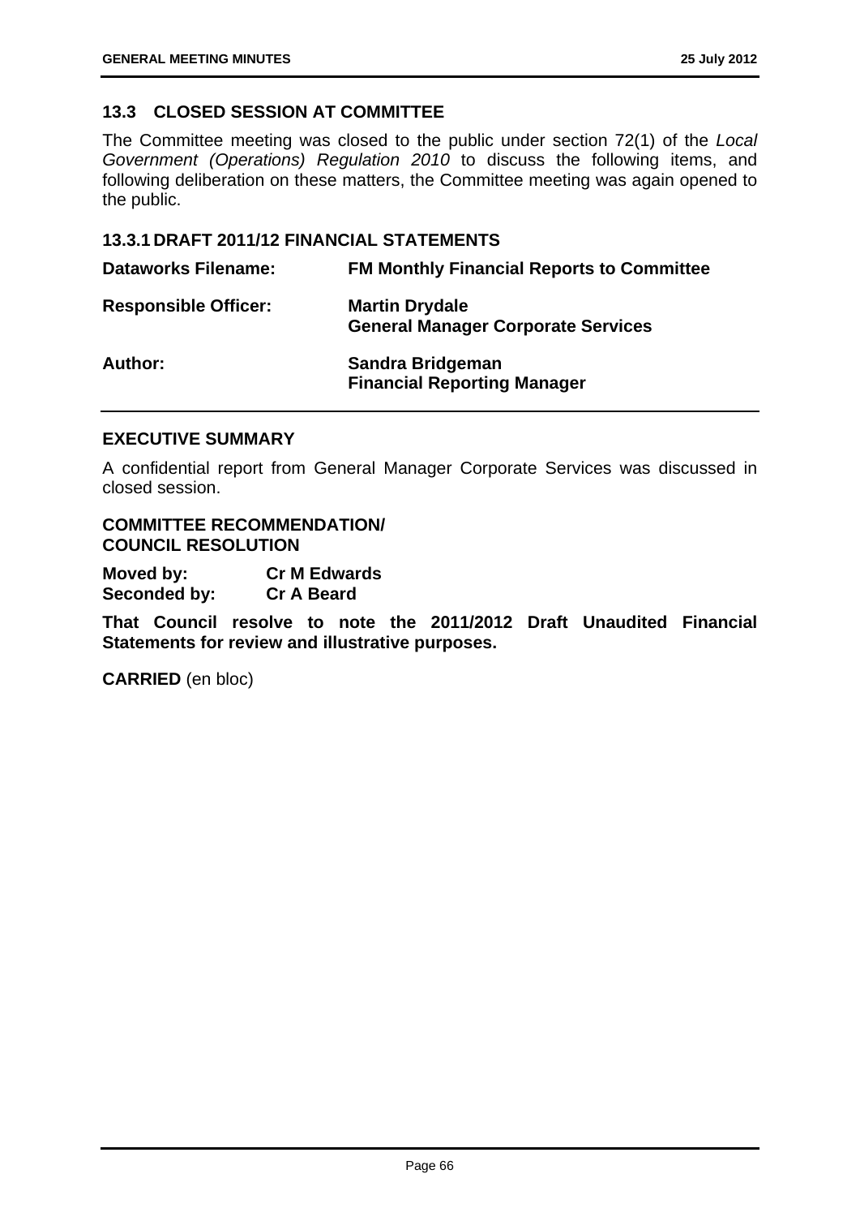## 13.3 CLOSED SESSION AT COMMITTEE

The Committee meeting was closed to the public under section 72(1) of the *Local Government (Operations) Regulation 2010* to discuss the following items, and following deliberation on these matters, the Committee meeting was again opened to the public.

### 13.3.1 DRAFT 2011/12 FINANCIAL STATEMENTS

| | |
|---|---|
| **Dataworks Filename:** | **FM Monthly Financial Reports to Committee** |
| **Responsible Officer:** | **Martin Drydale**<br>**General Manager Corporate Services** |
| **Author:** | **Sandra Bridgeman**<br>**Financial Reporting Manager** |

### EXECUTIVE SUMMARY

A confidential report from General Manager Corporate Services was discussed in closed session.

### COMMITTEE RECOMMENDATION/ COUNCIL RESOLUTION

**Moved by:** **Cr M Edwards**
**Seconded by:** **Cr A Beard**

**That Council resolve to note the 2011/2012 Draft Unaudited Financial Statements for review and illustrative purposes.**

**CARRIED** (en bloc)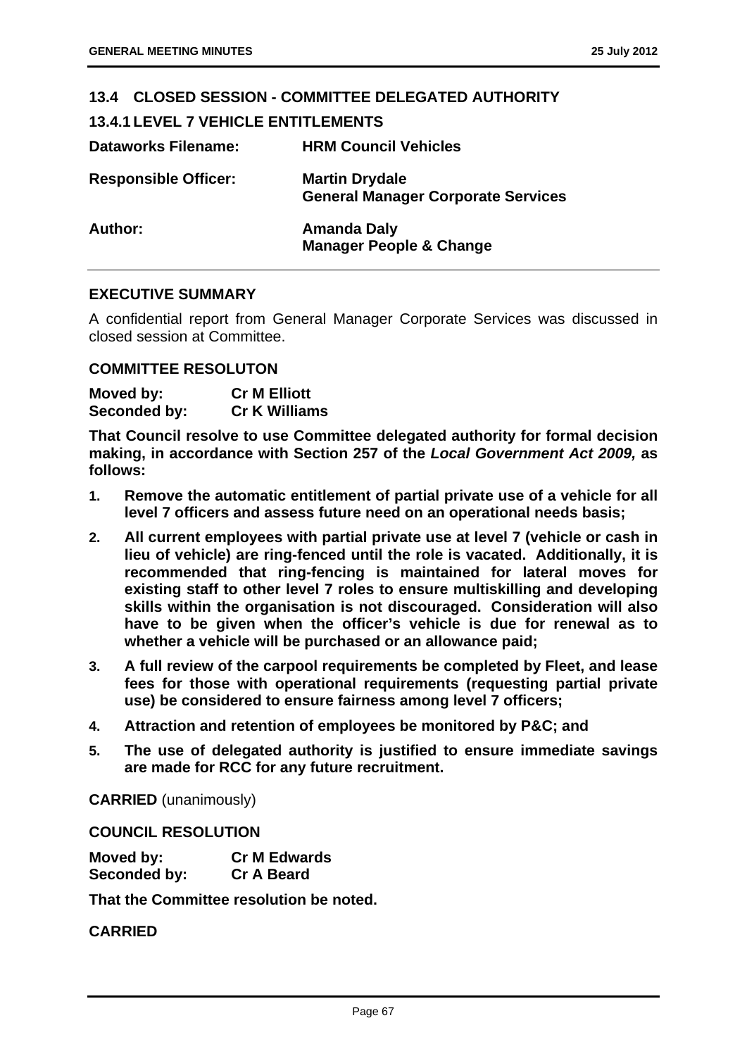## 13.4 CLOSED SESSION - COMMITTEE DELEGATED AUTHORITY

### 13.4.1 LEVEL 7 VEHICLE ENTITLEMENTS

| | |
|---|---|
| **Dataworks Filename:** | **HRM Council Vehicles** |
| **Responsible Officer:** | **Martin Drydale**<br>**General Manager Corporate Services** |
| **Author:** | **Amanda Daly**<br>**Manager People & Change** |

**EXECUTIVE SUMMARY**

A confidential report from General Manager Corporate Services was discussed in closed session at Committee.

**COMMITTEE RESOLUTON**

**Moved by: Cr M Elliott**
**Seconded by: Cr K Williams**

**That Council resolve to use Committee delegated authority for formal decision making, in accordance with Section 257 of the *Local Government Act 2009,* as follows:**

1. **Remove the automatic entitlement of partial private use of a vehicle for all level 7 officers and assess future need on an operational needs basis;**
2. **All current employees with partial private use at level 7 (vehicle or cash in lieu of vehicle) are ring-fenced until the role is vacated. Additionally, it is recommended that ring-fencing is maintained for lateral moves for existing staff to other level 7 roles to ensure multiskilling and developing skills within the organisation is not discouraged. Consideration will also have to be given when the officer's vehicle is due for renewal as to whether a vehicle will be purchased or an allowance paid;**
3. **A full review of the carpool requirements be completed by Fleet, and lease fees for those with operational requirements (requesting partial private use) be considered to ensure fairness among level 7 officers;**
4. **Attraction and retention of employees be monitored by P&C; and**
5. **The use of delegated authority is justified to ensure immediate savings are made for RCC for any future recruitment.**

**CARRIED** (unanimously)

**COUNCIL RESOLUTION**

**Moved by: Cr M Edwards**
**Seconded by: Cr A Beard**

**That the Committee resolution be noted.**

**CARRIED**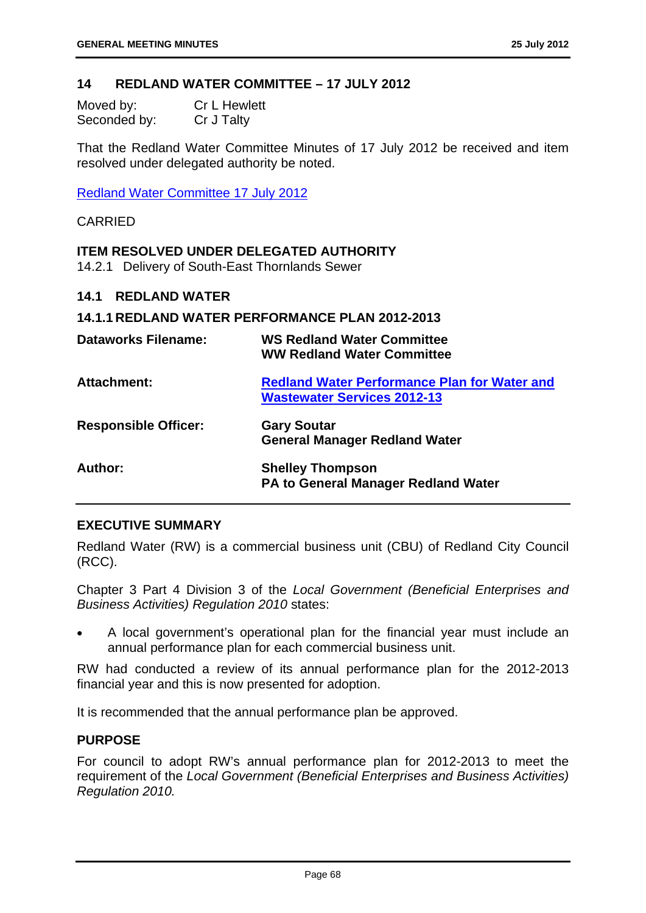## 14 REDLAND WATER COMMITTEE – 17 JULY 2012

Moved by: Cr L Hewlett
Seconded by: Cr J Talty

That the Redland Water Committee Minutes of 17 July 2012 be received and item resolved under delegated authority be noted.

Redland Water Committee 17 July 2012

CARRIED

**ITEM RESOLVED UNDER DELEGATED AUTHORITY**

14.2.1 Delivery of South-East Thornlands Sewer

### 14.1 REDLAND WATER

#### 14.1.1 REDLAND WATER PERFORMANCE PLAN 2012-2013

| | |
|---|---|
| **Dataworks Filename:** | **WS Redland Water Committee**<br>**WW Redland Water Committee** |
| **Attachment:** | **Redland Water Performance Plan for Water and Wastewater Services 2012-13** |
| **Responsible Officer:** | **Gary Soutar**<br>**General Manager Redland Water** |
| **Author:** | **Shelley Thompson**<br>**PA to General Manager Redland Water** |

**EXECUTIVE SUMMARY**

Redland Water (RW) is a commercial business unit (CBU) of Redland City Council (RCC).

Chapter 3 Part 4 Division 3 of the *Local Government (Beneficial Enterprises and Business Activities) Regulation 2010* states:

- A local government's operational plan for the financial year must include an annual performance plan for each commercial business unit.

RW had conducted a review of its annual performance plan for the 2012-2013 financial year and this is now presented for adoption.

It is recommended that the annual performance plan be approved.

**PURPOSE**

For council to adopt RW's annual performance plan for 2012-2013 to meet the requirement of the *Local Government (Beneficial Enterprises and Business Activities) Regulation 2010.*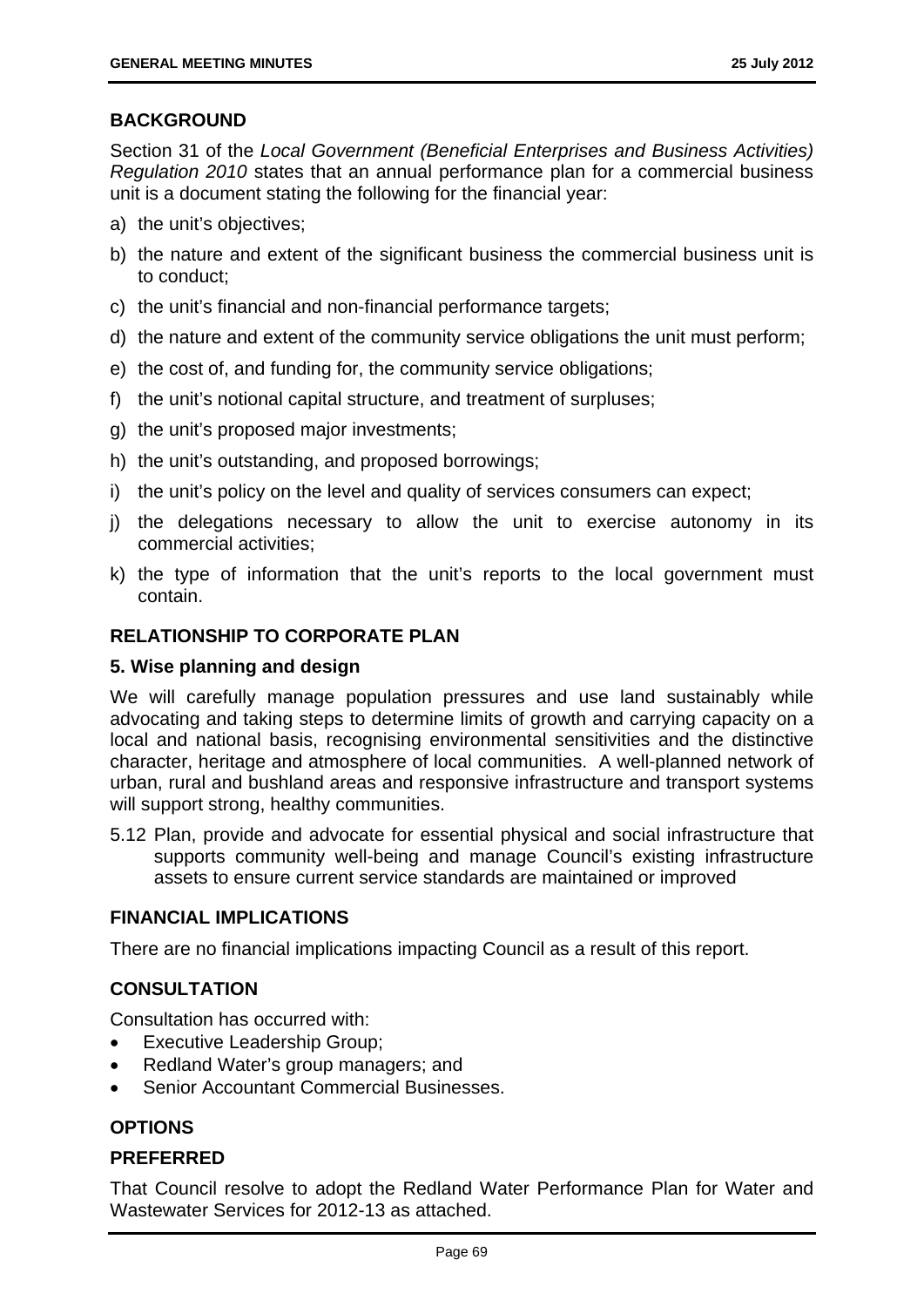## BACKGROUND

Section 31 of the *Local Government (Beneficial Enterprises and Business Activities) Regulation 2010* states that an annual performance plan for a commercial business unit is a document stating the following for the financial year:

a) the unit's objectives;

b) the nature and extent of the significant business the commercial business unit is to conduct;

c) the unit's financial and non-financial performance targets;

d) the nature and extent of the community service obligations the unit must perform;

e) the cost of, and funding for, the community service obligations;

f) the unit's notional capital structure, and treatment of surpluses;

g) the unit's proposed major investments;

h) the unit's outstanding, and proposed borrowings;

i) the unit's policy on the level and quality of services consumers can expect;

j) the delegations necessary to allow the unit to exercise autonomy in its commercial activities;

k) the type of information that the unit's reports to the local government must contain.

## RELATIONSHIP TO CORPORATE PLAN

### 5. Wise planning and design

We will carefully manage population pressures and use land sustainably while advocating and taking steps to determine limits of growth and carrying capacity on a local and national basis, recognising environmental sensitivities and the distinctive character, heritage and atmosphere of local communities. A well-planned network of urban, rural and bushland areas and responsive infrastructure and transport systems will support strong, healthy communities.

5.12 Plan, provide and advocate for essential physical and social infrastructure that supports community well-being and manage Council's existing infrastructure assets to ensure current service standards are maintained or improved

## FINANCIAL IMPLICATIONS

There are no financial implications impacting Council as a result of this report.

## CONSULTATION

Consultation has occurred with:

- Executive Leadership Group;
- Redland Water's group managers; and
- Senior Accountant Commercial Businesses.

## OPTIONS

### PREFERRED

That Council resolve to adopt the Redland Water Performance Plan for Water and Wastewater Services for 2012-13 as attached.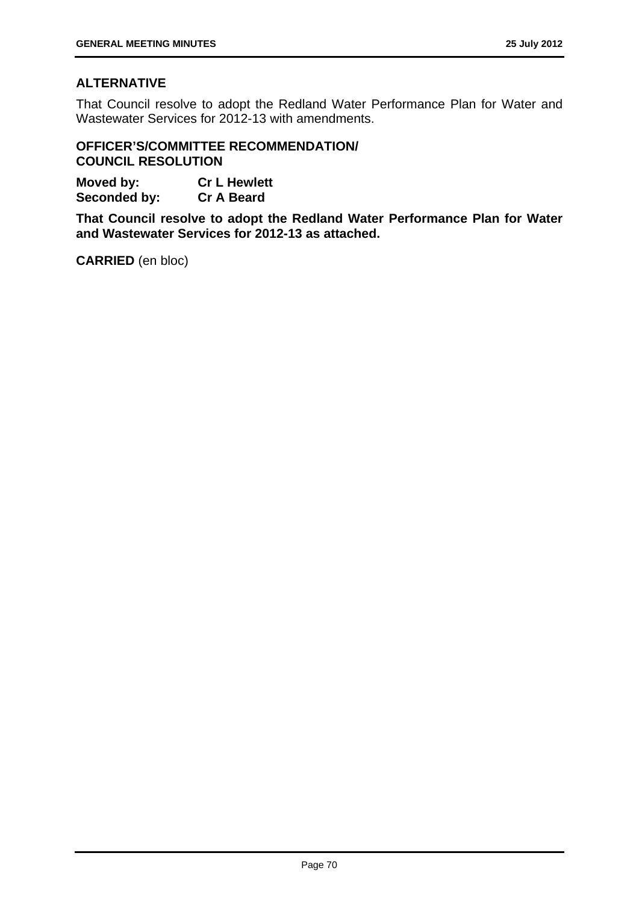## ALTERNATIVE

That Council resolve to adopt the Redland Water Performance Plan for Water and Wastewater Services for 2012-13 with amendments.

## OFFICER'S/COMMITTEE RECOMMENDATION/ COUNCIL RESOLUTION

**Moved by:** **Cr L Hewlett**
**Seconded by:** **Cr A Beard**

**That Council resolve to adopt the Redland Water Performance Plan for Water and Wastewater Services for 2012-13 as attached.**

**CARRIED** (en bloc)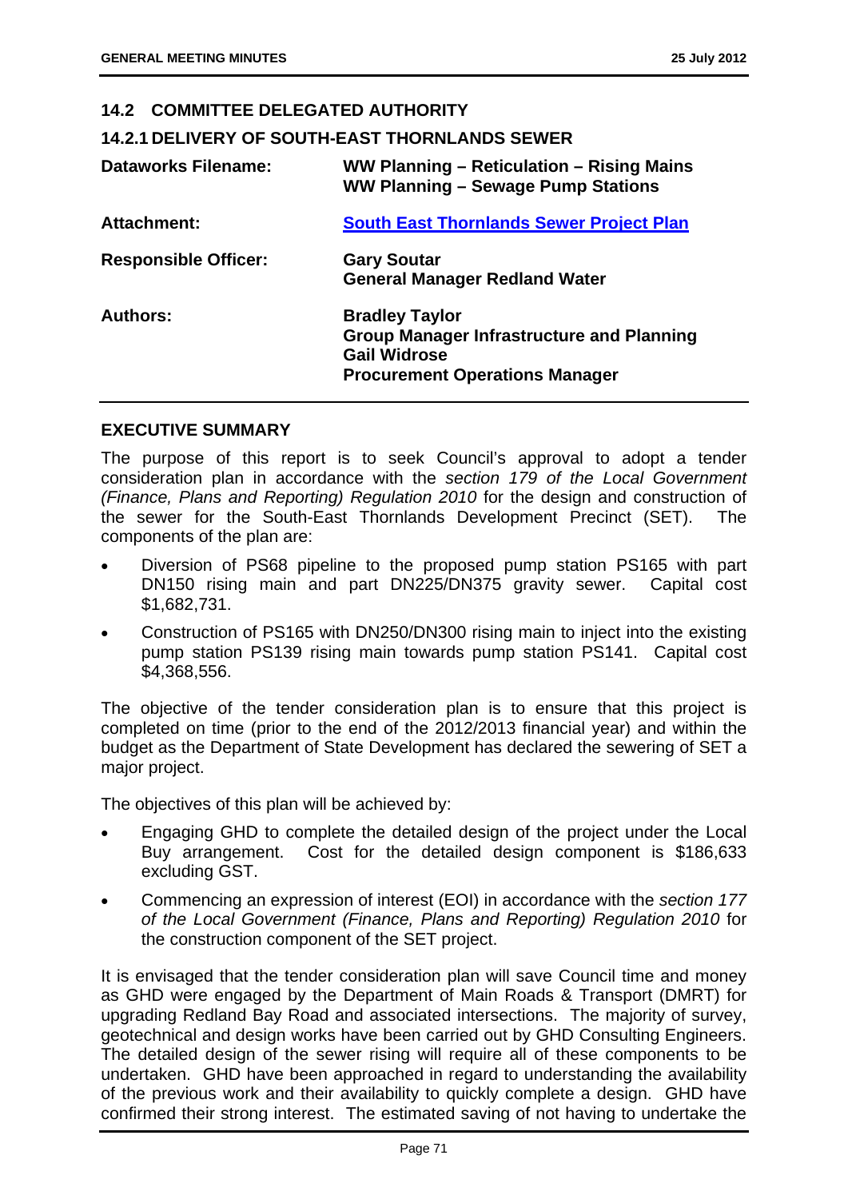## 14.2 COMMITTEE DELEGATED AUTHORITY

### 14.2.1 DELIVERY OF SOUTH-EAST THORNLANDS SEWER

| | |
|---|---|
| **Dataworks Filename:** | **WW Planning – Reticulation – Rising Mains**<br>**WW Planning – Sewage Pump Stations** |
| **Attachment:** | **South East Thornlands Sewer Project Plan** |
| **Responsible Officer:** | **Gary Soutar**<br>**General Manager Redland Water** |
| **Authors:** | **Bradley Taylor**<br>**Group Manager Infrastructure and Planning**<br>**Gail Widrose**<br>**Procurement Operations Manager** |

**EXECUTIVE SUMMARY**

The purpose of this report is to seek Council's approval to adopt a tender consideration plan in accordance with the *section 179 of the Local Government (Finance, Plans and Reporting) Regulation 2010* for the design and construction of the sewer for the South-East Thornlands Development Precinct (SET). The components of the plan are:

- Diversion of PS68 pipeline to the proposed pump station PS165 with part DN150 rising main and part DN225/DN375 gravity sewer. Capital cost $1,682,731.
- Construction of PS165 with DN250/DN300 rising main to inject into the existing pump station PS139 rising main towards pump station PS141. Capital cost $4,368,556.

The objective of the tender consideration plan is to ensure that this project is completed on time (prior to the end of the 2012/2013 financial year) and within the budget as the Department of State Development has declared the sewering of SET a major project.

The objectives of this plan will be achieved by:

- Engaging GHD to complete the detailed design of the project under the Local Buy arrangement. Cost for the detailed design component is $186,633 excluding GST.
- Commencing an expression of interest (EOI) in accordance with the *section 177 of the Local Government (Finance, Plans and Reporting) Regulation 2010* for the construction component of the SET project.

It is envisaged that the tender consideration plan will save Council time and money as GHD were engaged by the Department of Main Roads & Transport (DMRT) for upgrading Redland Bay Road and associated intersections. The majority of survey, geotechnical and design works have been carried out by GHD Consulting Engineers. The detailed design of the sewer rising will require all of these components to be undertaken. GHD have been approached in regard to understanding the availability of the previous work and their availability to quickly complete a design. GHD have confirmed their strong interest. The estimated saving of not having to undertake the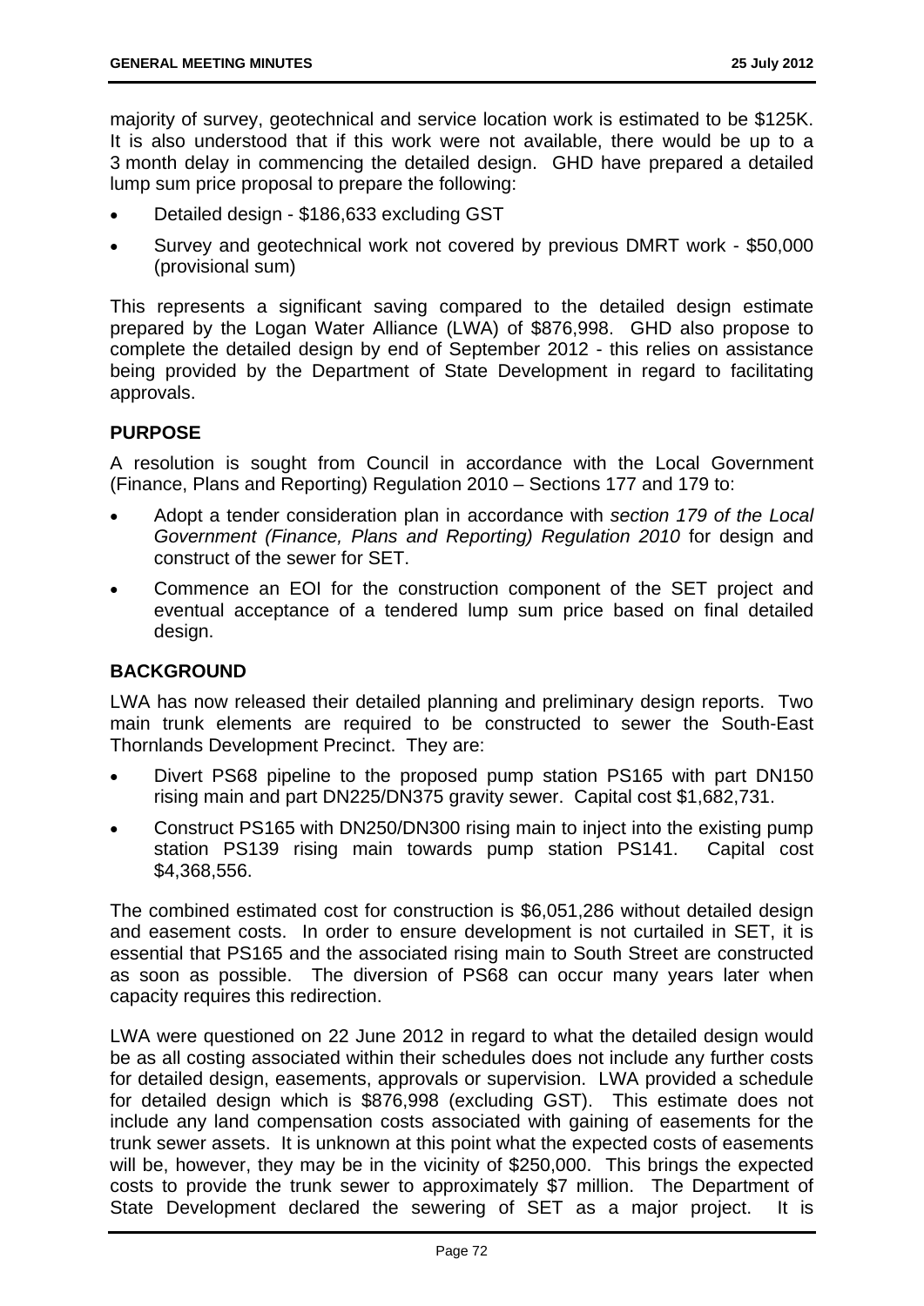majority of survey, geotechnical and service location work is estimated to be $125K. It is also understood that if this work were not available, there would be up to a 3 month delay in commencing the detailed design. GHD have prepared a detailed lump sum price proposal to prepare the following:

- Detailed design - $186,633 excluding GST
- Survey and geotechnical work not covered by previous DMRT work - $50,000 (provisional sum)

This represents a significant saving compared to the detailed design estimate prepared by the Logan Water Alliance (LWA) of $876,998. GHD also propose to complete the detailed design by end of September 2012 - this relies on assistance being provided by the Department of State Development in regard to facilitating approvals.

## PURPOSE

A resolution is sought from Council in accordance with the Local Government (Finance, Plans and Reporting) Regulation 2010 – Sections 177 and 179 to:

- Adopt a tender consideration plan in accordance with *section 179 of the Local Government (Finance, Plans and Reporting) Regulation 2010* for design and construct of the sewer for SET.
- Commence an EOI for the construction component of the SET project and eventual acceptance of a tendered lump sum price based on final detailed design.

## BACKGROUND

LWA has now released their detailed planning and preliminary design reports. Two main trunk elements are required to be constructed to sewer the South-East Thornlands Development Precinct. They are:

- Divert PS68 pipeline to the proposed pump station PS165 with part DN150 rising main and part DN225/DN375 gravity sewer. Capital cost $1,682,731.
- Construct PS165 with DN250/DN300 rising main to inject into the existing pump station PS139 rising main towards pump station PS141. Capital cost $4,368,556.

The combined estimated cost for construction is $6,051,286 without detailed design and easement costs. In order to ensure development is not curtailed in SET, it is essential that PS165 and the associated rising main to South Street are constructed as soon as possible. The diversion of PS68 can occur many years later when capacity requires this redirection.

LWA were questioned on 22 June 2012 in regard to what the detailed design would be as all costing associated within their schedules does not include any further costs for detailed design, easements, approvals or supervision. LWA provided a schedule for detailed design which is $876,998 (excluding GST). This estimate does not include any land compensation costs associated with gaining of easements for the trunk sewer assets. It is unknown at this point what the expected costs of easements will be, however, they may be in the vicinity of $250,000. This brings the expected costs to provide the trunk sewer to approximately $7 million. The Department of State Development declared the sewering of SET as a major project. It is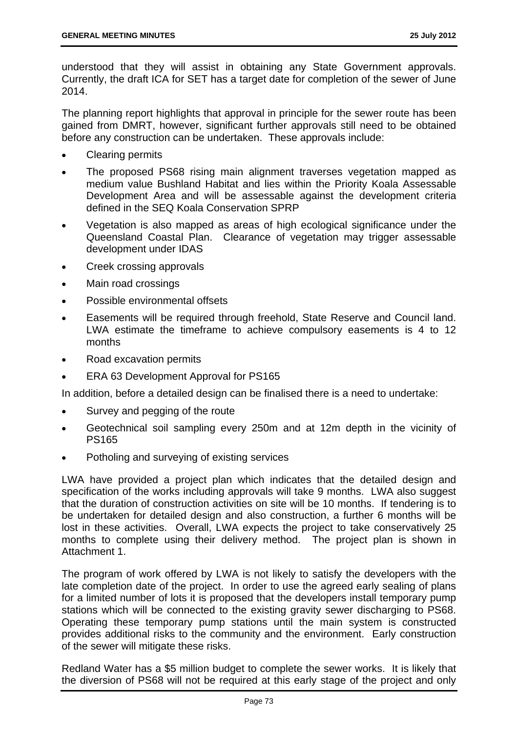understood that they will assist in obtaining any State Government approvals. Currently, the draft ICA for SET has a target date for completion of the sewer of June 2014.

The planning report highlights that approval in principle for the sewer route has been gained from DMRT, however, significant further approvals still need to be obtained before any construction can be undertaken. These approvals include:

- Clearing permits
- The proposed PS68 rising main alignment traverses vegetation mapped as medium value Bushland Habitat and lies within the Priority Koala Assessable Development Area and will be assessable against the development criteria defined in the SEQ Koala Conservation SPRP
- Vegetation is also mapped as areas of high ecological significance under the Queensland Coastal Plan. Clearance of vegetation may trigger assessable development under IDAS
- Creek crossing approvals
- Main road crossings
- Possible environmental offsets
- Easements will be required through freehold, State Reserve and Council land. LWA estimate the timeframe to achieve compulsory easements is 4 to 12 months
- Road excavation permits
- ERA 63 Development Approval for PS165

In addition, before a detailed design can be finalised there is a need to undertake:

- Survey and pegging of the route
- Geotechnical soil sampling every 250m and at 12m depth in the vicinity of PS165
- Potholing and surveying of existing services

LWA have provided a project plan which indicates that the detailed design and specification of the works including approvals will take 9 months. LWA also suggest that the duration of construction activities on site will be 10 months. If tendering is to be undertaken for detailed design and also construction, a further 6 months will be lost in these activities. Overall, LWA expects the project to take conservatively 25 months to complete using their delivery method. The project plan is shown in Attachment 1.

The program of work offered by LWA is not likely to satisfy the developers with the late completion date of the project. In order to use the agreed early sealing of plans for a limited number of lots it is proposed that the developers install temporary pump stations which will be connected to the existing gravity sewer discharging to PS68. Operating these temporary pump stations until the main system is constructed provides additional risks to the community and the environment. Early construction of the sewer will mitigate these risks.

Redland Water has a $5 million budget to complete the sewer works. It is likely that the diversion of PS68 will not be required at this early stage of the project and only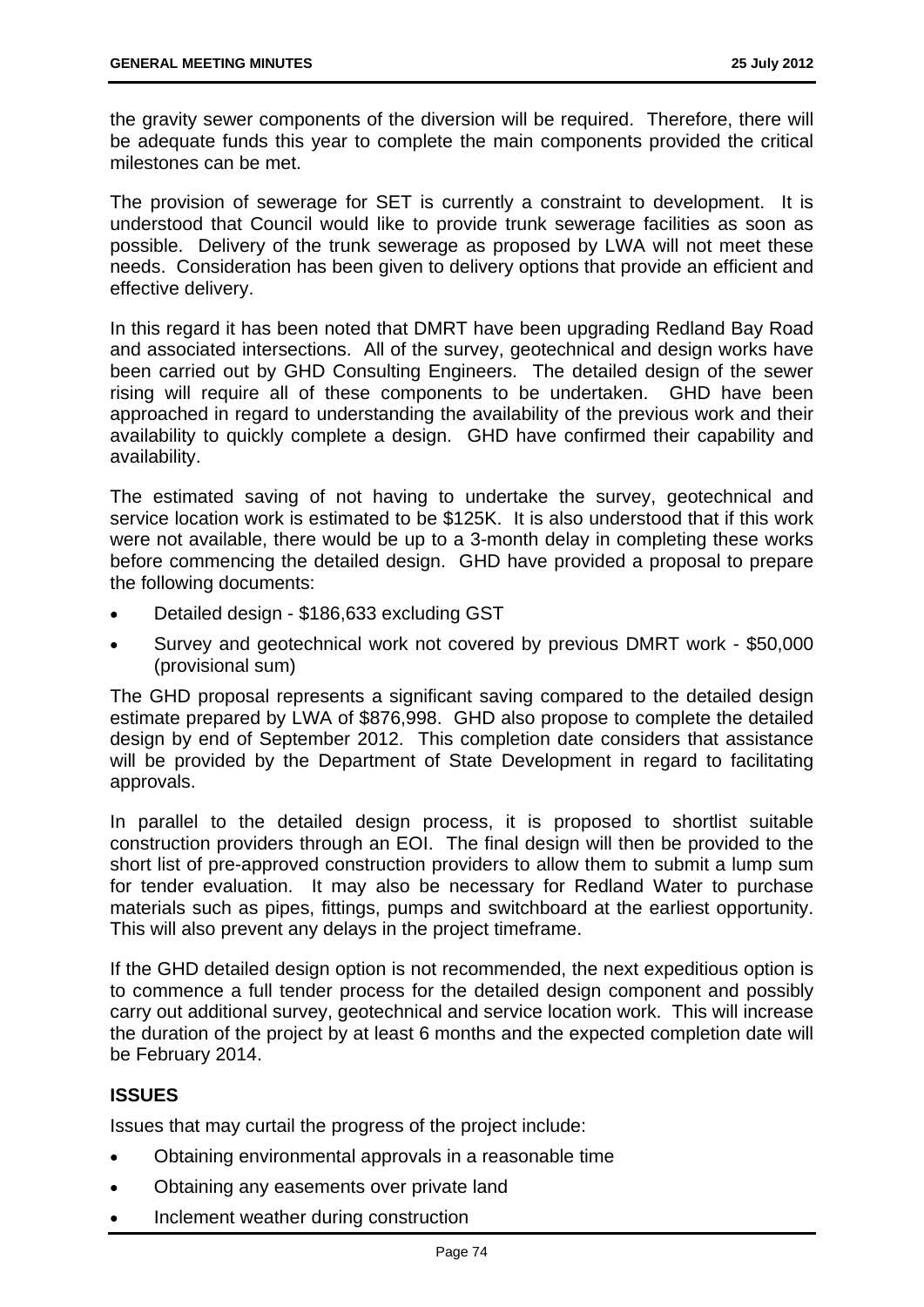the gravity sewer components of the diversion will be required. Therefore, there will be adequate funds this year to complete the main components provided the critical milestones can be met.

The provision of sewerage for SET is currently a constraint to development. It is understood that Council would like to provide trunk sewerage facilities as soon as possible. Delivery of the trunk sewerage as proposed by LWA will not meet these needs. Consideration has been given to delivery options that provide an efficient and effective delivery.

In this regard it has been noted that DMRT have been upgrading Redland Bay Road and associated intersections. All of the survey, geotechnical and design works have been carried out by GHD Consulting Engineers. The detailed design of the sewer rising will require all of these components to be undertaken. GHD have been approached in regard to understanding the availability of the previous work and their availability to quickly complete a design. GHD have confirmed their capability and availability.

The estimated saving of not having to undertake the survey, geotechnical and service location work is estimated to be $125K. It is also understood that if this work were not available, there would be up to a 3-month delay in completing these works before commencing the detailed design. GHD have provided a proposal to prepare the following documents:

- Detailed design - $186,633 excluding GST
- Survey and geotechnical work not covered by previous DMRT work - $50,000 (provisional sum)

The GHD proposal represents a significant saving compared to the detailed design estimate prepared by LWA of $876,998. GHD also propose to complete the detailed design by end of September 2012. This completion date considers that assistance will be provided by the Department of State Development in regard to facilitating approvals.

In parallel to the detailed design process, it is proposed to shortlist suitable construction providers through an EOI. The final design will then be provided to the short list of pre-approved construction providers to allow them to submit a lump sum for tender evaluation. It may also be necessary for Redland Water to purchase materials such as pipes, fittings, pumps and switchboard at the earliest opportunity. This will also prevent any delays in the project timeframe.

If the GHD detailed design option is not recommended, the next expeditious option is to commence a full tender process for the detailed design component and possibly carry out additional survey, geotechnical and service location work. This will increase the duration of the project by at least 6 months and the expected completion date will be February 2014.

## ISSUES

Issues that may curtail the progress of the project include:

- Obtaining environmental approvals in a reasonable time
- Obtaining any easements over private land
- Inclement weather during construction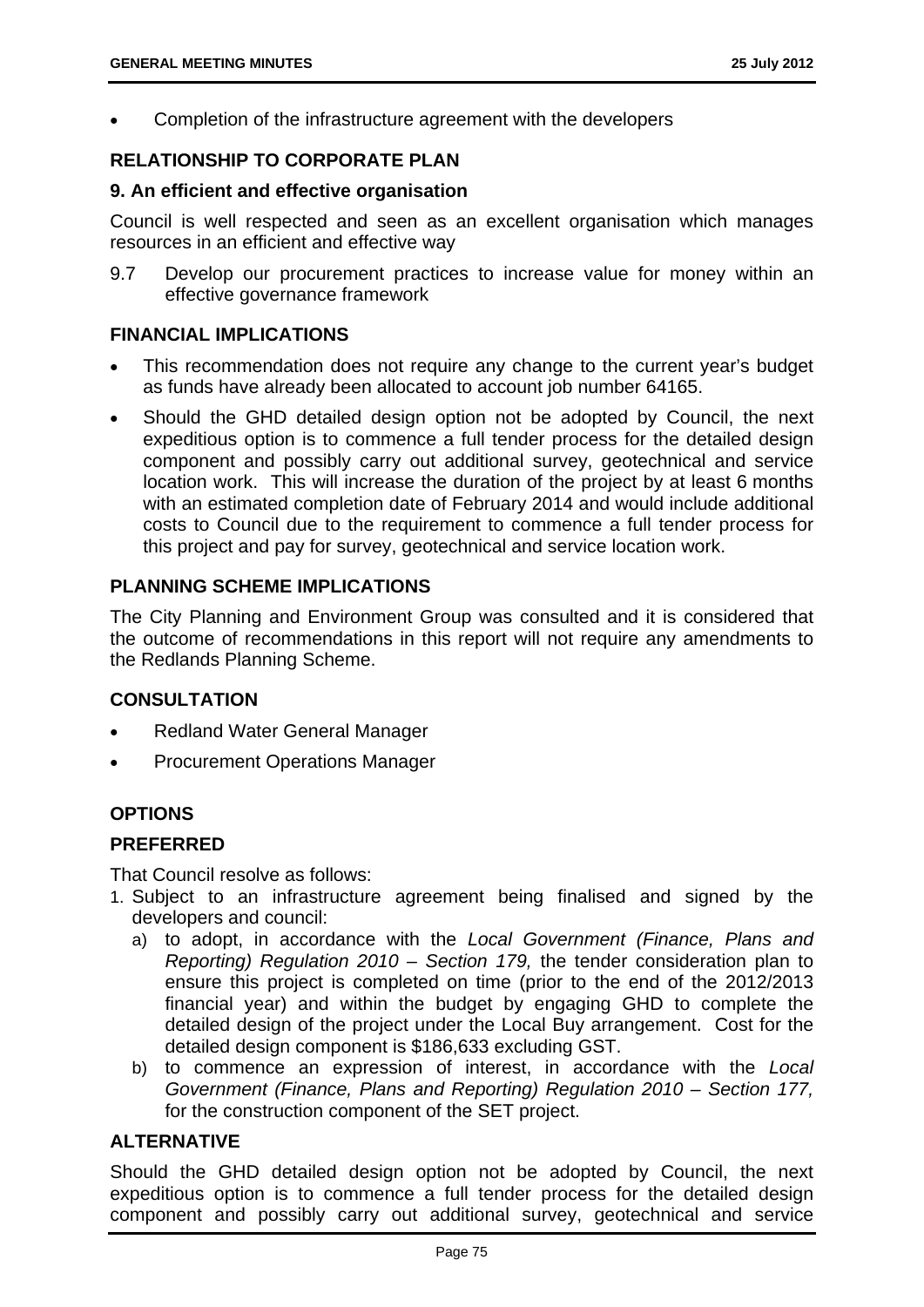- Completion of the infrastructure agreement with the developers

## RELATIONSHIP TO CORPORATE PLAN

### 9. An efficient and effective organisation

Council is well respected and seen as an excellent organisation which manages resources in an efficient and effective way

9.7 Develop our procurement practices to increase value for money within an effective governance framework

## FINANCIAL IMPLICATIONS

- This recommendation does not require any change to the current year's budget as funds have already been allocated to account job number 64165.
- Should the GHD detailed design option not be adopted by Council, the next expeditious option is to commence a full tender process for the detailed design component and possibly carry out additional survey, geotechnical and service location work. This will increase the duration of the project by at least 6 months with an estimated completion date of February 2014 and would include additional costs to Council due to the requirement to commence a full tender process for this project and pay for survey, geotechnical and service location work.

## PLANNING SCHEME IMPLICATIONS

The City Planning and Environment Group was consulted and it is considered that the outcome of recommendations in this report will not require any amendments to the Redlands Planning Scheme.

## CONSULTATION

- Redland Water General Manager
- Procurement Operations Manager

## OPTIONS

## PREFERRED

That Council resolve as follows:

1. Subject to an infrastructure agreement being finalised and signed by the developers and council:
   a) to adopt, in accordance with the *Local Government (Finance, Plans and Reporting) Regulation 2010 – Section 179,* the tender consideration plan to ensure this project is completed on time (prior to the end of the 2012/2013 financial year) and within the budget by engaging GHD to complete the detailed design of the project under the Local Buy arrangement. Cost for the detailed design component is $186,633 excluding GST.
   b) to commence an expression of interest, in accordance with the *Local Government (Finance, Plans and Reporting) Regulation 2010 – Section 177,* for the construction component of the SET project.

## ALTERNATIVE

Should the GHD detailed design option not be adopted by Council, the next expeditious option is to commence a full tender process for the detailed design component and possibly carry out additional survey, geotechnical and service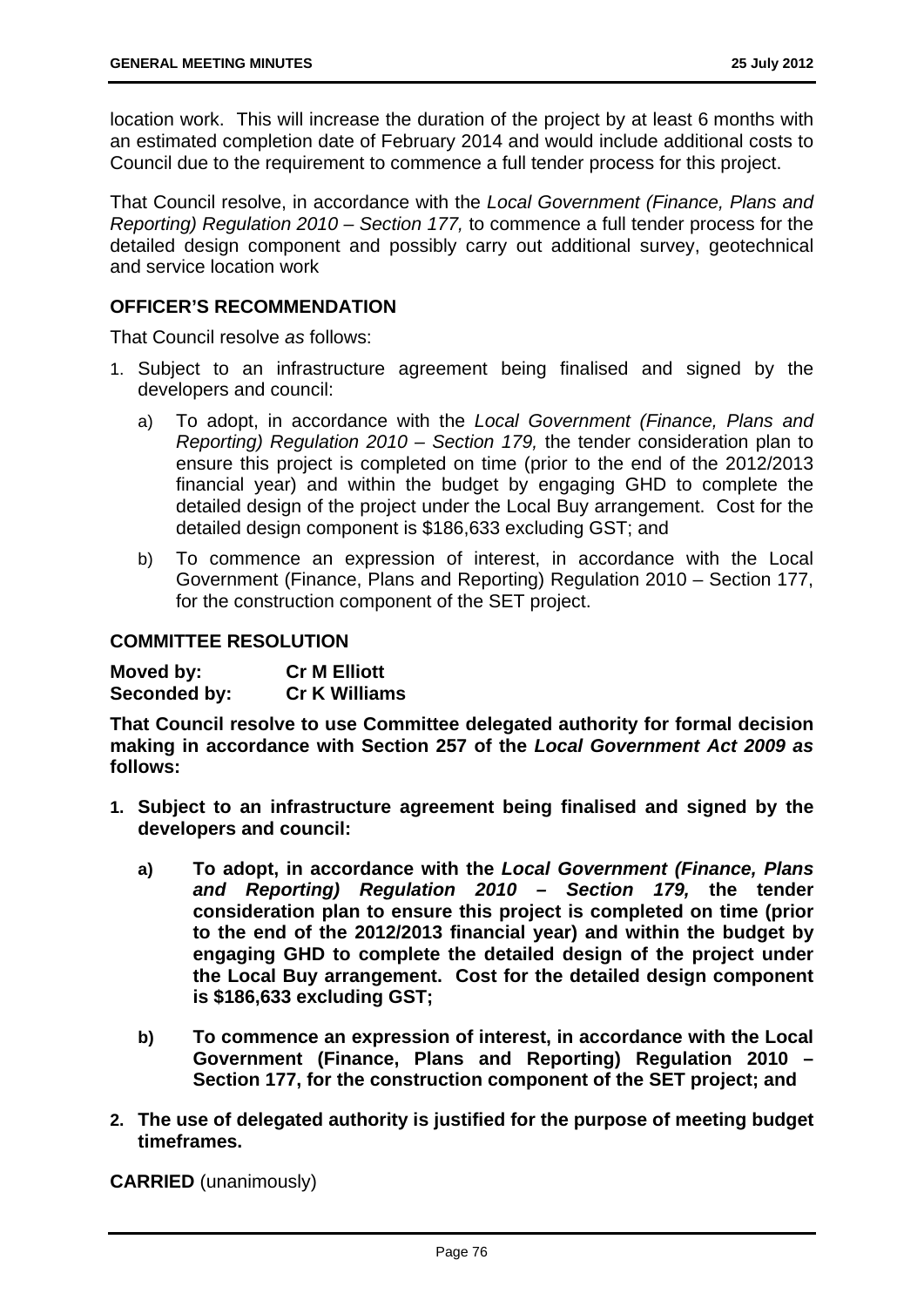location work. This will increase the duration of the project by at least 6 months with an estimated completion date of February 2014 and would include additional costs to Council due to the requirement to commence a full tender process for this project.

That Council resolve, in accordance with the *Local Government (Finance, Plans and Reporting) Regulation 2010 – Section 177,* to commence a full tender process for the detailed design component and possibly carry out additional survey, geotechnical and service location work

## OFFICER'S RECOMMENDATION

That Council resolve *as* follows:

1. Subject to an infrastructure agreement being finalised and signed by the developers and council:
   a) To adopt, in accordance with the *Local Government (Finance, Plans and Reporting) Regulation 2010 – Section 179,* the tender consideration plan to ensure this project is completed on time (prior to the end of the 2012/2013 financial year) and within the budget by engaging GHD to complete the detailed design of the project under the Local Buy arrangement. Cost for the detailed design component is $186,633 excluding GST; and
   b) To commence an expression of interest, in accordance with the Local Government (Finance, Plans and Reporting) Regulation 2010 – Section 177, for the construction component of the SET project.

## COMMITTEE RESOLUTION

**Moved by:** **Cr M Elliott**
**Seconded by:** **Cr K Williams**

**That Council resolve to use Committee delegated authority for formal decision making in accordance with Section 257 of the *Local Government Act 2009 as* follows:**

1. **Subject to an infrastructure agreement being finalised and signed by the developers and council:**
   a) **To adopt, in accordance with the *Local Government (Finance, Plans and Reporting) Regulation 2010 – Section 179,* the tender consideration plan to ensure this project is completed on time (prior to the end of the 2012/2013 financial year) and within the budget by engaging GHD to complete the detailed design of the project under the Local Buy arrangement. Cost for the detailed design component is $186,633 excluding GST;**
   b) **To commence an expression of interest, in accordance with the Local Government (Finance, Plans and Reporting) Regulation 2010 – Section 177, for the construction component of the SET project; and**
2. **The use of delegated authority is justified for the purpose of meeting budget timeframes.**

**CARRIED** (unanimously)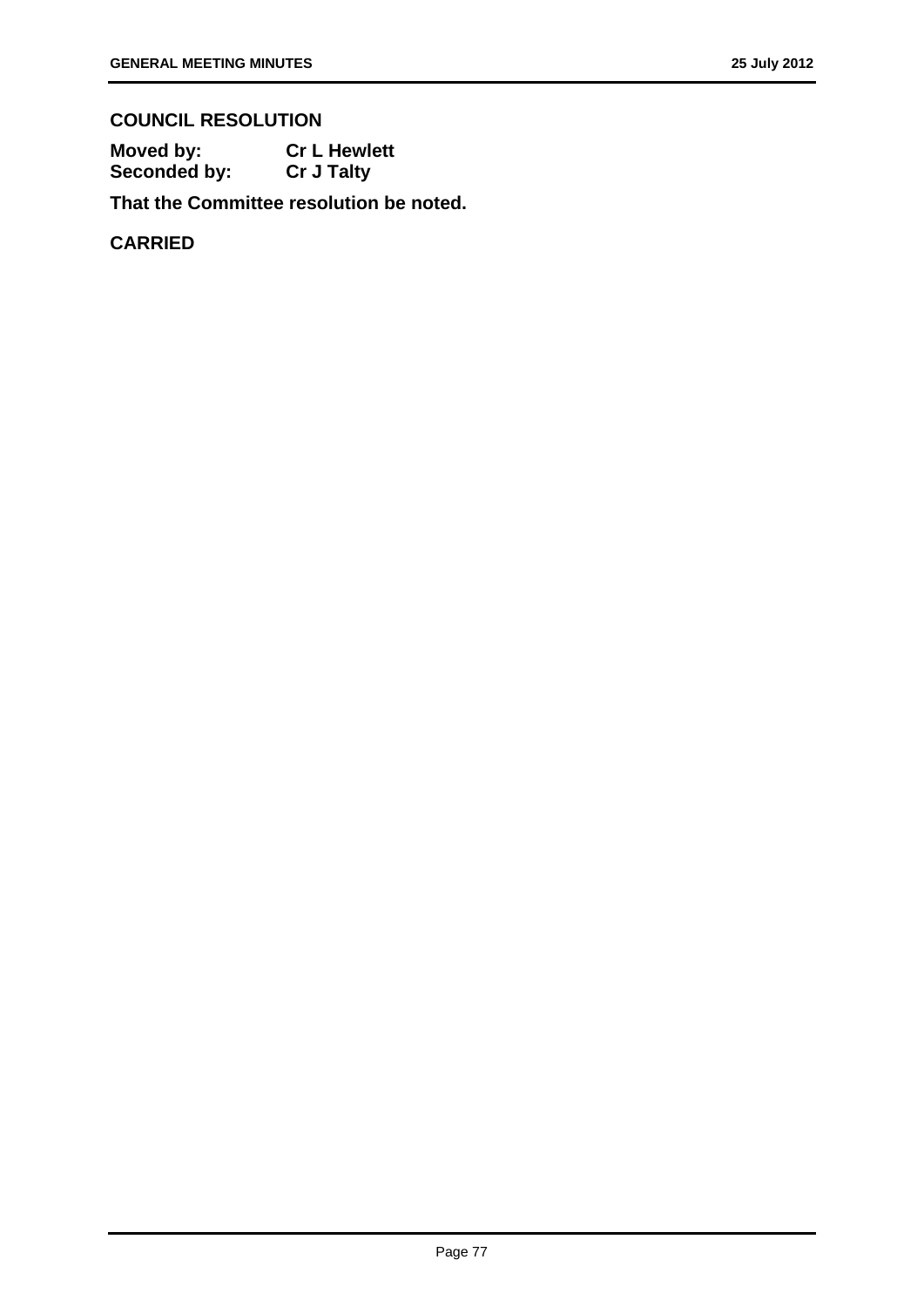## COUNCIL RESOLUTION

**Moved by:** **Cr L Hewlett**
**Seconded by:** **Cr J Talty**

**That the Committee resolution be noted.**

**CARRIED**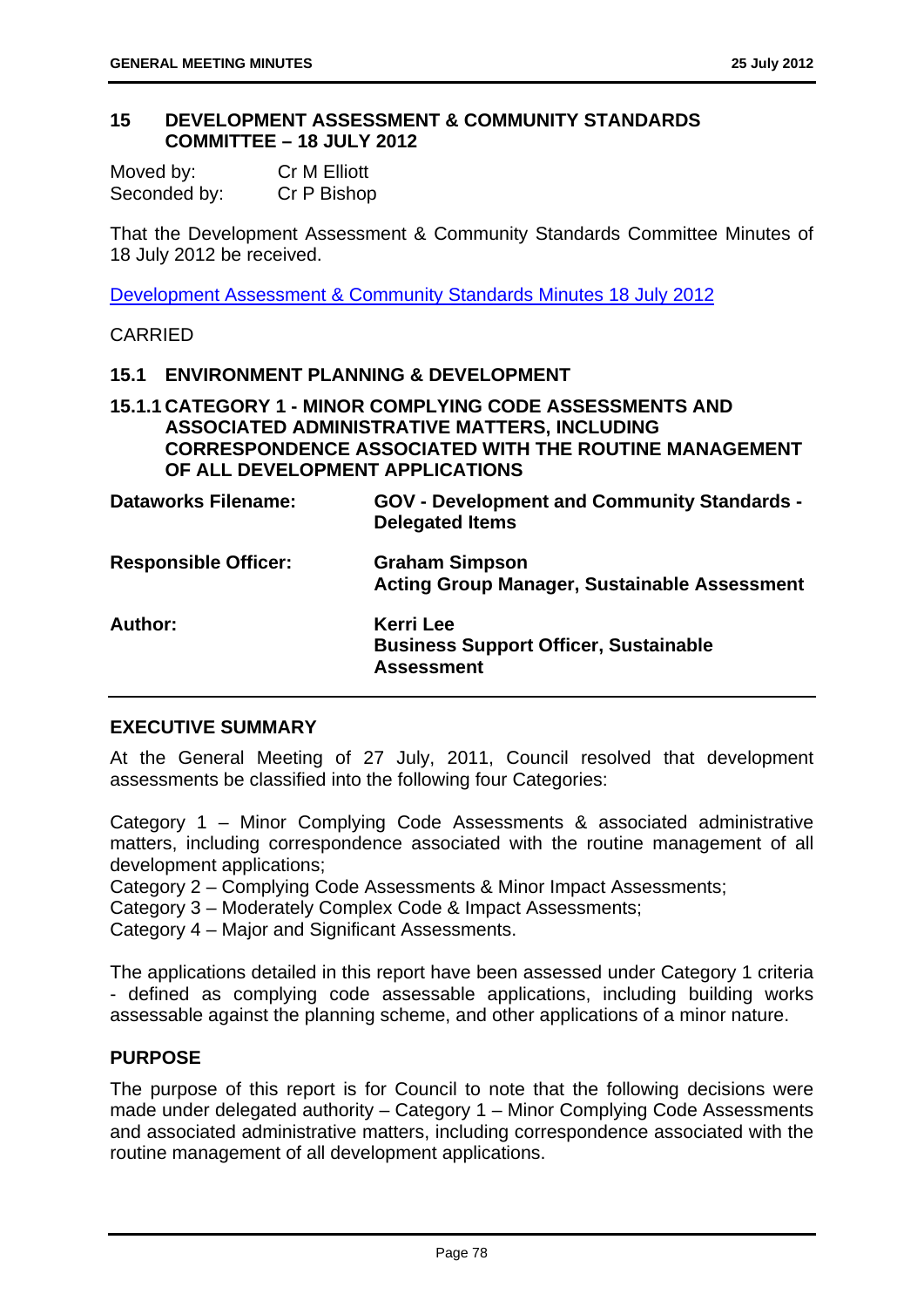## 15 DEVELOPMENT ASSESSMENT & COMMUNITY STANDARDS COMMITTEE – 18 JULY 2012

| | |
|---|---|
| Moved by: | Cr M Elliott |
| Seconded by: | Cr P Bishop |

That the Development Assessment & Community Standards Committee Minutes of 18 July 2012 be received.

Development Assessment & Community Standards Minutes 18 July 2012

CARRIED

### 15.1 ENVIRONMENT PLANNING & DEVELOPMENT

#### 15.1.1 CATEGORY 1 - MINOR COMPLYING CODE ASSESSMENTS AND ASSOCIATED ADMINISTRATIVE MATTERS, INCLUDING CORRESPONDENCE ASSOCIATED WITH THE ROUTINE MANAGEMENT OF ALL DEVELOPMENT APPLICATIONS

| | |
|---|---|
| **Dataworks Filename:** | **GOV - Development and Community Standards - Delegated Items** |
| **Responsible Officer:** | **Graham Simpson**<br>**Acting Group Manager, Sustainable Assessment** |
| **Author:** | **Kerri Lee**<br>**Business Support Officer, Sustainable Assessment** |

**EXECUTIVE SUMMARY**

At the General Meeting of 27 July, 2011, Council resolved that development assessments be classified into the following four Categories:

Category 1 – Minor Complying Code Assessments & associated administrative matters, including correspondence associated with the routine management of all development applications;
Category 2 – Complying Code Assessments & Minor Impact Assessments;
Category 3 – Moderately Complex Code & Impact Assessments;
Category 4 – Major and Significant Assessments.

The applications detailed in this report have been assessed under Category 1 criteria - defined as complying code assessable applications, including building works assessable against the planning scheme, and other applications of a minor nature.

**PURPOSE**

The purpose of this report is for Council to note that the following decisions were made under delegated authority – Category 1 – Minor Complying Code Assessments and associated administrative matters, including correspondence associated with the routine management of all development applications.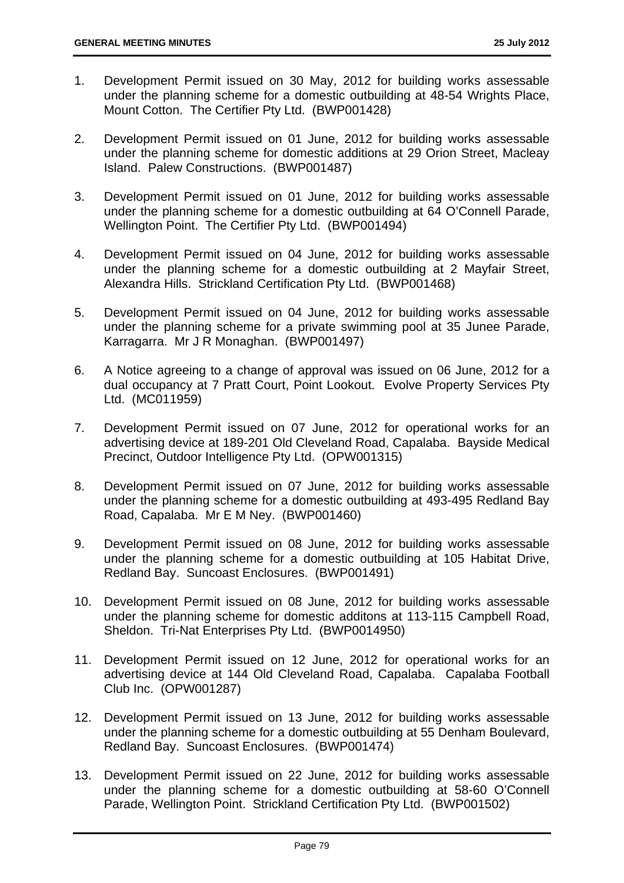1. Development Permit issued on 30 May, 2012 for building works assessable under the planning scheme for a domestic outbuilding at 48-54 Wrights Place, Mount Cotton. The Certifier Pty Ltd. (BWP001428)

2. Development Permit issued on 01 June, 2012 for building works assessable under the planning scheme for domestic additions at 29 Orion Street, Macleay Island. Palew Constructions. (BWP001487)

3. Development Permit issued on 01 June, 2012 for building works assessable under the planning scheme for a domestic outbuilding at 64 O'Connell Parade, Wellington Point. The Certifier Pty Ltd. (BWP001494)

4. Development Permit issued on 04 June, 2012 for building works assessable under the planning scheme for a domestic outbuilding at 2 Mayfair Street, Alexandra Hills. Strickland Certification Pty Ltd. (BWP001468)

5. Development Permit issued on 04 June, 2012 for building works assessable under the planning scheme for a private swimming pool at 35 Junee Parade, Karragarra. Mr J R Monaghan. (BWP001497)

6. A Notice agreeing to a change of approval was issued on 06 June, 2012 for a dual occupancy at 7 Pratt Court, Point Lookout. Evolve Property Services Pty Ltd. (MC011959)

7. Development Permit issued on 07 June, 2012 for operational works for an advertising device at 189-201 Old Cleveland Road, Capalaba. Bayside Medical Precinct, Outdoor Intelligence Pty Ltd. (OPW001315)

8. Development Permit issued on 07 June, 2012 for building works assessable under the planning scheme for a domestic outbuilding at 493-495 Redland Bay Road, Capalaba. Mr E M Ney. (BWP001460)

9. Development Permit issued on 08 June, 2012 for building works assessable under the planning scheme for a domestic outbuilding at 105 Habitat Drive, Redland Bay. Suncoast Enclosures. (BWP001491)

10. Development Permit issued on 08 June, 2012 for building works assessable under the planning scheme for domestic additons at 113-115 Campbell Road, Sheldon. Tri-Nat Enterprises Pty Ltd. (BWP0014950)

11. Development Permit issued on 12 June, 2012 for operational works for an advertising device at 144 Old Cleveland Road, Capalaba. Capalaba Football Club Inc. (OPW001287)

12. Development Permit issued on 13 June, 2012 for building works assessable under the planning scheme for a domestic outbuilding at 55 Denham Boulevard, Redland Bay. Suncoast Enclosures. (BWP001474)

13. Development Permit issued on 22 June, 2012 for building works assessable under the planning scheme for a domestic outbuilding at 58-60 O'Connell Parade, Wellington Point. Strickland Certification Pty Ltd. (BWP001502)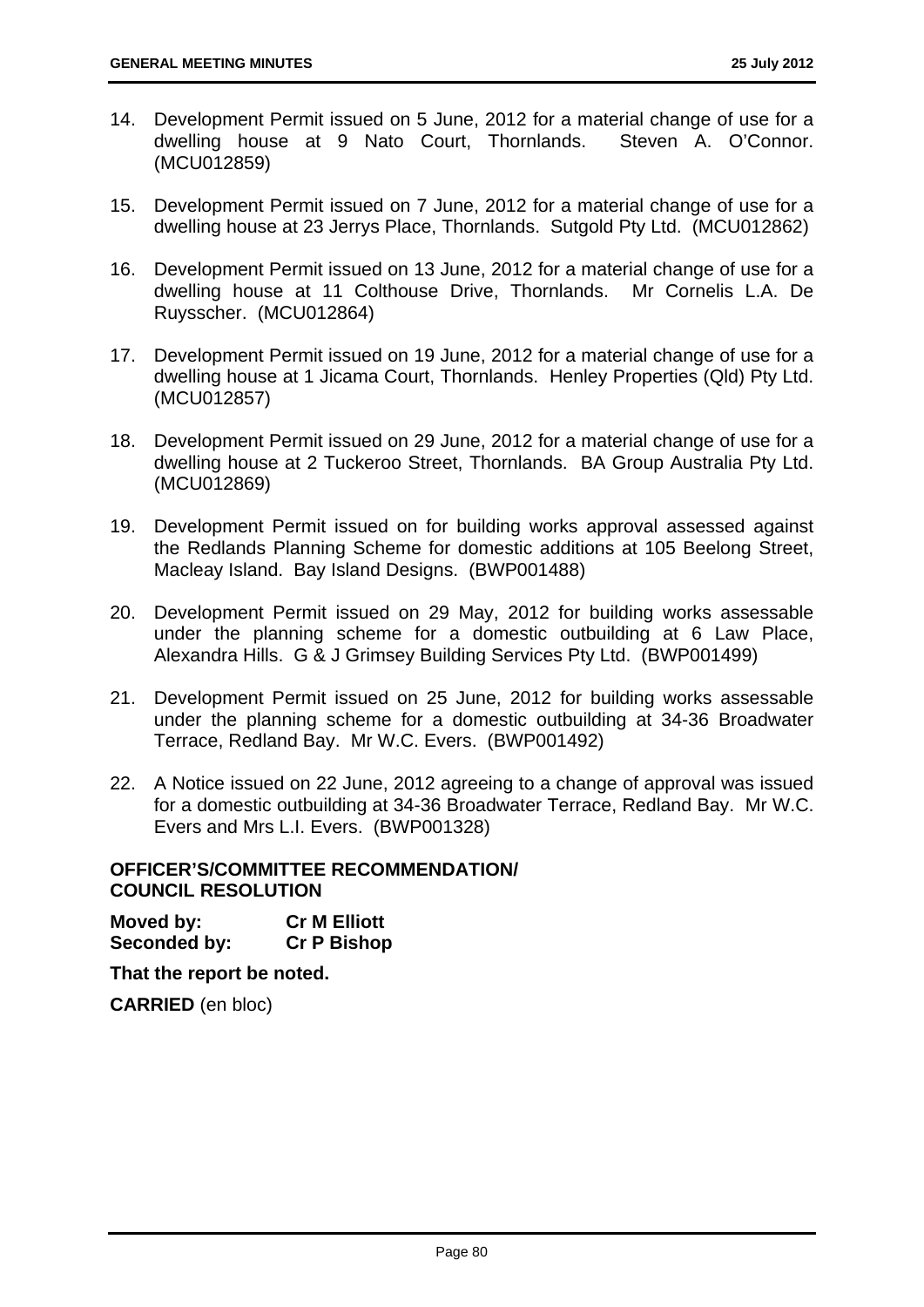14. Development Permit issued on 5 June, 2012 for a material change of use for a dwelling house at 9 Nato Court, Thornlands. Steven A. O'Connor. (MCU012859)

15. Development Permit issued on 7 June, 2012 for a material change of use for a dwelling house at 23 Jerrys Place, Thornlands. Sutgold Pty Ltd. (MCU012862)

16. Development Permit issued on 13 June, 2012 for a material change of use for a dwelling house at 11 Colthouse Drive, Thornlands. Mr Cornelis L.A. De Ruysscher. (MCU012864)

17. Development Permit issued on 19 June, 2012 for a material change of use for a dwelling house at 1 Jicama Court, Thornlands. Henley Properties (Qld) Pty Ltd. (MCU012857)

18. Development Permit issued on 29 June, 2012 for a material change of use for a dwelling house at 2 Tuckeroo Street, Thornlands. BA Group Australia Pty Ltd. (MCU012869)

19. Development Permit issued on for building works approval assessed against the Redlands Planning Scheme for domestic additions at 105 Beelong Street, Macleay Island. Bay Island Designs. (BWP001488)

20. Development Permit issued on 29 May, 2012 for building works assessable under the planning scheme for a domestic outbuilding at 6 Law Place, Alexandra Hills. G & J Grimsey Building Services Pty Ltd. (BWP001499)

21. Development Permit issued on 25 June, 2012 for building works assessable under the planning scheme for a domestic outbuilding at 34-36 Broadwater Terrace, Redland Bay. Mr W.C. Evers. (BWP001492)

22. A Notice issued on 22 June, 2012 agreeing to a change of approval was issued for a domestic outbuilding at 34-36 Broadwater Terrace, Redland Bay. Mr W.C. Evers and Mrs L.I. Evers. (BWP001328)

**OFFICER'S/COMMITTEE RECOMMENDATION/ COUNCIL RESOLUTION**

**Moved by:** **Cr M Elliott**
**Seconded by:** **Cr P Bishop**

**That the report be noted.**

**CARRIED** (en bloc)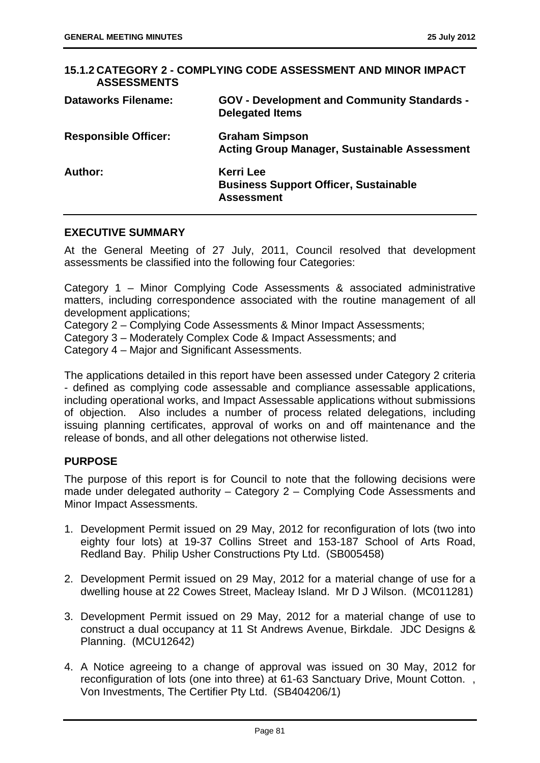## 15.1.2 CATEGORY 2 - COMPLYING CODE ASSESSMENT AND MINOR IMPACT ASSESSMENTS

| | |
|---|---|
| **Dataworks Filename:** | **GOV - Development and Community Standards - Delegated Items** |
| **Responsible Officer:** | **Graham Simpson**<br>**Acting Group Manager, Sustainable Assessment** |
| **Author:** | **Kerri Lee**<br>**Business Support Officer, Sustainable Assessment** |

### EXECUTIVE SUMMARY

At the General Meeting of 27 July, 2011, Council resolved that development assessments be classified into the following four Categories:

Category 1 – Minor Complying Code Assessments & associated administrative matters, including correspondence associated with the routine management of all development applications;
Category 2 – Complying Code Assessments & Minor Impact Assessments;
Category 3 – Moderately Complex Code & Impact Assessments; and
Category 4 – Major and Significant Assessments.

The applications detailed in this report have been assessed under Category 2 criteria - defined as complying code assessable and compliance assessable applications, including operational works, and Impact Assessable applications without submissions of objection. Also includes a number of process related delegations, including issuing planning certificates, approval of works on and off maintenance and the release of bonds, and all other delegations not otherwise listed.

### PURPOSE

The purpose of this report is for Council to note that the following decisions were made under delegated authority – Category 2 – Complying Code Assessments and Minor Impact Assessments.

1. Development Permit issued on 29 May, 2012 for reconfiguration of lots (two into eighty four lots) at 19-37 Collins Street and 153-187 School of Arts Road, Redland Bay. Philip Usher Constructions Pty Ltd. (SB005458)

2. Development Permit issued on 29 May, 2012 for a material change of use for a dwelling house at 22 Cowes Street, Macleay Island. Mr D J Wilson. (MC011281)

3. Development Permit issued on 29 May, 2012 for a material change of use to construct a dual occupancy at 11 St Andrews Avenue, Birkdale. JDC Designs & Planning. (MCU12642)

4. A Notice agreeing to a change of approval was issued on 30 May, 2012 for reconfiguration of lots (one into three) at 61-63 Sanctuary Drive, Mount Cotton. , Von Investments, The Certifier Pty Ltd. (SB404206/1)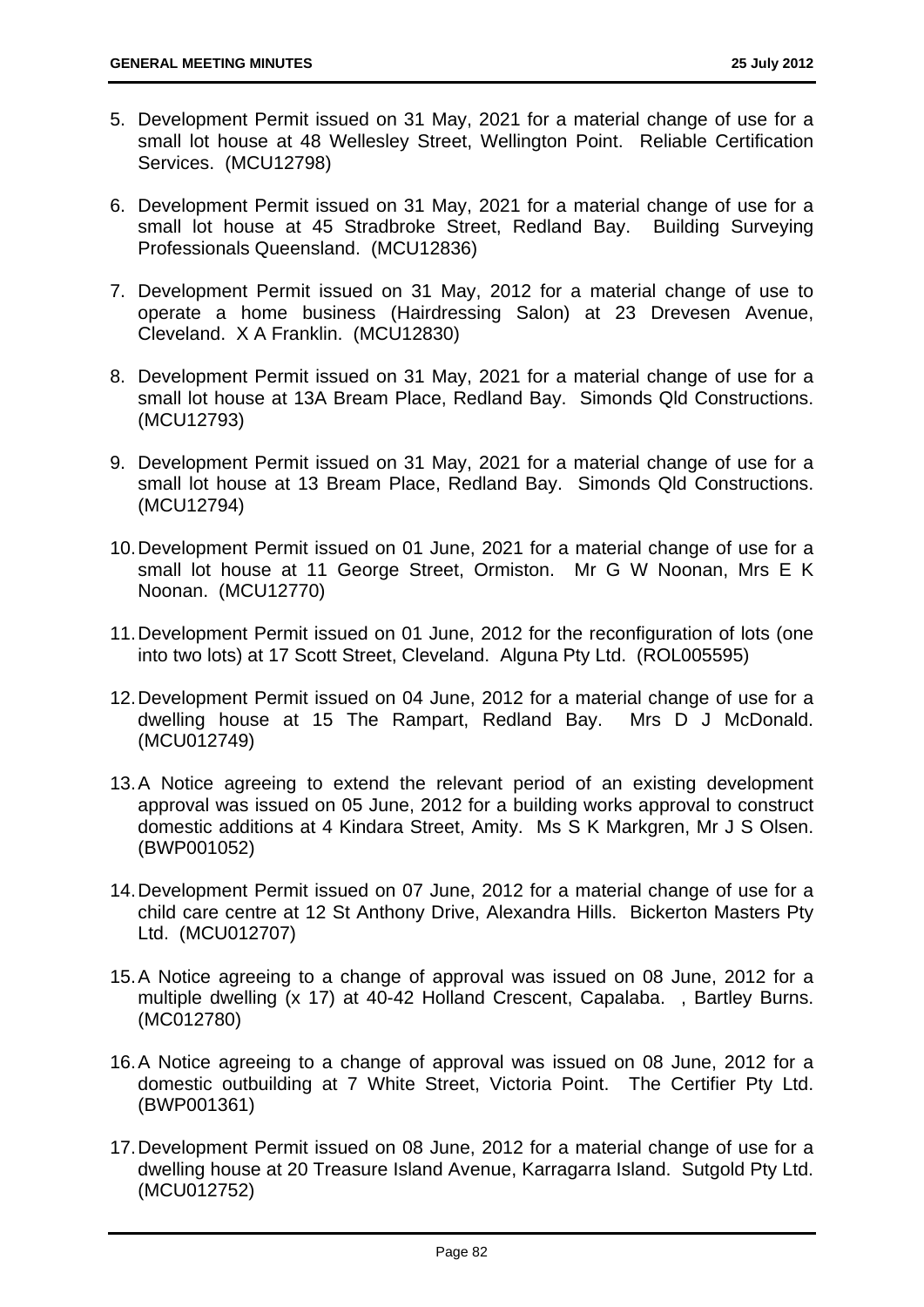5. Development Permit issued on 31 May, 2021 for a material change of use for a small lot house at 48 Wellesley Street, Wellington Point. Reliable Certification Services. (MCU12798)

6. Development Permit issued on 31 May, 2021 for a material change of use for a small lot house at 45 Stradbroke Street, Redland Bay. Building Surveying Professionals Queensland. (MCU12836)

7. Development Permit issued on 31 May, 2012 for a material change of use to operate a home business (Hairdressing Salon) at 23 Drevesen Avenue, Cleveland. X A Franklin. (MCU12830)

8. Development Permit issued on 31 May, 2021 for a material change of use for a small lot house at 13A Bream Place, Redland Bay. Simonds Qld Constructions. (MCU12793)

9. Development Permit issued on 31 May, 2021 for a material change of use for a small lot house at 13 Bream Place, Redland Bay. Simonds Qld Constructions. (MCU12794)

10. Development Permit issued on 01 June, 2021 for a material change of use for a small lot house at 11 George Street, Ormiston. Mr G W Noonan, Mrs E K Noonan. (MCU12770)

11. Development Permit issued on 01 June, 2012 for the reconfiguration of lots (one into two lots) at 17 Scott Street, Cleveland. Alguna Pty Ltd. (ROL005595)

12. Development Permit issued on 04 June, 2012 for a material change of use for a dwelling house at 15 The Rampart, Redland Bay. Mrs D J McDonald. (MCU012749)

13. A Notice agreeing to extend the relevant period of an existing development approval was issued on 05 June, 2012 for a building works approval to construct domestic additions at 4 Kindara Street, Amity. Ms S K Markgren, Mr J S Olsen. (BWP001052)

14. Development Permit issued on 07 June, 2012 for a material change of use for a child care centre at 12 St Anthony Drive, Alexandra Hills. Bickerton Masters Pty Ltd. (MCU012707)

15. A Notice agreeing to a change of approval was issued on 08 June, 2012 for a multiple dwelling (x 17) at 40-42 Holland Crescent, Capalaba. , Bartley Burns. (MC012780)

16. A Notice agreeing to a change of approval was issued on 08 June, 2012 for a domestic outbuilding at 7 White Street, Victoria Point. The Certifier Pty Ltd. (BWP001361)

17. Development Permit issued on 08 June, 2012 for a material change of use for a dwelling house at 20 Treasure Island Avenue, Karragarra Island. Sutgold Pty Ltd. (MCU012752)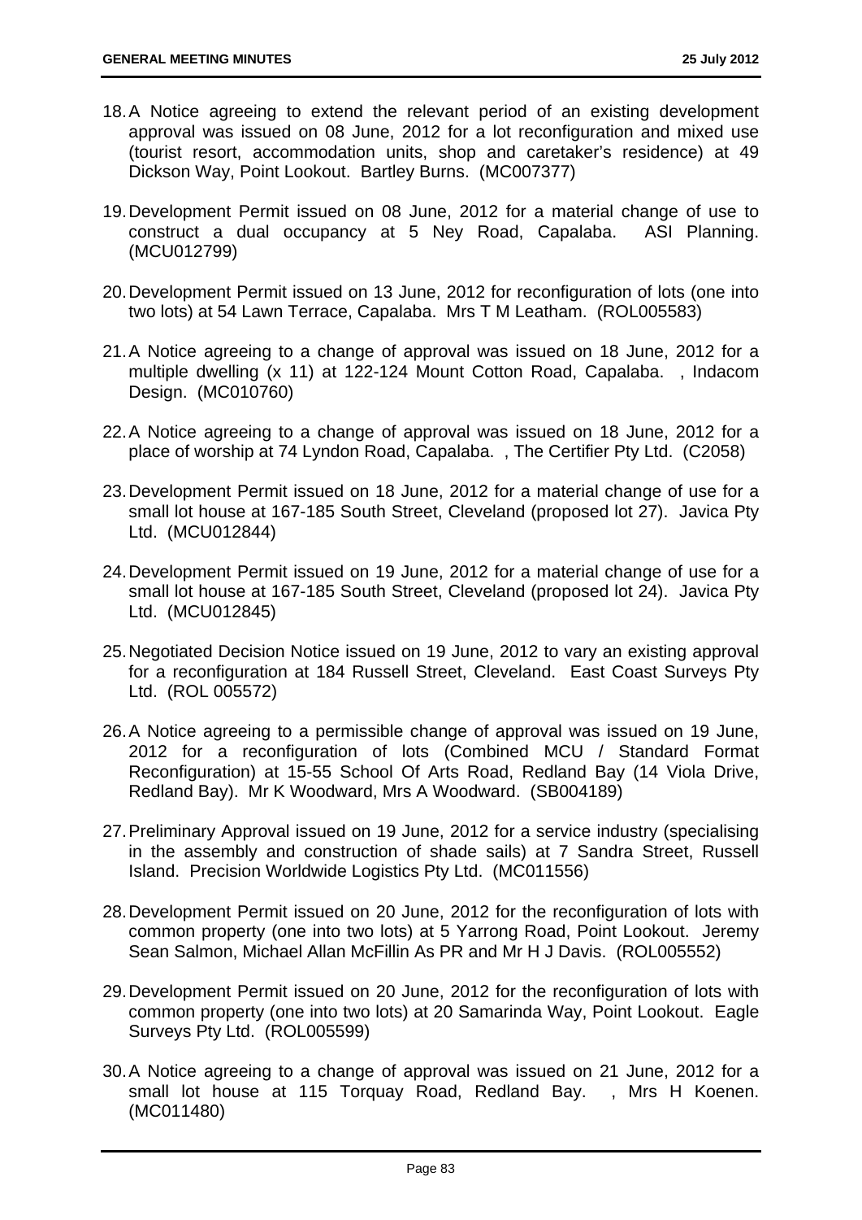18. A Notice agreeing to extend the relevant period of an existing development approval was issued on 08 June, 2012 for a lot reconfiguration and mixed use (tourist resort, accommodation units, shop and caretaker's residence) at 49 Dickson Way, Point Lookout. Bartley Burns. (MC007377)

19. Development Permit issued on 08 June, 2012 for a material change of use to construct a dual occupancy at 5 Ney Road, Capalaba. ASI Planning. (MCU012799)

20. Development Permit issued on 13 June, 2012 for reconfiguration of lots (one into two lots) at 54 Lawn Terrace, Capalaba. Mrs T M Leatham. (ROL005583)

21. A Notice agreeing to a change of approval was issued on 18 June, 2012 for a multiple dwelling (x 11) at 122-124 Mount Cotton Road, Capalaba. , Indacom Design. (MC010760)

22. A Notice agreeing to a change of approval was issued on 18 June, 2012 for a place of worship at 74 Lyndon Road, Capalaba. , The Certifier Pty Ltd. (C2058)

23. Development Permit issued on 18 June, 2012 for a material change of use for a small lot house at 167-185 South Street, Cleveland (proposed lot 27). Javica Pty Ltd. (MCU012844)

24. Development Permit issued on 19 June, 2012 for a material change of use for a small lot house at 167-185 South Street, Cleveland (proposed lot 24). Javica Pty Ltd. (MCU012845)

25. Negotiated Decision Notice issued on 19 June, 2012 to vary an existing approval for a reconfiguration at 184 Russell Street, Cleveland. East Coast Surveys Pty Ltd. (ROL 005572)

26. A Notice agreeing to a permissible change of approval was issued on 19 June, 2012 for a reconfiguration of lots (Combined MCU / Standard Format Reconfiguration) at 15-55 School Of Arts Road, Redland Bay (14 Viola Drive, Redland Bay). Mr K Woodward, Mrs A Woodward. (SB004189)

27. Preliminary Approval issued on 19 June, 2012 for a service industry (specialising in the assembly and construction of shade sails) at 7 Sandra Street, Russell Island. Precision Worldwide Logistics Pty Ltd. (MC011556)

28. Development Permit issued on 20 June, 2012 for the reconfiguration of lots with common property (one into two lots) at 5 Yarrong Road, Point Lookout. Jeremy Sean Salmon, Michael Allan McFillin As PR and Mr H J Davis. (ROL005552)

29. Development Permit issued on 20 June, 2012 for the reconfiguration of lots with common property (one into two lots) at 20 Samarinda Way, Point Lookout. Eagle Surveys Pty Ltd. (ROL005599)

30. A Notice agreeing to a change of approval was issued on 21 June, 2012 for a small lot house at 115 Torquay Road, Redland Bay. , Mrs H Koenen. (MC011480)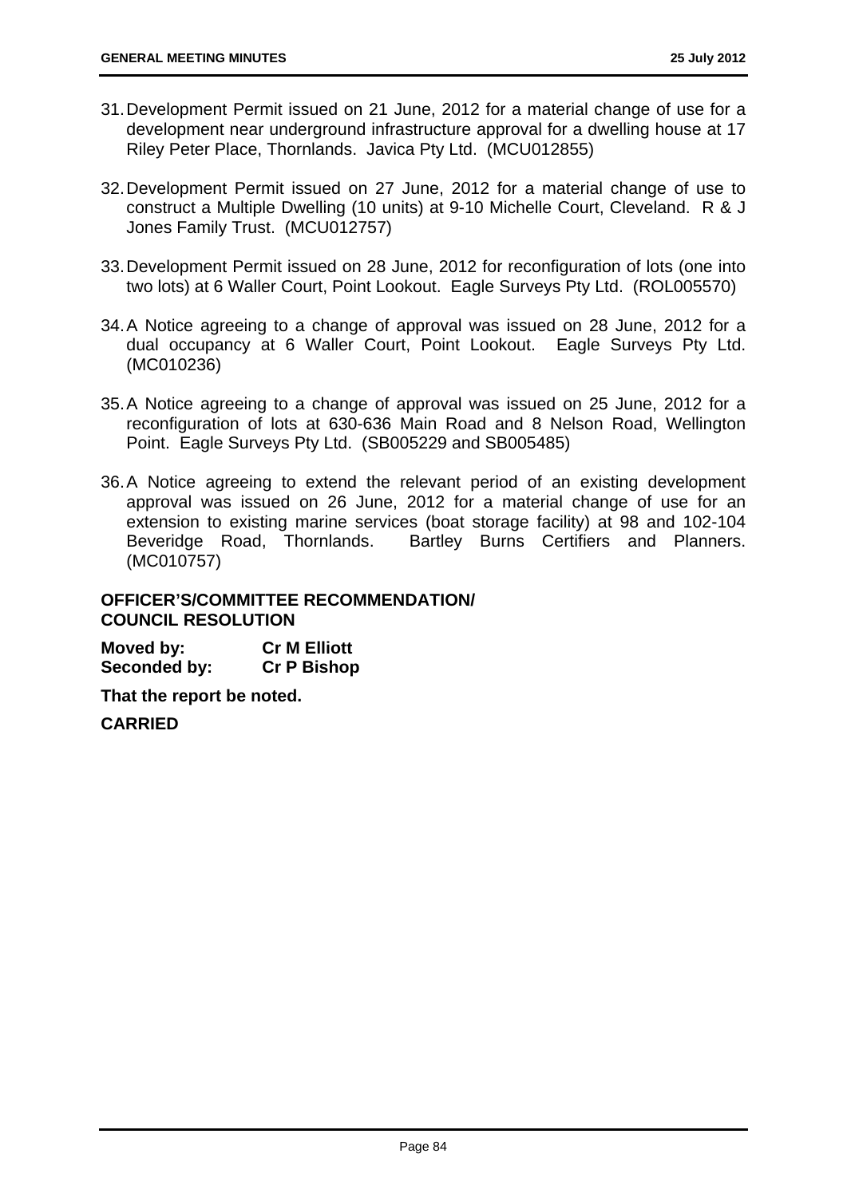31. Development Permit issued on 21 June, 2012 for a material change of use for a development near underground infrastructure approval for a dwelling house at 17 Riley Peter Place, Thornlands. Javica Pty Ltd. (MCU012855)

32. Development Permit issued on 27 June, 2012 for a material change of use to construct a Multiple Dwelling (10 units) at 9-10 Michelle Court, Cleveland. R & J Jones Family Trust. (MCU012757)

33. Development Permit issued on 28 June, 2012 for reconfiguration of lots (one into two lots) at 6 Waller Court, Point Lookout. Eagle Surveys Pty Ltd. (ROL005570)

34. A Notice agreeing to a change of approval was issued on 28 June, 2012 for a dual occupancy at 6 Waller Court, Point Lookout. Eagle Surveys Pty Ltd. (MC010236)

35. A Notice agreeing to a change of approval was issued on 25 June, 2012 for a reconfiguration of lots at 630-636 Main Road and 8 Nelson Road, Wellington Point. Eagle Surveys Pty Ltd. (SB005229 and SB005485)

36. A Notice agreeing to extend the relevant period of an existing development approval was issued on 26 June, 2012 for a material change of use for an extension to existing marine services (boat storage facility) at 98 and 102-104 Beveridge Road, Thornlands. Bartley Burns Certifiers and Planners. (MC010757)

**OFFICER'S/COMMITTEE RECOMMENDATION/ COUNCIL RESOLUTION**

**Moved by:** **Cr M Elliott**
**Seconded by:** **Cr P Bishop**

**That the report be noted.**

**CARRIED**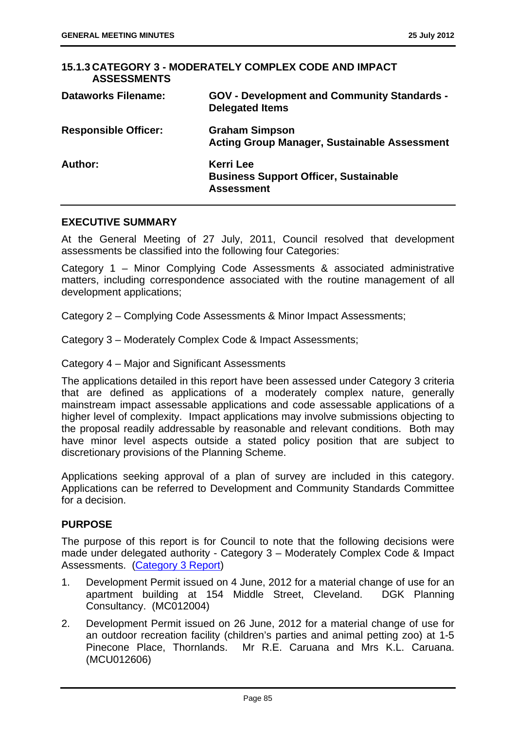### 15.1.3 CATEGORY 3 - MODERATELY COMPLEX CODE AND IMPACT ASSESSMENTS

| | |
|---|---|
| **Dataworks Filename:** | **GOV - Development and Community Standards - Delegated Items** |
| **Responsible Officer:** | **Graham Simpson**<br>**Acting Group Manager, Sustainable Assessment** |
| **Author:** | **Kerri Lee**<br>**Business Support Officer, Sustainable Assessment** |

#### EXECUTIVE SUMMARY

At the General Meeting of 27 July, 2011, Council resolved that development assessments be classified into the following four Categories:

Category 1 – Minor Complying Code Assessments & associated administrative matters, including correspondence associated with the routine management of all development applications;

Category 2 – Complying Code Assessments & Minor Impact Assessments;

Category 3 – Moderately Complex Code & Impact Assessments;

Category 4 – Major and Significant Assessments

The applications detailed in this report have been assessed under Category 3 criteria that are defined as applications of a moderately complex nature, generally mainstream impact assessable applications and code assessable applications of a higher level of complexity. Impact applications may involve submissions objecting to the proposal readily addressable by reasonable and relevant conditions. Both may have minor level aspects outside a stated policy position that are subject to discretionary provisions of the Planning Scheme.

Applications seeking approval of a plan of survey are included in this category. Applications can be referred to Development and Community Standards Committee for a decision.

#### PURPOSE

The purpose of this report is for Council to note that the following decisions were made under delegated authority - Category 3 – Moderately Complex Code & Impact Assessments. (Category 3 Report)

1. Development Permit issued on 4 June, 2012 for a material change of use for an apartment building at 154 Middle Street, Cleveland. DGK Planning Consultancy. (MC012004)
2. Development Permit issued on 26 June, 2012 for a material change of use for an outdoor recreation facility (children's parties and animal petting zoo) at 1-5 Pinecone Place, Thornlands. Mr R.E. Caruana and Mrs K.L. Caruana. (MCU012606)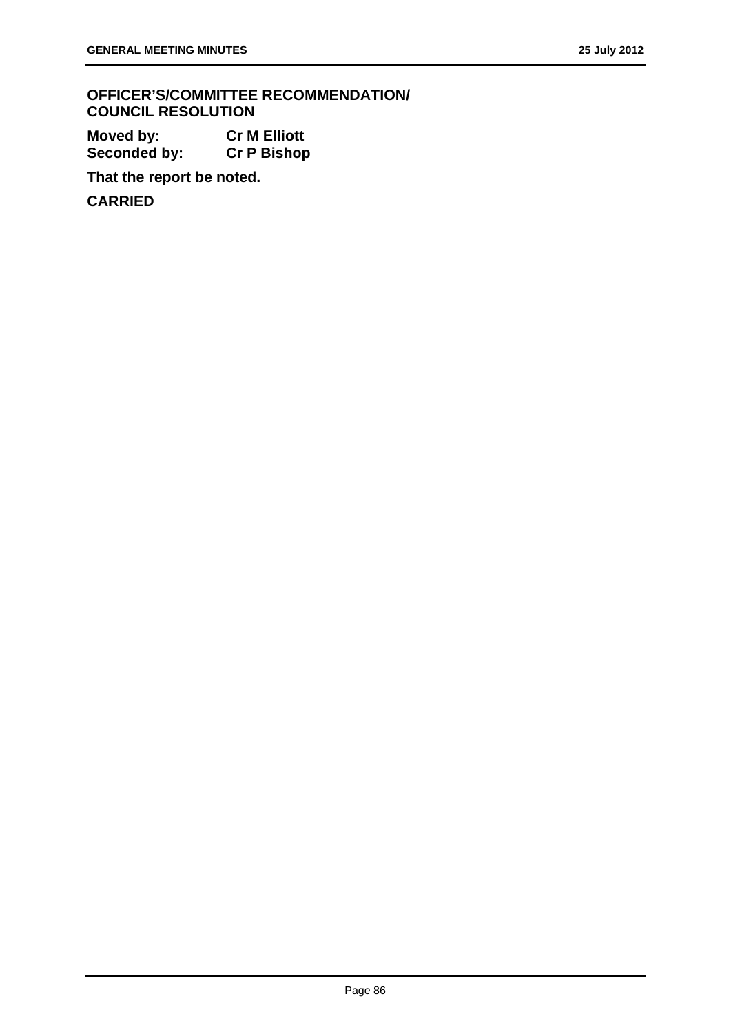**OFFICER'S/COMMITTEE RECOMMENDATION/ COUNCIL RESOLUTION**

**Moved by:** **Cr M Elliott**
**Seconded by:** **Cr P Bishop**

**That the report be noted.**

**CARRIED**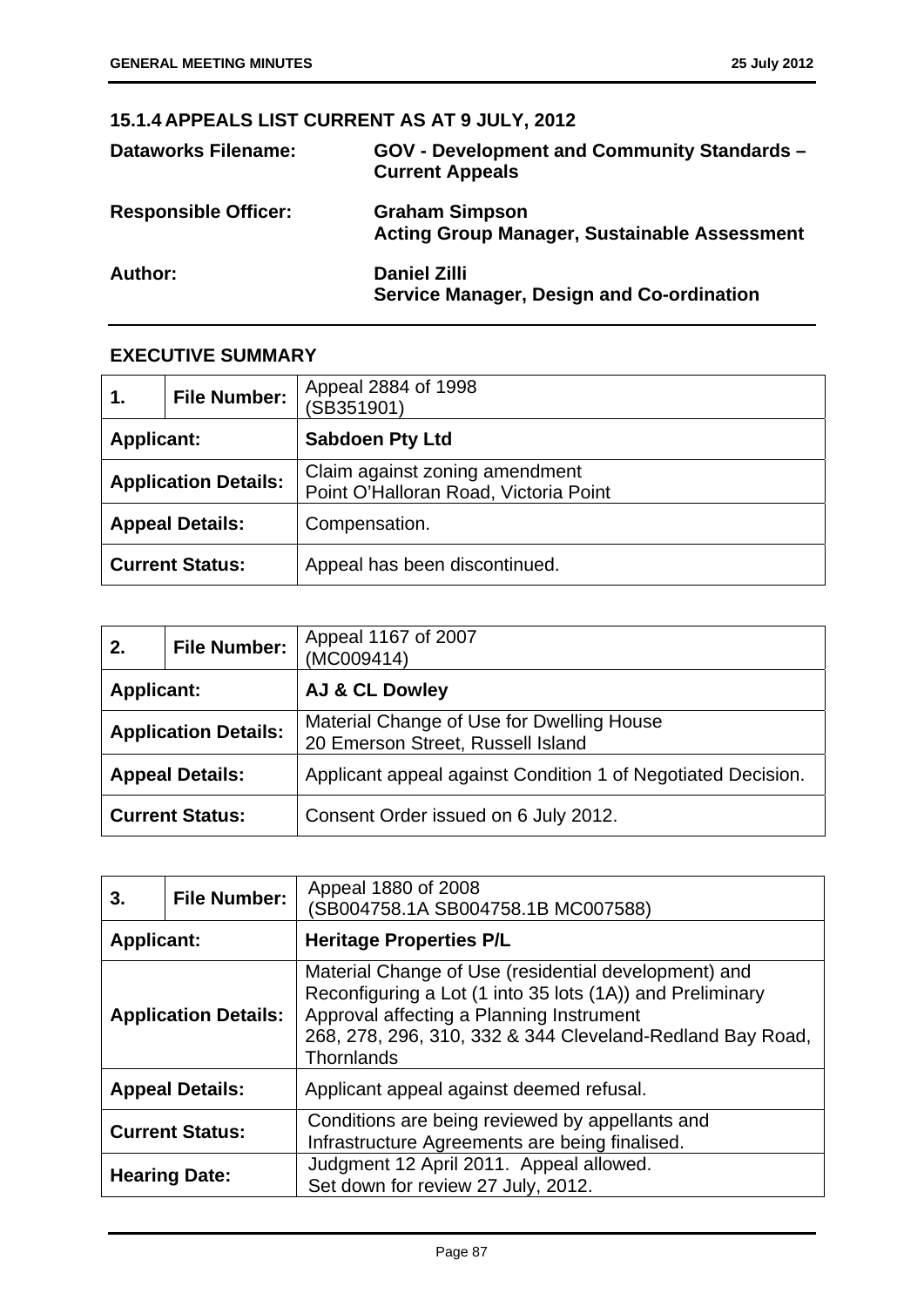## 15.1.4 APPEALS LIST CURRENT AS AT 9 JULY, 2012

| | |
|---|---|
| **Dataworks Filename:** | **GOV - Development and Community Standards – Current Appeals** |
| **Responsible Officer:** | **Graham Simpson**<br>**Acting Group Manager, Sustainable Assessment** |
| **Author:** | **Daniel Zilli**<br>**Service Manager, Design and Co-ordination** |

### EXECUTIVE SUMMARY

| **1.** | **File Number:** | Appeal 2884 of 1998<br>(SB351901) |
|---|---|---|
| **Applicant:** | | **Sabdoen Pty Ltd** |
| **Application Details:** | | Claim against zoning amendment<br>Point O'Halloran Road, Victoria Point |
| **Appeal Details:** | | Compensation. |
| **Current Status:** | | Appeal has been discontinued. |

| **2.** | **File Number:** | Appeal 1167 of 2007<br>(MC009414) |
|---|---|---|
| **Applicant:** | | **AJ & CL Dowley** |
| **Application Details:** | | Material Change of Use for Dwelling House<br>20 Emerson Street, Russell Island |
| **Appeal Details:** | | Applicant appeal against Condition 1 of Negotiated Decision. |
| **Current Status:** | | Consent Order issued on 6 July 2012. |

| **3.** | **File Number:** | Appeal 1880 of 2008<br>(SB004758.1A SB004758.1B MC007588) |
|---|---|---|
| **Applicant:** | | **Heritage Properties P/L** |
| **Application Details:** | | Material Change of Use (residential development) and Reconfiguring a Lot (1 into 35 lots (1A)) and Preliminary Approval affecting a Planning Instrument<br>268, 278, 296, 310, 332 & 344 Cleveland-Redland Bay Road, Thornlands |
| **Appeal Details:** | | Applicant appeal against deemed refusal. |
| **Current Status:** | | Conditions are being reviewed by appellants and Infrastructure Agreements are being finalised. |
| **Hearing Date:** | | Judgment 12 April 2011. Appeal allowed.<br>Set down for review 27 July, 2012. |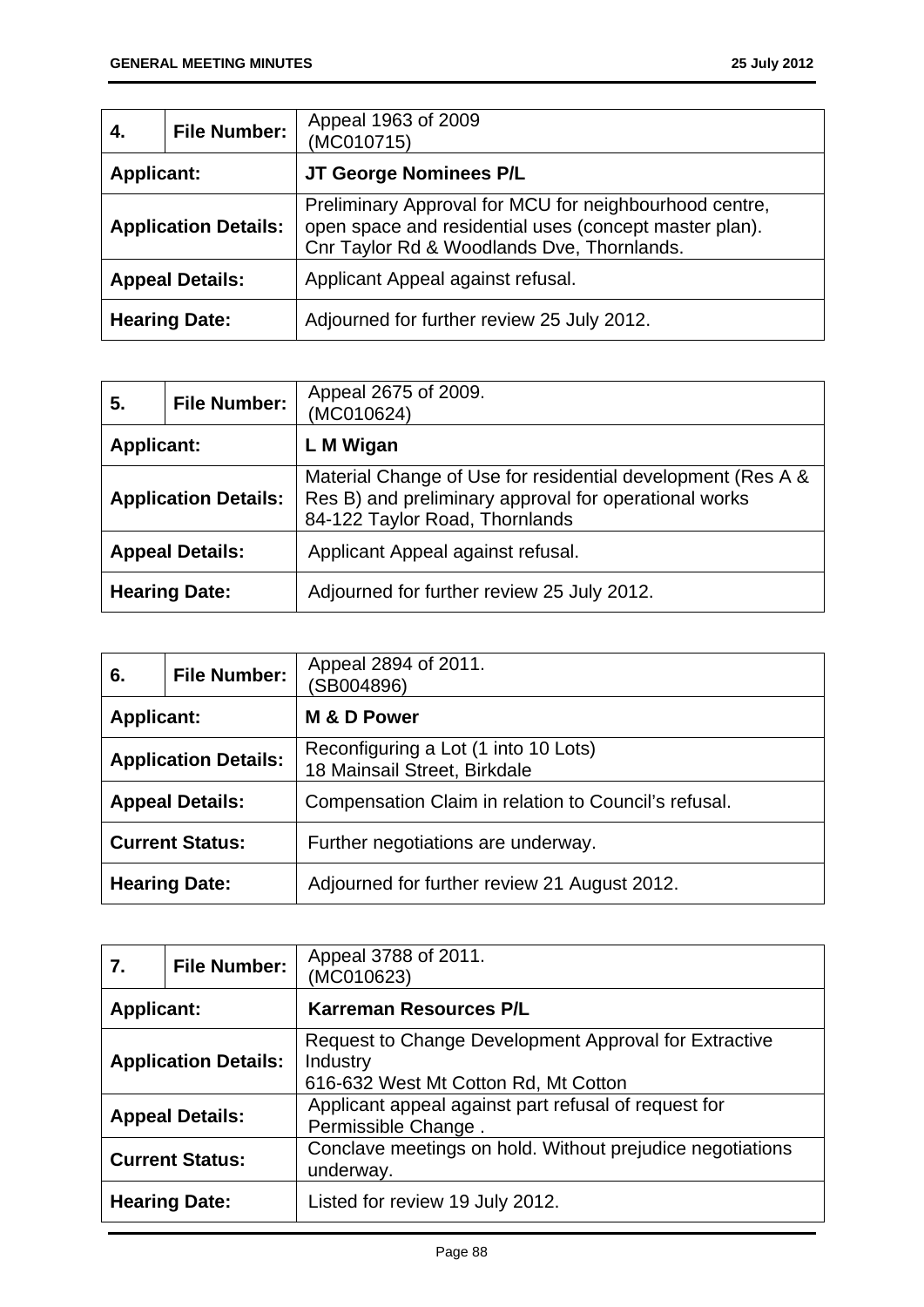| 4. | File Number: | Appeal 1963 of 2009<br>(MC010715) |
|---|---|---|
| **Applicant:** | | **JT George Nominees P/L** |
| **Application Details:** | | Preliminary Approval for MCU for neighbourhood centre, open space and residential uses (concept master plan).<br>Cnr Taylor Rd & Woodlands Dve, Thornlands. |
| **Appeal Details:** | | Applicant Appeal against refusal. |
| **Hearing Date:** | | Adjourned for further review 25 July 2012. |

| 5. | File Number: | Appeal 2675 of 2009.<br>(MC010624) |
|---|---|---|
| **Applicant:** | | **L M Wigan** |
| **Application Details:** | | Material Change of Use for residential development (Res A & Res B) and preliminary approval for operational works<br>84-122 Taylor Road, Thornlands |
| **Appeal Details:** | | Applicant Appeal against refusal. |
| **Hearing Date:** | | Adjourned for further review 25 July 2012. |

| 6. | File Number: | Appeal 2894 of 2011.<br>(SB004896) |
|---|---|---|
| **Applicant:** | | **M & D Power** |
| **Application Details:** | | Reconfiguring a Lot (1 into 10 Lots)<br>18 Mainsail Street, Birkdale |
| **Appeal Details:** | | Compensation Claim in relation to Council's refusal. |
| **Current Status:** | | Further negotiations are underway. |
| **Hearing Date:** | | Adjourned for further review 21 August 2012. |

| 7. | File Number: | Appeal 3788 of 2011.<br>(MC010623) |
|---|---|---|
| **Applicant:** | | **Karreman Resources P/L** |
| **Application Details:** | | Request to Change Development Approval for Extractive Industry<br>616-632 West Mt Cotton Rd, Mt Cotton |
| **Appeal Details:** | | Applicant appeal against part refusal of request for Permissible Change . |
| **Current Status:** | | Conclave meetings on hold. Without prejudice negotiations underway. |
| **Hearing Date:** | | Listed for review 19 July 2012. |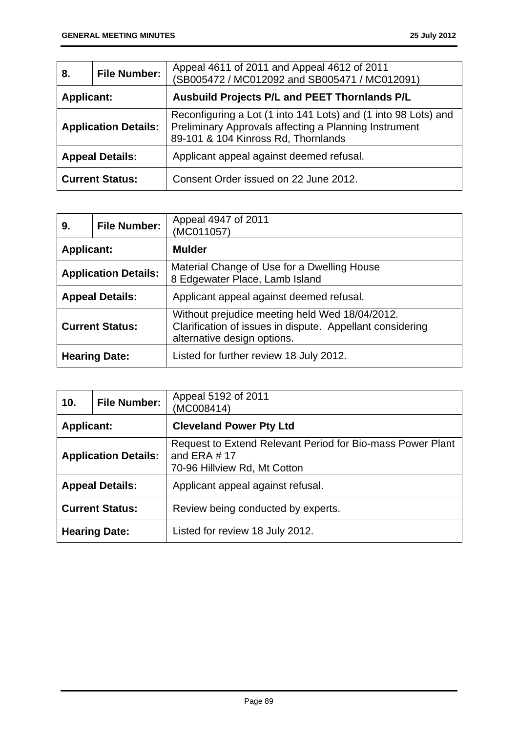| 8. | File Number: | Appeal 4611 of 2011 and Appeal 4612 of 2011 (SB005472 / MC012092 and SB005471 / MC012091) |
|---|---|---|
| **Applicant:** | | **Ausbuild Projects P/L and PEET Thornlands P/L** |
| **Application Details:** | | Reconfiguring a Lot (1 into 141 Lots) and (1 into 98 Lots) and Preliminary Approvals affecting a Planning Instrument<br>89-101 & 104 Kinross Rd, Thornlands |
| **Appeal Details:** | | Applicant appeal against deemed refusal. |
| **Current Status:** | | Consent Order issued on 22 June 2012. |

| 9. | File Number: | Appeal 4947 of 2011<br>(MC011057) |
|---|---|---|
| **Applicant:** | | **Mulder** |
| **Application Details:** | | Material Change of Use for a Dwelling House<br>8 Edgewater Place, Lamb Island |
| **Appeal Details:** | | Applicant appeal against deemed refusal. |
| **Current Status:** | | Without prejudice meeting held Wed 18/04/2012. Clarification of issues in dispute. Appellant considering alternative design options. |
| **Hearing Date:** | | Listed for further review 18 July 2012. |

| 10. | File Number: | Appeal 5192 of 2011<br>(MC008414) |
|---|---|---|
| **Applicant:** | | **Cleveland Power Pty Ltd** |
| **Application Details:** | | Request to Extend Relevant Period for Bio-mass Power Plant and ERA # 17<br>70-96 Hillview Rd, Mt Cotton |
| **Appeal Details:** | | Applicant appeal against refusal. |
| **Current Status:** | | Review being conducted by experts. |
| **Hearing Date:** | | Listed for review 18 July 2012. |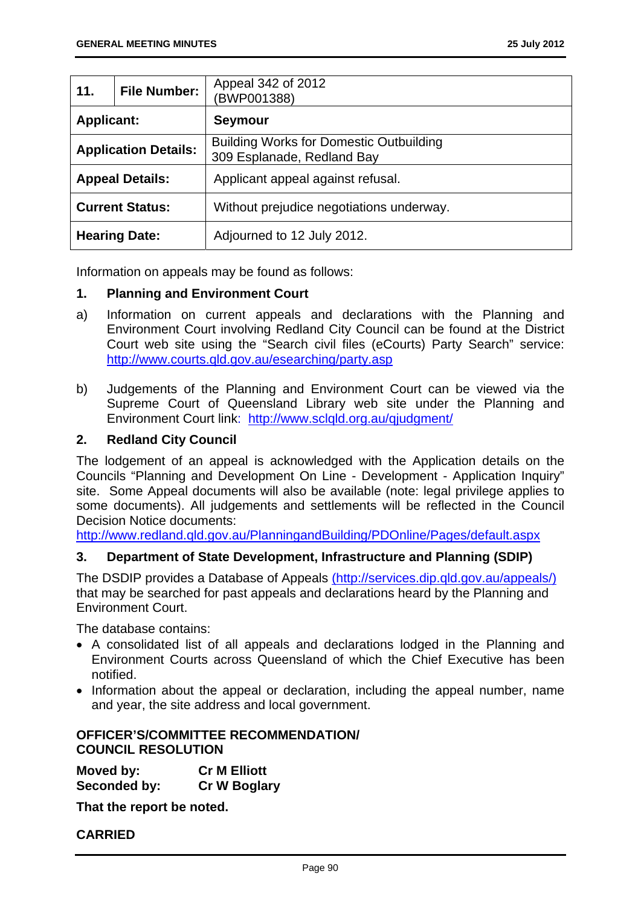| 11. | File Number: | Appeal 342 of 2012 (BWP001388) |
|---|---|---|
| **Applicant:** | | **Seymour** |
| **Application Details:** | | Building Works for Domestic Outbuilding 309 Esplanade, Redland Bay |
| **Appeal Details:** | | Applicant appeal against refusal. |
| **Current Status:** | | Without prejudice negotiations underway. |
| **Hearing Date:** | | Adjourned to 12 July 2012. |

Information on appeals may be found as follows:

**1. Planning and Environment Court**

a) Information on current appeals and declarations with the Planning and Environment Court involving Redland City Council can be found at the District Court web site using the "Search civil files (eCourts) Party Search" service: http://www.courts.qld.gov.au/esearching/party.asp

b) Judgements of the Planning and Environment Court can be viewed via the Supreme Court of Queensland Library web site under the Planning and Environment Court link: http://www.sclqld.org.au/qjudgment/

**2. Redland City Council**

The lodgement of an appeal is acknowledged with the Application details on the Councils "Planning and Development On Line - Development - Application Inquiry" site. Some Appeal documents will also be available (note: legal privilege applies to some documents). All judgements and settlements will be reflected in the Council Decision Notice documents: http://www.redland.qld.gov.au/PlanningandBuilding/PDOnline/Pages/default.aspx

**3. Department of State Development, Infrastructure and Planning (SDIP)**

The DSDIP provides a Database of Appeals (http://services.dip.qld.gov.au/appeals/) that may be searched for past appeals and declarations heard by the Planning and Environment Court.

The database contains:

- A consolidated list of all appeals and declarations lodged in the Planning and Environment Courts across Queensland of which the Chief Executive has been notified.
- Information about the appeal or declaration, including the appeal number, name and year, the site address and local government.

**OFFICER'S/COMMITTEE RECOMMENDATION/**
**COUNCIL RESOLUTION**

**Moved by:** **Cr M Elliott**
**Seconded by:** **Cr W Boglary**

**That the report be noted.**

**CARRIED**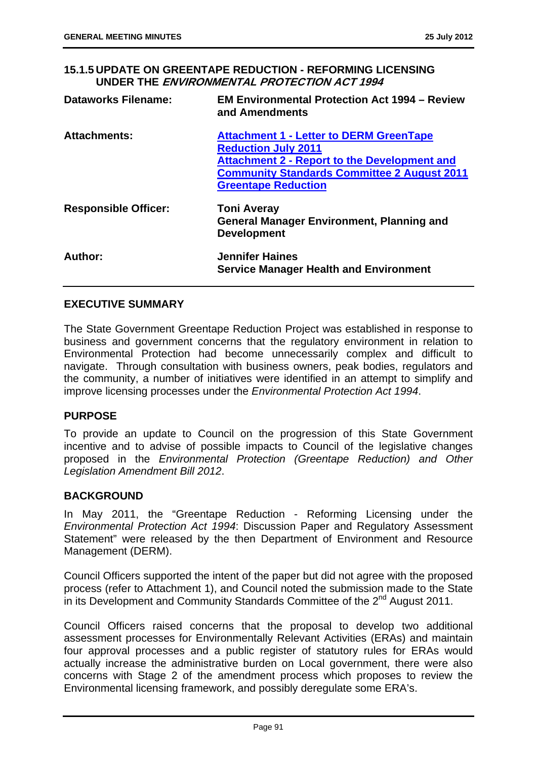## 15.1.5 UPDATE ON GREENTAPE REDUCTION - REFORMING LICENSING UNDER THE *ENVIRONMENTAL PROTECTION ACT 1994*

| | |
|---|---|
| **Dataworks Filename:** | **EM Environmental Protection Act 1994 – Review and Amendments** |
| **Attachments:** | **Attachment 1 - Letter to DERM GreenTape Reduction July 2011**<br>**Attachment 2 - Report to the Development and Community Standards Committee 2 August 2011 Greentape Reduction** |
| **Responsible Officer:** | **Toni Averay**<br>**General Manager Environment, Planning and Development** |
| **Author:** | **Jennifer Haines**<br>**Service Manager Health and Environment** |

### EXECUTIVE SUMMARY

The State Government Greentape Reduction Project was established in response to business and government concerns that the regulatory environment in relation to Environmental Protection had become unnecessarily complex and difficult to navigate. Through consultation with business owners, peak bodies, regulators and the community, a number of initiatives were identified in an attempt to simplify and improve licensing processes under the *Environmental Protection Act 1994*.

### PURPOSE

To provide an update to Council on the progression of this State Government incentive and to advise of possible impacts to Council of the legislative changes proposed in the *Environmental Protection (Greentape Reduction) and Other Legislation Amendment Bill 2012*.

### BACKGROUND

In May 2011, the "Greentape Reduction - Reforming Licensing under the *Environmental Protection Act 1994*: Discussion Paper and Regulatory Assessment Statement" were released by the then Department of Environment and Resource Management (DERM).

Council Officers supported the intent of the paper but did not agree with the proposed process (refer to Attachment 1), and Council noted the submission made to the State in its Development and Community Standards Committee of the 2nd August 2011.

Council Officers raised concerns that the proposal to develop two additional assessment processes for Environmentally Relevant Activities (ERAs) and maintain four approval processes and a public register of statutory rules for ERAs would actually increase the administrative burden on Local government, there were also concerns with Stage 2 of the amendment process which proposes to review the Environmental licensing framework, and possibly deregulate some ERA's.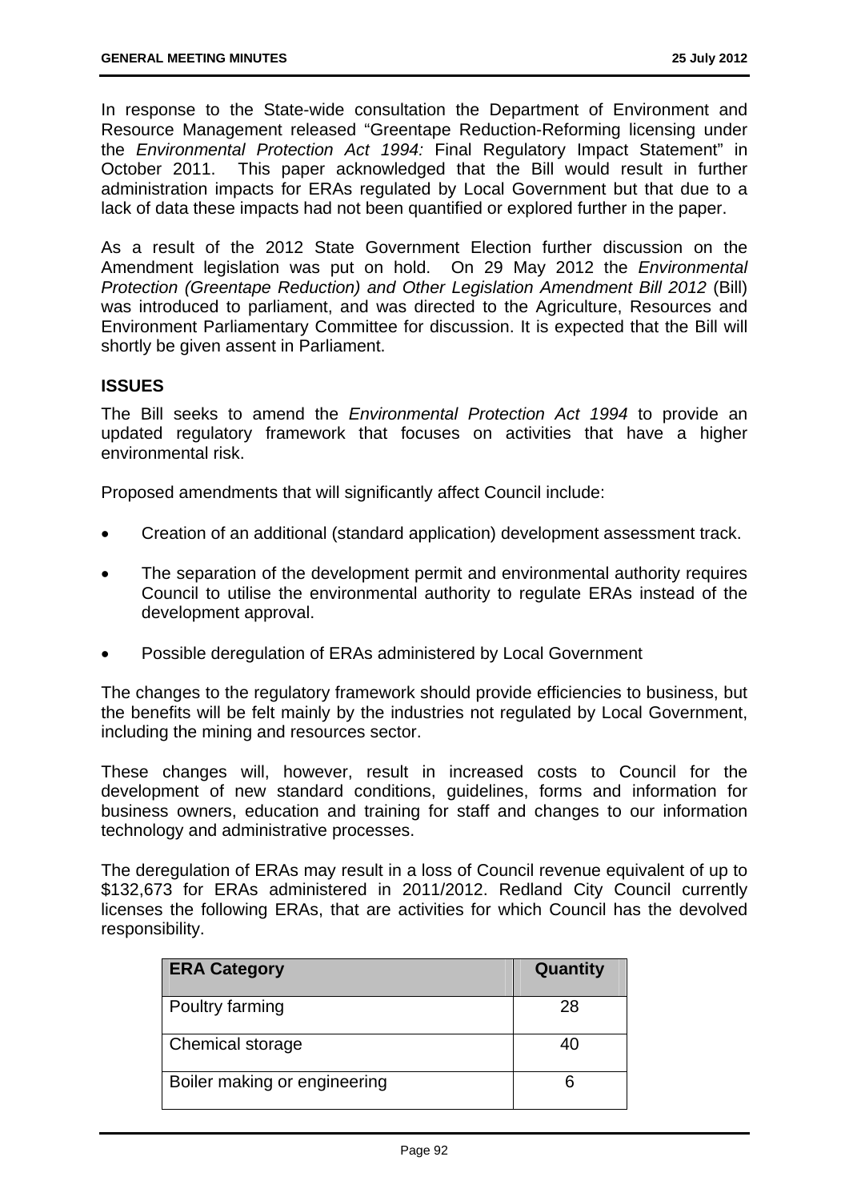In response to the State-wide consultation the Department of Environment and Resource Management released "Greentape Reduction-Reforming licensing under the *Environmental Protection Act 1994:* Final Regulatory Impact Statement" in October 2011. This paper acknowledged that the Bill would result in further administration impacts for ERAs regulated by Local Government but that due to a lack of data these impacts had not been quantified or explored further in the paper.

As a result of the 2012 State Government Election further discussion on the Amendment legislation was put on hold. On 29 May 2012 the *Environmental Protection (Greentape Reduction) and Other Legislation Amendment Bill 2012* (Bill) was introduced to parliament, and was directed to the Agriculture, Resources and Environment Parliamentary Committee for discussion. It is expected that the Bill will shortly be given assent in Parliament.

## ISSUES

The Bill seeks to amend the *Environmental Protection Act 1994* to provide an updated regulatory framework that focuses on activities that have a higher environmental risk.

Proposed amendments that will significantly affect Council include:

- Creation of an additional (standard application) development assessment track.
- The separation of the development permit and environmental authority requires Council to utilise the environmental authority to regulate ERAs instead of the development approval.
- Possible deregulation of ERAs administered by Local Government

The changes to the regulatory framework should provide efficiencies to business, but the benefits will be felt mainly by the industries not regulated by Local Government, including the mining and resources sector.

These changes will, however, result in increased costs to Council for the development of new standard conditions, guidelines, forms and information for business owners, education and training for staff and changes to our information technology and administrative processes.

The deregulation of ERAs may result in a loss of Council revenue equivalent of up to $132,673 for ERAs administered in 2011/2012. Redland City Council currently licenses the following ERAs, that are activities for which Council has the devolved responsibility.

| ERA Category | Quantity |
|---|---|
| Poultry farming | 28 |
| Chemical storage | 40 |
| Boiler making or engineering | 6 |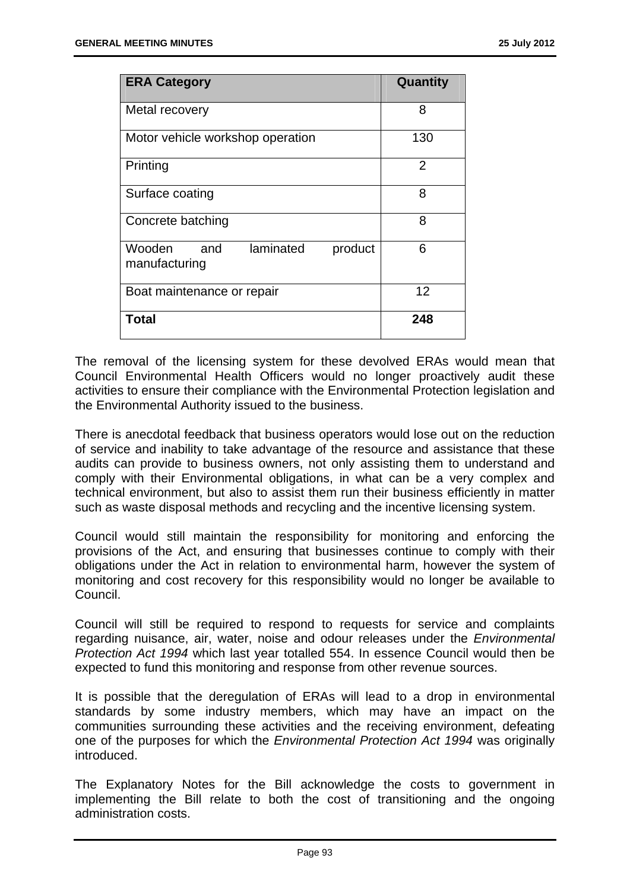| ERA Category | Quantity |
| --- | --- |
| Metal recovery | 8 |
| Motor vehicle workshop operation | 130 |
| Printing | 2 |
| Surface coating | 8 |
| Concrete batching | 8 |
| Wooden and laminated product manufacturing | 6 |
| Boat maintenance or repair | 12 |
| **Total** | **248** |

The removal of the licensing system for these devolved ERAs would mean that Council Environmental Health Officers would no longer proactively audit these activities to ensure their compliance with the Environmental Protection legislation and the Environmental Authority issued to the business.

There is anecdotal feedback that business operators would lose out on the reduction of service and inability to take advantage of the resource and assistance that these audits can provide to business owners, not only assisting them to understand and comply with their Environmental obligations, in what can be a very complex and technical environment, but also to assist them run their business efficiently in matter such as waste disposal methods and recycling and the incentive licensing system.

Council would still maintain the responsibility for monitoring and enforcing the provisions of the Act, and ensuring that businesses continue to comply with their obligations under the Act in relation to environmental harm, however the system of monitoring and cost recovery for this responsibility would no longer be available to Council.

Council will still be required to respond to requests for service and complaints regarding nuisance, air, water, noise and odour releases under the *Environmental Protection Act 1994* which last year totalled 554. In essence Council would then be expected to fund this monitoring and response from other revenue sources.

It is possible that the deregulation of ERAs will lead to a drop in environmental standards by some industry members, which may have an impact on the communities surrounding these activities and the receiving environment, defeating one of the purposes for which the *Environmental Protection Act 1994* was originally introduced.

The Explanatory Notes for the Bill acknowledge the costs to government in implementing the Bill relate to both the cost of transitioning and the ongoing administration costs.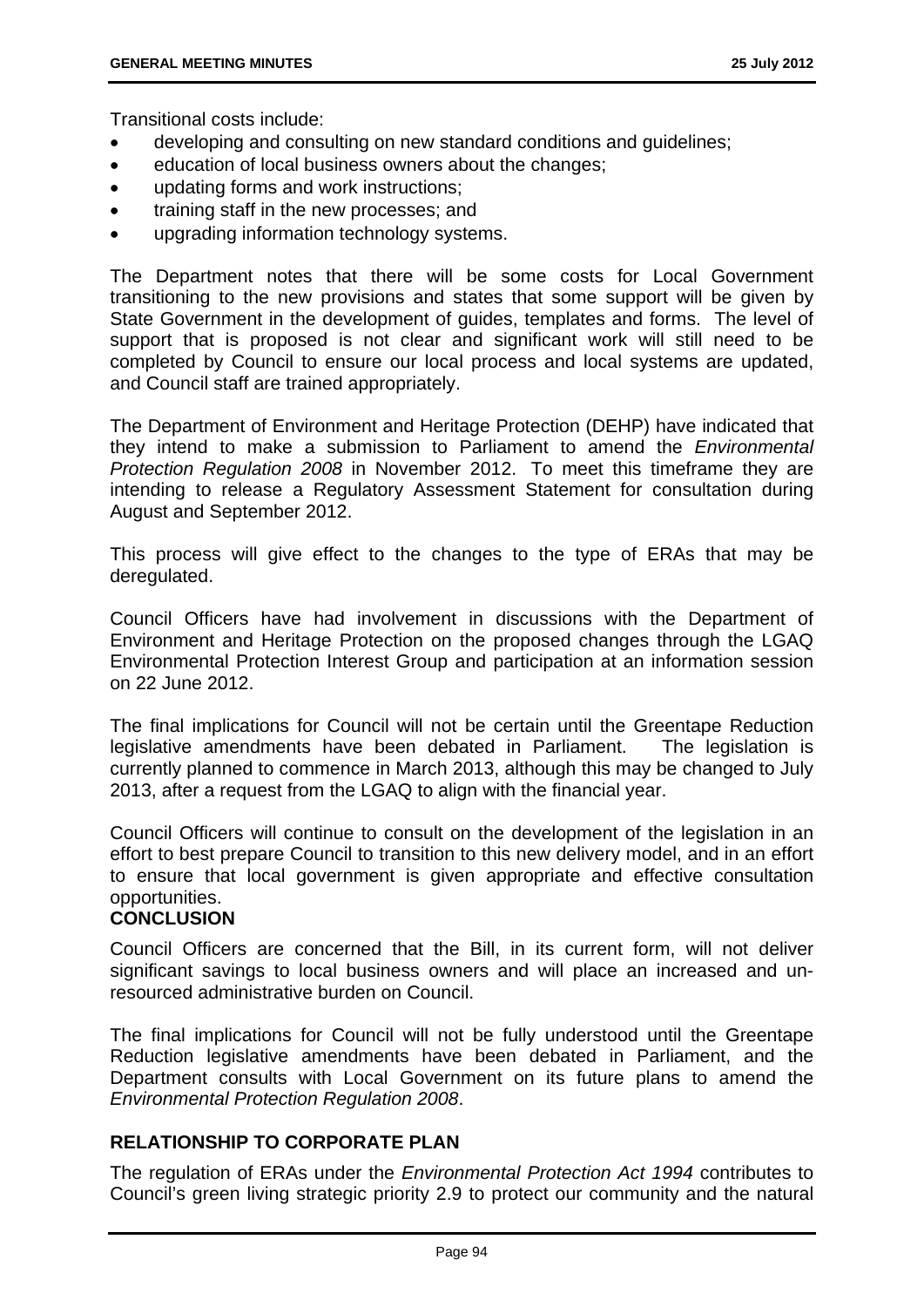Transitional costs include:

- developing and consulting on new standard conditions and guidelines;
- education of local business owners about the changes;
- updating forms and work instructions;
- training staff in the new processes; and
- upgrading information technology systems.

The Department notes that there will be some costs for Local Government transitioning to the new provisions and states that some support will be given by State Government in the development of guides, templates and forms. The level of support that is proposed is not clear and significant work will still need to be completed by Council to ensure our local process and local systems are updated, and Council staff are trained appropriately.

The Department of Environment and Heritage Protection (DEHP) have indicated that they intend to make a submission to Parliament to amend the *Environmental Protection Regulation 2008* in November 2012. To meet this timeframe they are intending to release a Regulatory Assessment Statement for consultation during August and September 2012.

This process will give effect to the changes to the type of ERAs that may be deregulated.

Council Officers have had involvement in discussions with the Department of Environment and Heritage Protection on the proposed changes through the LGAQ Environmental Protection Interest Group and participation at an information session on 22 June 2012.

The final implications for Council will not be certain until the Greentape Reduction legislative amendments have been debated in Parliament. The legislation is currently planned to commence in March 2013, although this may be changed to July 2013, after a request from the LGAQ to align with the financial year.

Council Officers will continue to consult on the development of the legislation in an effort to best prepare Council to transition to this new delivery model, and in an effort to ensure that local government is given appropriate and effective consultation opportunities.

**CONCLUSION**

Council Officers are concerned that the Bill, in its current form, will not deliver significant savings to local business owners and will place an increased and un-resourced administrative burden on Council.

The final implications for Council will not be fully understood until the Greentape Reduction legislative amendments have been debated in Parliament, and the Department consults with Local Government on its future plans to amend the *Environmental Protection Regulation 2008*.

## RELATIONSHIP TO CORPORATE PLAN

The regulation of ERAs under the *Environmental Protection Act 1994* contributes to Council's green living strategic priority 2.9 to protect our community and the natural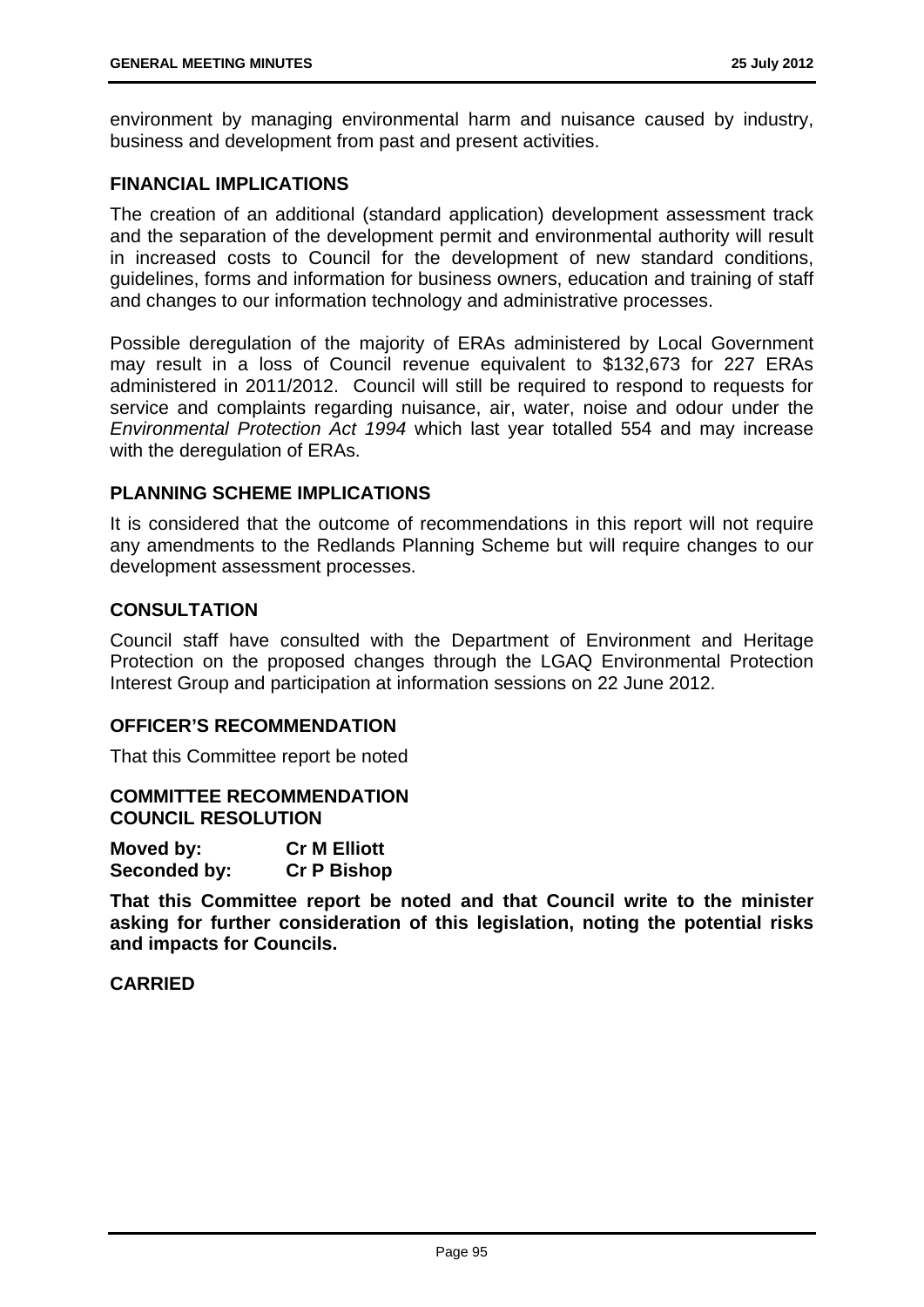environment by managing environmental harm and nuisance caused by industry, business and development from past and present activities.

## FINANCIAL IMPLICATIONS

The creation of an additional (standard application) development assessment track and the separation of the development permit and environmental authority will result in increased costs to Council for the development of new standard conditions, guidelines, forms and information for business owners, education and training of staff and changes to our information technology and administrative processes.

Possible deregulation of the majority of ERAs administered by Local Government may result in a loss of Council revenue equivalent to $132,673 for 227 ERAs administered in 2011/2012. Council will still be required to respond to requests for service and complaints regarding nuisance, air, water, noise and odour under the *Environmental Protection Act 1994* which last year totalled 554 and may increase with the deregulation of ERAs.

## PLANNING SCHEME IMPLICATIONS

It is considered that the outcome of recommendations in this report will not require any amendments to the Redlands Planning Scheme but will require changes to our development assessment processes.

## CONSULTATION

Council staff have consulted with the Department of Environment and Heritage Protection on the proposed changes through the LGAQ Environmental Protection Interest Group and participation at information sessions on 22 June 2012.

## OFFICER'S RECOMMENDATION

That this Committee report be noted

## COMMITTEE RECOMMENDATION
## COUNCIL RESOLUTION

**Moved by:** **Cr M Elliott**
**Seconded by:** **Cr P Bishop**

**That this Committee report be noted and that Council write to the minister asking for further consideration of this legislation, noting the potential risks and impacts for Councils.**

**CARRIED**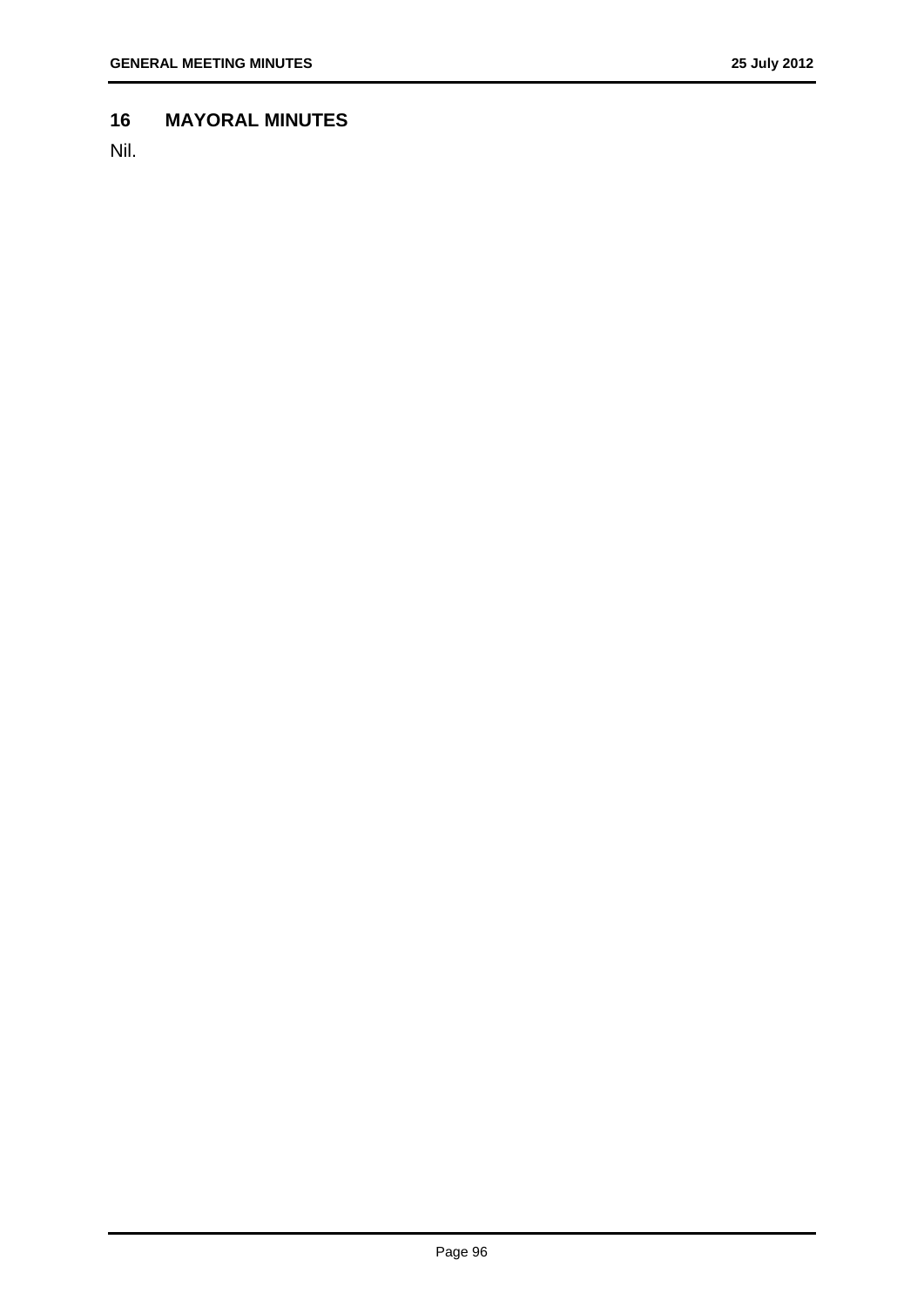## 16 MAYORAL MINUTES

Nil.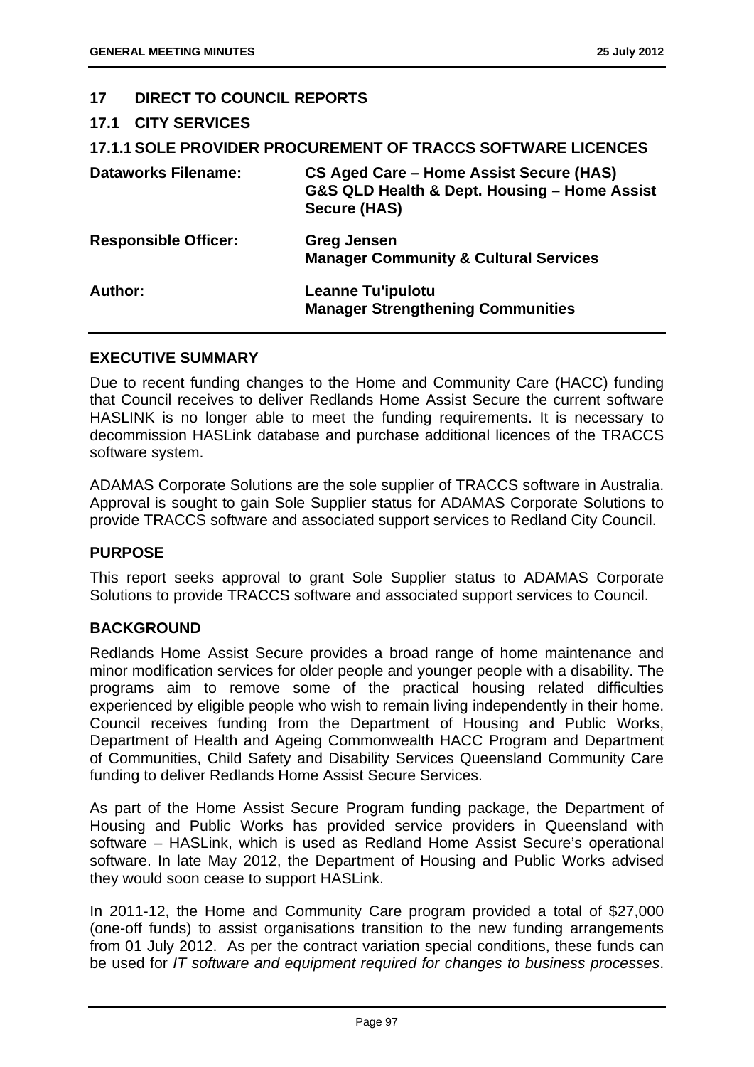## 17 DIRECT TO COUNCIL REPORTS

### 17.1 CITY SERVICES

### 17.1.1 SOLE PROVIDER PROCUREMENT OF TRACCS SOFTWARE LICENCES

| | |
|---|---|
| **Dataworks Filename:** | **CS Aged Care – Home Assist Secure (HAS) G&S QLD Health & Dept. Housing – Home Assist Secure (HAS)** |
| **Responsible Officer:** | **Greg Jensen**<br>**Manager Community & Cultural Services** |
| **Author:** | **Leanne Tu'ipulotu**<br>**Manager Strengthening Communities** |

#### EXECUTIVE SUMMARY

Due to recent funding changes to the Home and Community Care (HACC) funding that Council receives to deliver Redlands Home Assist Secure the current software HASLINK is no longer able to meet the funding requirements. It is necessary to decommission HASLink database and purchase additional licences of the TRACCS software system.

ADAMAS Corporate Solutions are the sole supplier of TRACCS software in Australia. Approval is sought to gain Sole Supplier status for ADAMAS Corporate Solutions to provide TRACCS software and associated support services to Redland City Council.

#### PURPOSE

This report seeks approval to grant Sole Supplier status to ADAMAS Corporate Solutions to provide TRACCS software and associated support services to Council.

#### BACKGROUND

Redlands Home Assist Secure provides a broad range of home maintenance and minor modification services for older people and younger people with a disability. The programs aim to remove some of the practical housing related difficulties experienced by eligible people who wish to remain living independently in their home. Council receives funding from the Department of Housing and Public Works, Department of Health and Ageing Commonwealth HACC Program and Department of Communities, Child Safety and Disability Services Queensland Community Care funding to deliver Redlands Home Assist Secure Services.

As part of the Home Assist Secure Program funding package, the Department of Housing and Public Works has provided service providers in Queensland with software – HASLink, which is used as Redland Home Assist Secure's operational software. In late May 2012, the Department of Housing and Public Works advised they would soon cease to support HASLink.

In 2011-12, the Home and Community Care program provided a total of $27,000 (one-off funds) to assist organisations transition to the new funding arrangements from 01 July 2012. As per the contract variation special conditions, these funds can be used for *IT software and equipment required for changes to business processes*.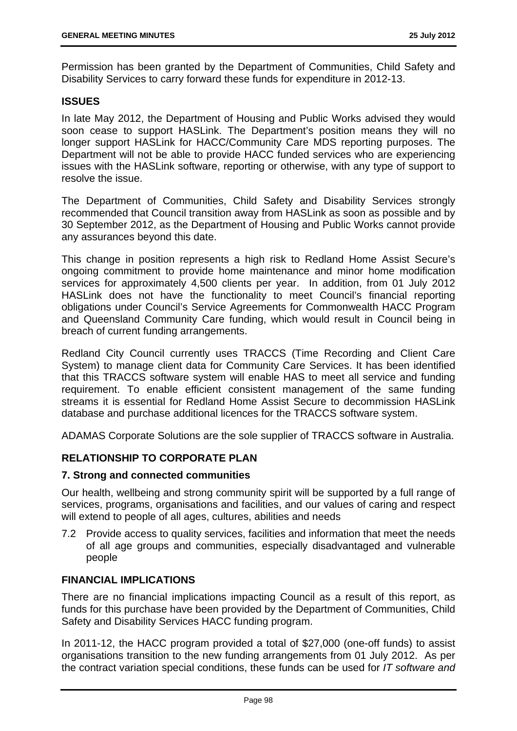Permission has been granted by the Department of Communities, Child Safety and Disability Services to carry forward these funds for expenditure in 2012-13.

**ISSUES**

In late May 2012, the Department of Housing and Public Works advised they would soon cease to support HASLink. The Department's position means they will no longer support HASLink for HACC/Community Care MDS reporting purposes. The Department will not be able to provide HACC funded services who are experiencing issues with the HASLink software, reporting or otherwise, with any type of support to resolve the issue.

The Department of Communities, Child Safety and Disability Services strongly recommended that Council transition away from HASLink as soon as possible and by 30 September 2012, as the Department of Housing and Public Works cannot provide any assurances beyond this date.

This change in position represents a high risk to Redland Home Assist Secure's ongoing commitment to provide home maintenance and minor home modification services for approximately 4,500 clients per year. In addition, from 01 July 2012 HASLink does not have the functionality to meet Council's financial reporting obligations under Council's Service Agreements for Commonwealth HACC Program and Queensland Community Care funding, which would result in Council being in breach of current funding arrangements.

Redland City Council currently uses TRACCS (Time Recording and Client Care System) to manage client data for Community Care Services. It has been identified that this TRACCS software system will enable HAS to meet all service and funding requirement. To enable efficient consistent management of the same funding streams it is essential for Redland Home Assist Secure to decommission HASLink database and purchase additional licences for the TRACCS software system.

ADAMAS Corporate Solutions are the sole supplier of TRACCS software in Australia.

**RELATIONSHIP TO CORPORATE PLAN**

**7. Strong and connected communities**

Our health, wellbeing and strong community spirit will be supported by a full range of services, programs, organisations and facilities, and our values of caring and respect will extend to people of all ages, cultures, abilities and needs

7.2 Provide access to quality services, facilities and information that meet the needs of all age groups and communities, especially disadvantaged and vulnerable people

**FINANCIAL IMPLICATIONS**

There are no financial implications impacting Council as a result of this report, as funds for this purchase have been provided by the Department of Communities, Child Safety and Disability Services HACC funding program.

In 2011-12, the HACC program provided a total of $27,000 (one-off funds) to assist organisations transition to the new funding arrangements from 01 July 2012. As per the contract variation special conditions, these funds can be used for *IT software and*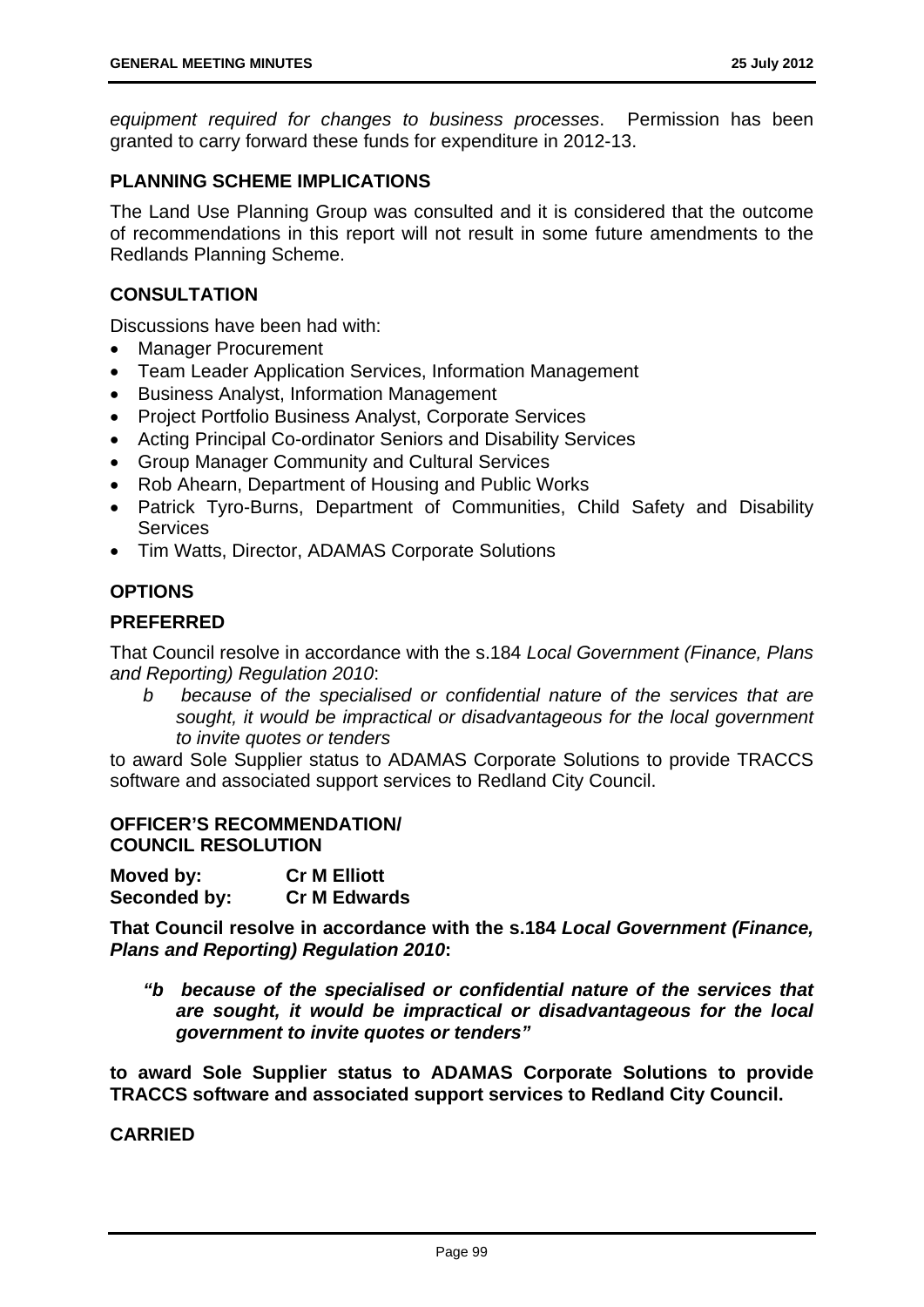*equipment required for changes to business processes*. Permission has been granted to carry forward these funds for expenditure in 2012-13.

## PLANNING SCHEME IMPLICATIONS

The Land Use Planning Group was consulted and it is considered that the outcome of recommendations in this report will not result in some future amendments to the Redlands Planning Scheme.

## CONSULTATION

Discussions have been had with:

- Manager Procurement
- Team Leader Application Services, Information Management
- Business Analyst, Information Management
- Project Portfolio Business Analyst, Corporate Services
- Acting Principal Co-ordinator Seniors and Disability Services
- Group Manager Community and Cultural Services
- Rob Ahearn, Department of Housing and Public Works
- Patrick Tyro-Burns, Department of Communities, Child Safety and Disability Services
- Tim Watts, Director, ADAMAS Corporate Solutions

## OPTIONS

### PREFERRED

That Council resolve in accordance with the s.184 *Local Government (Finance, Plans and Reporting) Regulation 2010*:

> *b because of the specialised or confidential nature of the services that are sought, it would be impractical or disadvantageous for the local government to invite quotes or tenders*

to award Sole Supplier status to ADAMAS Corporate Solutions to provide TRACCS software and associated support services to Redland City Council.

## OFFICER'S RECOMMENDATION/ COUNCIL RESOLUTION

**Moved by:** **Cr M Elliott**
**Seconded by:** **Cr M Edwards**

**That Council resolve in accordance with the s.184 *Local Government (Finance, Plans and Reporting) Regulation 2010*:**

> ***"b because of the specialised or confidential nature of the services that are sought, it would be impractical or disadvantageous for the local government to invite quotes or tenders"***

**to award Sole Supplier status to ADAMAS Corporate Solutions to provide TRACCS software and associated support services to Redland City Council.**

**CARRIED**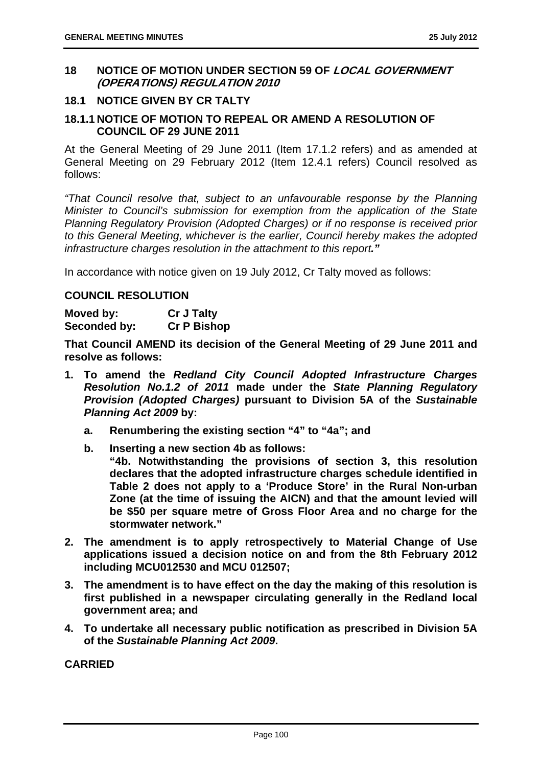## 18 NOTICE OF MOTION UNDER SECTION 59 OF *LOCAL GOVERNMENT (OPERATIONS) REGULATION 2010*

### 18.1 NOTICE GIVEN BY CR TALTY

#### 18.1.1 NOTICE OF MOTION TO REPEAL OR AMEND A RESOLUTION OF COUNCIL OF 29 JUNE 2011

At the General Meeting of 29 June 2011 (Item 17.1.2 refers) and as amended at General Meeting on 29 February 2012 (Item 12.4.1 refers) Council resolved as follows:

*"That Council resolve that, subject to an unfavourable response by the Planning Minister to Council's submission for exemption from the application of the State Planning Regulatory Provision (Adopted Charges) or if no response is received prior to this General Meeting, whichever is the earlier, Council hereby makes the adopted infrastructure charges resolution in the attachment to this report."*

In accordance with notice given on 19 July 2012, Cr Talty moved as follows:

**COUNCIL RESOLUTION**

**Moved by: Cr J Talty**
**Seconded by: Cr P Bishop**

**That Council AMEND its decision of the General Meeting of 29 June 2011 and resolve as follows:**

1. **To amend the *Redland City Council Adopted Infrastructure Charges Resolution No.1.2 of 2011* made under the *State Planning Regulatory Provision (Adopted Charges)* pursuant to Division 5A of the *Sustainable Planning Act 2009* by:**
   a. **Renumbering the existing section "4" to "4a"; and**
   b. **Inserting a new section 4b as follows:**
      **"4b. Notwithstanding the provisions of section 3, this resolution declares that the adopted infrastructure charges schedule identified in Table 2 does not apply to a 'Produce Store' in the Rural Non-urban Zone (at the time of issuing the AICN) and that the amount levied will be $50 per square metre of Gross Floor Area and no charge for the stormwater network."**
2. **The amendment is to apply retrospectively to Material Change of Use applications issued a decision notice on and from the 8th February 2012 including MCU012530 and MCU 012507;**
3. **The amendment is to have effect on the day the making of this resolution is first published in a newspaper circulating generally in the Redland local government area; and**
4. **To undertake all necessary public notification as prescribed in Division 5A of the *Sustainable Planning Act 2009*.**

**CARRIED**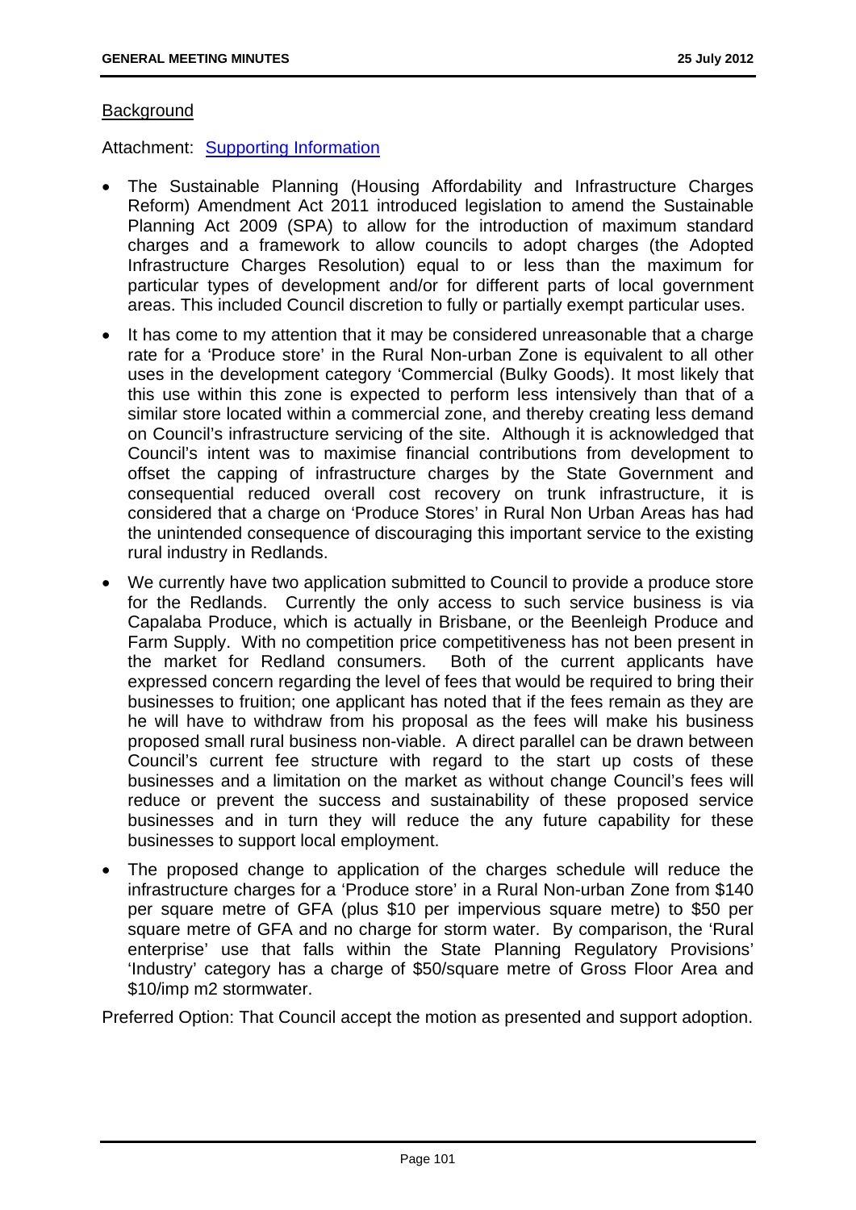Background

Attachment: Supporting Information

- The Sustainable Planning (Housing Affordability and Infrastructure Charges Reform) Amendment Act 2011 introduced legislation to amend the Sustainable Planning Act 2009 (SPA) to allow for the introduction of maximum standard charges and a framework to allow councils to adopt charges (the Adopted Infrastructure Charges Resolution) equal to or less than the maximum for particular types of development and/or for different parts of local government areas. This included Council discretion to fully or partially exempt particular uses.
- It has come to my attention that it may be considered unreasonable that a charge rate for a 'Produce store' in the Rural Non-urban Zone is equivalent to all other uses in the development category 'Commercial (Bulky Goods). It most likely that this use within this zone is expected to perform less intensively than that of a similar store located within a commercial zone, and thereby creating less demand on Council's infrastructure servicing of the site. Although it is acknowledged that Council's intent was to maximise financial contributions from development to offset the capping of infrastructure charges by the State Government and consequential reduced overall cost recovery on trunk infrastructure, it is considered that a charge on 'Produce Stores' in Rural Non Urban Areas has had the unintended consequence of discouraging this important service to the existing rural industry in Redlands.
- We currently have two application submitted to Council to provide a produce store for the Redlands. Currently the only access to such service business is via Capalaba Produce, which is actually in Brisbane, or the Beenleigh Produce and Farm Supply. With no competition price competitiveness has not been present in the market for Redland consumers. Both of the current applicants have expressed concern regarding the level of fees that would be required to bring their businesses to fruition; one applicant has noted that if the fees remain as they are he will have to withdraw from his proposal as the fees will make his business proposed small rural business non-viable. A direct parallel can be drawn between Council's current fee structure with regard to the start up costs of these businesses and a limitation on the market as without change Council's fees will reduce or prevent the success and sustainability of these proposed service businesses and in turn they will reduce the any future capability for these businesses to support local employment.
- The proposed change to application of the charges schedule will reduce the infrastructure charges for a 'Produce store' in a Rural Non-urban Zone from $140 per square metre of GFA (plus $10 per impervious square metre) to $50 per square metre of GFA and no charge for storm water. By comparison, the 'Rural enterprise' use that falls within the State Planning Regulatory Provisions' 'Industry' category has a charge of $50/square metre of Gross Floor Area and $10/imp m2 stormwater.

Preferred Option: That Council accept the motion as presented and support adoption.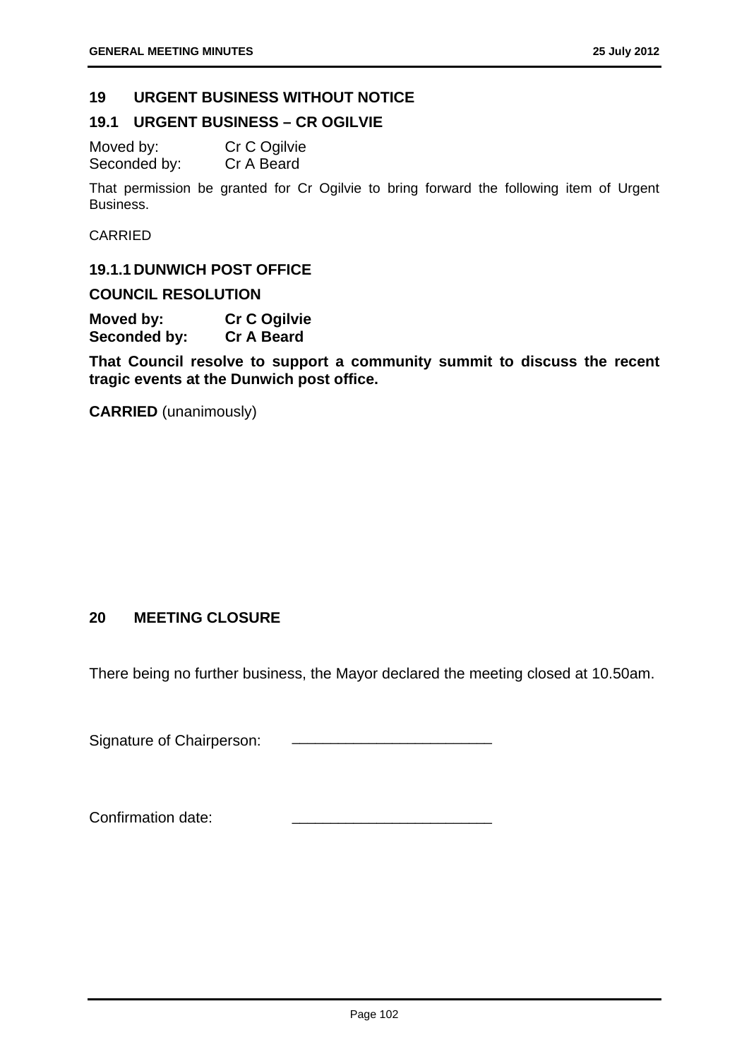## 19 URGENT BUSINESS WITHOUT NOTICE

### 19.1 URGENT BUSINESS – CR OGILVIE

Moved by: Cr C Ogilvie
Seconded by: Cr A Beard

That permission be granted for Cr Ogilvie to bring forward the following item of Urgent Business.

CARRIED

### 19.1.1 DUNWICH POST OFFICE

**COUNCIL RESOLUTION**

**Moved by: Cr C Ogilvie**
**Seconded by: Cr A Beard**

**That Council resolve to support a community summit to discuss the recent tragic events at the Dunwich post office.**

**CARRIED** (unanimously)

## 20 MEETING CLOSURE

There being no further business, the Mayor declared the meeting closed at 10.50am.

Signature of Chairperson: ________________________

Confirmation date: ________________________